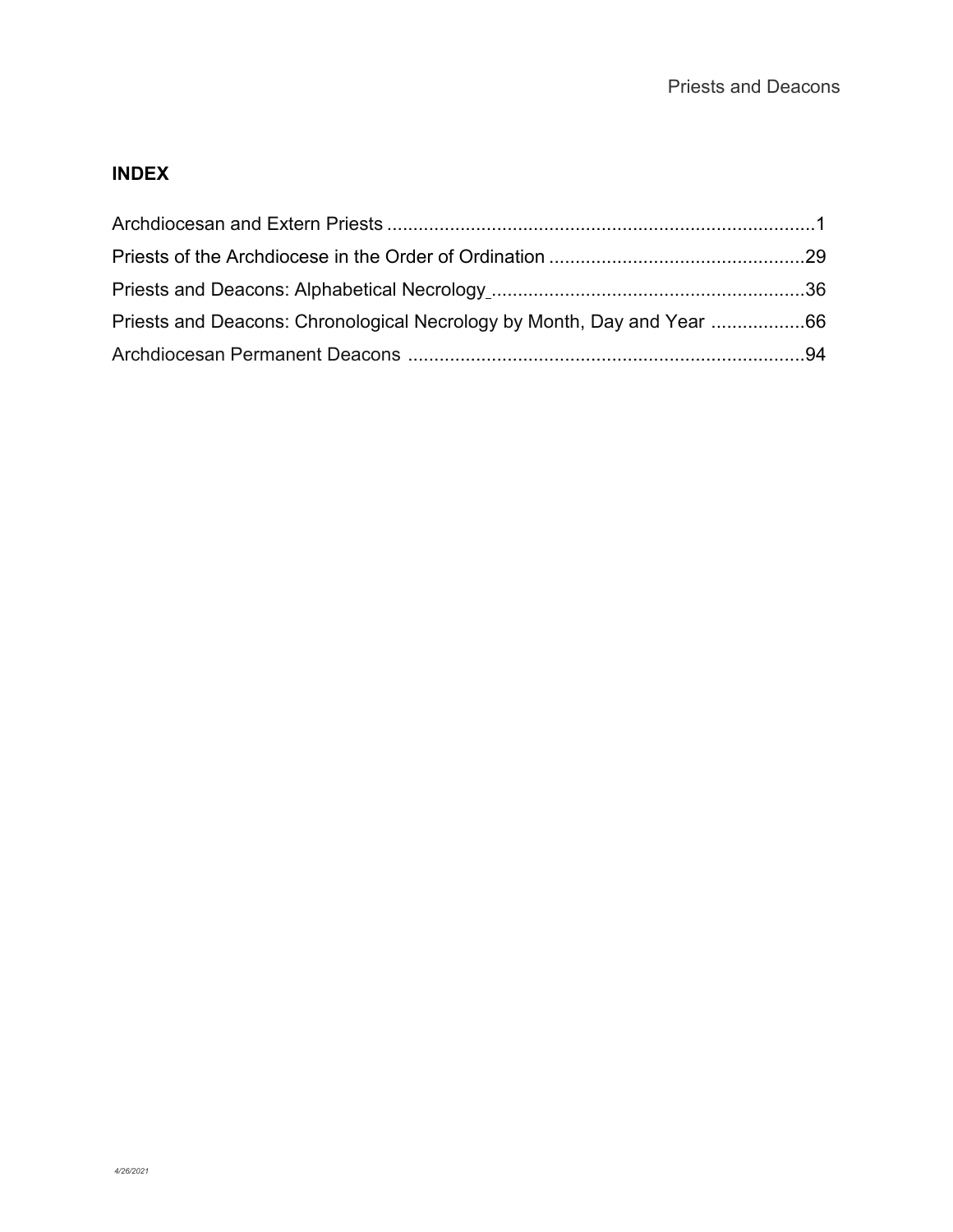## INDEX

Archdiocesan and Extern Priests ..................................................................................1

Priests of the Archdiocese in the Order of Ordination .................................................29

Priests and Deacons: Alphabetical Necrology ............................................................36

Priests and Deacons: Chronological Necrology by Month, Day and Year ..................66

Archdiocesan Permanent Deacons ............................................................................94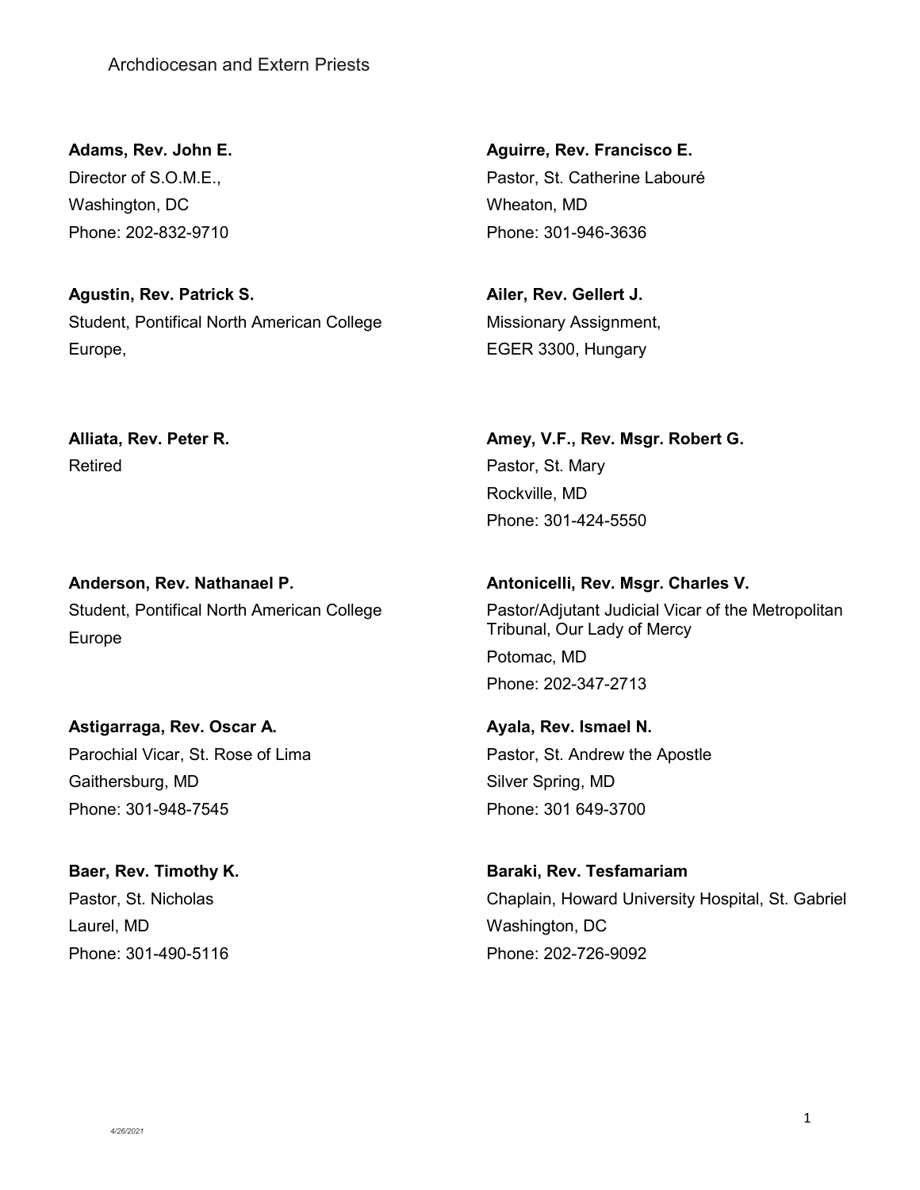Archdiocesan and Extern Priests

**Adams, Rev. John E.**
Director of S.O.M.E.,
Washington, DC
Phone: 202-832-9710

**Aguirre, Rev. Francisco E.**
Pastor, St. Catherine Labouré
Wheaton, MD
Phone: 301-946-3636

**Agustin, Rev. Patrick S.**
Student, Pontifical North American College
Europe,

**Ailer, Rev. Gellert J.**
Missionary Assignment,
EGER 3300, Hungary

**Alliata, Rev. Peter R.**
Retired

**Amey, V.F., Rev. Msgr. Robert G.**
Pastor, St. Mary
Rockville, MD
Phone: 301-424-5550

**Anderson, Rev. Nathanael P.**
Student, Pontifical North American College
Europe

**Antonicelli, Rev. Msgr. Charles V.**
Pastor/Adjutant Judicial Vicar of the Metropolitan Tribunal, Our Lady of Mercy
Potomac, MD
Phone: 202-347-2713

**Astigarraga, Rev. Oscar A.**
Parochial Vicar, St. Rose of Lima
Gaithersburg, MD
Phone: 301-948-7545

**Ayala, Rev. Ismael N.**
Pastor, St. Andrew the Apostle
Silver Spring, MD
Phone: 301 649-3700

**Baer, Rev. Timothy K.**
Pastor, St. Nicholas
Laurel, MD
Phone: 301-490-5116

**Baraki, Rev. Tesfamariam**
Chaplain, Howard University Hospital, St. Gabriel
Washington, DC
Phone: 202-726-9092

4/26/2021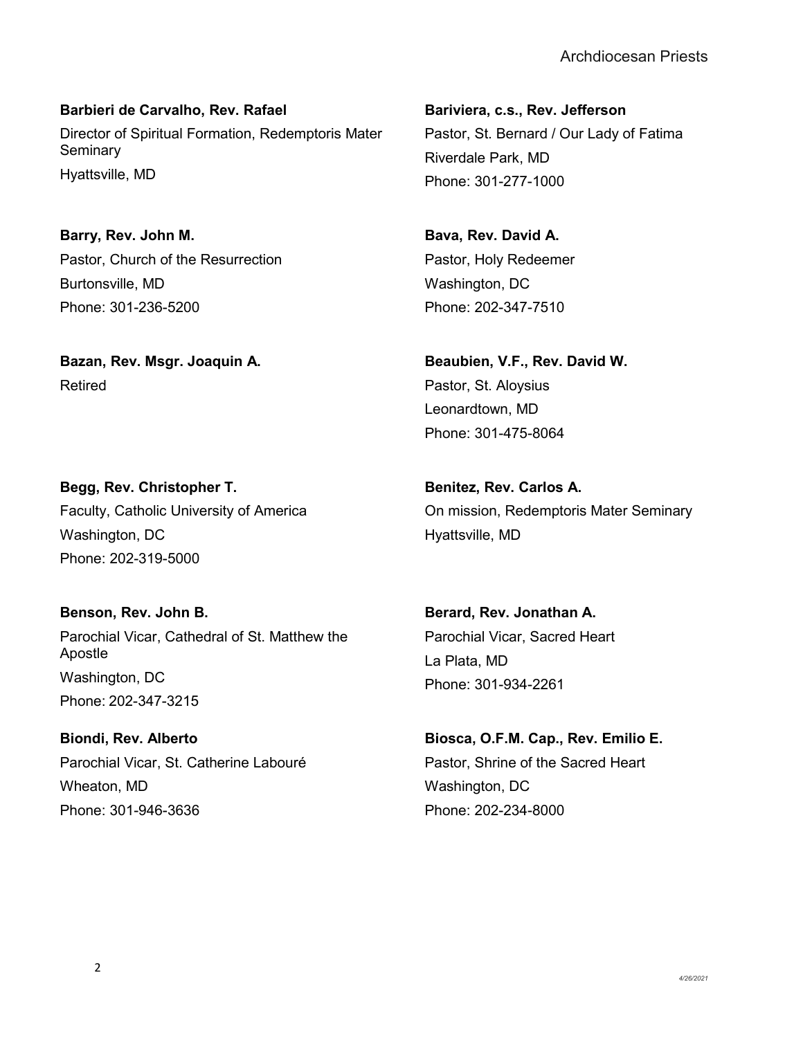**Barbieri de Carvalho, Rev. Rafael**
Director of Spiritual Formation, Redemptoris Mater Seminary
Hyattsville, MD

**Bariviera, c.s., Rev. Jefferson**
Pastor, St. Bernard / Our Lady of Fatima
Riverdale Park, MD
Phone: 301-277-1000

**Barry, Rev. John M.**
Pastor, Church of the Resurrection
Burtonsville, MD
Phone: 301-236-5200

**Bava, Rev. David A.**
Pastor, Holy Redeemer
Washington, DC
Phone: 202-347-7510

**Bazan, Rev. Msgr. Joaquin A.**
Retired

**Beaubien, V.F., Rev. David W.**
Pastor, St. Aloysius
Leonardtown, MD
Phone: 301-475-8064

**Begg, Rev. Christopher T.**
Faculty, Catholic University of America
Washington, DC
Phone: 202-319-5000

**Benitez, Rev. Carlos A.**
On mission, Redemptoris Mater Seminary
Hyattsville, MD

**Benson, Rev. John B.**
Parochial Vicar, Cathedral of St. Matthew the Apostle
Washington, DC
Phone: 202-347-3215

**Berard, Rev. Jonathan A.**
Parochial Vicar, Sacred Heart
La Plata, MD
Phone: 301-934-2261

**Biondi, Rev. Alberto**
Parochial Vicar, St. Catherine Labouré
Wheaton, MD
Phone: 301-946-3636

**Biosca, O.F.M. Cap., Rev. Emilio E.**
Pastor, Shrine of the Sacred Heart
Washington, DC
Phone: 202-234-8000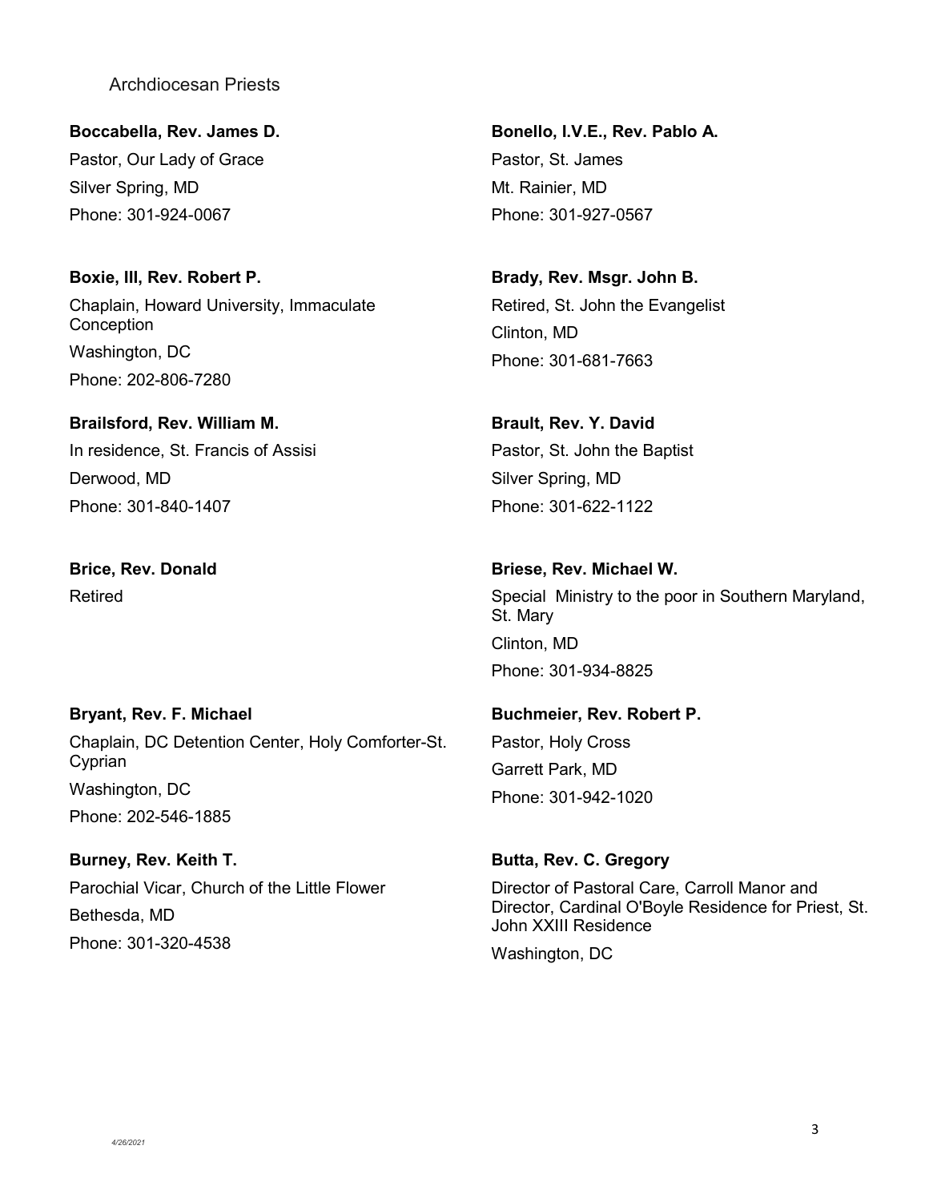Archdiocesan Priests

**Boccabella, Rev. James D.**
Pastor, Our Lady of Grace
Silver Spring, MD
Phone: 301-924-0067

**Bonello, I.V.E., Rev. Pablo A.**
Pastor, St. James
Mt. Rainier, MD
Phone: 301-927-0567

**Boxie, III, Rev. Robert P.**
Chaplain, Howard University, Immaculate Conception
Washington, DC
Phone: 202-806-7280

**Brady, Rev. Msgr. John B.**
Retired, St. John the Evangelist
Clinton, MD
Phone: 301-681-7663

**Brailsford, Rev. William M.**
In residence, St. Francis of Assisi
Derwood, MD
Phone: 301-840-1407

**Brault, Rev. Y. David**
Pastor, St. John the Baptist
Silver Spring, MD
Phone: 301-622-1122

**Brice, Rev. Donald**
Retired

**Briese, Rev. Michael W.**
Special Ministry to the poor in Southern Maryland, St. Mary
Clinton, MD
Phone: 301-934-8825

**Bryant, Rev. F. Michael**
Chaplain, DC Detention Center, Holy Comforter-St. Cyprian
Washington, DC
Phone: 202-546-1885

**Buchmeier, Rev. Robert P.**
Pastor, Holy Cross
Garrett Park, MD
Phone: 301-942-1020

**Burney, Rev. Keith T.**
Parochial Vicar, Church of the Little Flower
Bethesda, MD
Phone: 301-320-4538

**Butta, Rev. C. Gregory**
Director of Pastoral Care, Carroll Manor and Director, Cardinal O'Boyle Residence for Priest, St. John XXIII Residence
Washington, DC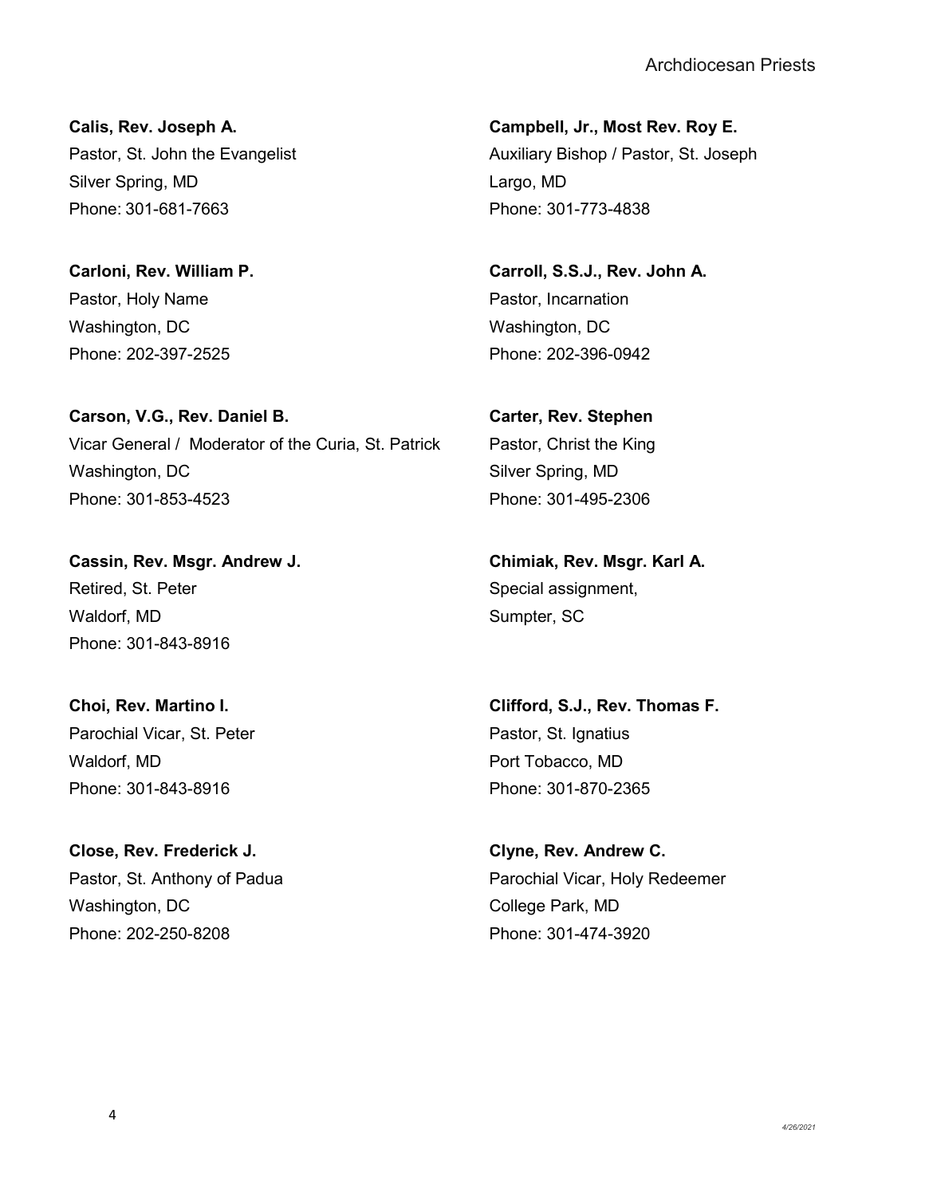**Calis, Rev. Joseph A.**
Pastor, St. John the Evangelist
Silver Spring, MD
Phone: 301-681-7663

**Campbell, Jr., Most Rev. Roy E.**
Auxiliary Bishop / Pastor, St. Joseph
Largo, MD
Phone: 301-773-4838

**Carloni, Rev. William P.**
Pastor, Holy Name
Washington, DC
Phone: 202-397-2525

**Carroll, S.S.J., Rev. John A.**
Pastor, Incarnation
Washington, DC
Phone: 202-396-0942

**Carson, V.G., Rev. Daniel B.**
Vicar General / Moderator of the Curia, St. Patrick
Washington, DC
Phone: 301-853-4523

**Carter, Rev. Stephen**
Pastor, Christ the King
Silver Spring, MD
Phone: 301-495-2306

**Cassin, Rev. Msgr. Andrew J.**
Retired, St. Peter
Waldorf, MD
Phone: 301-843-8916

**Chimiak, Rev. Msgr. Karl A.**
Special assignment,
Sumpter, SC

**Choi, Rev. Martino I.**
Parochial Vicar, St. Peter
Waldorf, MD
Phone: 301-843-8916

**Clifford, S.J., Rev. Thomas F.**
Pastor, St. Ignatius
Port Tobacco, MD
Phone: 301-870-2365

**Close, Rev. Frederick J.**
Pastor, St. Anthony of Padua
Washington, DC
Phone: 202-250-8208

**Clyne, Rev. Andrew C.**
Parochial Vicar, Holy Redeemer
College Park, MD
Phone: 301-474-3920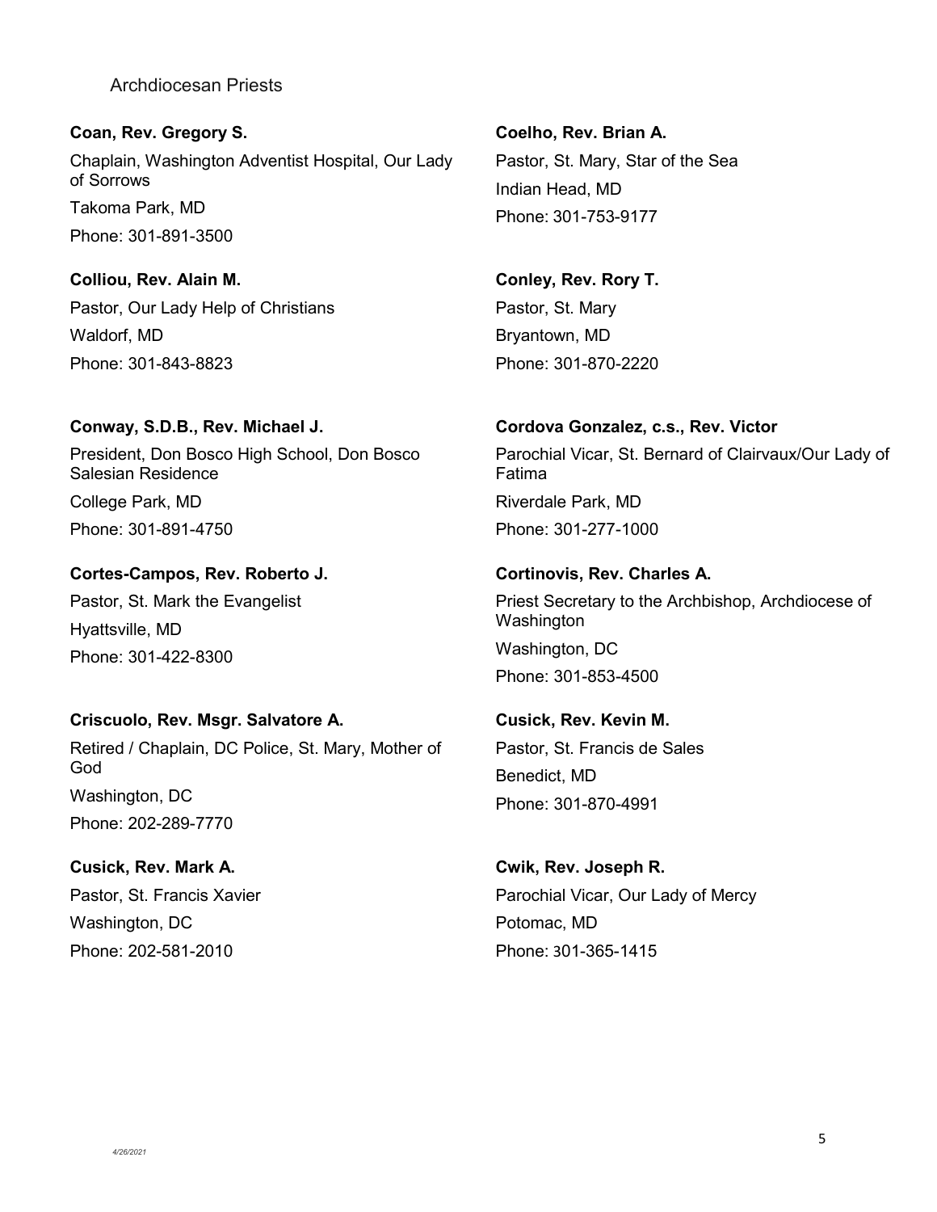Archdiocesan Priests

**Coan, Rev. Gregory S.**
Chaplain, Washington Adventist Hospital, Our Lady of Sorrows
Takoma Park, MD
Phone: 301-891-3500

**Coelho, Rev. Brian A.**
Pastor, St. Mary, Star of the Sea
Indian Head, MD
Phone: 301-753-9177

**Colliou, Rev. Alain M.**
Pastor, Our Lady Help of Christians
Waldorf, MD
Phone: 301-843-8823

**Conley, Rev. Rory T.**
Pastor, St. Mary
Bryantown, MD
Phone: 301-870-2220

**Conway, S.D.B., Rev. Michael J.**
President, Don Bosco High School, Don Bosco Salesian Residence
College Park, MD
Phone: 301-891-4750

**Cordova Gonzalez, c.s., Rev. Victor**
Parochial Vicar, St. Bernard of Clairvaux/Our Lady of Fatima
Riverdale Park, MD
Phone: 301-277-1000

**Cortes-Campos, Rev. Roberto J.**
Pastor, St. Mark the Evangelist
Hyattsville, MD
Phone: 301-422-8300

**Cortinovis, Rev. Charles A.**
Priest Secretary to the Archbishop, Archdiocese of Washington
Washington, DC
Phone: 301-853-4500

**Criscuolo, Rev. Msgr. Salvatore A.**
Retired / Chaplain, DC Police, St. Mary, Mother of God
Washington, DC
Phone: 202-289-7770

**Cusick, Rev. Kevin M.**
Pastor, St. Francis de Sales
Benedict, MD
Phone: 301-870-4991

**Cusick, Rev. Mark A.**
Pastor, St. Francis Xavier
Washington, DC
Phone: 202-581-2010

**Cwik, Rev. Joseph R.**
Parochial Vicar, Our Lady of Mercy
Potomac, MD
Phone: 301-365-1415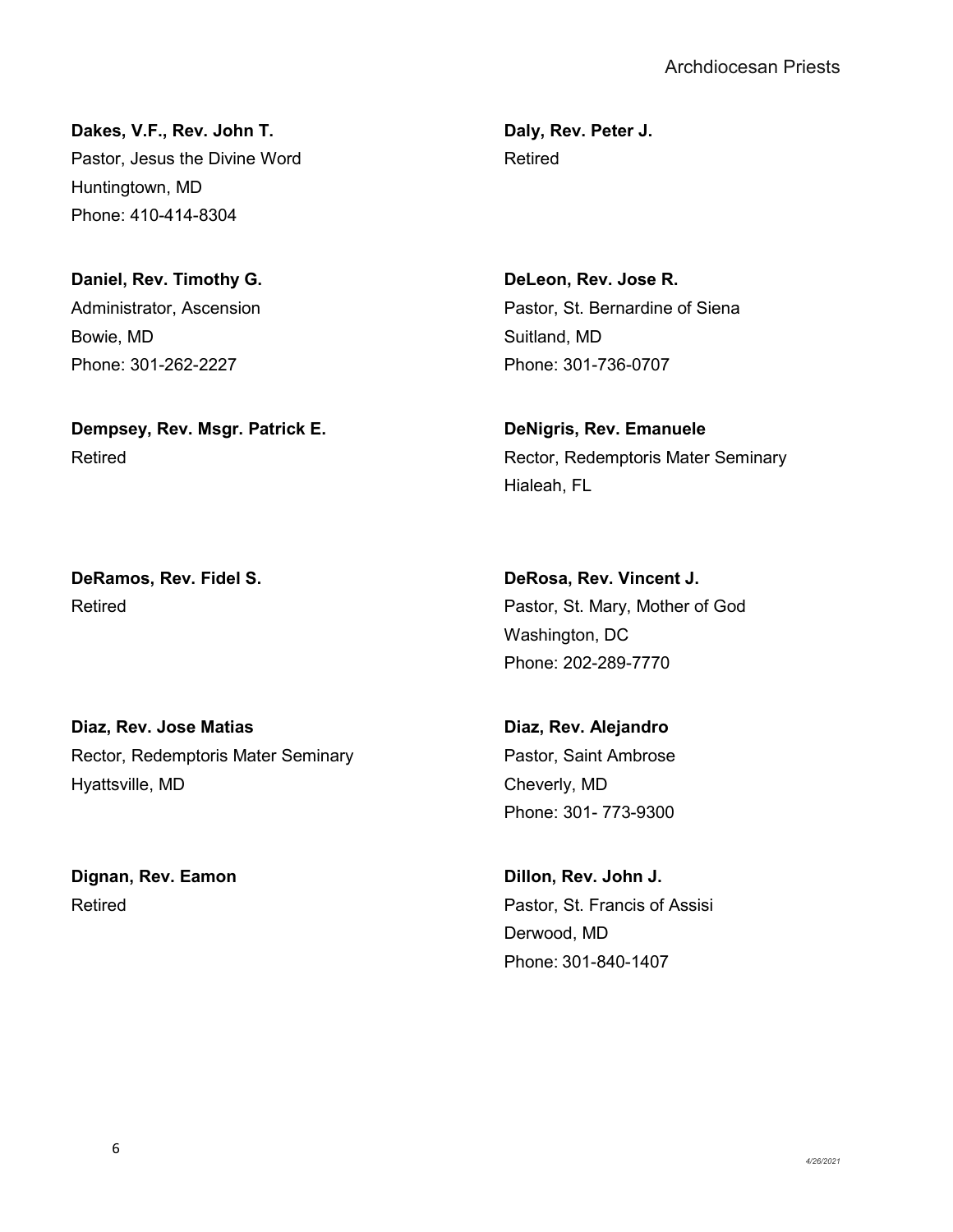**Dakes, V.F., Rev. John T.**
Pastor, Jesus the Divine Word
Huntingtown, MD
Phone: 410-414-8304

**Daly, Rev. Peter J.**
Retired

**Daniel, Rev. Timothy G.**
Administrator, Ascension
Bowie, MD
Phone: 301-262-2227

**DeLeon, Rev. Jose R.**
Pastor, St. Bernardine of Siena
Suitland, MD
Phone: 301-736-0707

**Dempsey, Rev. Msgr. Patrick E.**
Retired

**DeNigris, Rev. Emanuele**
Rector, Redemptoris Mater Seminary
Hialeah, FL

**DeRamos, Rev. Fidel S.**
Retired

**DeRosa, Rev. Vincent J.**
Pastor, St. Mary, Mother of God
Washington, DC
Phone: 202-289-7770

**Diaz, Rev. Jose Matias**
Rector, Redemptoris Mater Seminary
Hyattsville, MD

**Diaz, Rev. Alejandro**
Pastor, Saint Ambrose
Cheverly, MD
Phone: 301- 773-9300

**Dignan, Rev. Eamon**
Retired

**Dillon, Rev. John J.**
Pastor, St. Francis of Assisi
Derwood, MD
Phone: 301-840-1407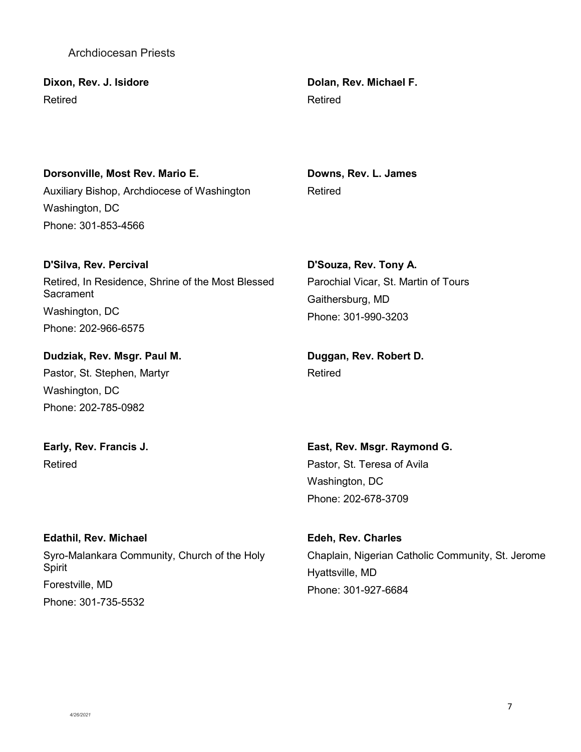Archdiocesan Priests

**Dixon, Rev. J. Isidore**
Retired

**Dolan, Rev. Michael F.**
Retired

**Dorsonville, Most Rev. Mario E.**
Auxiliary Bishop, Archdiocese of Washington
Washington, DC
Phone: 301-853-4566

**Downs, Rev. L. James**
Retired

**D'Silva, Rev. Percival**
Retired, In Residence, Shrine of the Most Blessed Sacrament
Washington, DC
Phone: 202-966-6575

**D'Souza, Rev. Tony A.**
Parochial Vicar, St. Martin of Tours
Gaithersburg, MD
Phone: 301-990-3203

**Dudziak, Rev. Msgr. Paul M.**
Pastor, St. Stephen, Martyr
Washington, DC
Phone: 202-785-0982

**Duggan, Rev. Robert D.**
Retired

**Early, Rev. Francis J.**
Retired

**East, Rev. Msgr. Raymond G.**
Pastor, St. Teresa of Avila
Washington, DC
Phone: 202-678-3709

**Edathil, Rev. Michael**
Syro-Malankara Community, Church of the Holy Spirit
Forestville, MD
Phone: 301-735-5532

**Edeh, Rev. Charles**
Chaplain, Nigerian Catholic Community, St. Jerome
Hyattsville, MD
Phone: 301-927-6684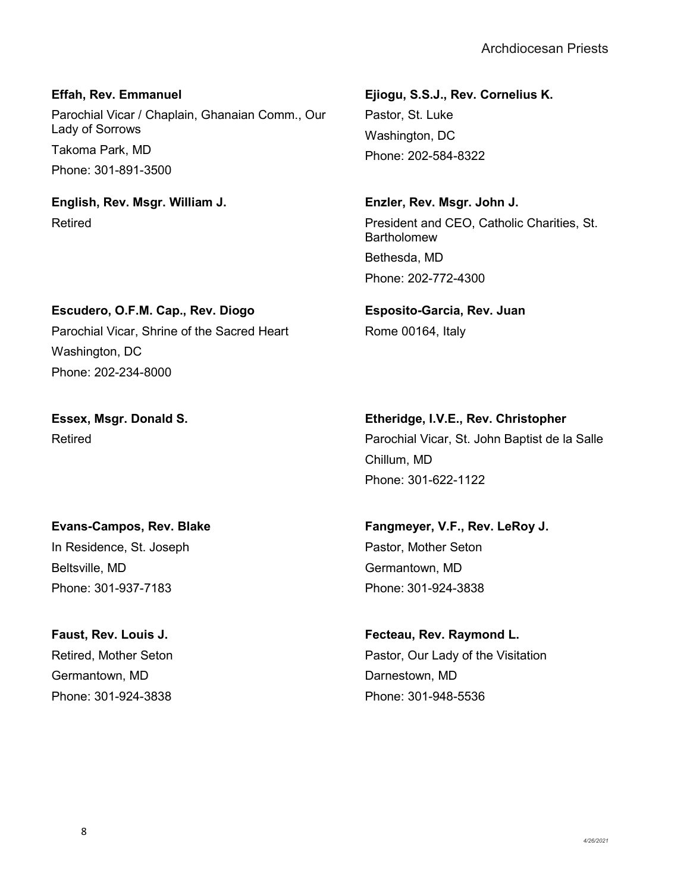**Effah, Rev. Emmanuel**
Parochial Vicar / Chaplain, Ghanaian Comm., Our Lady of Sorrows
Takoma Park, MD
Phone: 301-891-3500

**Ejiogu, S.S.J., Rev. Cornelius K.**
Pastor, St. Luke
Washington, DC
Phone: 202-584-8322

**English, Rev. Msgr. William J.**
Retired

**Enzler, Rev. Msgr. John J.**
President and CEO, Catholic Charities, St. Bartholomew
Bethesda, MD
Phone: 202-772-4300

**Escudero, O.F.M. Cap., Rev. Diogo**
Parochial Vicar, Shrine of the Sacred Heart
Washington, DC
Phone: 202-234-8000

**Esposito-Garcia, Rev. Juan**
Rome 00164, Italy

**Essex, Msgr. Donald S.**
Retired

**Etheridge, I.V.E., Rev. Christopher**
Parochial Vicar, St. John Baptist de la Salle
Chillum, MD
Phone: 301-622-1122

**Evans-Campos, Rev. Blake**
In Residence, St. Joseph
Beltsville, MD
Phone: 301-937-7183

**Fangmeyer, V.F., Rev. LeRoy J.**
Pastor, Mother Seton
Germantown, MD
Phone: 301-924-3838

**Faust, Rev. Louis J.**
Retired, Mother Seton
Germantown, MD
Phone: 301-924-3838

**Fecteau, Rev. Raymond L.**
Pastor, Our Lady of the Visitation
Darnestown, MD
Phone: 301-948-5536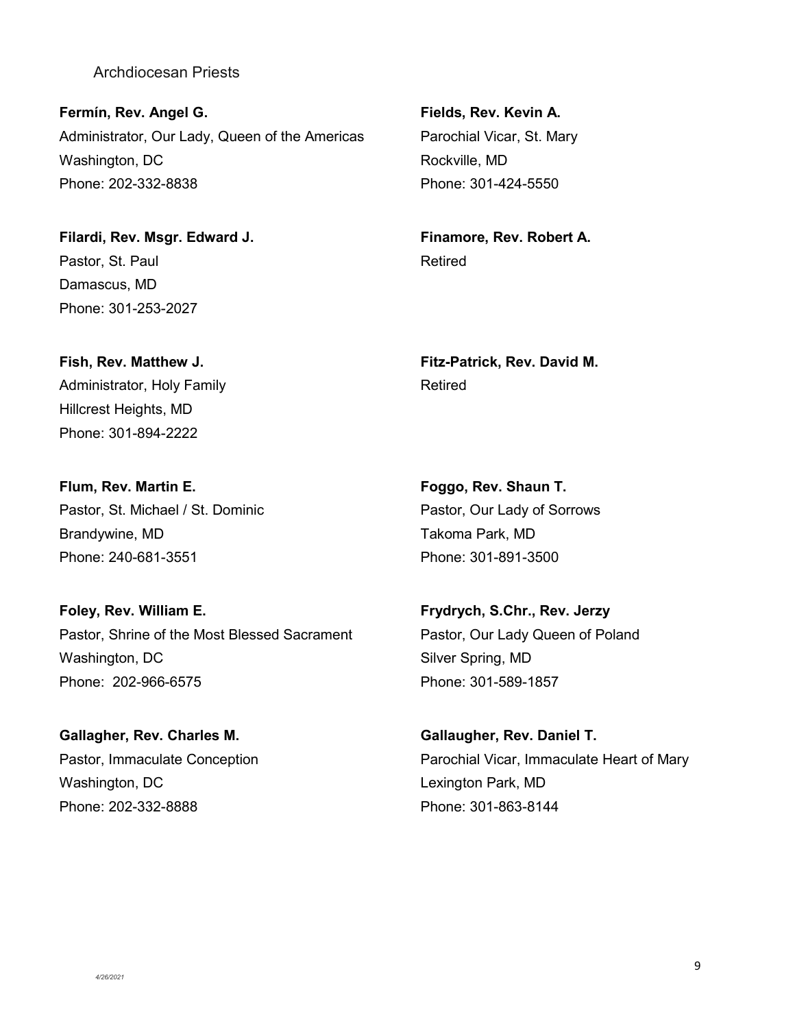Archdiocesan Priests

**Fermín, Rev. Angel G.**
Administrator, Our Lady, Queen of the Americas
Washington, DC
Phone: 202-332-8838

**Fields, Rev. Kevin A.**
Parochial Vicar, St. Mary
Rockville, MD
Phone: 301-424-5550

**Filardi, Rev. Msgr. Edward J.**
Pastor, St. Paul
Damascus, MD
Phone: 301-253-2027

**Finamore, Rev. Robert A.**
Retired

**Fish, Rev. Matthew J.**
Administrator, Holy Family
Hillcrest Heights, MD
Phone: 301-894-2222

**Fitz-Patrick, Rev. David M.**
Retired

**Flum, Rev. Martin E.**
Pastor, St. Michael / St. Dominic
Brandywine, MD
Phone: 240-681-3551

**Foggo, Rev. Shaun T.**
Pastor, Our Lady of Sorrows
Takoma Park, MD
Phone: 301-891-3500

**Foley, Rev. William E.**
Pastor, Shrine of the Most Blessed Sacrament
Washington, DC
Phone: 202-966-6575

**Frydrych, S.Chr., Rev. Jerzy**
Pastor, Our Lady Queen of Poland
Silver Spring, MD
Phone: 301-589-1857

**Gallagher, Rev. Charles M.**
Pastor, Immaculate Conception
Washington, DC
Phone: 202-332-8888

**Gallaugher, Rev. Daniel T.**
Parochial Vicar, Immaculate Heart of Mary
Lexington Park, MD
Phone: 301-863-8144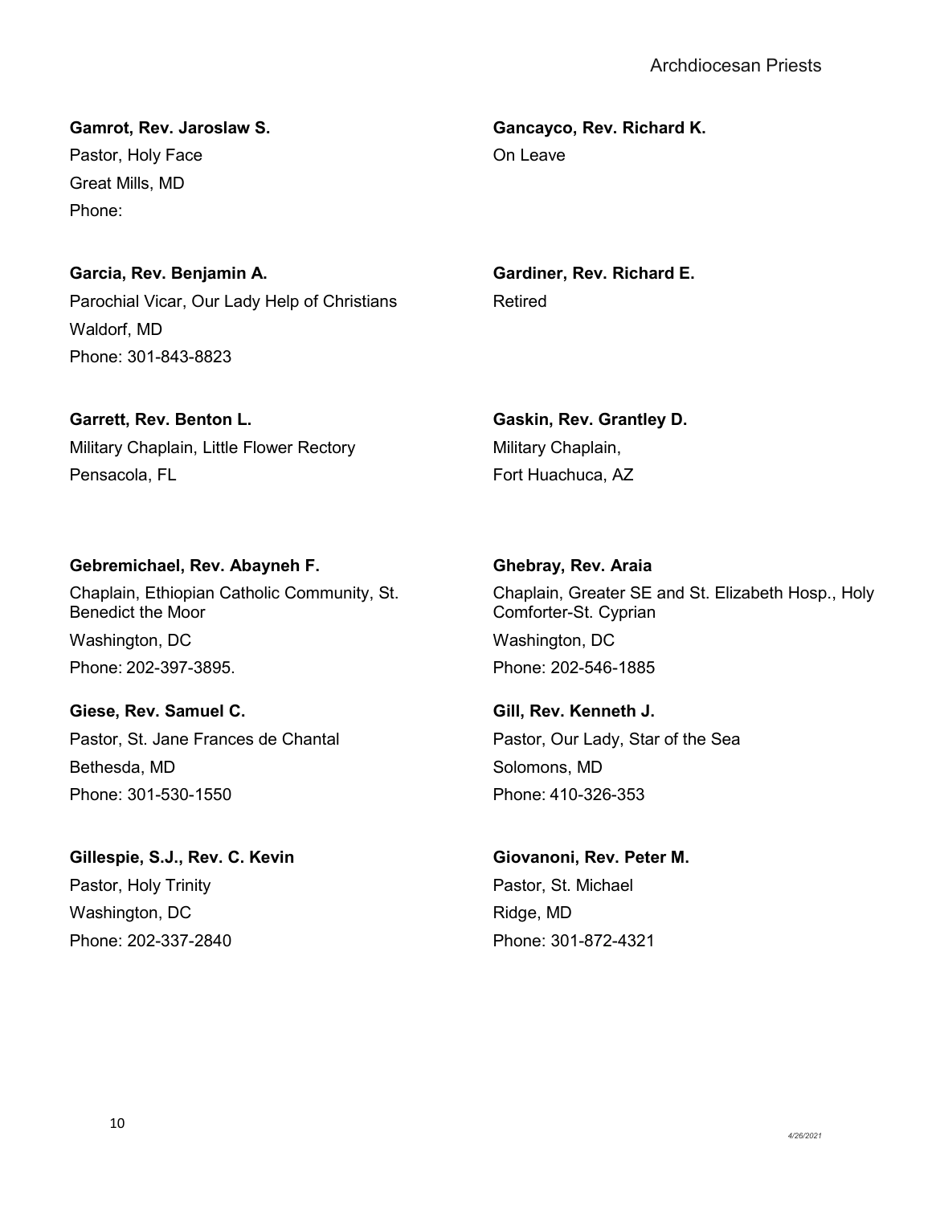**Gamrot, Rev. Jaroslaw S.**
Pastor, Holy Face
Great Mills, MD
Phone:

**Gancayco, Rev. Richard K.**
On Leave

**Garcia, Rev. Benjamin A.**
Parochial Vicar, Our Lady Help of Christians
Waldorf, MD
Phone: 301-843-8823

**Gardiner, Rev. Richard E.**
Retired

**Garrett, Rev. Benton L.**
Military Chaplain, Little Flower Rectory
Pensacola, FL

**Gaskin, Rev. Grantley D.**
Military Chaplain,
Fort Huachuca, AZ

**Gebremichael, Rev. Abayneh F.**
Chaplain, Ethiopian Catholic Community, St. Benedict the Moor
Washington, DC
Phone: 202-397-3895.

**Ghebray, Rev. Araia**
Chaplain, Greater SE and St. Elizabeth Hosp., Holy Comforter-St. Cyprian
Washington, DC
Phone: 202-546-1885

**Giese, Rev. Samuel C.**
Pastor, St. Jane Frances de Chantal
Bethesda, MD
Phone: 301-530-1550

**Gill, Rev. Kenneth J.**
Pastor, Our Lady, Star of the Sea
Solomons, MD
Phone: 410-326-353

**Gillespie, S.J., Rev. C. Kevin**
Pastor, Holy Trinity
Washington, DC
Phone: 202-337-2840

**Giovanoni, Rev. Peter M.**
Pastor, St. Michael
Ridge, MD
Phone: 301-872-4321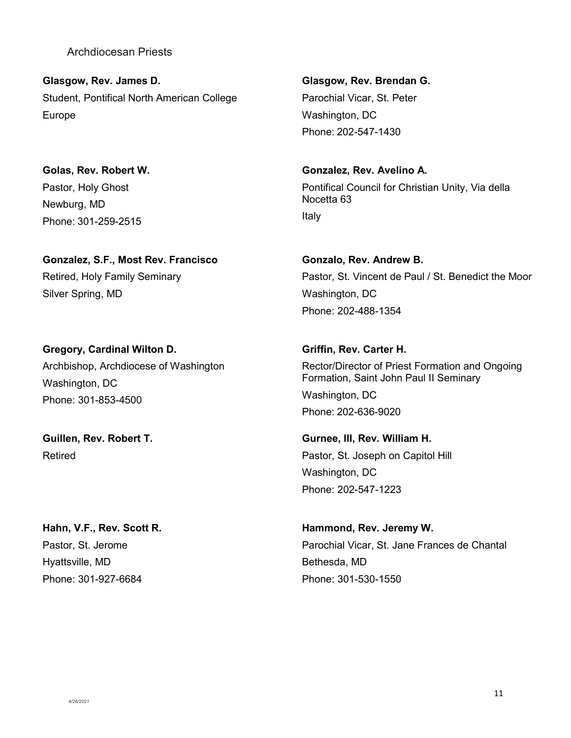Archdiocesan Priests

**Glasgow, Rev. James D.**
Student, Pontifical North American College
Europe

**Glasgow, Rev. Brendan G.**
Parochial Vicar, St. Peter
Washington, DC
Phone: 202-547-1430

**Golas, Rev. Robert W.**
Pastor, Holy Ghost
Newburg, MD
Phone: 301-259-2515

**Gonzalez, Rev. Avelino A.**
Pontifical Council for Christian Unity, Via della Nocetta 63
Italy

**Gonzalez, S.F., Most Rev. Francisco**
Retired, Holy Family Seminary
Silver Spring, MD

**Gonzalo, Rev. Andrew B.**
Pastor, St. Vincent de Paul / St. Benedict the Moor
Washington, DC
Phone: 202-488-1354

**Gregory, Cardinal Wilton D.**
Archbishop, Archdiocese of Washington
Washington, DC
Phone: 301-853-4500

**Griffin, Rev. Carter H.**
Rector/Director of Priest Formation and Ongoing Formation, Saint John Paul II Seminary
Washington, DC
Phone: 202-636-9020

**Guillen, Rev. Robert T.**
Retired

**Gurnee, III, Rev. William H.**
Pastor, St. Joseph on Capitol Hill
Washington, DC
Phone: 202-547-1223

**Hahn, V.F., Rev. Scott R.**
Pastor, St. Jerome
Hyattsville, MD
Phone: 301-927-6684

**Hammond, Rev. Jeremy W.**
Parochial Vicar, St. Jane Frances de Chantal
Bethesda, MD
Phone: 301-530-1550

*4/26/2021*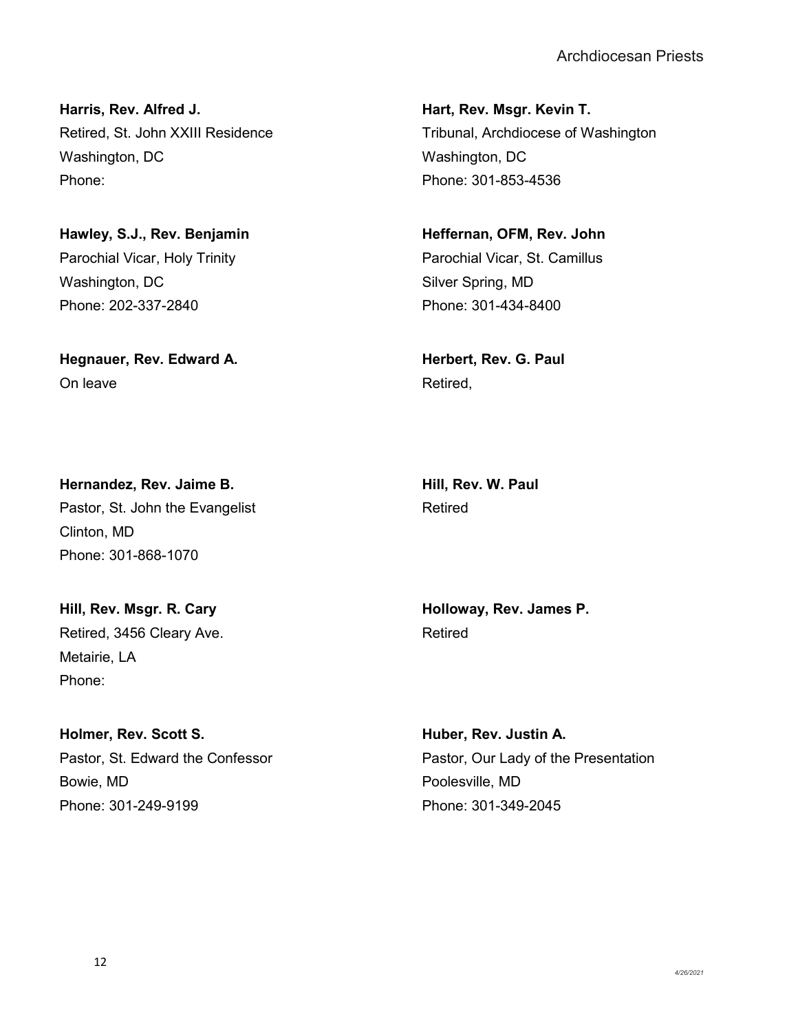**Harris, Rev. Alfred J.**
Retired, St. John XXIII Residence
Washington, DC
Phone:

**Hart, Rev. Msgr. Kevin T.**
Tribunal, Archdiocese of Washington
Washington, DC
Phone: 301-853-4536

**Hawley, S.J., Rev. Benjamin**
Parochial Vicar, Holy Trinity
Washington, DC
Phone: 202-337-2840

**Heffernan, OFM, Rev. John**
Parochial Vicar, St. Camillus
Silver Spring, MD
Phone: 301-434-8400

**Hegnauer, Rev. Edward A.**
On leave

**Herbert, Rev. G. Paul**
Retired,

**Hernandez, Rev. Jaime B.**
Pastor, St. John the Evangelist
Clinton, MD
Phone: 301-868-1070

**Hill, Rev. W. Paul**
Retired

**Hill, Rev. Msgr. R. Cary**
Retired, 3456 Cleary Ave.
Metairie, LA
Phone:

**Holloway, Rev. James P.**
Retired

**Holmer, Rev. Scott S.**
Pastor, St. Edward the Confessor
Bowie, MD
Phone: 301-249-9199

**Huber, Rev. Justin A.**
Pastor, Our Lady of the Presentation
Poolesville, MD
Phone: 301-349-2045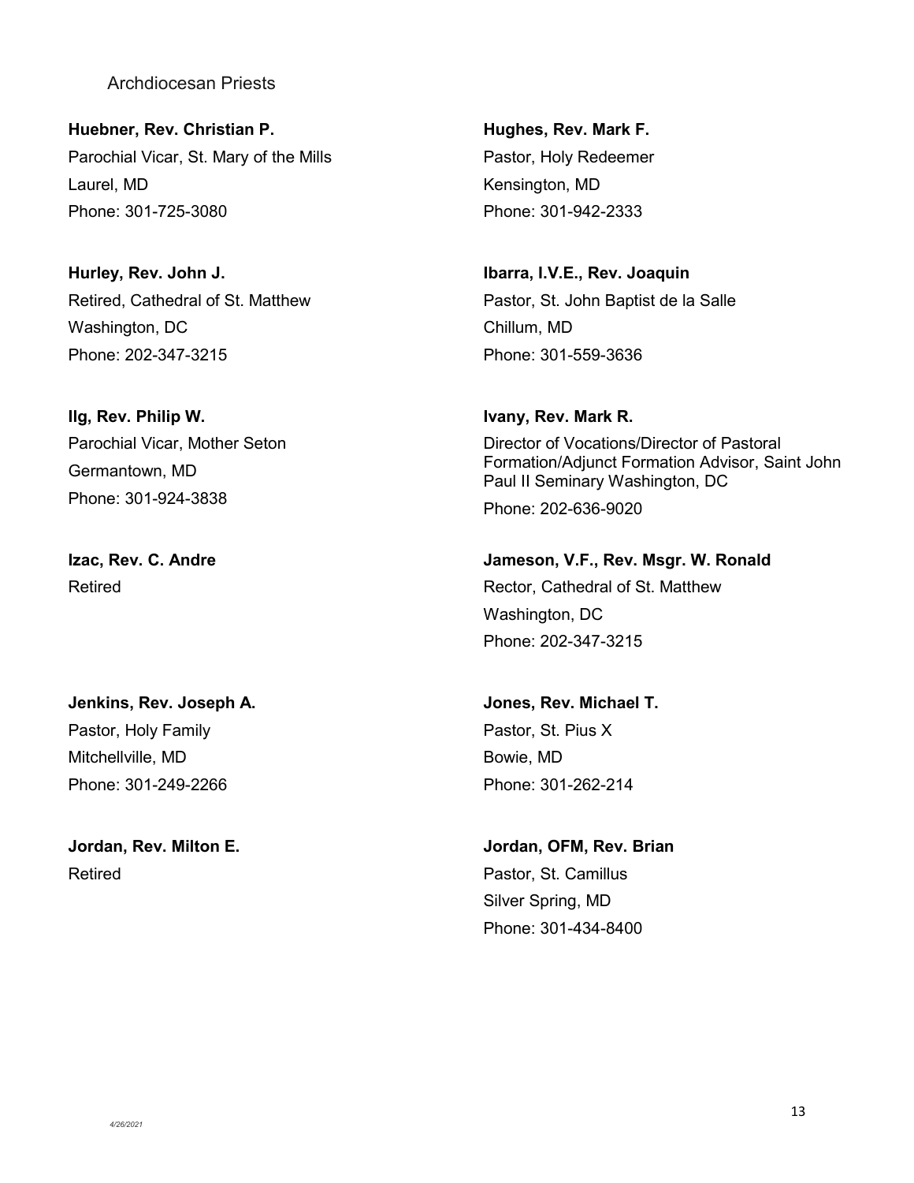Archdiocesan Priests

**Huebner, Rev. Christian P.**
Parochial Vicar, St. Mary of the Mills
Laurel, MD
Phone: 301-725-3080

**Hughes, Rev. Mark F.**
Pastor, Holy Redeemer
Kensington, MD
Phone: 301-942-2333

**Hurley, Rev. John J.**
Retired, Cathedral of St. Matthew
Washington, DC
Phone: 202-347-3215

**Ibarra, I.V.E., Rev. Joaquin**
Pastor, St. John Baptist de la Salle
Chillum, MD
Phone: 301-559-3636

**Ilg, Rev. Philip W.**
Parochial Vicar, Mother Seton
Germantown, MD
Phone: 301-924-3838

**Ivany, Rev. Mark R.**
Director of Vocations/Director of Pastoral Formation/Adjunct Formation Advisor, Saint John Paul II Seminary Washington, DC
Phone: 202-636-9020

**Izac, Rev. C. Andre**
Retired

**Jameson, V.F., Rev. Msgr. W. Ronald**
Rector, Cathedral of St. Matthew
Washington, DC
Phone: 202-347-3215

**Jenkins, Rev. Joseph A.**
Pastor, Holy Family
Mitchellville, MD
Phone: 301-249-2266

**Jones, Rev. Michael T.**
Pastor, St. Pius X
Bowie, MD
Phone: 301-262-214

**Jordan, Rev. Milton E.**
Retired

**Jordan, OFM, Rev. Brian**
Pastor, St. Camillus
Silver Spring, MD
Phone: 301-434-8400

*4/26/2021*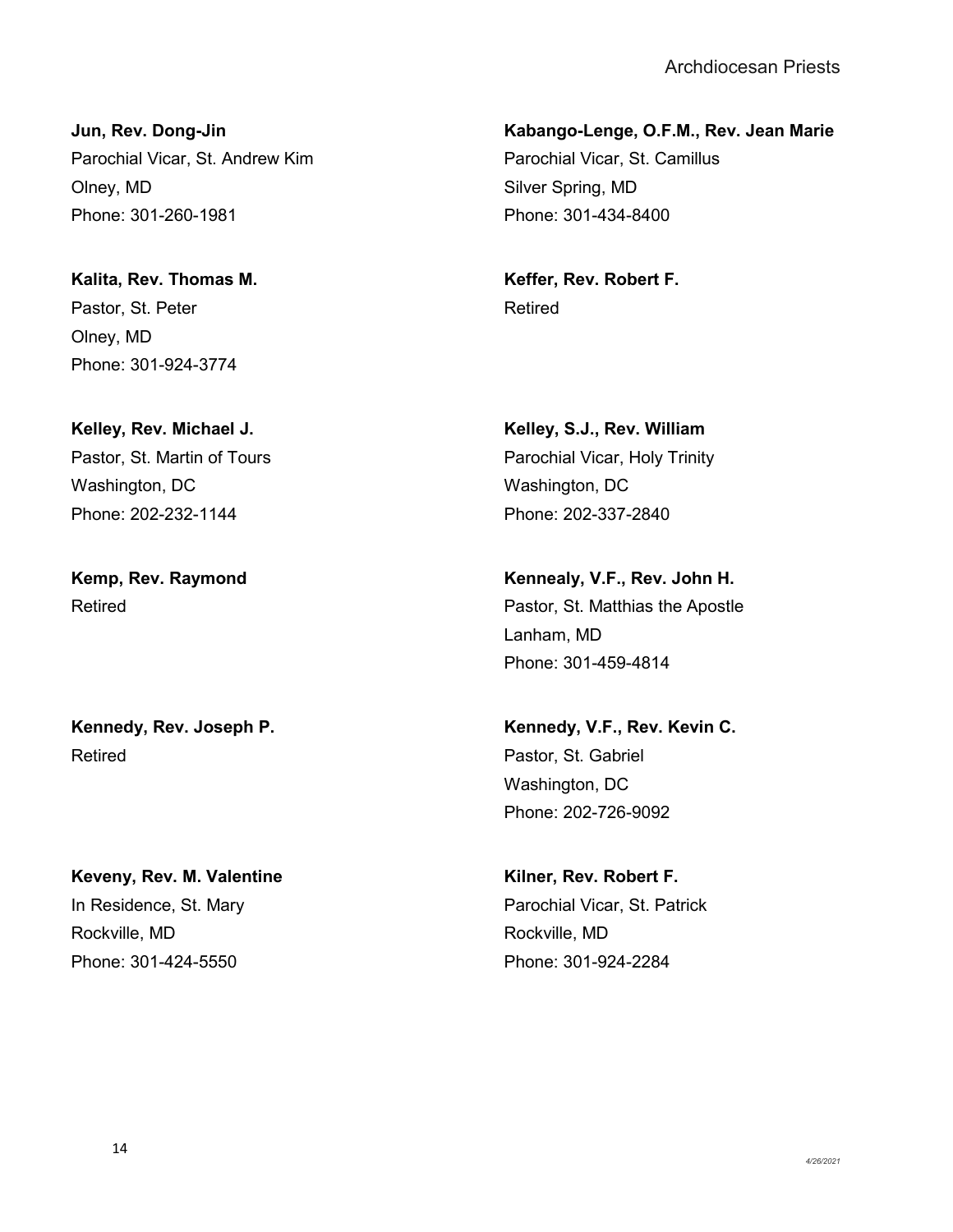**Jun, Rev. Dong-Jin**
Parochial Vicar, St. Andrew Kim
Olney, MD
Phone: 301-260-1981

**Kabango-Lenge, O.F.M., Rev. Jean Marie**
Parochial Vicar, St. Camillus
Silver Spring, MD
Phone: 301-434-8400

**Kalita, Rev. Thomas M.**
Pastor, St. Peter
Olney, MD
Phone: 301-924-3774

**Keffer, Rev. Robert F.**
Retired

**Kelley, Rev. Michael J.**
Pastor, St. Martin of Tours
Washington, DC
Phone: 202-232-1144

**Kelley, S.J., Rev. William**
Parochial Vicar, Holy Trinity
Washington, DC
Phone: 202-337-2840

**Kemp, Rev. Raymond**
Retired

**Kennealy, V.F., Rev. John H.**
Pastor, St. Matthias the Apostle
Lanham, MD
Phone: 301-459-4814

**Kennedy, Rev. Joseph P.**
Retired

**Kennedy, V.F., Rev. Kevin C.**
Pastor, St. Gabriel
Washington, DC
Phone: 202-726-9092

**Keveny, Rev. M. Valentine**
In Residence, St. Mary
Rockville, MD
Phone: 301-424-5550

**Kilner, Rev. Robert F.**
Parochial Vicar, St. Patrick
Rockville, MD
Phone: 301-924-2284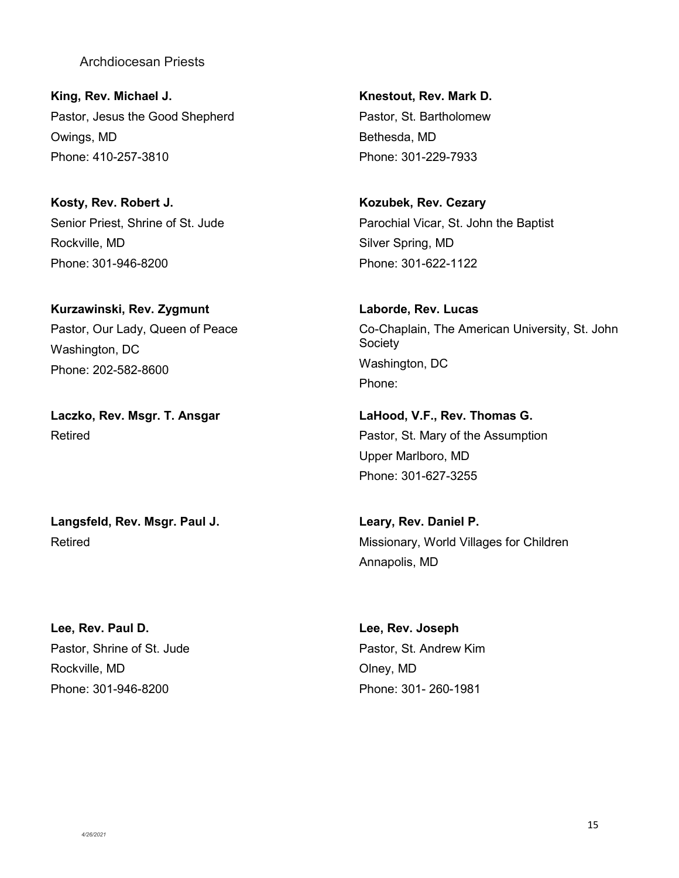Archdiocesan Priests

**King, Rev. Michael J.**
Pastor, Jesus the Good Shepherd
Owings, MD
Phone: 410-257-3810

**Knestout, Rev. Mark D.**
Pastor, St. Bartholomew
Bethesda, MD
Phone: 301-229-7933

**Kosty, Rev. Robert J.**
Senior Priest, Shrine of St. Jude
Rockville, MD
Phone: 301-946-8200

**Kozubek, Rev. Cezary**
Parochial Vicar, St. John the Baptist
Silver Spring, MD
Phone: 301-622-1122

**Kurzawinski, Rev. Zygmunt**
Pastor, Our Lady, Queen of Peace
Washington, DC
Phone: 202-582-8600

**Laborde, Rev. Lucas**
Co-Chaplain, The American University, St. John Society
Washington, DC
Phone:

**Laczko, Rev. Msgr. T. Ansgar**
Retired

**LaHood, V.F., Rev. Thomas G.**
Pastor, St. Mary of the Assumption
Upper Marlboro, MD
Phone: 301-627-3255

**Langsfeld, Rev. Msgr. Paul J.**
Retired

**Leary, Rev. Daniel P.**
Missionary, World Villages for Children
Annapolis, MD

**Lee, Rev. Paul D.**
Pastor, Shrine of St. Jude
Rockville, MD
Phone: 301-946-8200

**Lee, Rev. Joseph**
Pastor, St. Andrew Kim
Olney, MD
Phone: 301- 260-1981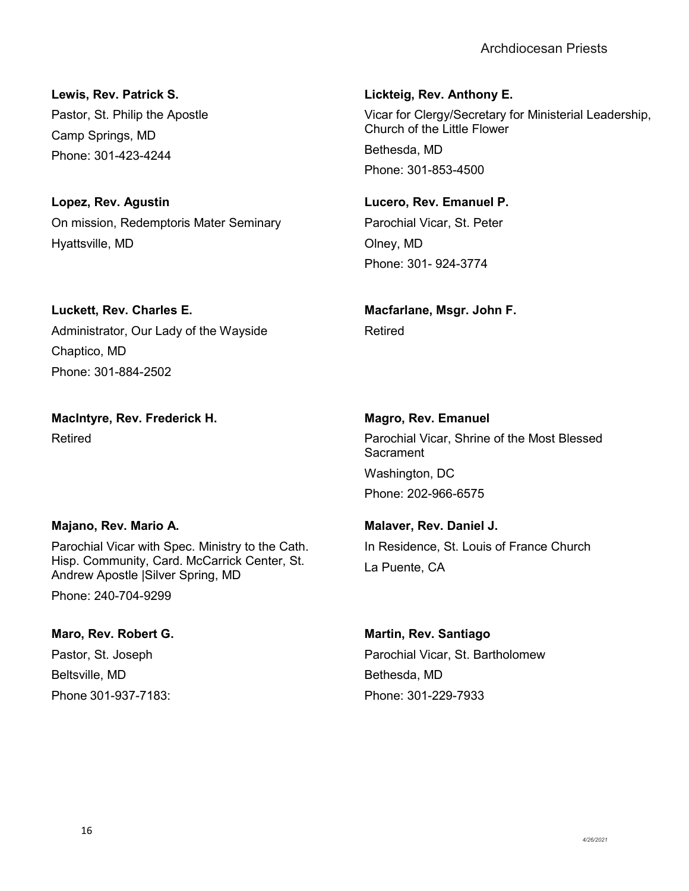**Lewis, Rev. Patrick S.**
Pastor, St. Philip the Apostle
Camp Springs, MD
Phone: 301-423-4244

**Lickteig, Rev. Anthony E.**
Vicar for Clergy/Secretary for Ministerial Leadership, Church of the Little Flower
Bethesda, MD
Phone: 301-853-4500

**Lopez, Rev. Agustin**
On mission, Redemptoris Mater Seminary
Hyattsville, MD

**Lucero, Rev. Emanuel P.**
Parochial Vicar, St. Peter
Olney, MD
Phone: 301- 924-3774

**Luckett, Rev. Charles E.**
Administrator, Our Lady of the Wayside
Chaptico, MD
Phone: 301-884-2502

**Macfarlane, Msgr. John F.**
Retired

**MacIntyre, Rev. Frederick H.**
Retired

**Magro, Rev. Emanuel**
Parochial Vicar, Shrine of the Most Blessed Sacrament
Washington, DC
Phone: 202-966-6575

**Majano, Rev. Mario A.**
Parochial Vicar with Spec. Ministry to the Cath. Hisp. Community, Card. McCarrick Center, St. Andrew Apostle |Silver Spring, MD
Phone: 240-704-9299

**Malaver, Rev. Daniel J.**
In Residence, St. Louis of France Church
La Puente, CA

**Maro, Rev. Robert G.**
Pastor, St. Joseph
Beltsville, MD
Phone 301-937-7183:

**Martin, Rev. Santiago**
Parochial Vicar, St. Bartholomew
Bethesda, MD
Phone: 301-229-7933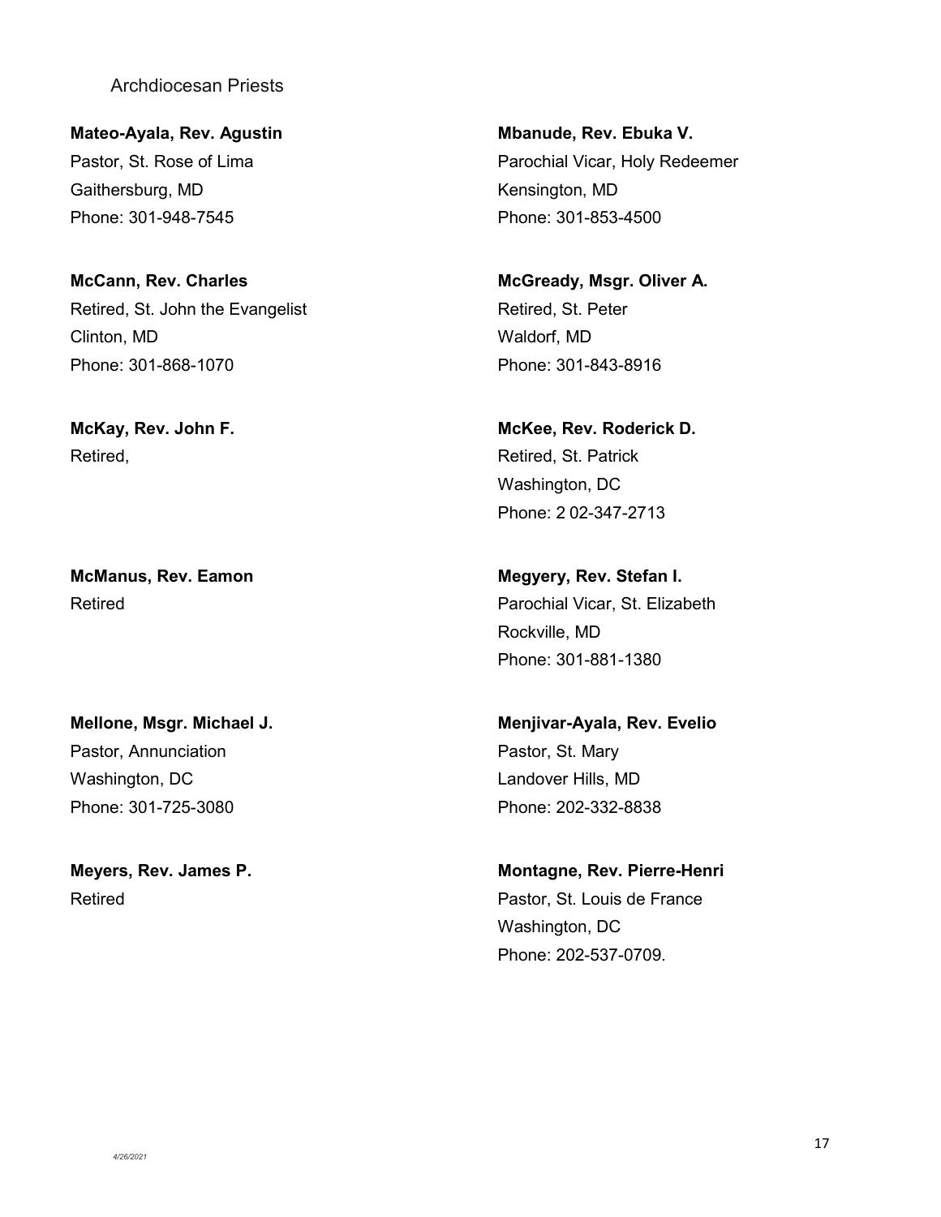Archdiocesan Priests

**Mateo-Ayala, Rev. Agustin**
Pastor, St. Rose of Lima
Gaithersburg, MD
Phone: 301-948-7545

**McCann, Rev. Charles**
Retired, St. John the Evangelist
Clinton, MD
Phone: 301-868-1070

**McKay, Rev. John F.**
Retired,

**McManus, Rev. Eamon**
Retired

**Mellone, Msgr. Michael J.**
Pastor, Annunciation
Washington, DC
Phone: 301-725-3080

**Meyers, Rev. James P.**
Retired

**Mbanude, Rev. Ebuka V.**
Parochial Vicar, Holy Redeemer
Kensington, MD
Phone: 301-853-4500

**McGready, Msgr. Oliver A.**
Retired, St. Peter
Waldorf, MD
Phone: 301-843-8916

**McKee, Rev. Roderick D.**
Retired, St. Patrick
Washington, DC
Phone: 2 02-347-2713

**Megyery, Rev. Stefan I.**
Parochial Vicar, St. Elizabeth
Rockville, MD
Phone: 301-881-1380

**Menjivar-Ayala, Rev. Evelio**
Pastor, St. Mary
Landover Hills, MD
Phone: 202-332-8838

**Montagne, Rev. Pierre-Henri**
Pastor, St. Louis de France
Washington, DC
Phone: 202-537-0709.

*4/26/2021*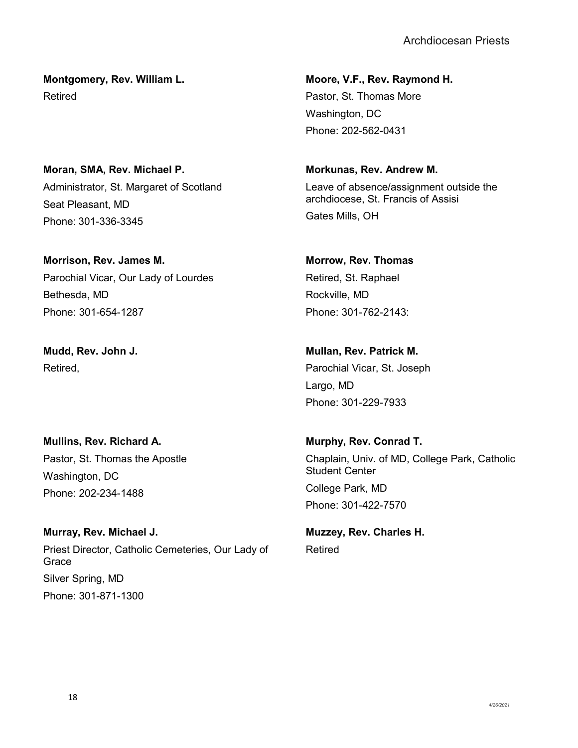**Montgomery, Rev. William L.**
Retired

**Moore, V.F., Rev. Raymond H.**
Pastor, St. Thomas More
Washington, DC
Phone: 202-562-0431

**Moran, SMA, Rev. Michael P.**
Administrator, St. Margaret of Scotland
Seat Pleasant, MD
Phone: 301-336-3345

**Morkunas, Rev. Andrew M.**
Leave of absence/assignment outside the archdiocese, St. Francis of Assisi
Gates Mills, OH

**Morrison, Rev. James M.**
Parochial Vicar, Our Lady of Lourdes
Bethesda, MD
Phone: 301-654-1287

**Morrow, Rev. Thomas**
Retired, St. Raphael
Rockville, MD
Phone: 301-762-2143:

**Mudd, Rev. John J.**
Retired,

**Mullan, Rev. Patrick M.**
Parochial Vicar, St. Joseph
Largo, MD
Phone: 301-229-7933

**Mullins, Rev. Richard A.**
Pastor, St. Thomas the Apostle
Washington, DC
Phone: 202-234-1488

**Murphy, Rev. Conrad T.**
Chaplain, Univ. of MD, College Park, Catholic Student Center
College Park, MD
Phone: 301-422-7570

**Murray, Rev. Michael J.**
Priest Director, Catholic Cemeteries, Our Lady of Grace
Silver Spring, MD
Phone: 301-871-1300

**Muzzey, Rev. Charles H.**
Retired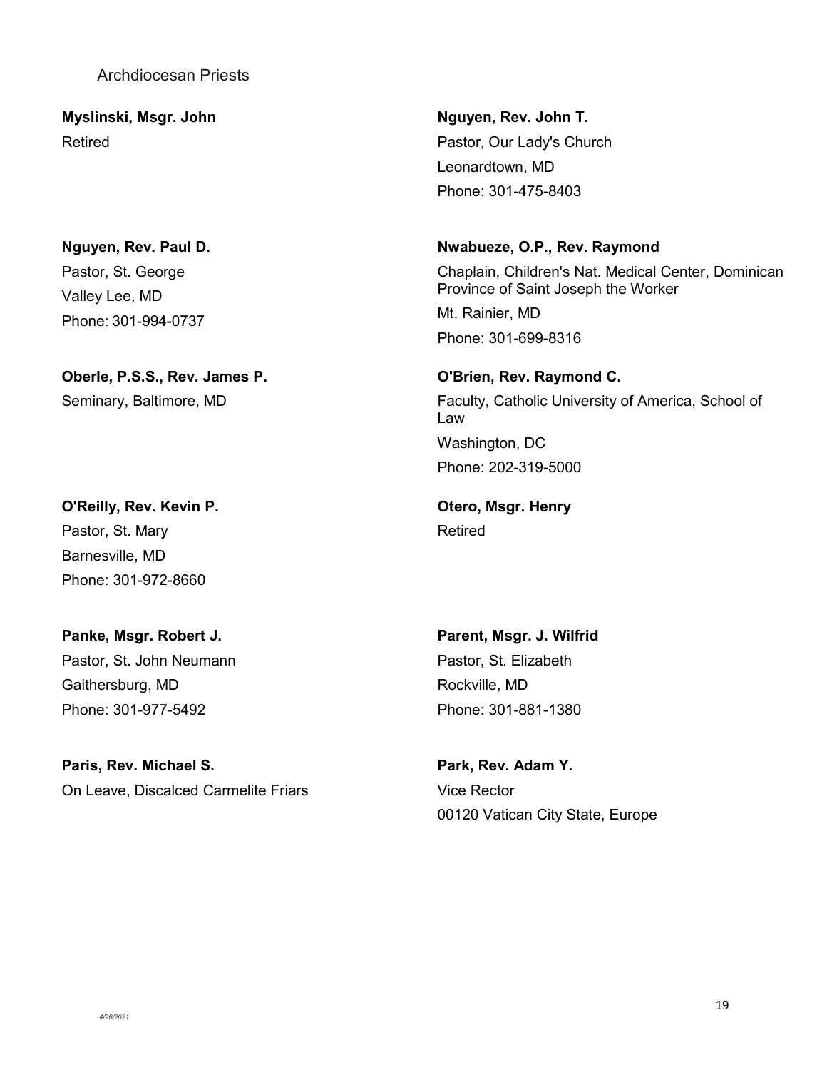Archdiocesan Priests

**Myslinski, Msgr. John**
Retired

**Nguyen, Rev. John T.**
Pastor, Our Lady's Church
Leonardtown, MD
Phone: 301-475-8403

**Nguyen, Rev. Paul D.**
Pastor, St. George
Valley Lee, MD
Phone: 301-994-0737

**Nwabueze, O.P., Rev. Raymond**
Chaplain, Children's Nat. Medical Center, Dominican Province of Saint Joseph the Worker
Mt. Rainier, MD
Phone: 301-699-8316

**Oberle, P.S.S., Rev. James P.**
Seminary, Baltimore, MD

**O'Brien, Rev. Raymond C.**
Faculty, Catholic University of America, School of Law
Washington, DC
Phone: 202-319-5000

**O'Reilly, Rev. Kevin P.**
Pastor, St. Mary
Barnesville, MD
Phone: 301-972-8660

**Otero, Msgr. Henry**
Retired

**Panke, Msgr. Robert J.**
Pastor, St. John Neumann
Gaithersburg, MD
Phone: 301-977-5492

**Parent, Msgr. J. Wilfrid**
Pastor, St. Elizabeth
Rockville, MD
Phone: 301-881-1380

**Paris, Rev. Michael S.**
On Leave, Discalced Carmelite Friars

**Park, Rev. Adam Y.**
Vice Rector
00120 Vatican City State, Europe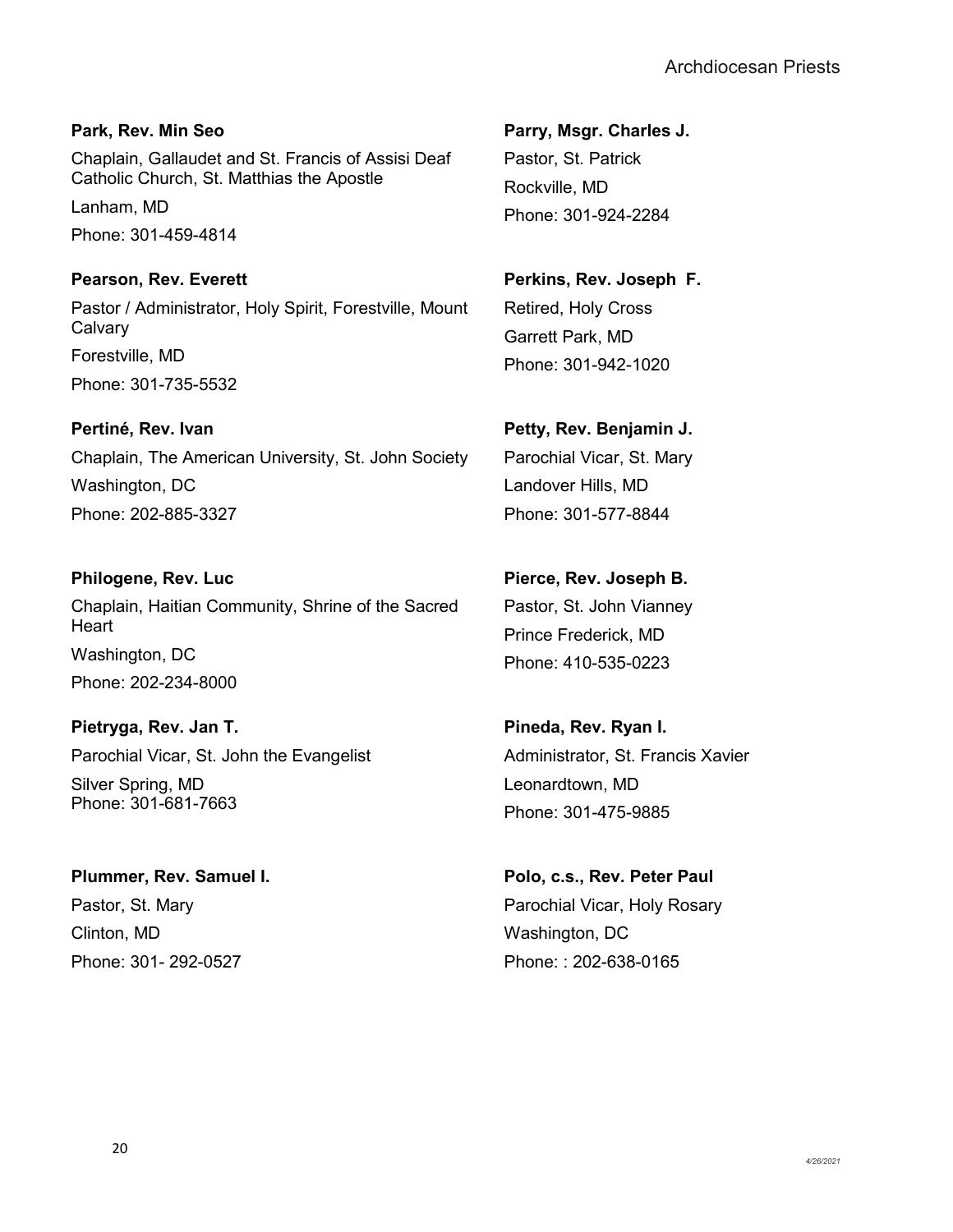**Park, Rev. Min Seo**

Chaplain, Gallaudet and St. Francis of Assisi Deaf Catholic Church, St. Matthias the Apostle

Lanham, MD

Phone: 301-459-4814

**Parry, Msgr. Charles J.**

Pastor, St. Patrick

Rockville, MD

Phone: 301-924-2284

**Pearson, Rev. Everett**

Pastor / Administrator, Holy Spirit, Forestville, Mount Calvary

Forestville, MD

Phone: 301-735-5532

**Perkins, Rev. Joseph F.**

Retired, Holy Cross

Garrett Park, MD

Phone: 301-942-1020

**Pertiné, Rev. Ivan**

Chaplain, The American University, St. John Society

Washington, DC

Phone: 202-885-3327

**Petty, Rev. Benjamin J.**

Parochial Vicar, St. Mary

Landover Hills, MD

Phone: 301-577-8844

**Philogene, Rev. Luc**

Chaplain, Haitian Community, Shrine of the Sacred Heart

Washington, DC

Phone: 202-234-8000

**Pierce, Rev. Joseph B.**

Pastor, St. John Vianney

Prince Frederick, MD

Phone: 410-535-0223

**Pietryga, Rev. Jan T.**

Parochial Vicar, St. John the Evangelist

Silver Spring, MD

Phone: 301-681-7663

**Pineda, Rev. Ryan I.**

Administrator, St. Francis Xavier

Leonardtown, MD

Phone: 301-475-9885

**Plummer, Rev. Samuel I.**

Pastor, St. Mary

Clinton, MD

Phone: 301- 292-0527

**Polo, c.s., Rev. Peter Paul**

Parochial Vicar, Holy Rosary

Washington, DC

Phone: : 202-638-0165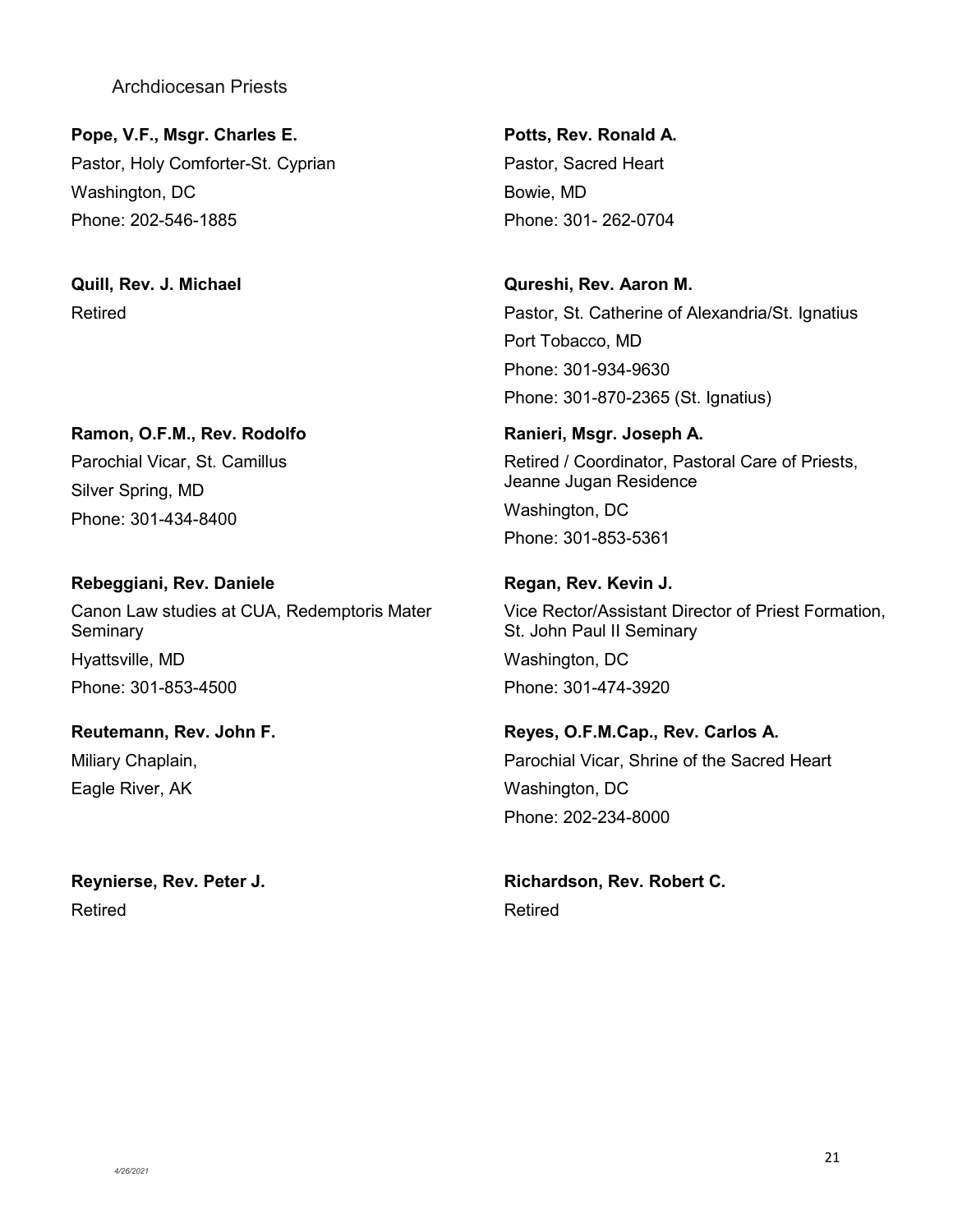Archdiocesan Priests

**Pope, V.F., Msgr. Charles E.**
Pastor, Holy Comforter-St. Cyprian
Washington, DC
Phone: 202-546-1885

**Potts, Rev. Ronald A.**
Pastor, Sacred Heart
Bowie, MD
Phone: 301- 262-0704

**Quill, Rev. J. Michael**
Retired

**Qureshi, Rev. Aaron M.**
Pastor, St. Catherine of Alexandria/St. Ignatius
Port Tobacco, MD
Phone: 301-934-9630
Phone: 301-870-2365 (St. Ignatius)

**Ramon, O.F.M., Rev. Rodolfo**
Parochial Vicar, St. Camillus
Silver Spring, MD
Phone: 301-434-8400

**Ranieri, Msgr. Joseph A.**
Retired / Coordinator, Pastoral Care of Priests, Jeanne Jugan Residence
Washington, DC
Phone: 301-853-5361

**Rebeggiani, Rev. Daniele**
Canon Law studies at CUA, Redemptoris Mater Seminary
Hyattsville, MD
Phone: 301-853-4500

**Regan, Rev. Kevin J.**
Vice Rector/Assistant Director of Priest Formation, St. John Paul II Seminary
Washington, DC
Phone: 301-474-3920

**Reutemann, Rev. John F.**
Miliary Chaplain,
Eagle River, AK

**Reyes, O.F.M.Cap., Rev. Carlos A.**
Parochial Vicar, Shrine of the Sacred Heart
Washington, DC
Phone: 202-234-8000

**Reynierse, Rev. Peter J.**
Retired

**Richardson, Rev. Robert C.**
Retired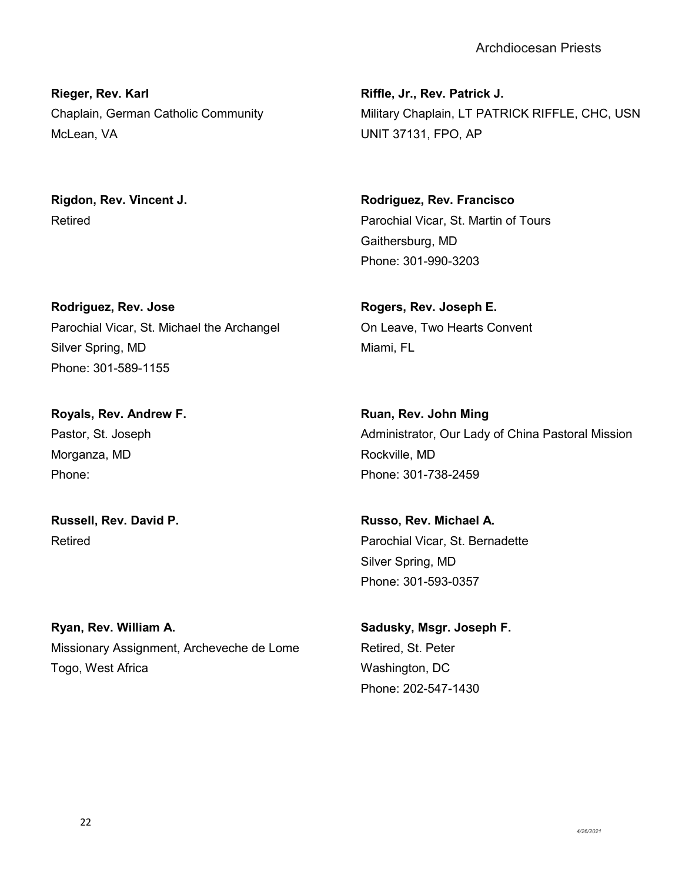**Rieger, Rev. Karl**
Chaplain, German Catholic Community
McLean, VA

**Riffle, Jr., Rev. Patrick J.**
Military Chaplain, LT PATRICK RIFFLE, CHC, USN
UNIT 37131, FPO, AP

**Rigdon, Rev. Vincent J.**
Retired

**Rodriguez, Rev. Francisco**
Parochial Vicar, St. Martin of Tours
Gaithersburg, MD
Phone: 301-990-3203

**Rodriguez, Rev. Jose**
Parochial Vicar, St. Michael the Archangel
Silver Spring, MD
Phone: 301-589-1155

**Rogers, Rev. Joseph E.**
On Leave, Two Hearts Convent
Miami, FL

**Royals, Rev. Andrew F.**
Pastor, St. Joseph
Morganza, MD
Phone:

**Ruan, Rev. John Ming**
Administrator, Our Lady of China Pastoral Mission
Rockville, MD
Phone: 301-738-2459

**Russell, Rev. David P.**
Retired

**Russo, Rev. Michael A.**
Parochial Vicar, St. Bernadette
Silver Spring, MD
Phone: 301-593-0357

**Ryan, Rev. William A.**
Missionary Assignment, Archeveche de Lome
Togo, West Africa

**Sadusky, Msgr. Joseph F.**
Retired, St. Peter
Washington, DC
Phone: 202-547-1430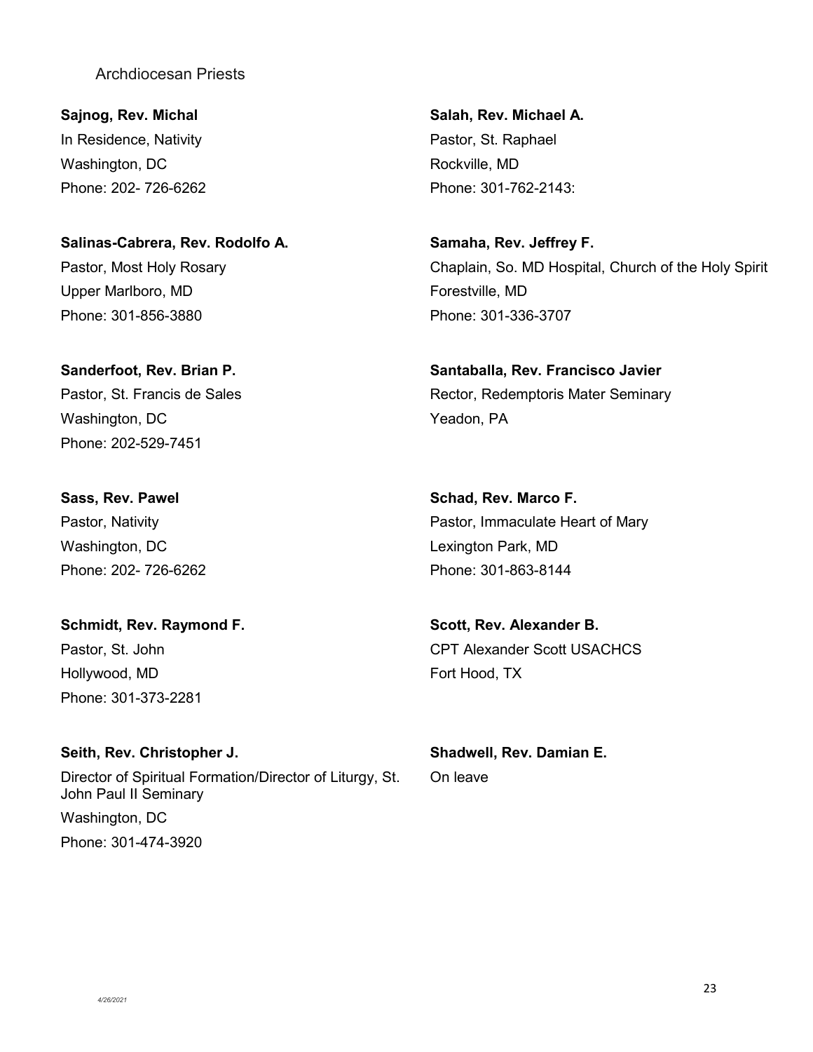Archdiocesan Priests

**Sajnog, Rev. Michal**
In Residence, Nativity
Washington, DC
Phone: 202- 726-6262

**Salah, Rev. Michael A.**
Pastor, St. Raphael
Rockville, MD
Phone: 301-762-2143:

**Salinas-Cabrera, Rev. Rodolfo A.**
Pastor, Most Holy Rosary
Upper Marlboro, MD
Phone: 301-856-3880

**Samaha, Rev. Jeffrey F.**
Chaplain, So. MD Hospital, Church of the Holy Spirit
Forestville, MD
Phone: 301-336-3707

**Sanderfoot, Rev. Brian P.**
Pastor, St. Francis de Sales
Washington, DC
Phone: 202-529-7451

**Santaballa, Rev. Francisco Javier**
Rector, Redemptoris Mater Seminary
Yeadon, PA

**Sass, Rev. Pawel**
Pastor, Nativity
Washington, DC
Phone: 202- 726-6262

**Schad, Rev. Marco F.**
Pastor, Immaculate Heart of Mary
Lexington Park, MD
Phone: 301-863-8144

**Schmidt, Rev. Raymond F.**
Pastor, St. John
Hollywood, MD
Phone: 301-373-2281

**Scott, Rev. Alexander B.**
CPT Alexander Scott USACHCS
Fort Hood, TX

**Seith, Rev. Christopher J.**
Director of Spiritual Formation/Director of Liturgy, St. John Paul II Seminary
Washington, DC
Phone: 301-474-3920

**Shadwell, Rev. Damian E.**
On leave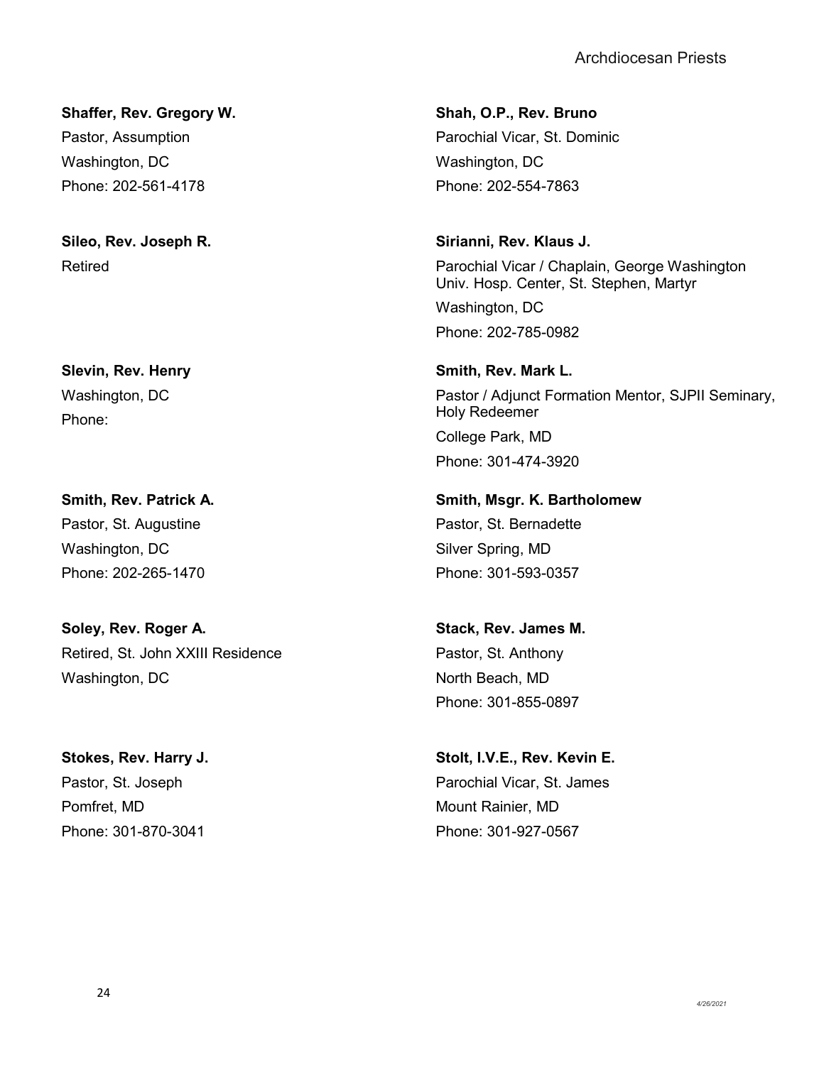**Shaffer, Rev. Gregory W.**
Pastor, Assumption
Washington, DC
Phone: 202-561-4178

**Shah, O.P., Rev. Bruno**
Parochial Vicar, St. Dominic
Washington, DC
Phone: 202-554-7863

**Sileo, Rev. Joseph R.**
Retired

**Sirianni, Rev. Klaus J.**
Parochial Vicar / Chaplain, George Washington Univ. Hosp. Center, St. Stephen, Martyr
Washington, DC
Phone: 202-785-0982

**Slevin, Rev. Henry**
Washington, DC
Phone:

**Smith, Rev. Mark L.**
Pastor / Adjunct Formation Mentor, SJPII Seminary, Holy Redeemer
College Park, MD
Phone: 301-474-3920

**Smith, Rev. Patrick A.**
Pastor, St. Augustine
Washington, DC
Phone: 202-265-1470

**Smith, Msgr. K. Bartholomew**
Pastor, St. Bernadette
Silver Spring, MD
Phone: 301-593-0357

**Soley, Rev. Roger A.**
Retired, St. John XXIII Residence
Washington, DC

**Stack, Rev. James M.**
Pastor, St. Anthony
North Beach, MD
Phone: 301-855-0897

**Stokes, Rev. Harry J.**
Pastor, St. Joseph
Pomfret, MD
Phone: 301-870-3041

**Stolt, I.V.E., Rev. Kevin E.**
Parochial Vicar, St. James
Mount Rainier, MD
Phone: 301-927-0567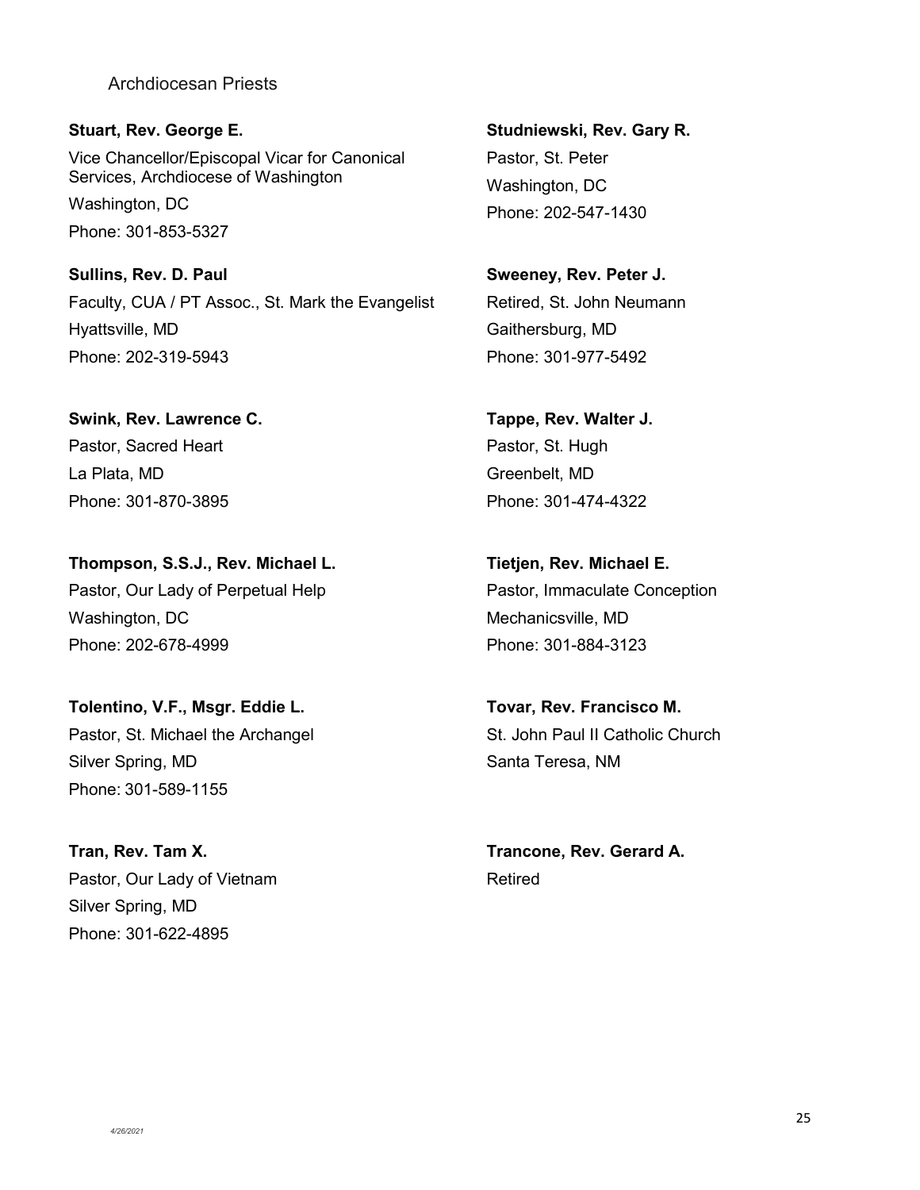Archdiocesan Priests

**Stuart, Rev. George E.**
Vice Chancellor/Episcopal Vicar for Canonical Services, Archdiocese of Washington
Washington, DC
Phone: 301-853-5327

**Studniewski, Rev. Gary R.**
Pastor, St. Peter
Washington, DC
Phone: 202-547-1430

**Sullins, Rev. D. Paul**
Faculty, CUA / PT Assoc., St. Mark the Evangelist
Hyattsville, MD
Phone: 202-319-5943

**Sweeney, Rev. Peter J.**
Retired, St. John Neumann
Gaithersburg, MD
Phone: 301-977-5492

**Swink, Rev. Lawrence C.**
Pastor, Sacred Heart
La Plata, MD
Phone: 301-870-3895

**Tappe, Rev. Walter J.**
Pastor, St. Hugh
Greenbelt, MD
Phone: 301-474-4322

**Thompson, S.S.J., Rev. Michael L.**
Pastor, Our Lady of Perpetual Help
Washington, DC
Phone: 202-678-4999

**Tietjen, Rev. Michael E.**
Pastor, Immaculate Conception
Mechanicsville, MD
Phone: 301-884-3123

**Tolentino, V.F., Msgr. Eddie L.**
Pastor, St. Michael the Archangel
Silver Spring, MD
Phone: 301-589-1155

**Tovar, Rev. Francisco M.**
St. John Paul II Catholic Church
Santa Teresa, NM

**Tran, Rev. Tam X.**
Pastor, Our Lady of Vietnam
Silver Spring, MD
Phone: 301-622-4895

**Trancone, Rev. Gerard A.**
Retired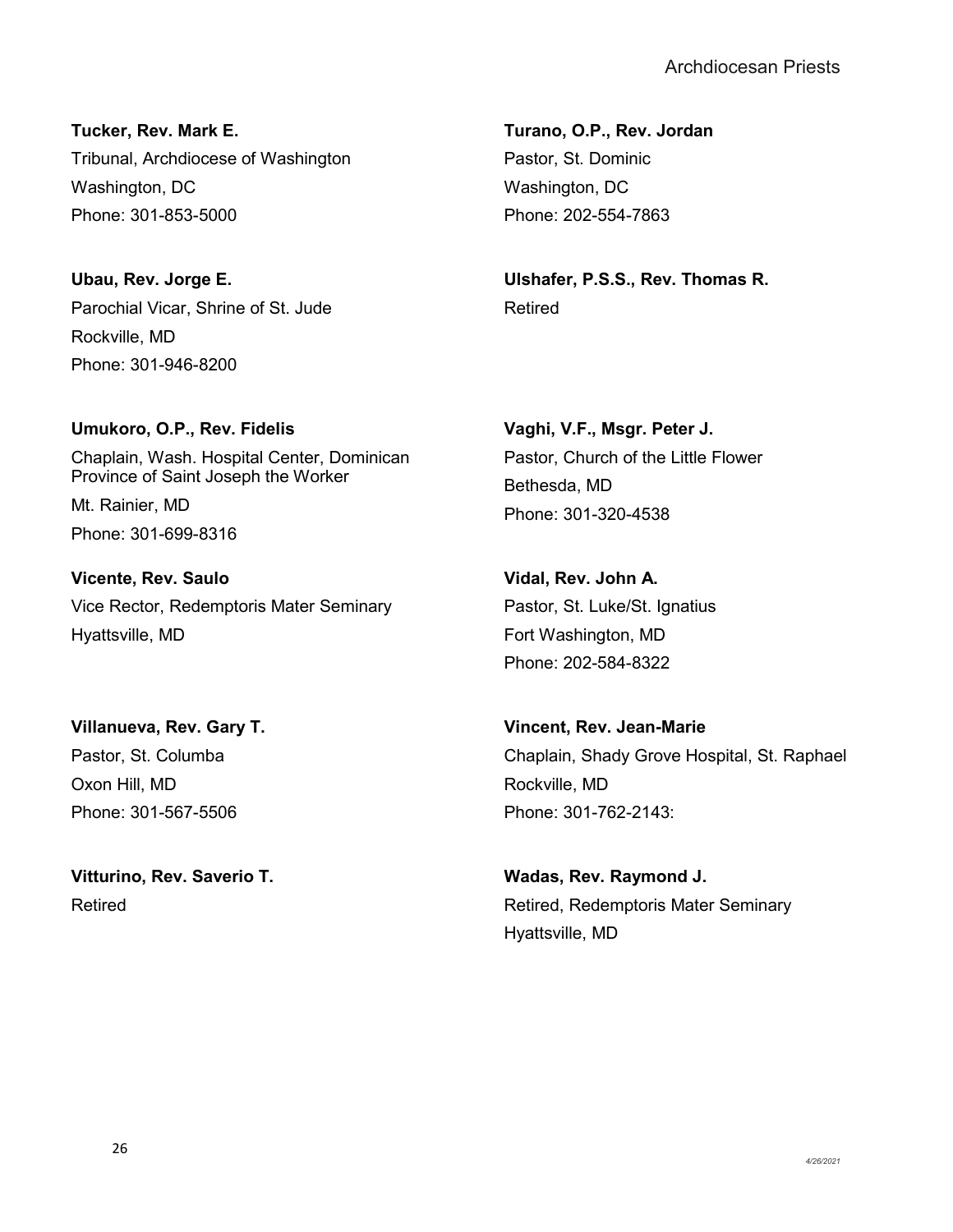**Tucker, Rev. Mark E.**
Tribunal, Archdiocese of Washington
Washington, DC
Phone: 301-853-5000

**Turano, O.P., Rev. Jordan**
Pastor, St. Dominic
Washington, DC
Phone: 202-554-7863

**Ubau, Rev. Jorge E.**
Parochial Vicar, Shrine of St. Jude
Rockville, MD
Phone: 301-946-8200

**Ulshafer, P.S.S., Rev. Thomas R.**
Retired

**Umukoro, O.P., Rev. Fidelis**
Chaplain, Wash. Hospital Center, Dominican Province of Saint Joseph the Worker
Mt. Rainier, MD
Phone: 301-699-8316

**Vaghi, V.F., Msgr. Peter J.**
Pastor, Church of the Little Flower
Bethesda, MD
Phone: 301-320-4538

**Vicente, Rev. Saulo**
Vice Rector, Redemptoris Mater Seminary
Hyattsville, MD

**Vidal, Rev. John A.**
Pastor, St. Luke/St. Ignatius
Fort Washington, MD
Phone: 202-584-8322

**Villanueva, Rev. Gary T.**
Pastor, St. Columba
Oxon Hill, MD
Phone: 301-567-5506

**Vincent, Rev. Jean-Marie**
Chaplain, Shady Grove Hospital, St. Raphael
Rockville, MD
Phone: 301-762-2143:

**Vitturino, Rev. Saverio T.**
Retired

**Wadas, Rev. Raymond J.**
Retired, Redemptoris Mater Seminary
Hyattsville, MD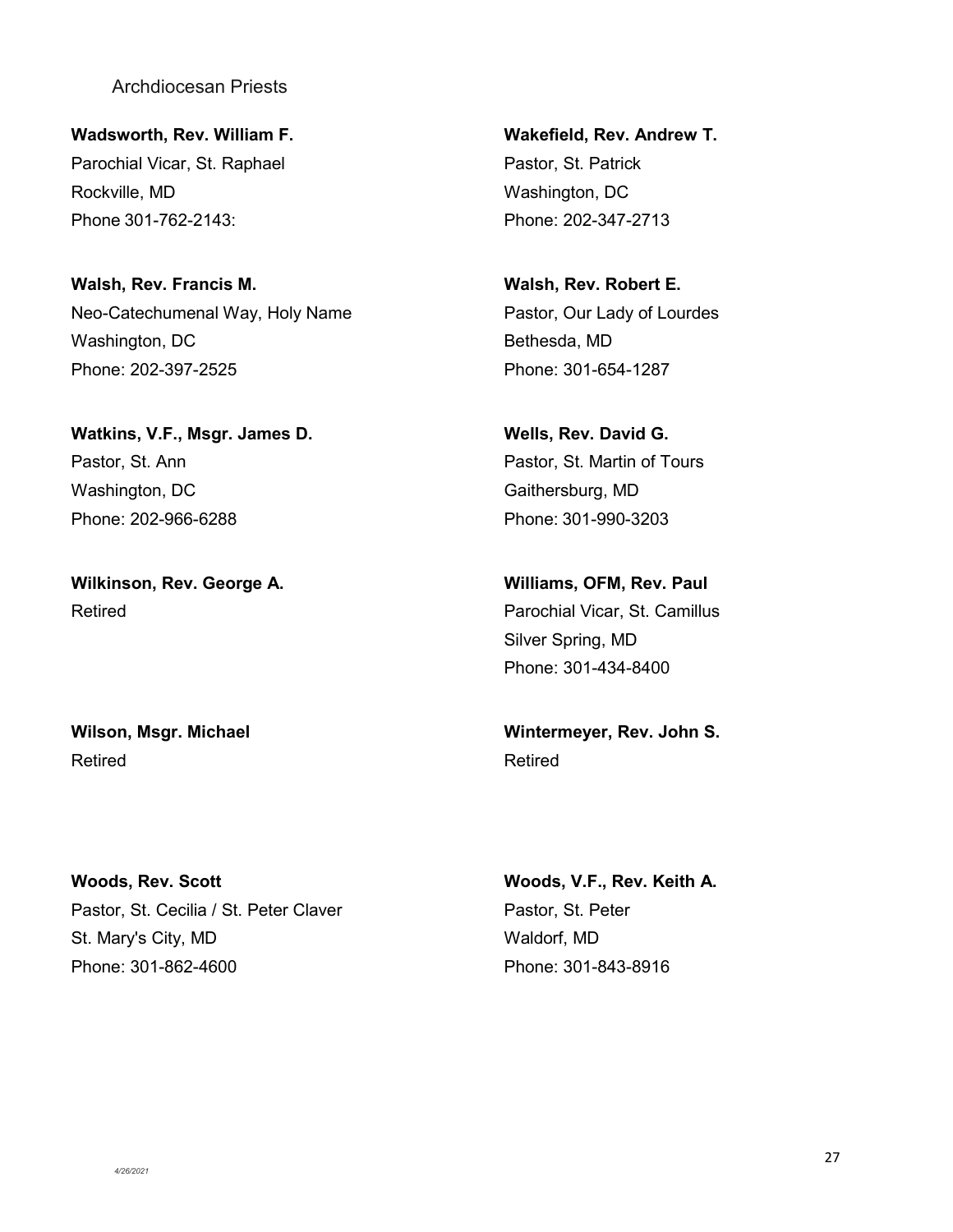Archdiocesan Priests

**Wadsworth, Rev. William F.**
Parochial Vicar, St. Raphael
Rockville, MD
Phone 301-762-2143:

**Wakefield, Rev. Andrew T.**
Pastor, St. Patrick
Washington, DC
Phone: 202-347-2713

**Walsh, Rev. Francis M.**
Neo-Catechumenal Way, Holy Name
Washington, DC
Phone: 202-397-2525

**Walsh, Rev. Robert E.**
Pastor, Our Lady of Lourdes
Bethesda, MD
Phone: 301-654-1287

**Watkins, V.F., Msgr. James D.**
Pastor, St. Ann
Washington, DC
Phone: 202-966-6288

**Wells, Rev. David G.**
Pastor, St. Martin of Tours
Gaithersburg, MD
Phone: 301-990-3203

**Wilkinson, Rev. George A.**
Retired

**Williams, OFM, Rev. Paul**
Parochial Vicar, St. Camillus
Silver Spring, MD
Phone: 301-434-8400

**Wilson, Msgr. Michael**
Retired

**Wintermeyer, Rev. John S.**
Retired

**Woods, Rev. Scott**
Pastor, St. Cecilia / St. Peter Claver
St. Mary's City, MD
Phone: 301-862-4600

**Woods, V.F., Rev. Keith A.**
Pastor, St. Peter
Waldorf, MD
Phone: 301-843-8916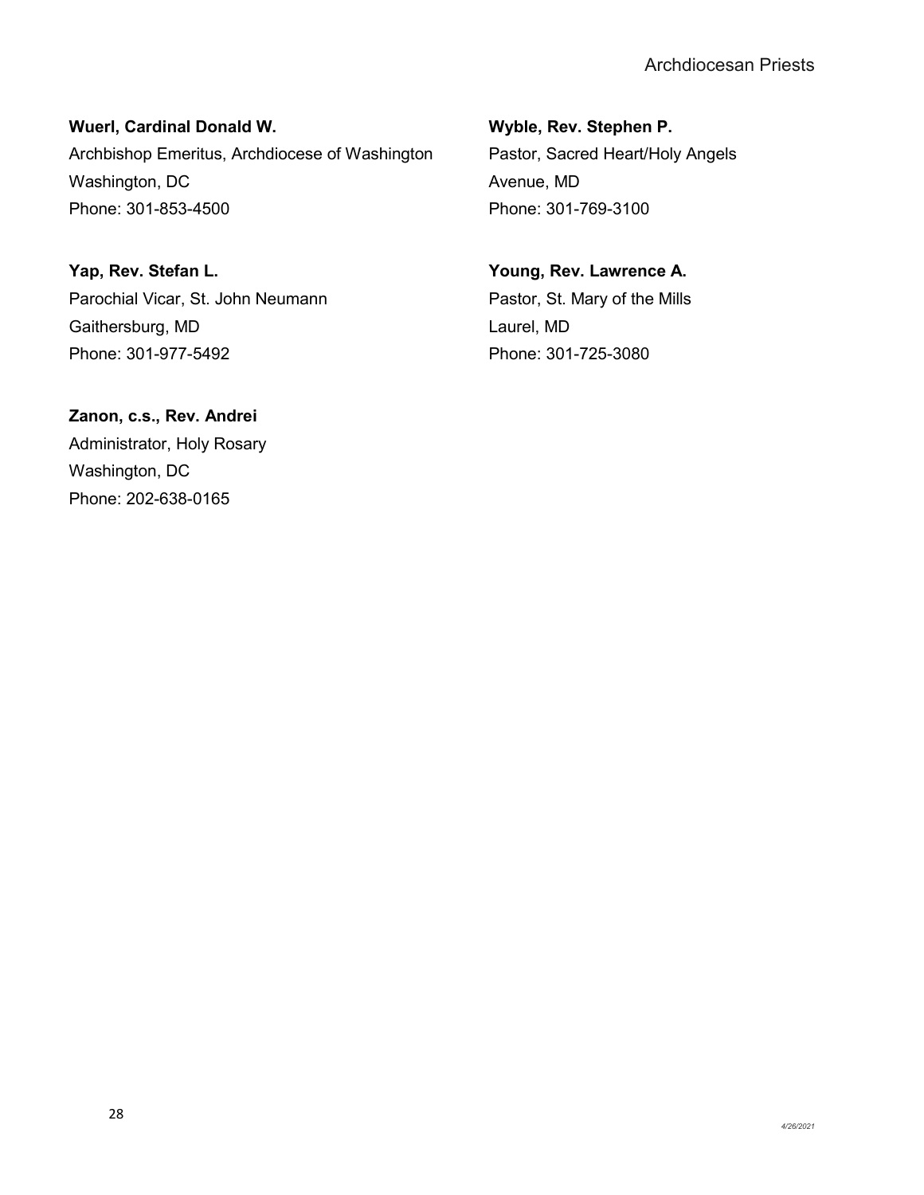**Wuerl, Cardinal Donald W.**
Archbishop Emeritus, Archdiocese of Washington
Washington, DC
Phone: 301-853-4500

**Wyble, Rev. Stephen P.**
Pastor, Sacred Heart/Holy Angels
Avenue, MD
Phone: 301-769-3100

**Yap, Rev. Stefan L.**
Parochial Vicar, St. John Neumann
Gaithersburg, MD
Phone: 301-977-5492

**Young, Rev. Lawrence A.**
Pastor, St. Mary of the Mills
Laurel, MD
Phone: 301-725-3080

**Zanon, c.s., Rev. Andrei**
Administrator, Holy Rosary
Washington, DC
Phone: 202-638-0165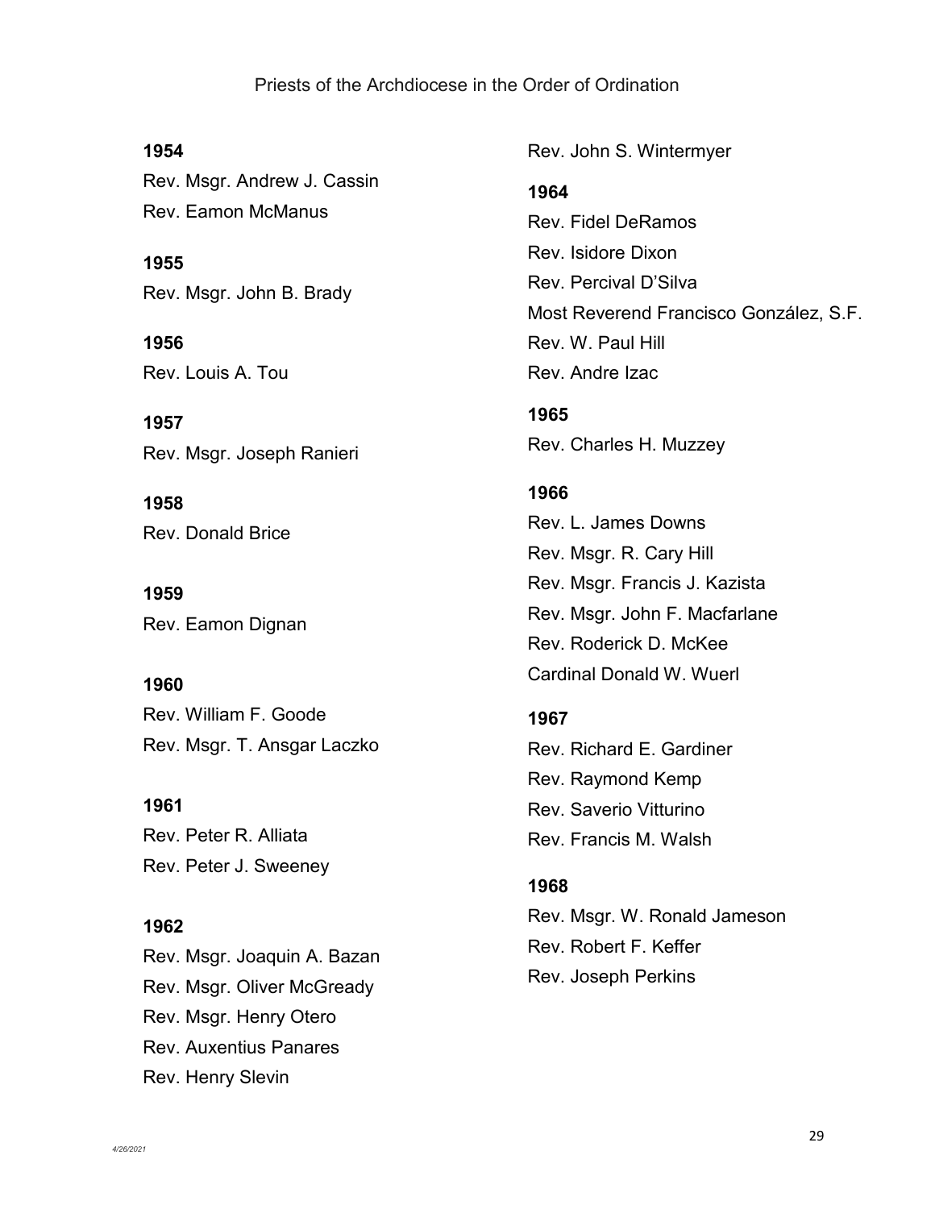Priests of the Archdiocese in the Order of Ordination

**1954**

Rev. Msgr. Andrew J. Cassin
Rev. Eamon McManus

**1955**

Rev. Msgr. John B. Brady

**1956**

Rev. Louis A. Tou

**1957**

Rev. Msgr. Joseph Ranieri

**1958**

Rev. Donald Brice

**1959**

Rev. Eamon Dignan

**1960**

Rev. William F. Goode
Rev. Msgr. T. Ansgar Laczko

**1961**

Rev. Peter R. Alliata
Rev. Peter J. Sweeney

**1962**

Rev. Msgr. Joaquin A. Bazan
Rev. Msgr. Oliver McGready
Rev. Msgr. Henry Otero
Rev. Auxentius Panares
Rev. Henry Slevin
Rev. John S. Wintermyer

**1964**

Rev. Fidel DeRamos
Rev. Isidore Dixon
Rev. Percival D'Silva
Most Reverend Francisco González, S.F.
Rev. W. Paul Hill
Rev. Andre Izac

**1965**

Rev. Charles H. Muzzey

**1966**

Rev. L. James Downs
Rev. Msgr. R. Cary Hill
Rev. Msgr. Francis J. Kazista
Rev. Msgr. John F. Macfarlane
Rev. Roderick D. McKee
Cardinal Donald W. Wuerl

**1967**

Rev. Richard E. Gardiner
Rev. Raymond Kemp
Rev. Saverio Vitturino
Rev. Francis M. Walsh

**1968**

Rev. Msgr. W. Ronald Jameson
Rev. Robert F. Keffer
Rev. Joseph Perkins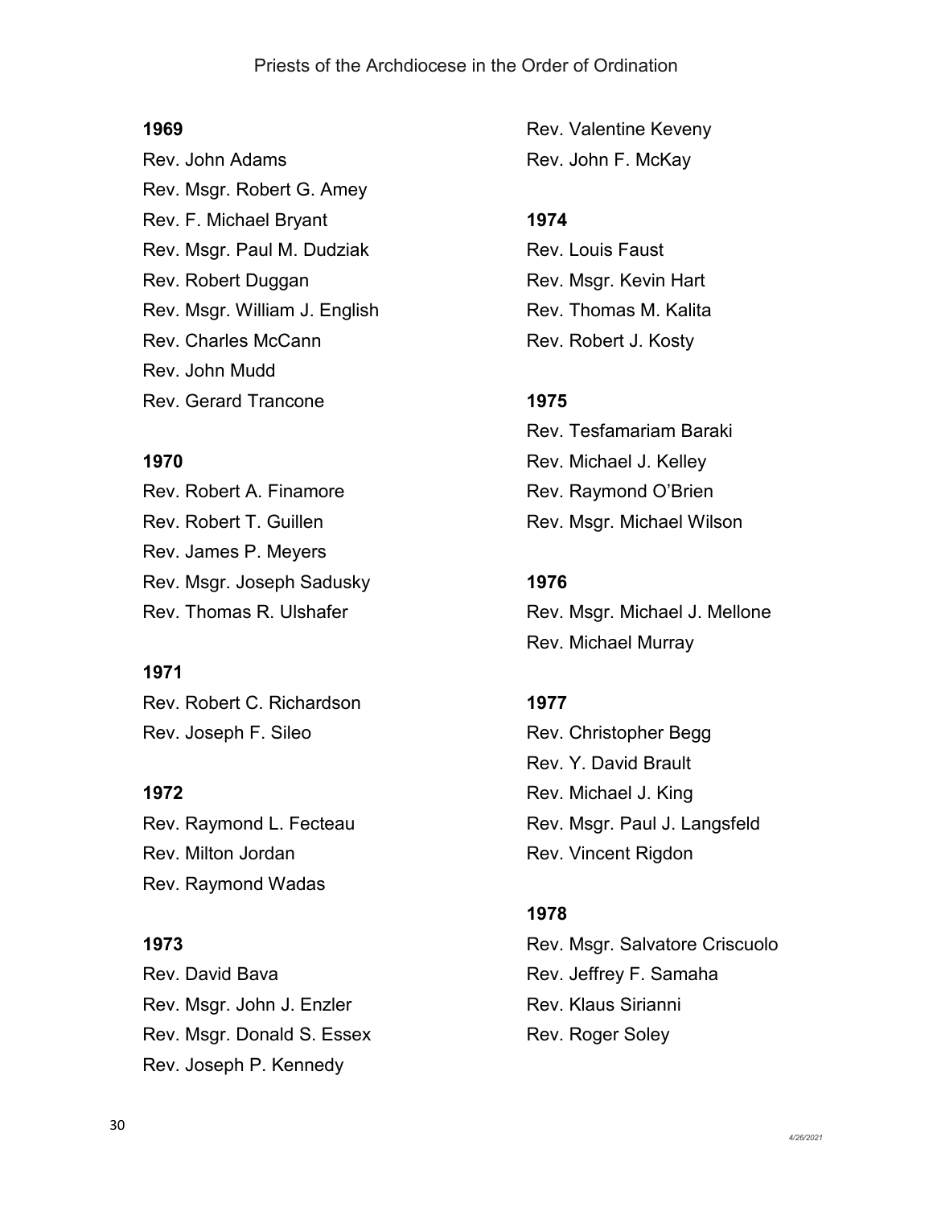**1969**

Rev. John Adams
Rev. Msgr. Robert G. Amey
Rev. F. Michael Bryant
Rev. Msgr. Paul M. Dudziak
Rev. Robert Duggan
Rev. Msgr. William J. English
Rev. Charles McCann
Rev. John Mudd
Rev. Gerard Trancone

**1970**

Rev. Robert A. Finamore
Rev. Robert T. Guillen
Rev. James P. Meyers
Rev. Msgr. Joseph Sadusky
Rev. Thomas R. Ulshafer

**1971**

Rev. Robert C. Richardson
Rev. Joseph F. Sileo

**1972**

Rev. Raymond L. Fecteau
Rev. Milton Jordan
Rev. Raymond Wadas

**1973**

Rev. David Bava
Rev. Msgr. John J. Enzler
Rev. Msgr. Donald S. Essex
Rev. Joseph P. Kennedy
Rev. Valentine Keveny
Rev. John F. McKay

**1974**

Rev. Louis Faust
Rev. Msgr. Kevin Hart
Rev. Thomas M. Kalita
Rev. Robert J. Kosty

**1975**

Rev. Tesfamariam Baraki
Rev. Michael J. Kelley
Rev. Raymond O'Brien
Rev. Msgr. Michael Wilson

**1976**

Rev. Msgr. Michael J. Mellone
Rev. Michael Murray

**1977**

Rev. Christopher Begg
Rev. Y. David Brault
Rev. Michael J. King
Rev. Msgr. Paul J. Langsfeld
Rev. Vincent Rigdon

**1978**

Rev. Msgr. Salvatore Criscuolo
Rev. Jeffrey F. Samaha
Rev. Klaus Sirianni
Rev. Roger Soley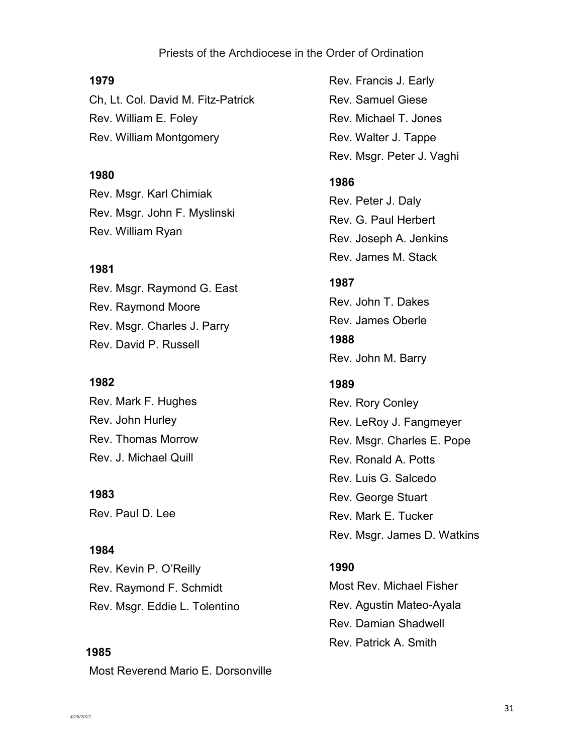Priests of the Archdiocese in the Order of Ordination

**1979**

Ch, Lt. Col. David M. Fitz-Patrick
Rev. William E. Foley
Rev. William Montgomery

**1980**

Rev. Msgr. Karl Chimiak
Rev. Msgr. John F. Myslinski
Rev. William Ryan

**1981**

Rev. Msgr. Raymond G. East
Rev. Raymond Moore
Rev. Msgr. Charles J. Parry
Rev. David P. Russell

**1982**

Rev. Mark F. Hughes
Rev. John Hurley
Rev. Thomas Morrow
Rev. J. Michael Quill

**1983**

Rev. Paul D. Lee

**1984**

Rev. Kevin P. O'Reilly
Rev. Raymond F. Schmidt
Rev. Msgr. Eddie L. Tolentino

**1985**

Most Reverend Mario E. Dorsonville
Rev. Francis J. Early
Rev. Samuel Giese
Rev. Michael T. Jones
Rev. Walter J. Tappe
Rev. Msgr. Peter J. Vaghi

**1986**

Rev. Peter J. Daly
Rev. G. Paul Herbert
Rev. Joseph A. Jenkins
Rev. James M. Stack

**1987**

Rev. John T. Dakes
Rev. James Oberle

**1988**

Rev. John M. Barry

**1989**

Rev. Rory Conley
Rev. LeRoy J. Fangmeyer
Rev. Msgr. Charles E. Pope
Rev. Ronald A. Potts
Rev. Luis G. Salcedo
Rev. George Stuart
Rev. Mark E. Tucker
Rev. Msgr. James D. Watkins

**1990**

Most Rev. Michael Fisher
Rev. Agustin Mateo-Ayala
Rev. Damian Shadwell
Rev. Patrick A. Smith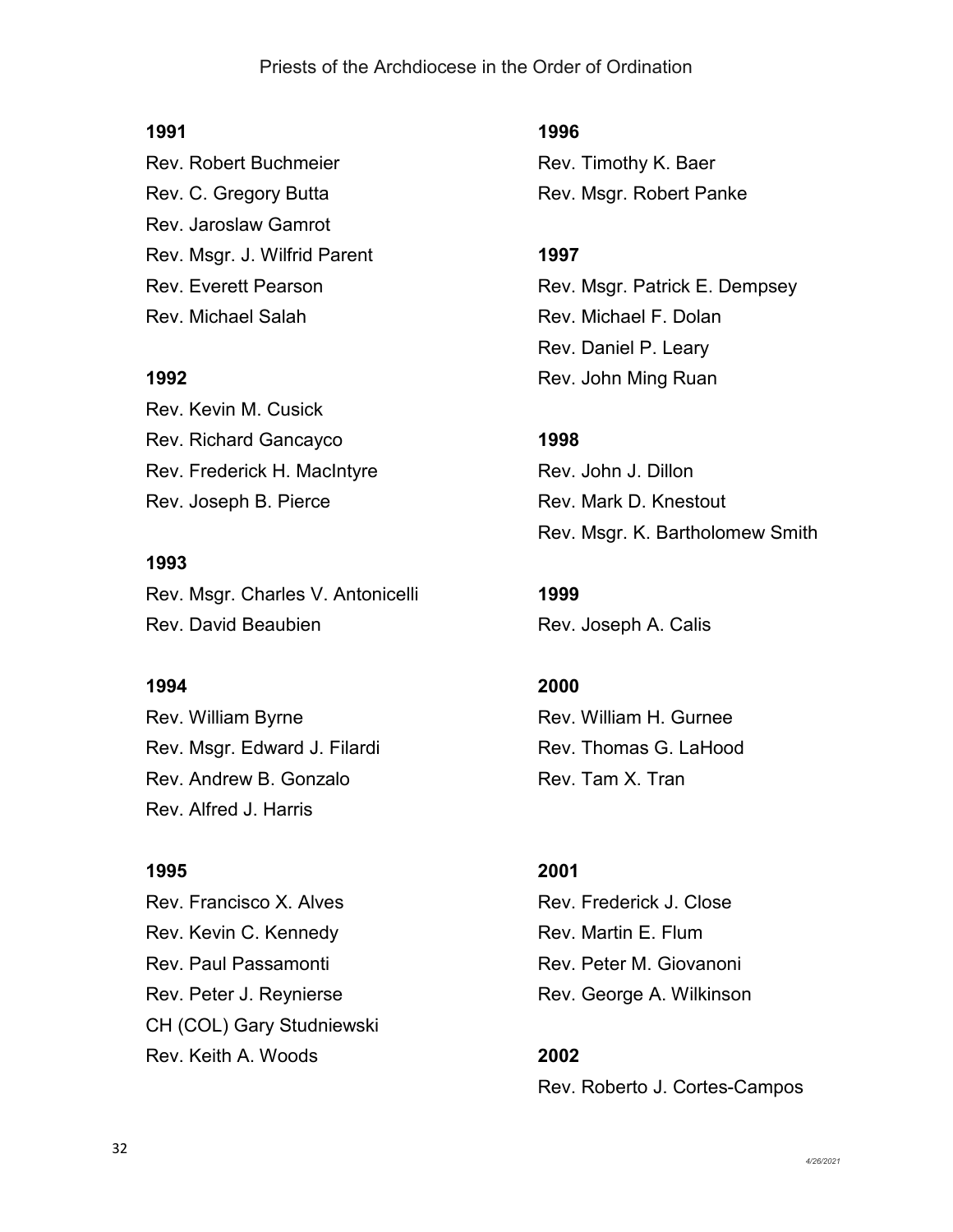**1991**

Rev. Robert Buchmeier
Rev. C. Gregory Butta
Rev. Jaroslaw Gamrot
Rev. Msgr. J. Wilfrid Parent
Rev. Everett Pearson
Rev. Michael Salah

**1992**

Rev. Kevin M. Cusick
Rev. Richard Gancayco
Rev. Frederick H. MacIntyre
Rev. Joseph B. Pierce

**1993**

Rev. Msgr. Charles V. Antonicelli
Rev. David Beaubien

**1994**

Rev. William Byrne
Rev. Msgr. Edward J. Filardi
Rev. Andrew B. Gonzalo
Rev. Alfred J. Harris

**1995**

Rev. Francisco X. Alves
Rev. Kevin C. Kennedy
Rev. Paul Passamonti
Rev. Peter J. Reynierse
CH (COL) Gary Studniewski
Rev. Keith A. Woods

**1996**

Rev. Timothy K. Baer
Rev. Msgr. Robert Panke

**1997**

Rev. Msgr. Patrick E. Dempsey
Rev. Michael F. Dolan
Rev. Daniel P. Leary
Rev. John Ming Ruan

**1998**

Rev. John J. Dillon
Rev. Mark D. Knestout
Rev. Msgr. K. Bartholomew Smith

**1999**

Rev. Joseph A. Calis

**2000**

Rev. William H. Gurnee
Rev. Thomas G. LaHood
Rev. Tam X. Tran

**2001**

Rev. Frederick J. Close
Rev. Martin E. Flum
Rev. Peter M. Giovanoni
Rev. George A. Wilkinson

**2002**

Rev. Roberto J. Cortes-Campos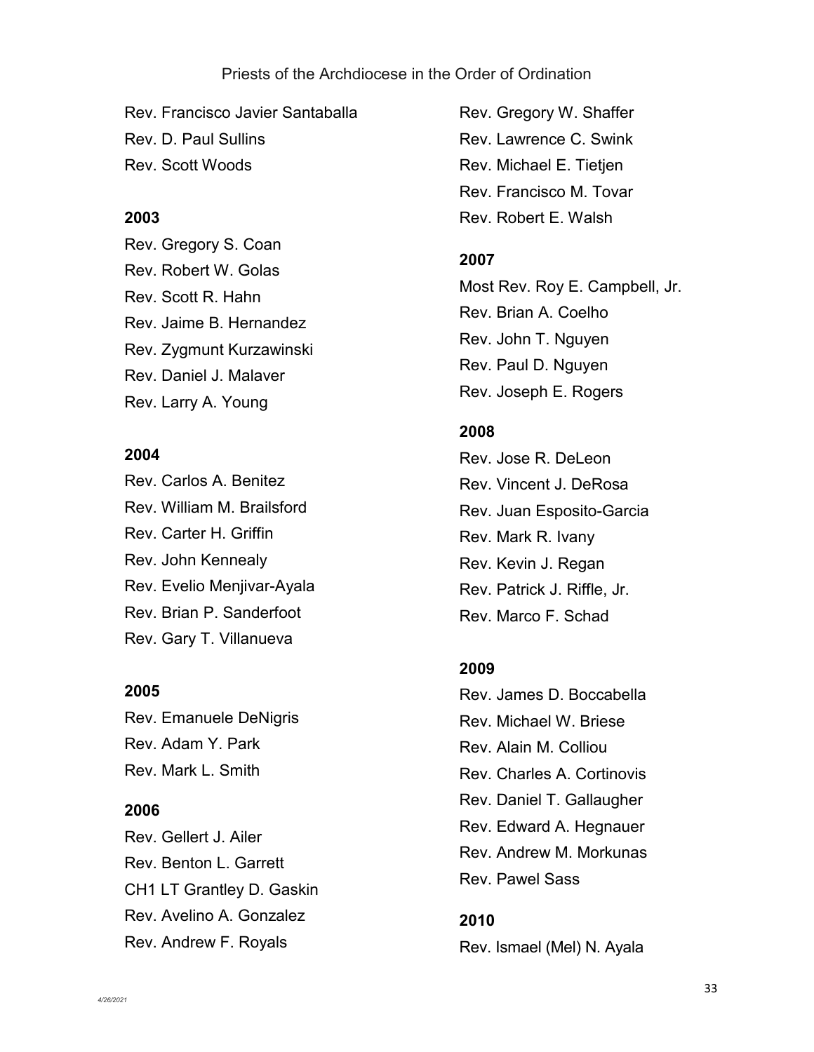Rev. Francisco Javier Santaballa
Rev. D. Paul Sullins
Rev. Scott Woods

**2003**

Rev. Gregory S. Coan
Rev. Robert W. Golas
Rev. Scott R. Hahn
Rev. Jaime B. Hernandez
Rev. Zygmunt Kurzawinski
Rev. Daniel J. Malaver
Rev. Larry A. Young

**2004**

Rev. Carlos A. Benitez
Rev. William M. Brailsford
Rev. Carter H. Griffin
Rev. John Kennealy
Rev. Evelio Menjivar-Ayala
Rev. Brian P. Sanderfoot
Rev. Gary T. Villanueva

**2005**

Rev. Emanuele DeNigris
Rev. Adam Y. Park
Rev. Mark L. Smith

**2006**

Rev. Gellert J. Ailer
Rev. Benton L. Garrett
CH1 LT Grantley D. Gaskin
Rev. Avelino A. Gonzalez
Rev. Andrew F. Royals
Rev. Gregory W. Shaffer
Rev. Lawrence C. Swink
Rev. Michael E. Tietjen
Rev. Francisco M. Tovar
Rev. Robert E. Walsh

**2007**

Most Rev. Roy E. Campbell, Jr.
Rev. Brian A. Coelho
Rev. John T. Nguyen
Rev. Paul D. Nguyen
Rev. Joseph E. Rogers

**2008**

Rev. Jose R. DeLeon
Rev. Vincent J. DeRosa
Rev. Juan Esposito-Garcia
Rev. Mark R. Ivany
Rev. Kevin J. Regan
Rev. Patrick J. Riffle, Jr.
Rev. Marco F. Schad

**2009**

Rev. James D. Boccabella
Rev. Michael W. Briese
Rev. Alain M. Colliou
Rev. Charles A. Cortinovis
Rev. Daniel T. Gallaugher
Rev. Edward A. Hegnauer
Rev. Andrew M. Morkunas
Rev. Pawel Sass

**2010**

Rev. Ismael (Mel) N. Ayala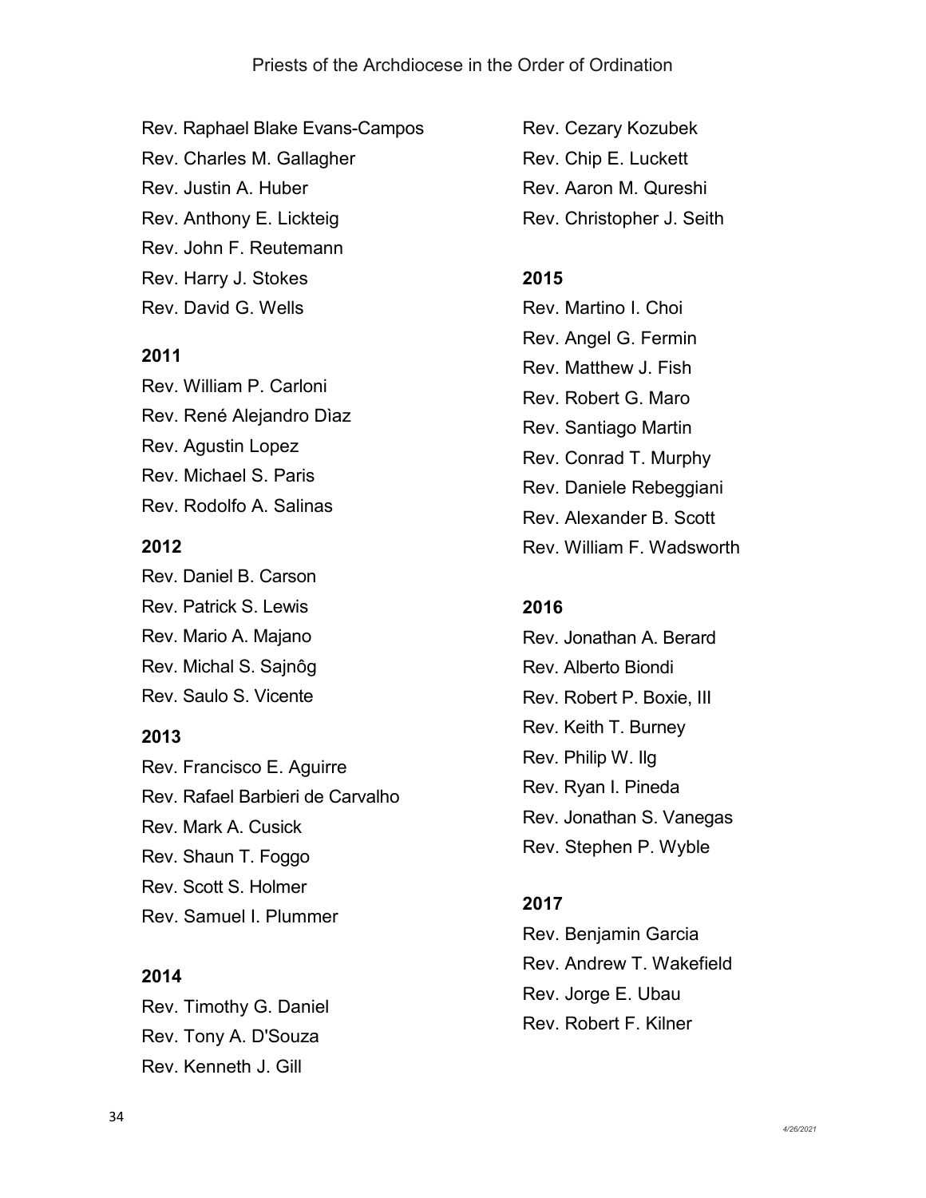Rev. Raphael Blake Evans-Campos
Rev. Charles M. Gallagher
Rev. Justin A. Huber
Rev. Anthony E. Lickteig
Rev. John F. Reutemann
Rev. Harry J. Stokes
Rev. David G. Wells

**2011**

Rev. William P. Carloni
Rev. René Alejandro Dìaz
Rev. Agustin Lopez
Rev. Michael S. Paris
Rev. Rodolfo A. Salinas

**2012**

Rev. Daniel B. Carson
Rev. Patrick S. Lewis
Rev. Mario A. Majano
Rev. Michal S. Sajnôg
Rev. Saulo S. Vicente

**2013**

Rev. Francisco E. Aguirre
Rev. Rafael Barbieri de Carvalho
Rev. Mark A. Cusick
Rev. Shaun T. Foggo
Rev. Scott S. Holmer
Rev. Samuel I. Plummer

**2014**

Rev. Timothy G. Daniel
Rev. Tony A. D'Souza
Rev. Kenneth J. Gill
Rev. Cezary Kozubek
Rev. Chip E. Luckett
Rev. Aaron M. Qureshi
Rev. Christopher J. Seith

**2015**

Rev. Martino I. Choi
Rev. Angel G. Fermin
Rev. Matthew J. Fish
Rev. Robert G. Maro
Rev. Santiago Martin
Rev. Conrad T. Murphy
Rev. Daniele Rebeggiani
Rev. Alexander B. Scott
Rev. William F. Wadsworth

**2016**

Rev. Jonathan A. Berard
Rev. Alberto Biondi
Rev. Robert P. Boxie, III
Rev. Keith T. Burney
Rev. Philip W. Ilg
Rev. Ryan I. Pineda
Rev. Jonathan S. Vanegas
Rev. Stephen P. Wyble

**2017**

Rev. Benjamin Garcia
Rev. Andrew T. Wakefield
Rev. Jorge E. Ubau
Rev. Robert F. Kilner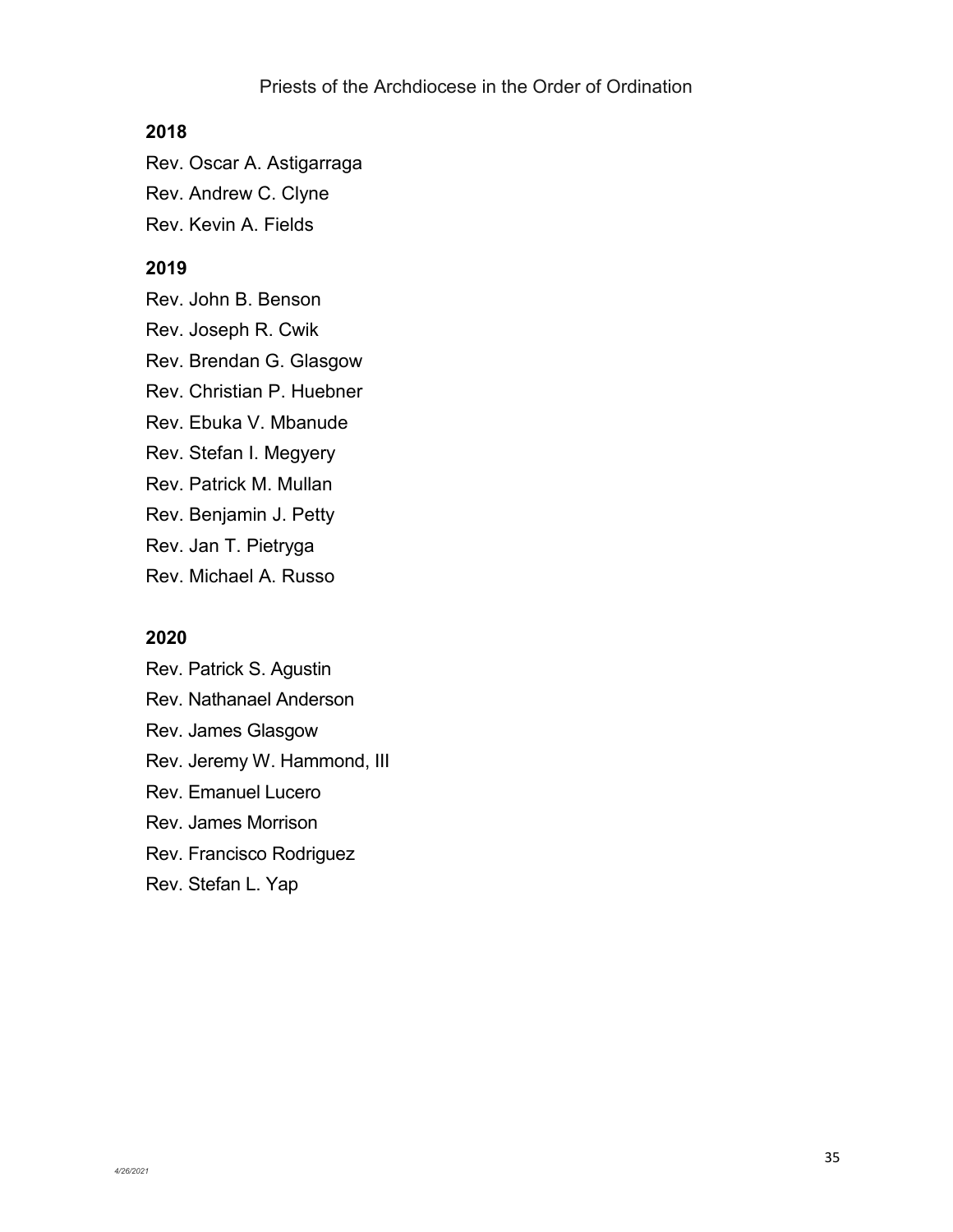Priests of the Archdiocese in the Order of Ordination

**2018**

Rev. Oscar A. Astigarraga
Rev. Andrew C. Clyne
Rev. Kevin A. Fields

**2019**

Rev. John B. Benson
Rev. Joseph R. Cwik
Rev. Brendan G. Glasgow
Rev. Christian P. Huebner
Rev. Ebuka V. Mbanude
Rev. Stefan I. Megyery
Rev. Patrick M. Mullan
Rev. Benjamin J. Petty
Rev. Jan T. Pietryga
Rev. Michael A. Russo

**2020**

Rev. Patrick S. Agustin
Rev. Nathanael Anderson
Rev. James Glasgow
Rev. Jeremy W. Hammond, III
Rev. Emanuel Lucero
Rev. James Morrison
Rev. Francisco Rodriguez
Rev. Stefan L. Yap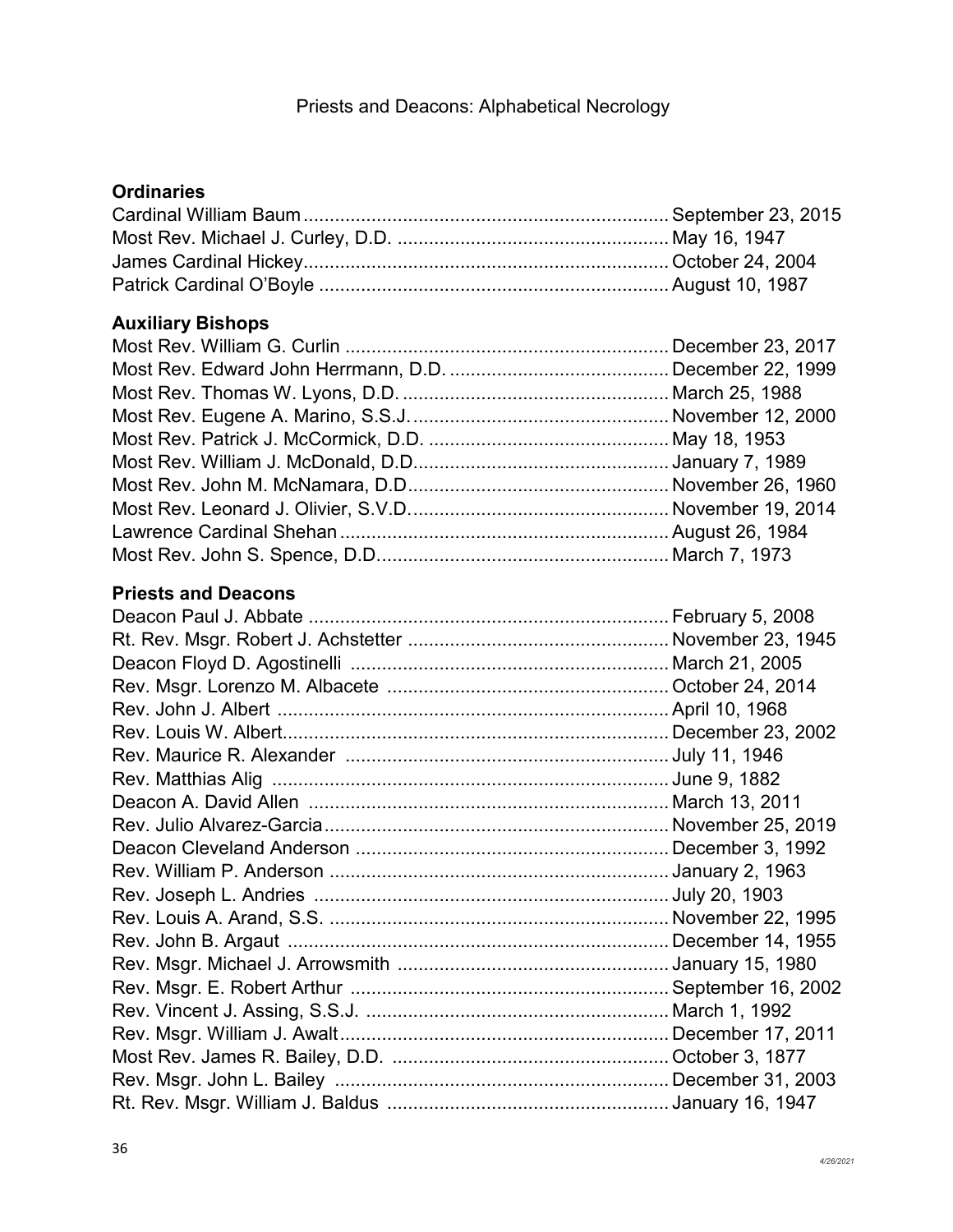## Priests and Deacons: Alphabetical Necrology

### Ordinaries

| Name | Date |
|---|---|
| Cardinal William Baum | September 23, 2015 |
| Most Rev. Michael J. Curley, D.D. | May 16, 1947 |
| James Cardinal Hickey | October 24, 2004 |
| Patrick Cardinal O'Boyle | August 10, 1987 |

### Auxiliary Bishops

| Name | Date |
|---|---|
| Most Rev. William G. Curlin | December 23, 2017 |
| Most Rev. Edward John Herrmann, D.D. | December 22, 1999 |
| Most Rev. Thomas W. Lyons, D.D. | March 25, 1988 |
| Most Rev. Eugene A. Marino, S.S.J. | November 12, 2000 |
| Most Rev. Patrick J. McCormick, D.D. | May 18, 1953 |
| Most Rev. William J. McDonald, D.D. | January 7, 1989 |
| Most Rev. John M. McNamara, D.D. | November 26, 1960 |
| Most Rev. Leonard J. Olivier, S.V.D. | November 19, 2014 |
| Lawrence Cardinal Shehan | August 26, 1984 |
| Most Rev. John S. Spence, D.D. | March 7, 1973 |

### Priests and Deacons

| Name | Date |
|---|---|
| Deacon Paul J. Abbate | February 5, 2008 |
| Rt. Rev. Msgr. Robert J. Achstetter | November 23, 1945 |
| Deacon Floyd D. Agostinelli | March 21, 2005 |
| Rev. Msgr. Lorenzo M. Albacete | October 24, 2014 |
| Rev. John J. Albert | April 10, 1968 |
| Rev. Louis W. Albert | December 23, 2002 |
| Rev. Maurice R. Alexander | July 11, 1946 |
| Rev. Matthias Alig | June 9, 1882 |
| Deacon A. David Allen | March 13, 2011 |
| Rev. Julio Alvarez-Garcia | November 25, 2019 |
| Deacon Cleveland Anderson | December 3, 1992 |
| Rev. William P. Anderson | January 2, 1963 |
| Rev. Joseph L. Andries | July 20, 1903 |
| Rev. Louis A. Arand, S.S. | November 22, 1995 |
| Rev. John B. Argaut | December 14, 1955 |
| Rev. Msgr. Michael J. Arrowsmith | January 15, 1980 |
| Rev. Msgr. E. Robert Arthur | September 16, 2002 |
| Rev. Vincent J. Assing, S.S.J. | March 1, 1992 |
| Rev. Msgr. William J. Awalt | December 17, 2011 |
| Most Rev. James R. Bailey, D.D. | October 3, 1877 |
| Rev. Msgr. John L. Bailey | December 31, 2003 |
| Rt. Rev. Msgr. William J. Baldus | January 16, 1947 |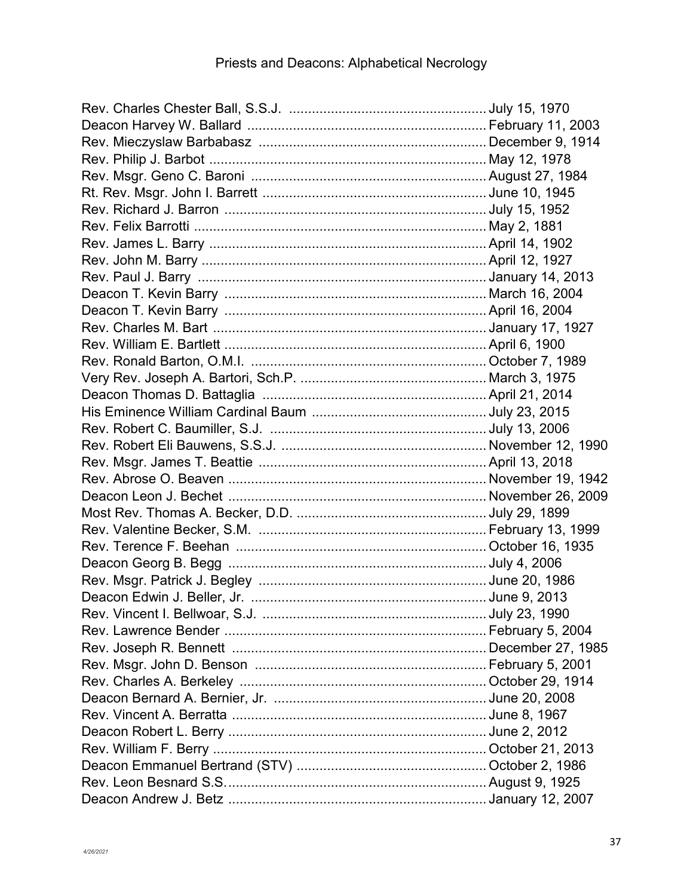# Priests and Deacons: Alphabetical Necrology

| | |
|---|---|
| Rev. Charles Chester Ball, S.S.J. | July 15, 1970 |
| Deacon Harvey W. Ballard | February 11, 2003 |
| Rev. Mieczyslaw Barbabasz | December 9, 1914 |
| Rev. Philip J. Barbot | May 12, 1978 |
| Rev. Msgr. Geno C. Baroni | August 27, 1984 |
| Rt. Rev. Msgr. John I. Barrett | June 10, 1945 |
| Rev. Richard J. Barron | July 15, 1952 |
| Rev. Felix Barrotti | May 2, 1881 |
| Rev. James L. Barry | April 14, 1902 |
| Rev. John M. Barry | April 12, 1927 |
| Rev. Paul J. Barry | January 14, 2013 |
| Deacon T. Kevin Barry | March 16, 2004 |
| Deacon T. Kevin Barry | April 16, 2004 |
| Rev. Charles M. Bart | January 17, 1927 |
| Rev. William E. Bartlett | April 6, 1900 |
| Rev. Ronald Barton, O.M.I. | October 7, 1989 |
| Very Rev. Joseph A. Bartori, Sch.P. | March 3, 1975 |
| Deacon Thomas D. Battaglia | April 21, 2014 |
| His Eminence William Cardinal Baum | July 23, 2015 |
| Rev. Robert C. Baumiller, S.J. | July 13, 2006 |
| Rev. Robert Eli Bauwens, S.S.J. | November 12, 1990 |
| Rev. Msgr. James T. Beattie | April 13, 2018 |
| Rev. Abrose O. Beaven | November 19, 1942 |
| Deacon Leon J. Bechet | November 26, 2009 |
| Most Rev. Thomas A. Becker, D.D. | July 29, 1899 |
| Rev. Valentine Becker, S.M. | February 13, 1999 |
| Rev. Terence F. Beehan | October 16, 1935 |
| Deacon Georg B. Begg | July 4, 2006 |
| Rev. Msgr. Patrick J. Begley | June 20, 1986 |
| Deacon Edwin J. Beller, Jr. | June 9, 2013 |
| Rev. Vincent I. Bellwoar, S.J. | July 23, 1990 |
| Rev. Lawrence Bender | February 5, 2004 |
| Rev. Joseph R. Bennett | December 27, 1985 |
| Rev. Msgr. John D. Benson | February 5, 2001 |
| Rev. Charles A. Berkeley | October 29, 1914 |
| Deacon Bernard A. Bernier, Jr. | June 20, 2008 |
| Rev. Vincent A. Berratta | June 8, 1967 |
| Deacon Robert L. Berry | June 2, 2012 |
| Rev. William F. Berry | October 21, 2013 |
| Deacon Emmanuel Bertrand (STV) | October 2, 1986 |
| Rev. Leon Besnard S.S. | August 9, 1925 |
| Deacon Andrew J. Betz | January 12, 2007 |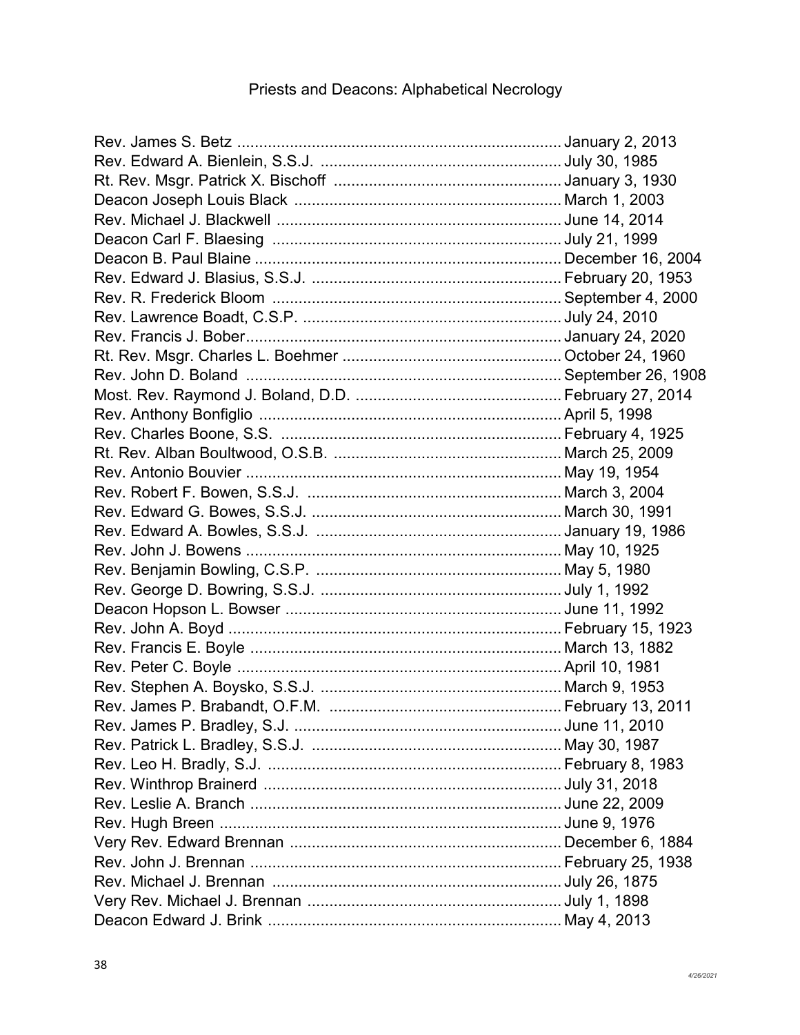# Priests and Deacons: Alphabetical Necrology

Rev. James S. Betz ........................................................................ January 2, 2013
Rev. Edward A. Bienlein, S.S.J. ...................................................... July 30, 1985
Rt. Rev. Msgr. Patrick X. Bischoff .................................................. January 3, 1930
Deacon Joseph Louis Black ............................................................ March 1, 2003
Rev. Michael J. Blackwell ............................................................... June 14, 2014
Deacon Carl F. Blaesing ................................................................ July 21, 1999
Deacon B. Paul Blaine .................................................................... December 16, 2004
Rev. Edward J. Blasius, S.S.J. ........................................................ February 20, 1953
Rev. R. Frederick Bloom ................................................................ September 4, 2000
Rev. Lawrence Boadt, C.S.P. .......................................................... July 24, 2010
Rev. Francis J. Bober ...................................................................... January 24, 2020
Rt. Rev. Msgr. Charles L. Boehmer ................................................. October 24, 1960
Rev. John D. Boland ....................................................................... September 26, 1908
Most. Rev. Raymond J. Boland, D.D. ............................................... February 27, 2014
Rev. Anthony Bonfiglio .................................................................... April 5, 1998
Rev. Charles Boone, S.S. ............................................................... February 4, 1925
Rt. Rev. Alban Boultwood, O.S.B. ................................................... March 25, 2009
Rev. Antonio Bouvier ...................................................................... May 19, 1954
Rev. Robert F. Bowen, S.S.J. ......................................................... March 3, 2004
Rev. Edward G. Bowes, S.S.J. ....................................................... March 30, 1991
Rev. Edward A. Bowles, S.S.J. ....................................................... January 19, 1986
Rev. John J. Bowens ...................................................................... May 10, 1925
Rev. Benjamin Bowling, C.S.P. ....................................................... May 5, 1980
Rev. George D. Bowring, S.S.J. ...................................................... July 1, 1992
Deacon Hopson L. Bowser .............................................................. June 11, 1992
Rev. John A. Boyd .......................................................................... February 15, 1923
Rev. Francis E. Boyle ...................................................................... March 13, 1882
Rev. Peter C. Boyle ........................................................................ April 10, 1981
Rev. Stephen A. Boysko, S.S.J. ...................................................... March 9, 1953
Rev. James P. Brabandt, O.F.M. .................................................... February 13, 2011
Rev. James P. Bradley, S.J. ............................................................ June 11, 2010
Rev. Patrick L. Bradley, S.S.J. ........................................................ May 30, 1987
Rev. Leo H. Bradly, S.J. ................................................................. February 8, 1983
Rev. Winthrop Brainerd .................................................................. July 31, 2018
Rev. Leslie A. Branch ...................................................................... June 22, 2009
Rev. Hugh Breen ............................................................................. June 9, 1976
Very Rev. Edward Brennan ............................................................. December 6, 1884
Rev. John J. Brennan ...................................................................... February 25, 1938
Rev. Michael J. Brennan ................................................................. July 26, 1875
Very Rev. Michael J. Brennan ......................................................... July 1, 1898
Deacon Edward J. Brink .................................................................. May 4, 2013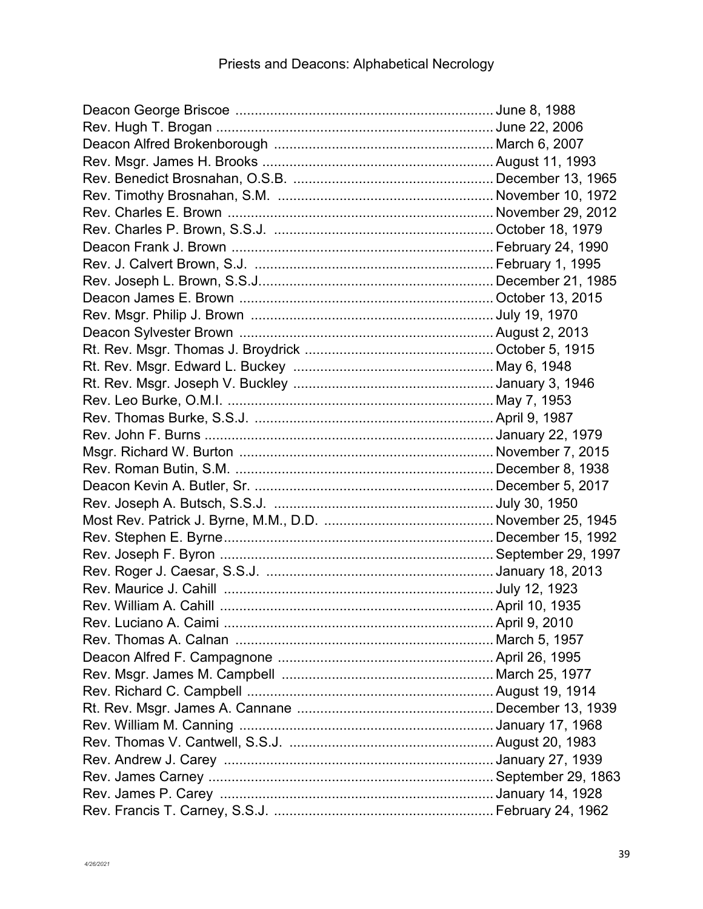# Priests and Deacons: Alphabetical Necrology

| | |
|---|---|
| Deacon George Briscoe | June 8, 1988 |
| Rev. Hugh T. Brogan | June 22, 2006 |
| Deacon Alfred Brokenborough | March 6, 2007 |
| Rev. Msgr. James H. Brooks | August 11, 1993 |
| Rev. Benedict Brosnahan, O.S.B. | December 13, 1965 |
| Rev. Timothy Brosnahan, S.M. | November 10, 1972 |
| Rev. Charles E. Brown | November 29, 2012 |
| Rev. Charles P. Brown, S.S.J. | October 18, 1979 |
| Deacon Frank J. Brown | February 24, 1990 |
| Rev. J. Calvert Brown, S.J. | February 1, 1995 |
| Rev. Joseph L. Brown, S.S.J. | December 21, 1985 |
| Deacon James E. Brown | October 13, 2015 |
| Rev. Msgr. Philip J. Brown | July 19, 1970 |
| Deacon Sylvester Brown | August 2, 2013 |
| Rt. Rev. Msgr. Thomas J. Broydrick | October 5, 1915 |
| Rt. Rev. Msgr. Edward L. Buckey | May 6, 1948 |
| Rt. Rev. Msgr. Joseph V. Buckley | January 3, 1946 |
| Rev. Leo Burke, O.M.I. | May 7, 1953 |
| Rev. Thomas Burke, S.S.J. | April 9, 1987 |
| Rev. John F. Burns | January 22, 1979 |
| Msgr. Richard W. Burton | November 7, 2015 |
| Rev. Roman Butin, S.M. | December 8, 1938 |
| Deacon Kevin A. Butler, Sr. | December 5, 2017 |
| Rev. Joseph A. Butsch, S.S.J. | July 30, 1950 |
| Most Rev. Patrick J. Byrne, M.M., D.D. | November 25, 1945 |
| Rev. Stephen E. Byrne | December 15, 1992 |
| Rev. Joseph F. Byron | September 29, 1997 |
| Rev. Roger J. Caesar, S.S.J. | January 18, 2013 |
| Rev. Maurice J. Cahill | July 12, 1923 |
| Rev. William A. Cahill | April 10, 1935 |
| Rev. Luciano A. Caimi | April 9, 2010 |
| Rev. Thomas A. Calnan | March 5, 1957 |
| Deacon Alfred F. Campagnone | April 26, 1995 |
| Rev. Msgr. James M. Campbell | March 25, 1977 |
| Rev. Richard C. Campbell | August 19, 1914 |
| Rt. Rev. Msgr. James A. Cannane | December 13, 1939 |
| Rev. William M. Canning | January 17, 1968 |
| Rev. Thomas V. Cantwell, S.S.J. | August 20, 1983 |
| Rev. Andrew J. Carey | January 27, 1939 |
| Rev. James Carney | September 29, 1863 |
| Rev. James P. Carey | January 14, 1928 |
| Rev. Francis T. Carney, S.S.J. | February 24, 1962 |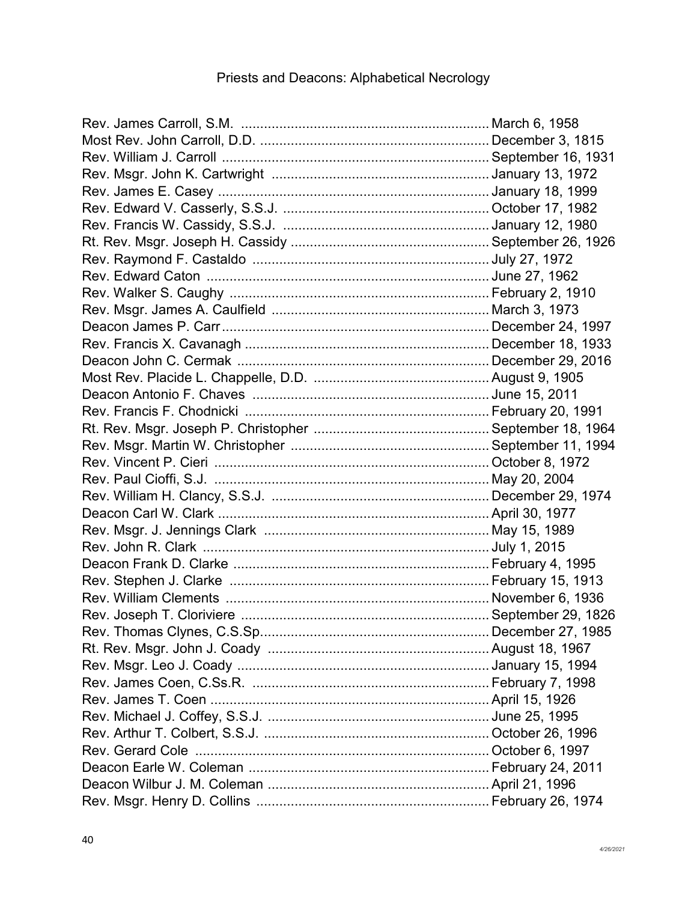# Priests and Deacons: Alphabetical Necrology

Rev. James Carroll, S.M. ................................................................ March 6, 1958
Most Rev. John Carroll, D.D. ........................................................... December 3, 1815
Rev. William J. Carroll ..................................................................... September 16, 1931
Rev. Msgr. John K. Cartwright ........................................................ January 13, 1972
Rev. James E. Casey ....................................................................... January 18, 1999
Rev. Edward V. Casserly, S.S.J. ..................................................... October 17, 1982
Rev. Francis W. Cassidy, S.S.J. ..................................................... January 12, 1980
Rt. Rev. Msgr. Joseph H. Cassidy ................................................... September 26, 1926
Rev. Raymond F. Castaldo ............................................................. July 27, 1972
Rev. Edward Caton ......................................................................... June 27, 1962
Rev. Walker S. Caughy ................................................................... February 2, 1910
Rev. Msgr. James A. Caulfield ........................................................ March 3, 1973
Deacon James P. Carr..................................................................... December 24, 1997
Rev. Francis X. Cavanagh ............................................................... December 18, 1933
Deacon John C. Cermak ................................................................. December 29, 2016
Most Rev. Placide L. Chappelle, D.D. ............................................. August 9, 1905
Deacon Antonio F. Chaves ............................................................. June 15, 2011
Rev. Francis F. Chodnicki ............................................................... February 20, 1991
Rt. Rev. Msgr. Joseph P. Christopher ............................................. September 18, 1964
Rev. Msgr. Martin W. Christopher .................................................. September 11, 1994
Rev. Vincent P. Cieri ....................................................................... October 8, 1972
Rev. Paul Cioffi, S.J. ....................................................................... May 20, 2004
Rev. William H. Clancy, S.S.J. ........................................................ December 29, 1974
Deacon Carl W. Clark ...................................................................... April 30, 1977
Rev. Msgr. J. Jennings Clark .......................................................... May 15, 1989
Rev. John R. Clark .......................................................................... July 1, 2015
Deacon Frank D. Clarke .................................................................. February 4, 1995
Rev. Stephen J. Clarke ................................................................... February 15, 1913
Rev. William Clements .................................................................... November 6, 1936
Rev. Joseph T. Cloriviere ................................................................ September 29, 1826
Rev. Thomas Clynes, C.S.Sp........................................................... December 27, 1985
Rt. Rev. Msgr. John J. Coady .......................................................... August 18, 1967
Rev. Msgr. Leo J. Coady ................................................................. January 15, 1994
Rev. James Coen, C.Ss.R. .............................................................. February 7, 1998
Rev. James T. Coen ......................................................................... April 15, 1926
Rev. Michael J. Coffey, S.S.J. .......................................................... June 25, 1995
Rev. Arthur T. Colbert, S.S.J. ........................................................... October 26, 1996
Rev. Gerard Cole ............................................................................. October 6, 1997
Deacon Earle W. Coleman ............................................................... February 24, 2011
Deacon Wilbur J. M. Coleman .......................................................... April 21, 1996
Rev. Msgr. Henry D. Collins ............................................................. February 26, 1974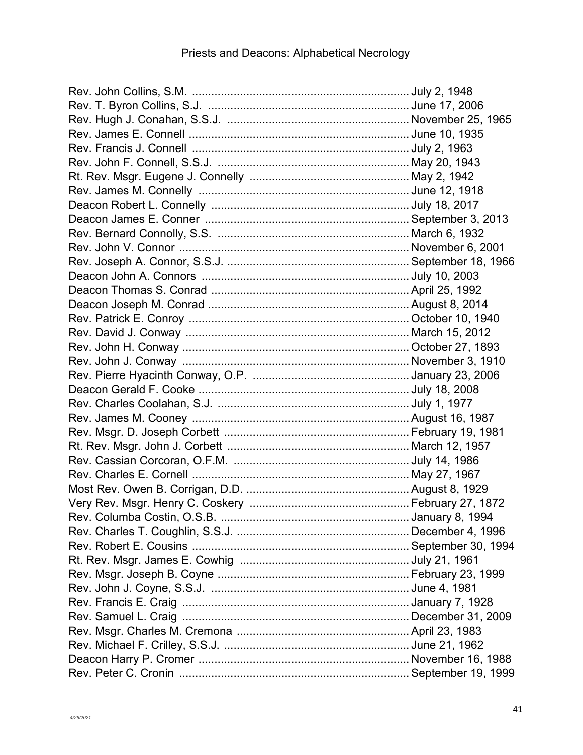# Priests and Deacons: Alphabetical Necrology

| | |
|---|---|
| Rev. John Collins, S.M. | July 2, 1948 |
| Rev. T. Byron Collins, S.J. | June 17, 2006 |
| Rev. Hugh J. Conahan, S.S.J. | November 25, 1965 |
| Rev. James E. Connell | June 10, 1935 |
| Rev. Francis J. Connell | July 2, 1963 |
| Rev. John F. Connell, S.S.J. | May 20, 1943 |
| Rt. Rev. Msgr. Eugene J. Connelly | May 2, 1942 |
| Rev. James M. Connelly | June 12, 1918 |
| Deacon Robert L. Connelly | July 18, 2017 |
| Deacon James E. Conner | September 3, 2013 |
| Rev. Bernard Connolly, S.S. | March 6, 1932 |
| Rev. John V. Connor | November 6, 2001 |
| Rev. Joseph A. Connor, S.S.J. | September 18, 1966 |
| Deacon John A. Connors | July 10, 2003 |
| Deacon Thomas S. Conrad | April 25, 1992 |
| Deacon Joseph M. Conrad | August 8, 2014 |
| Rev. Patrick E. Conroy | October 10, 1940 |
| Rev. David J. Conway | March 15, 2012 |
| Rev. John H. Conway | October 27, 1893 |
| Rev. John J. Conway | November 3, 1910 |
| Rev. Pierre Hyacinth Conway, O.P. | January 23, 2006 |
| Deacon Gerald F. Cooke | July 18, 2008 |
| Rev. Charles Coolahan, S.J. | July 1, 1977 |
| Rev. James M. Cooney | August 16, 1987 |
| Rev. Msgr. D. Joseph Corbett | February 19, 1981 |
| Rt. Rev. Msgr. John J. Corbett | March 12, 1957 |
| Rev. Cassian Corcoran, O.F.M. | July 14, 1986 |
| Rev. Charles E. Cornell | May 27, 1967 |
| Most Rev. Owen B. Corrigan, D.D. | August 8, 1929 |
| Very Rev. Msgr. Henry C. Coskery | February 27, 1872 |
| Rev. Columba Costin, O.S.B. | January 8, 1994 |
| Rev. Charles T. Coughlin, S.S.J. | December 4, 1996 |
| Rev. Robert E. Cousins | September 30, 1994 |
| Rt. Rev. Msgr. James E. Cowhig | July 21, 1961 |
| Rev. Msgr. Joseph B. Coyne | February 23, 1999 |
| Rev. John J. Coyne, S.S.J. | June 4, 1981 |
| Rev. Francis E. Craig | January 7, 1928 |
| Rev. Samuel L. Craig | December 31, 2009 |
| Rev. Msgr. Charles M. Cremona | April 23, 1983 |
| Rev. Michael F. Crilley, S.S.J. | June 21, 1962 |
| Deacon Harry P. Cromer | November 16, 1988 |
| Rev. Peter C. Cronin | September 19, 1999 |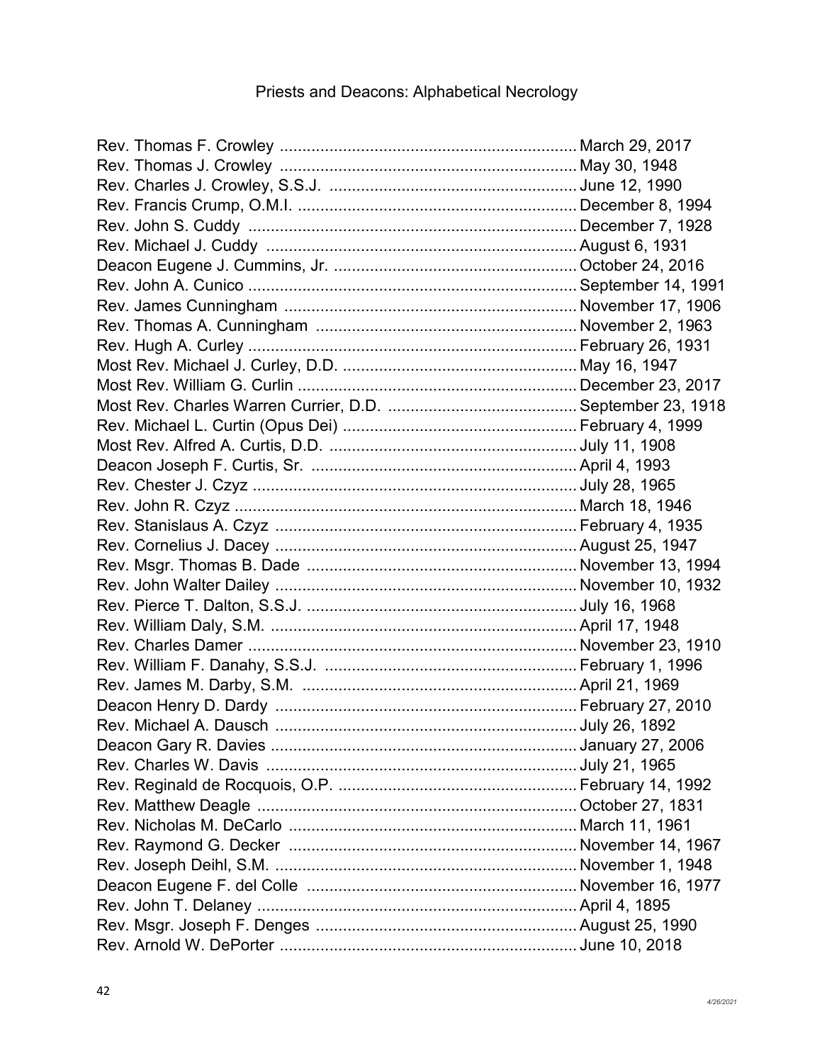# Priests and Deacons: Alphabetical Necrology

| | |
|---|---|
| Rev. Thomas F. Crowley | March 29, 2017 |
| Rev. Thomas J. Crowley | May 30, 1948 |
| Rev. Charles J. Crowley, S.S.J. | June 12, 1990 |
| Rev. Francis Crump, O.M.I. | December 8, 1994 |
| Rev. John S. Cuddy | December 7, 1928 |
| Rev. Michael J. Cuddy | August 6, 1931 |
| Deacon Eugene J. Cummins, Jr. | October 24, 2016 |
| Rev. John A. Cunico | September 14, 1991 |
| Rev. James Cunningham | November 17, 1906 |
| Rev. Thomas A. Cunningham | November 2, 1963 |
| Rev. Hugh A. Curley | February 26, 1931 |
| Most Rev. Michael J. Curley, D.D. | May 16, 1947 |
| Most Rev. William G. Curlin | December 23, 2017 |
| Most Rev. Charles Warren Currier, D.D. | September 23, 1918 |
| Rev. Michael L. Curtin (Opus Dei) | February 4, 1999 |
| Most Rev. Alfred A. Curtis, D.D. | July 11, 1908 |
| Deacon Joseph F. Curtis, Sr. | April 4, 1993 |
| Rev. Chester J. Czyz | July 28, 1965 |
| Rev. John R. Czyz | March 18, 1946 |
| Rev. Stanislaus A. Czyz | February 4, 1935 |
| Rev. Cornelius J. Dacey | August 25, 1947 |
| Rev. Msgr. Thomas B. Dade | November 13, 1994 |
| Rev. John Walter Dailey | November 10, 1932 |
| Rev. Pierce T. Dalton, S.S.J. | July 16, 1968 |
| Rev. William Daly, S.M. | April 17, 1948 |
| Rev. Charles Damer | November 23, 1910 |
| Rev. William F. Danahy, S.S.J. | February 1, 1996 |
| Rev. James M. Darby, S.M. | April 21, 1969 |
| Deacon Henry D. Dardy | February 27, 2010 |
| Rev. Michael A. Dausch | July 26, 1892 |
| Deacon Gary R. Davies | January 27, 2006 |
| Rev. Charles W. Davis | July 21, 1965 |
| Rev. Reginald de Rocquois, O.P. | February 14, 1992 |
| Rev. Matthew Deagle | October 27, 1831 |
| Rev. Nicholas M. DeCarlo | March 11, 1961 |
| Rev. Raymond G. Decker | November 14, 1967 |
| Rev. Joseph Deihl, S.M. | November 1, 1948 |
| Deacon Eugene F. del Colle | November 16, 1977 |
| Rev. John T. Delaney | April 4, 1895 |
| Rev. Msgr. Joseph F. Denges | August 25, 1990 |
| Rev. Arnold W. DePorter | June 10, 2018 |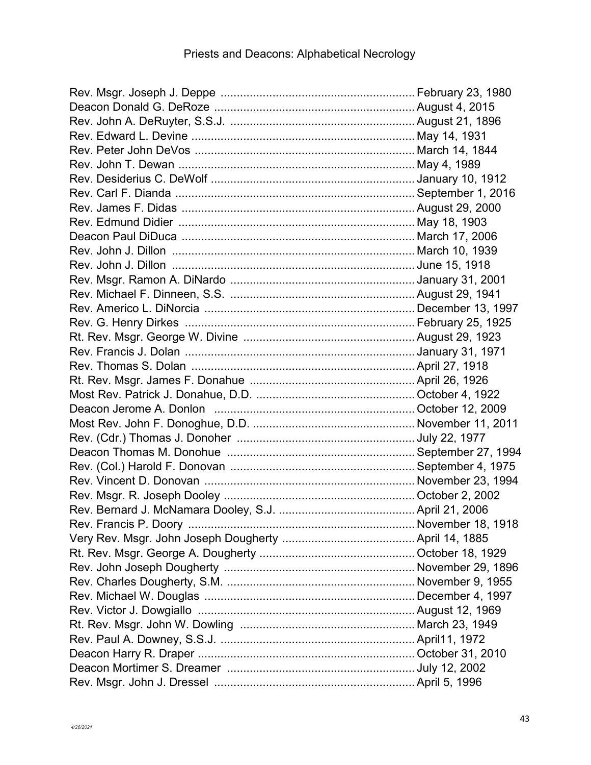# Priests and Deacons: Alphabetical Necrology

| | |
|---|---|
| Rev. Msgr. Joseph J. Deppe | February 23, 1980 |
| Deacon Donald G. DeRoze | August 4, 2015 |
| Rev. John A. DeRuyter, S.S.J. | August 21, 1896 |
| Rev. Edward L. Devine | May 14, 1931 |
| Rev. Peter John DeVos | March 14, 1844 |
| Rev. John T. Dewan | May 4, 1989 |
| Rev. Desiderius C. DeWolf | January 10, 1912 |
| Rev. Carl F. Dianda | September 1, 2016 |
| Rev. James F. Didas | August 29, 2000 |
| Rev. Edmund Didier | May 18, 1903 |
| Deacon Paul DiDuca | March 17, 2006 |
| Rev. John J. Dillon | March 10, 1939 |
| Rev. John J. Dillon | June 15, 1918 |
| Rev. Msgr. Ramon A. DiNardo | January 31, 2001 |
| Rev. Michael F. Dinneen, S.S. | August 29, 1941 |
| Rev. Americo L. DiNorcia | December 13, 1997 |
| Rev. G. Henry Dirkes | February 25, 1925 |
| Rt. Rev. Msgr. George W. Divine | August 29, 1923 |
| Rev. Francis J. Dolan | January 31, 1971 |
| Rev. Thomas S. Dolan | April 27, 1918 |
| Rt. Rev. Msgr. James F. Donahue | April 26, 1926 |
| Most Rev. Patrick J. Donahue, D.D. | October 4, 1922 |
| Deacon Jerome A. Donlon | October 12, 2009 |
| Most Rev. John F. Donoghue, D.D. | November 11, 2011 |
| Rev. (Cdr.) Thomas J. Donoher | July 22, 1977 |
| Deacon Thomas M. Donohue | September 27, 1994 |
| Rev. (Col.) Harold F. Donovan | September 4, 1975 |
| Rev. Vincent D. Donovan | November 23, 1994 |
| Rev. Msgr. R. Joseph Dooley | October 2, 2002 |
| Rev. Bernard J. McNamara Dooley, S.J. | April 21, 2006 |
| Rev. Francis P. Doory | November 18, 1918 |
| Very Rev. Msgr. John Joseph Dougherty | April 14, 1885 |
| Rt. Rev. Msgr. George A. Dougherty | October 18, 1929 |
| Rev. John Joseph Dougherty | November 29, 1896 |
| Rev. Charles Dougherty, S.M. | November 9, 1955 |
| Rev. Michael W. Douglas | December 4, 1997 |
| Rev. Victor J. Dowgiallo | August 12, 1969 |
| Rt. Rev. Msgr. John W. Dowling | March 23, 1949 |
| Rev. Paul A. Downey, S.S.J. | April11, 1972 |
| Deacon Harry R. Draper | October 31, 2010 |
| Deacon Mortimer S. Dreamer | July 12, 2002 |
| Rev. Msgr. John J. Dressel | April 5, 1996 |

*4/26/2021*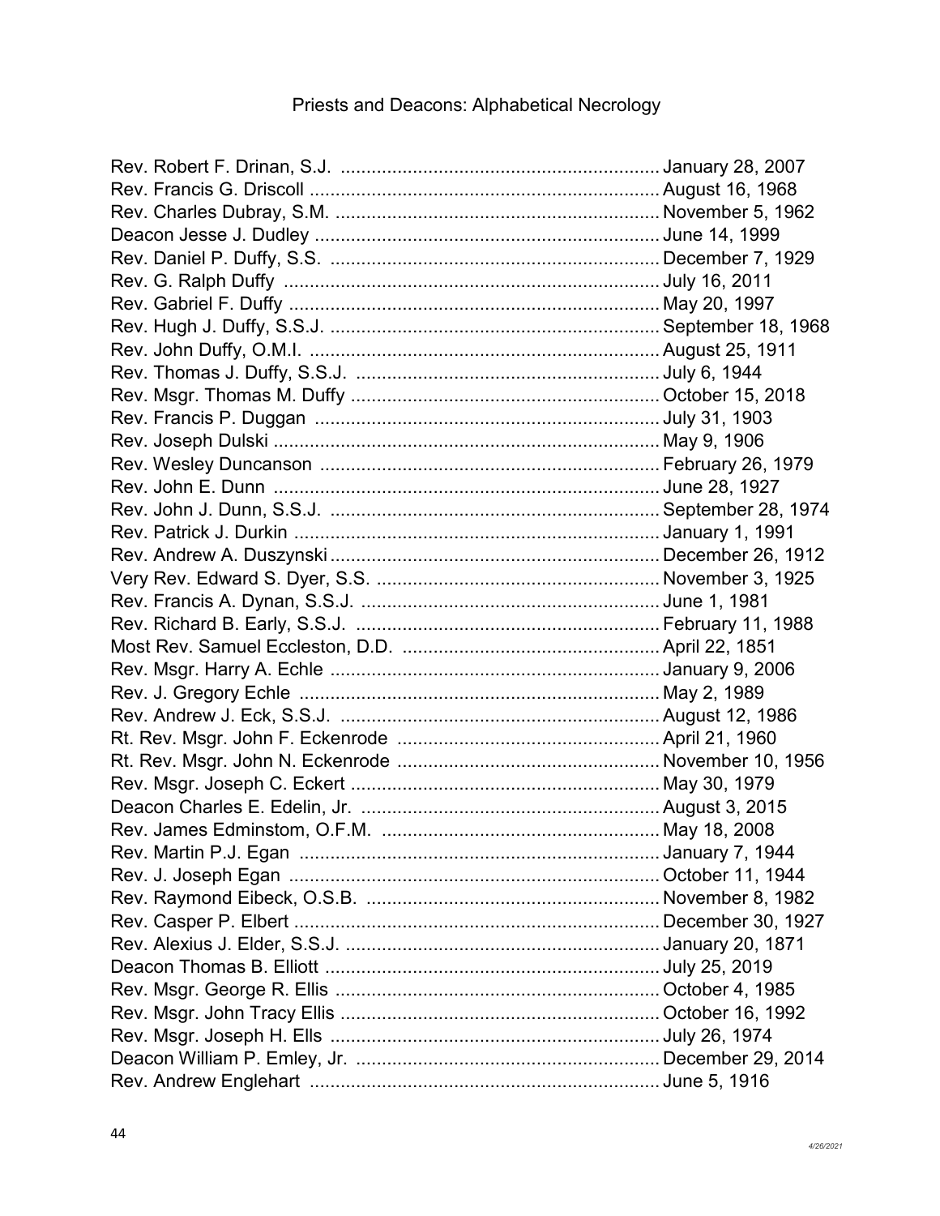Priests and Deacons: Alphabetical Necrology

| | |
|---|---|
| Rev. Robert F. Drinan, S.J. | January 28, 2007 |
| Rev. Francis G. Driscoll | August 16, 1968 |
| Rev. Charles Dubray, S.M. | November 5, 1962 |
| Deacon Jesse J. Dudley | June 14, 1999 |
| Rev. Daniel P. Duffy, S.S. | December 7, 1929 |
| Rev. G. Ralph Duffy | July 16, 2011 |
| Rev. Gabriel F. Duffy | May 20, 1997 |
| Rev. Hugh J. Duffy, S.S.J. | September 18, 1968 |
| Rev. John Duffy, O.M.I. | August 25, 1911 |
| Rev. Thomas J. Duffy, S.S.J. | July 6, 1944 |
| Rev. Msgr. Thomas M. Duffy | October 15, 2018 |
| Rev. Francis P. Duggan | July 31, 1903 |
| Rev. Joseph Dulski | May 9, 1906 |
| Rev. Wesley Duncanson | February 26, 1979 |
| Rev. John E. Dunn | June 28, 1927 |
| Rev. John J. Dunn, S.S.J. | September 28, 1974 |
| Rev. Patrick J. Durkin | January 1, 1991 |
| Rev. Andrew A. Duszynski | December 26, 1912 |
| Very Rev. Edward S. Dyer, S.S. | November 3, 1925 |
| Rev. Francis A. Dynan, S.S.J. | June 1, 1981 |
| Rev. Richard B. Early, S.S.J. | February 11, 1988 |
| Most Rev. Samuel Eccleston, D.D. | April 22, 1851 |
| Rev. Msgr. Harry A. Echle | January 9, 2006 |
| Rev. J. Gregory Echle | May 2, 1989 |
| Rev. Andrew J. Eck, S.S.J. | August 12, 1986 |
| Rt. Rev. Msgr. John F. Eckenrode | April 21, 1960 |
| Rt. Rev. Msgr. John N. Eckenrode | November 10, 1956 |
| Rev. Msgr. Joseph C. Eckert | May 30, 1979 |
| Deacon Charles E. Edelin, Jr. | August 3, 2015 |
| Rev. James Edminstom, O.F.M. | May 18, 2008 |
| Rev. Martin P.J. Egan | January 7, 1944 |
| Rev. J. Joseph Egan | October 11, 1944 |
| Rev. Raymond Eibeck, O.S.B. | November 8, 1982 |
| Rev. Casper P. Elbert | December 30, 1927 |
| Rev. Alexius J. Elder, S.S.J. | January 20, 1871 |
| Deacon Thomas B. Elliott | July 25, 2019 |
| Rev. Msgr. George R. Ellis | October 4, 1985 |
| Rev. Msgr. John Tracy Ellis | October 16, 1992 |
| Rev. Msgr. Joseph H. Ells | July 26, 1974 |
| Deacon William P. Emley, Jr. | December 29, 2014 |
| Rev. Andrew Englehart | June 5, 1916 |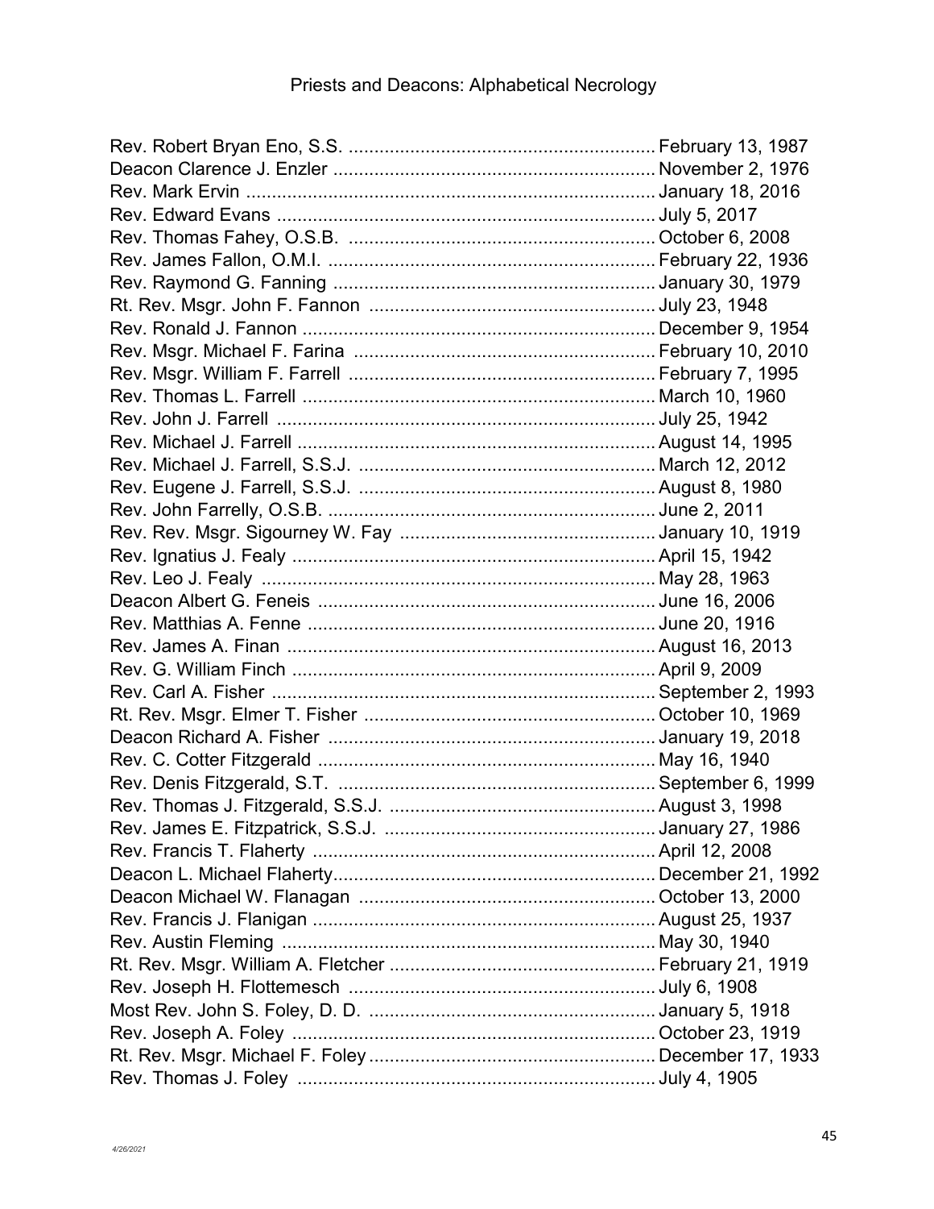| | |
|---|---|
| Rev. Robert Bryan Eno, S.S. | February 13, 1987 |
| Deacon Clarence J. Enzler | November 2, 1976 |
| Rev. Mark Ervin | January 18, 2016 |
| Rev. Edward Evans | July 5, 2017 |
| Rev. Thomas Fahey, O.S.B. | October 6, 2008 |
| Rev. James Fallon, O.M.I. | February 22, 1936 |
| Rev. Raymond G. Fanning | January 30, 1979 |
| Rt. Rev. Msgr. John F. Fannon | July 23, 1948 |
| Rev. Ronald J. Fannon | December 9, 1954 |
| Rev. Msgr. Michael F. Farina | February 10, 2010 |
| Rev. Msgr. William F. Farrell | February 7, 1995 |
| Rev. Thomas L. Farrell | March 10, 1960 |
| Rev. John J. Farrell | July 25, 1942 |
| Rev. Michael J. Farrell | August 14, 1995 |
| Rev. Michael J. Farrell, S.S.J. | March 12, 2012 |
| Rev. Eugene J. Farrell, S.S.J. | August 8, 1980 |
| Rev. John Farrelly, O.S.B. | June 2, 2011 |
| Rev. Rev. Msgr. Sigourney W. Fay | January 10, 1919 |
| Rev. Ignatius J. Fealy | April 15, 1942 |
| Rev. Leo J. Fealy | May 28, 1963 |
| Deacon Albert G. Feneis | June 16, 2006 |
| Rev. Matthias A. Fenne | June 20, 1916 |
| Rev. James A. Finan | August 16, 2013 |
| Rev. G. William Finch | April 9, 2009 |
| Rev. Carl A. Fisher | September 2, 1993 |
| Rt. Rev. Msgr. Elmer T. Fisher | October 10, 1969 |
| Deacon Richard A. Fisher | January 19, 2018 |
| Rev. C. Cotter Fitzgerald | May 16, 1940 |
| Rev. Denis Fitzgerald, S.T. | September 6, 1999 |
| Rev. Thomas J. Fitzgerald, S.S.J. | August 3, 1998 |
| Rev. James E. Fitzpatrick, S.S.J. | January 27, 1986 |
| Rev. Francis T. Flaherty | April 12, 2008 |
| Deacon L. Michael Flaherty | December 21, 1992 |
| Deacon Michael W. Flanagan | October 13, 2000 |
| Rev. Francis J. Flanigan | August 25, 1937 |
| Rev. Austin Fleming | May 30, 1940 |
| Rt. Rev. Msgr. William A. Fletcher | February 21, 1919 |
| Rev. Joseph H. Flottemesch | July 6, 1908 |
| Most Rev. John S. Foley, D. D. | January 5, 1918 |
| Rev. Joseph A. Foley | October 23, 1919 |
| Rt. Rev. Msgr. Michael F. Foley | December 17, 1933 |
| Rev. Thomas J. Foley | July 4, 1905 |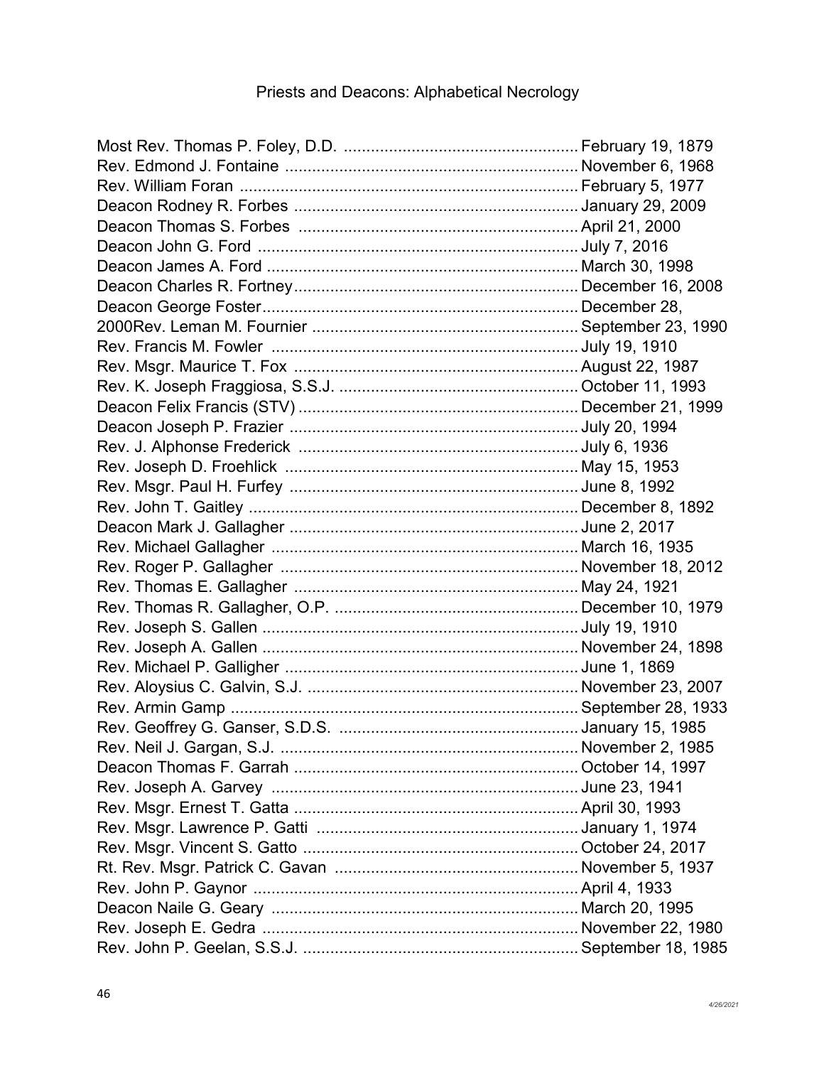Priests and Deacons: Alphabetical Necrology

Most Rev. Thomas P. Foley, D.D. .................................................... February 19, 1879
Rev. Edmond J. Fontaine ................................................................ November 6, 1968
Rev. William Foran .......................................................................... February 5, 1977
Deacon Rodney R. Forbes ............................................................... January 29, 2009
Deacon Thomas S. Forbes .............................................................. April 21, 2000
Deacon John G. Ford ...................................................................... July 7, 2016
Deacon James A. Ford .................................................................... March 30, 1998
Deacon Charles R. Fortney.............................................................. December 16, 2008
Deacon George Foster..................................................................... December 28,
2000Rev. Leman M. Fournier .......................................................... September 23, 1990
Rev. Francis M. Fowler ................................................................... July 19, 1910
Rev. Msgr. Maurice T. Fox .............................................................. August 22, 1987
Rev. K. Joseph Fraggiosa, S.S.J. .................................................... October 11, 1993
Deacon Felix Francis (STV) ............................................................. December 21, 1999
Deacon Joseph P. Frazier ............................................................... July 20, 1994
Rev. J. Alphonse Frederick ............................................................. July 6, 1936
Rev. Joseph D. Froehlick ................................................................ May 15, 1953
Rev. Msgr. Paul H. Furfey ............................................................... June 8, 1992
Rev. John T. Gaitley ........................................................................ December 8, 1892
Deacon Mark J. Gallagher ............................................................... June 2, 2017
Rev. Michael Gallagher ................................................................... March 16, 1935
Rev. Roger P. Gallagher ................................................................. November 18, 2012
Rev. Thomas E. Gallagher .............................................................. May 24, 1921
Rev. Thomas R. Gallagher, O.P. ..................................................... December 10, 1979
Rev. Joseph S. Gallen ..................................................................... July 19, 1910
Rev. Joseph A. Gallen ..................................................................... November 24, 1898
Rev. Michael P. Galligher ................................................................ June 1, 1869
Rev. Aloysius C. Galvin, S.J. ........................................................... November 23, 2007
Rev. Armin Gamp ............................................................................ September 28, 1933
Rev. Geoffrey G. Ganser, S.D.S. .................................................... January 15, 1985
Rev. Neil J. Gargan, S.J. ................................................................. November 2, 1985
Deacon Thomas F. Garrah .............................................................. October 14, 1997
Rev. Joseph A. Garvey ................................................................... June 23, 1941
Rev. Msgr. Ernest T. Gatta ............................................................... April 30, 1993
Rev. Msgr. Lawrence P. Gatti .......................................................... January 1, 1974
Rev. Msgr. Vincent S. Gatto ............................................................ October 24, 2017
Rt. Rev. Msgr. Patrick C. Gavan ...................................................... November 5, 1937
Rev. John P. Gaynor ........................................................................ April 4, 1933
Deacon Naile G. Geary .................................................................... March 20, 1995
Rev. Joseph E. Gedra ..................................................................... November 22, 1980
Rev. John P. Geelan, S.S.J. ............................................................ September 18, 1985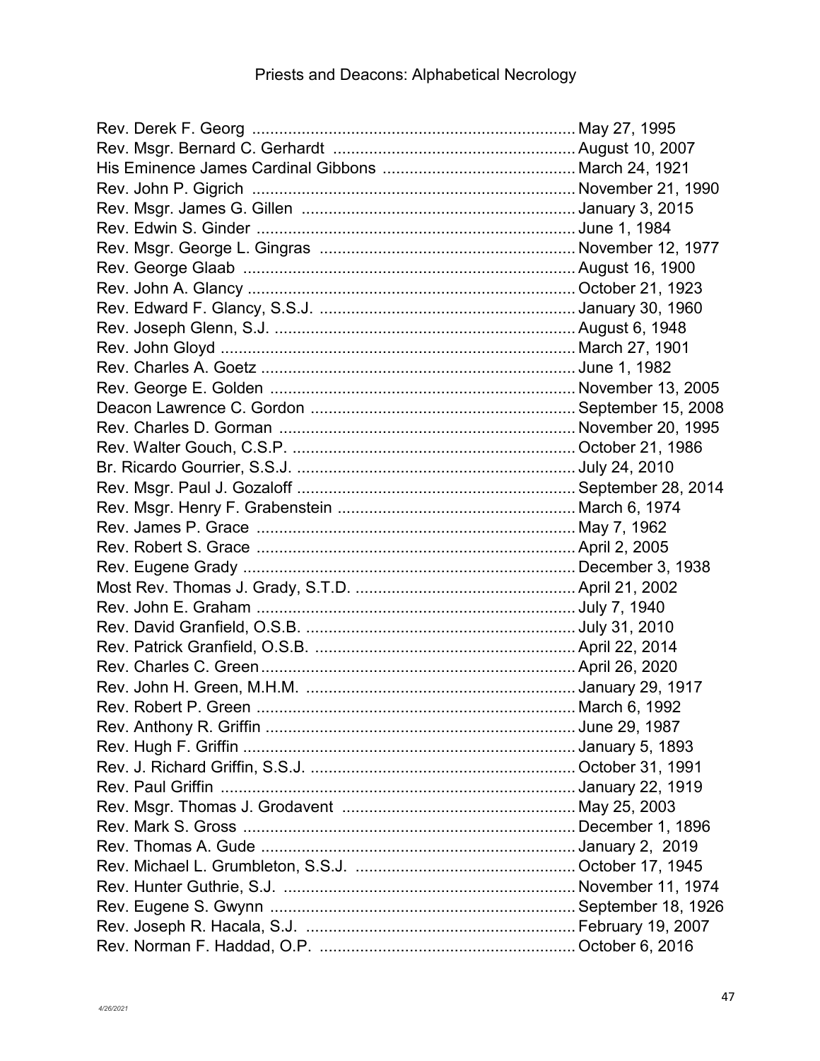Priests and Deacons: Alphabetical Necrology

| | |
|---|---|
| Rev. Derek F. Georg | May 27, 1995 |
| Rev. Msgr. Bernard C. Gerhardt | August 10, 2007 |
| His Eminence James Cardinal Gibbons | March 24, 1921 |
| Rev. John P. Gigrich | November 21, 1990 |
| Rev. Msgr. James G. Gillen | January 3, 2015 |
| Rev. Edwin S. Ginder | June 1, 1984 |
| Rev. Msgr. George L. Gingras | November 12, 1977 |
| Rev. George Glaab | August 16, 1900 |
| Rev. John A. Glancy | October 21, 1923 |
| Rev. Edward F. Glancy, S.S.J. | January 30, 1960 |
| Rev. Joseph Glenn, S.J. | August 6, 1948 |
| Rev. John Gloyd | March 27, 1901 |
| Rev. Charles A. Goetz | June 1, 1982 |
| Rev. George E. Golden | November 13, 2005 |
| Deacon Lawrence C. Gordon | September 15, 2008 |
| Rev. Charles D. Gorman | November 20, 1995 |
| Rev. Walter Gouch, C.S.P. | October 21, 1986 |
| Br. Ricardo Gourrier, S.S.J. | July 24, 2010 |
| Rev. Msgr. Paul J. Gozaloff | September 28, 2014 |
| Rev. Msgr. Henry F. Grabenstein | March 6, 1974 |
| Rev. James P. Grace | May 7, 1962 |
| Rev. Robert S. Grace | April 2, 2005 |
| Rev. Eugene Grady | December 3, 1938 |
| Most Rev. Thomas J. Grady, S.T.D. | April 21, 2002 |
| Rev. John E. Graham | July 7, 1940 |
| Rev. David Granfield, O.S.B. | July 31, 2010 |
| Rev. Patrick Granfield, O.S.B. | April 22, 2014 |
| Rev. Charles C. Green | April 26, 2020 |
| Rev. John H. Green, M.H.M. | January 29, 1917 |
| Rev. Robert P. Green | March 6, 1992 |
| Rev. Anthony R. Griffin | June 29, 1987 |
| Rev. Hugh F. Griffin | January 5, 1893 |
| Rev. J. Richard Griffin, S.S.J. | October 31, 1991 |
| Rev. Paul Griffin | January 22, 1919 |
| Rev. Msgr. Thomas J. Grodavent | May 25, 2003 |
| Rev. Mark S. Gross | December 1, 1896 |
| Rev. Thomas A. Gude | January 2, 2019 |
| Rev. Michael L. Grumbleton, S.S.J. | October 17, 1945 |
| Rev. Hunter Guthrie, S.J. | November 11, 1974 |
| Rev. Eugene S. Gwynn | September 18, 1926 |
| Rev. Joseph R. Hacala, S.J. | February 19, 2007 |
| Rev. Norman F. Haddad, O.P. | October 6, 2016 |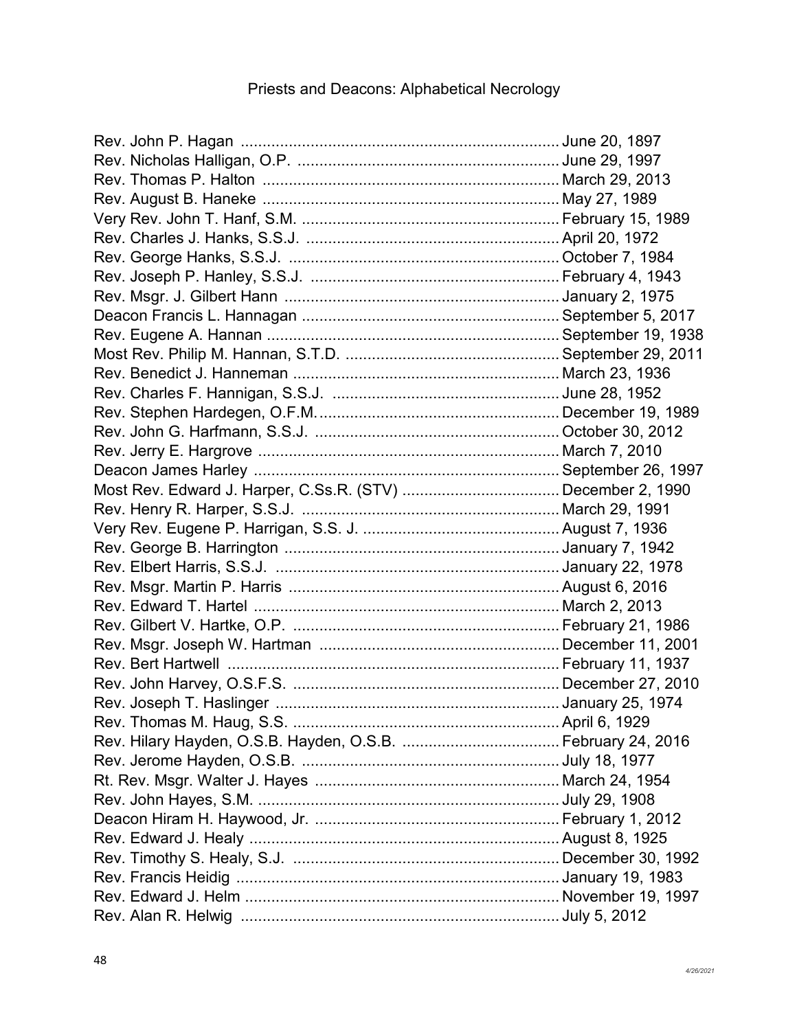## Priests and Deacons: Alphabetical Necrology

| | |
|---|---|
| Rev. John P. Hagan | June 20, 1897 |
| Rev. Nicholas Halligan, O.P. | June 29, 1997 |
| Rev. Thomas P. Halton | March 29, 2013 |
| Rev. August B. Haneke | May 27, 1989 |
| Very Rev. John T. Hanf, S.M. | February 15, 1989 |
| Rev. Charles J. Hanks, S.S.J. | April 20, 1972 |
| Rev. George Hanks, S.S.J. | October 7, 1984 |
| Rev. Joseph P. Hanley, S.S.J. | February 4, 1943 |
| Rev. Msgr. J. Gilbert Hann | January 2, 1975 |
| Deacon Francis L. Hannagan | September 5, 2017 |
| Rev. Eugene A. Hannan | September 19, 1938 |
| Most Rev. Philip M. Hannan, S.T.D. | September 29, 2011 |
| Rev. Benedict J. Hanneman | March 23, 1936 |
| Rev. Charles F. Hannigan, S.S.J. | June 28, 1952 |
| Rev. Stephen Hardegen, O.F.M. | December 19, 1989 |
| Rev. John G. Harfmann, S.S.J. | October 30, 2012 |
| Rev. Jerry E. Hargrove | March 7, 2010 |
| Deacon James Harley | September 26, 1997 |
| Most Rev. Edward J. Harper, C.Ss.R. (STV) | December 2, 1990 |
| Rev. Henry R. Harper, S.S.J. | March 29, 1991 |
| Very Rev. Eugene P. Harrigan, S.S. J. | August 7, 1936 |
| Rev. George B. Harrington | January 7, 1942 |
| Rev. Elbert Harris, S.S.J. | January 22, 1978 |
| Rev. Msgr. Martin P. Harris | August 6, 2016 |
| Rev. Edward T. Hartel | March 2, 2013 |
| Rev. Gilbert V. Hartke, O.P. | February 21, 1986 |
| Rev. Msgr. Joseph W. Hartman | December 11, 2001 |
| Rev. Bert Hartwell | February 11, 1937 |
| Rev. John Harvey, O.S.F.S. | December 27, 2010 |
| Rev. Joseph T. Haslinger | January 25, 1974 |
| Rev. Thomas M. Haug, S.S. | April 6, 1929 |
| Rev. Hilary Hayden, O.S.B. Hayden, O.S.B. | February 24, 2016 |
| Rev. Jerome Hayden, O.S.B. | July 18, 1977 |
| Rt. Rev. Msgr. Walter J. Hayes | March 24, 1954 |
| Rev. John Hayes, S.M. | July 29, 1908 |
| Deacon Hiram H. Haywood, Jr. | February 1, 2012 |
| Rev. Edward J. Healy | August 8, 1925 |
| Rev. Timothy S. Healy, S.J. | December 30, 1992 |
| Rev. Francis Heidig | January 19, 1983 |
| Rev. Edward J. Helm | November 19, 1997 |
| Rev. Alan R. Helwig | July 5, 2012 |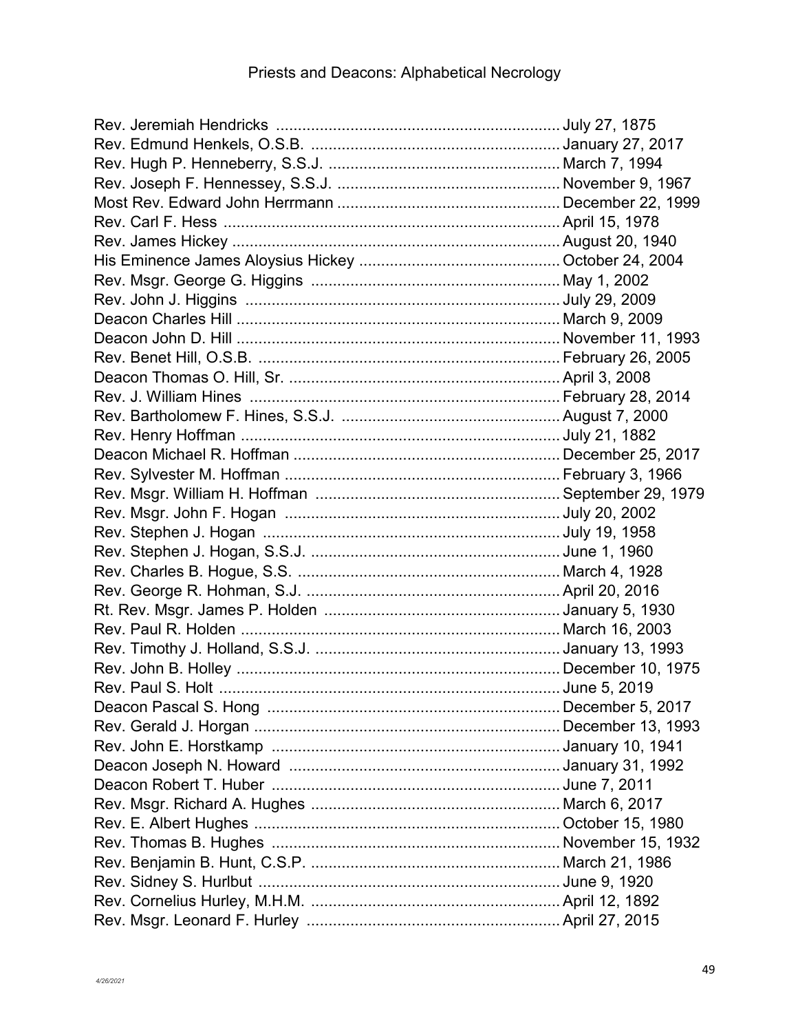# Priests and Deacons: Alphabetical Necrology

| | |
|---|---|
| Rev. Jeremiah Hendricks | July 27, 1875 |
| Rev. Edmund Henkels, O.S.B. | January 27, 2017 |
| Rev. Hugh P. Henneberry, S.S.J. | March 7, 1994 |
| Rev. Joseph F. Hennessey, S.S.J. | November 9, 1967 |
| Most Rev. Edward John Herrmann | December 22, 1999 |
| Rev. Carl F. Hess | April 15, 1978 |
| Rev. James Hickey | August 20, 1940 |
| His Eminence James Aloysius Hickey | October 24, 2004 |
| Rev. Msgr. George G. Higgins | May 1, 2002 |
| Rev. John J. Higgins | July 29, 2009 |
| Deacon Charles Hill | March 9, 2009 |
| Deacon John D. Hill | November 11, 1993 |
| Rev. Benet Hill, O.S.B. | February 26, 2005 |
| Deacon Thomas O. Hill, Sr. | April 3, 2008 |
| Rev. J. William Hines | February 28, 2014 |
| Rev. Bartholomew F. Hines, S.S.J. | August 7, 2000 |
| Rev. Henry Hoffman | July 21, 1882 |
| Deacon Michael R. Hoffman | December 25, 2017 |
| Rev. Sylvester M. Hoffman | February 3, 1966 |
| Rev. Msgr. William H. Hoffman | September 29, 1979 |
| Rev. Msgr. John F. Hogan | July 20, 2002 |
| Rev. Stephen J. Hogan | July 19, 1958 |
| Rev. Stephen J. Hogan, S.S.J. | June 1, 1960 |
| Rev. Charles B. Hogue, S.S. | March 4, 1928 |
| Rev. George R. Hohman, S.J. | April 20, 2016 |
| Rt. Rev. Msgr. James P. Holden | January 5, 1930 |
| Rev. Paul R. Holden | March 16, 2003 |
| Rev. Timothy J. Holland, S.S.J. | January 13, 1993 |
| Rev. John B. Holley | December 10, 1975 |
| Rev. Paul S. Holt | June 5, 2019 |
| Deacon Pascal S. Hong | December 5, 2017 |
| Rev. Gerald J. Horgan | December 13, 1993 |
| Rev. John E. Horstkamp | January 10, 1941 |
| Deacon Joseph N. Howard | January 31, 1992 |
| Deacon Robert T. Huber | June 7, 2011 |
| Rev. Msgr. Richard A. Hughes | March 6, 2017 |
| Rev. E. Albert Hughes | October 15, 1980 |
| Rev. Thomas B. Hughes | November 15, 1932 |
| Rev. Benjamin B. Hunt, C.S.P. | March 21, 1986 |
| Rev. Sidney S. Hurlbut | June 9, 1920 |
| Rev. Cornelius Hurley, M.H.M. | April 12, 1892 |
| Rev. Msgr. Leonard F. Hurley | April 27, 2015 |

4/26/2021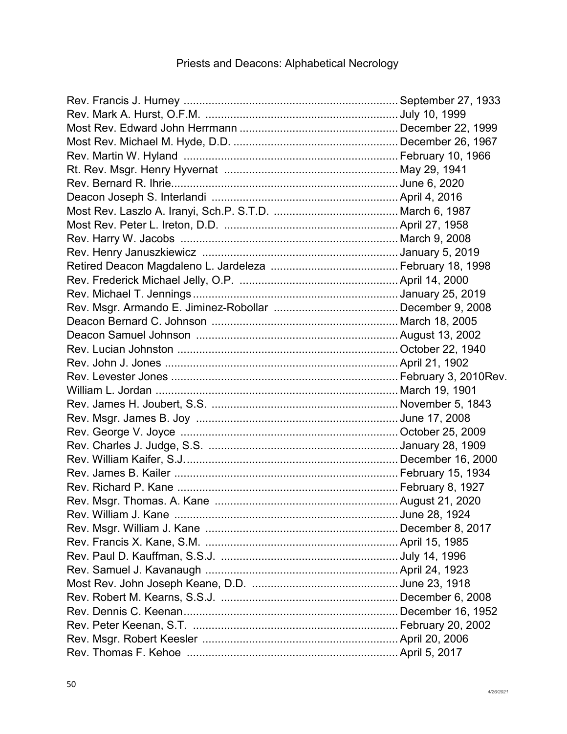# Priests and Deacons: Alphabetical Necrology

Rev. Francis J. Hurney .................................................................... September 27, 1933
Rev. Mark A. Hurst, O.F.M. .............................................................. July 10, 1999
Most Rev. Edward John Herrmann ................................................... December 22, 1999
Most Rev. Michael M. Hyde, D.D. ..................................................... December 26, 1967
Rev. Martin W. Hyland .................................................................... February 10, 1966
Rt. Rev. Msgr. Henry Hyvernat ........................................................ May 29, 1941
Rev. Bernard R. Ihrie......................................................................... June 6, 2020
Deacon Joseph S. Interlandi ............................................................ April 4, 2016
Most Rev. Laszlo A. Iranyi, Sch.P. S.T.D. ........................................ March 6, 1987
Most Rev. Peter L. Ireton, D.D. ........................................................ April 27, 1958
Rev. Harry W. Jacobs ...................................................................... March 9, 2008
Rev. Henry Januszkiewicz ............................................................... January 5, 2019
Retired Deacon Magdaleno L. Jardeleza ......................................... February 18, 1998
Rev. Frederick Michael Jelly, O.P. ................................................... April 14, 2000
Rev. Michael T. Jennings ................................................................. January 25, 2019
Rev. Msgr. Armando E. Jiminez-Robollar ......................................... December 9, 2008
Deacon Bernard C. Johnson ............................................................ March 18, 2005
Deacon Samuel Johnson ................................................................. August 13, 2002
Rev. Lucian Johnston ...................................................................... October 22, 1940
Rev. John J. Jones .......................................................................... April 21, 1902
Rev. Levester Jones ........................................................................ February 3, 2010Rev.
William L. Jordan ............................................................................ March 19, 1901
Rev. James H. Joubert, S.S. ........................................................... November 5, 1843
Rev. Msgr. James B. Joy ................................................................ June 17, 2008
Rev. George V. Joyce ..................................................................... October 25, 2009
Rev. Charles J. Judge, S.S. ............................................................ January 28, 1909
Rev. William Kaifer, S.J.................................................................... December 16, 2000
Rev. James B. Kailer ....................................................................... February 15, 1934
Rev. Richard P. Kane ...................................................................... February 8, 1927
Rev. Msgr. Thomas. A. Kane .......................................................... August 21, 2020
Rev. William J. Kane ....................................................................... June 28, 1924
Rev. Msgr. William J. Kane ............................................................. December 8, 2017
Rev. Francis X. Kane, S.M. ............................................................. April 15, 1985
Rev. Paul D. Kauffman, S.S.J. ......................................................... July 14, 1996
Rev. Samuel J. Kavanaugh .............................................................. April 24, 1923
Most Rev. John Joseph Keane, D.D. ............................................... June 23, 1918
Rev. Robert M. Kearns, S.S.J. ......................................................... December 6, 2008
Rev. Dennis C. Keenan.................................................................... December 16, 1952
Rev. Peter Keenan, S.T. .................................................................. February 20, 2002
Rev. Msgr. Robert Keesler ............................................................... April 20, 2006
Rev. Thomas F. Kehoe .................................................................... April 5, 2017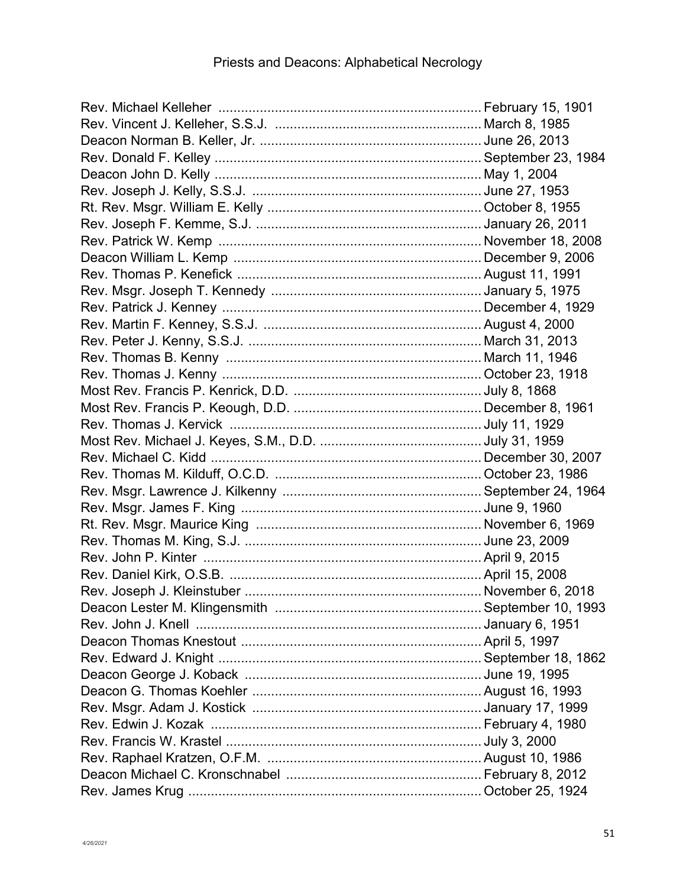# Priests and Deacons: Alphabetical Necrology

Rev. Michael Kelleher ........................................................................ February 15, 1901
Rev. Vincent J. Kelleher, S.S.J. ........................................................ March 8, 1985
Deacon Norman B. Keller, Jr. ............................................................ June 26, 2013
Rev. Donald F. Kelley ........................................................................ September 23, 1984
Deacon John D. Kelly ........................................................................ May 1, 2004
Rev. Joseph J. Kelly, S.S.J. ............................................................... June 27, 1953
Rt. Rev. Msgr. William E. Kelly ......................................................... October 8, 1955
Rev. Joseph F. Kemme, S.J. ............................................................. January 26, 2011
Rev. Patrick W. Kemp ....................................................................... November 18, 2008
Deacon William L. Kemp ................................................................... December 9, 2006
Rev. Thomas P. Kenefick .................................................................. August 11, 1991
Rev. Msgr. Joseph T. Kennedy .......................................................... January 5, 1975
Rev. Patrick J. Kenney ...................................................................... December 4, 1929
Rev. Martin F. Kenney, S.S.J. ............................................................ August 4, 2000
Rev. Peter J. Kenny, S.S.J. ................................................................ March 31, 2013
Rev. Thomas B. Kenny ..................................................................... March 11, 1946
Rev. Thomas J. Kenny ...................................................................... October 23, 1918
Most Rev. Francis P. Kenrick, D.D. ................................................... July 8, 1868
Most Rev. Francis P. Keough, D.D. ................................................... December 8, 1961
Rev. Thomas J. Kervick .................................................................... July 11, 1929
Most Rev. Michael J. Keyes, S.M., D.D. ............................................ July 31, 1959
Rev. Michael C. Kidd ........................................................................ December 30, 2007
Rev. Thomas M. Kilduff, O.C.D. ........................................................ October 23, 1986
Rev. Msgr. Lawrence J. Kilkenny ...................................................... September 24, 1964
Rev. Msgr. James F. King ................................................................. June 9, 1960
Rt. Rev. Msgr. Maurice King ............................................................. November 6, 1969
Rev. Thomas M. King, S.J. ............................................................... June 23, 2009
Rev. John P. Kinter .......................................................................... April 9, 2015
Rev. Daniel Kirk, O.S.B. ................................................................... April 15, 2008
Rev. Joseph J. Kleinstuber ............................................................... November 6, 2018
Deacon Lester M. Klingensmith ........................................................ September 10, 1993
Rev. John J. Knell ............................................................................ January 6, 1951
Deacon Thomas Knestout ................................................................ April 5, 1997
Rev. Edward J. Knight ...................................................................... September 18, 1862
Deacon George J. Koback ............................................................... June 19, 1995
Deacon G. Thomas Koehler ............................................................. August 16, 1993
Rev. Msgr. Adam J. Kostick ............................................................. January 17, 1999
Rev. Edwin J. Kozak ........................................................................ February 4, 1980
Rev. Francis W. Krastel .................................................................... July 3, 2000
Rev. Raphael Kratzen, O.F.M. .......................................................... August 10, 1986
Deacon Michael C. Kronschnabel ..................................................... February 8, 2012
Rev. James Krug .............................................................................. October 25, 1924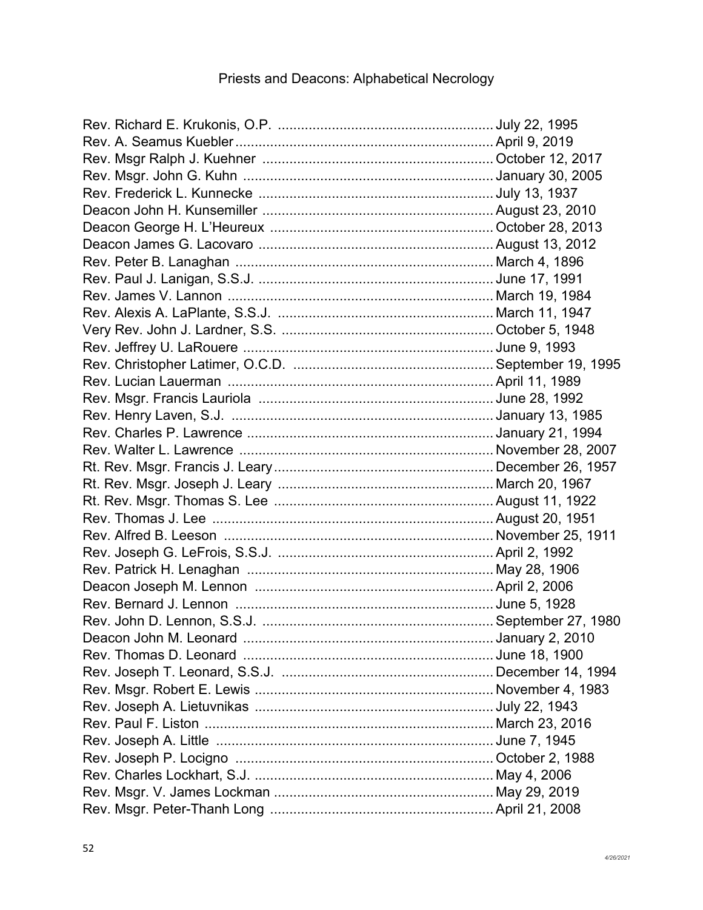# Priests and Deacons: Alphabetical Necrology

| | |
|---|---|
| Rev. Richard E. Krukonis, O.P. | July 22, 1995 |
| Rev. A. Seamus Kuebler | April 9, 2019 |
| Rev. Msgr Ralph J. Kuehner | October 12, 2017 |
| Rev. Msgr. John G. Kuhn | January 30, 2005 |
| Rev. Frederick L. Kunnecke | July 13, 1937 |
| Deacon John H. Kunsemiller | August 23, 2010 |
| Deacon George H. L'Heureux | October 28, 2013 |
| Deacon James G. Lacovaro | August 13, 2012 |
| Rev. Peter B. Lanaghan | March 4, 1896 |
| Rev. Paul J. Lanigan, S.S.J. | June 17, 1991 |
| Rev. James V. Lannon | March 19, 1984 |
| Rev. Alexis A. LaPlante, S.S.J. | March 11, 1947 |
| Very Rev. John J. Lardner, S.S. | October 5, 1948 |
| Rev. Jeffrey U. LaRouere | June 9, 1993 |
| Rev. Christopher Latimer, O.C.D. | September 19, 1995 |
| Rev. Lucian Lauerman | April 11, 1989 |
| Rev. Msgr. Francis Lauriola | June 28, 1992 |
| Rev. Henry Laven, S.J. | January 13, 1985 |
| Rev. Charles P. Lawrence | January 21, 1994 |
| Rev. Walter L. Lawrence | November 28, 2007 |
| Rt. Rev. Msgr. Francis J. Leary | December 26, 1957 |
| Rt. Rev. Msgr. Joseph J. Leary | March 20, 1967 |
| Rt. Rev. Msgr. Thomas S. Lee | August 11, 1922 |
| Rev. Thomas J. Lee | August 20, 1951 |
| Rev. Alfred B. Leeson | November 25, 1911 |
| Rev. Joseph G. LeFrois, S.S.J. | April 2, 1992 |
| Rev. Patrick H. Lenaghan | May 28, 1906 |
| Deacon Joseph M. Lennon | April 2, 2006 |
| Rev. Bernard J. Lennon | June 5, 1928 |
| Rev. John D. Lennon, S.S.J. | September 27, 1980 |
| Deacon John M. Leonard | January 2, 2010 |
| Rev. Thomas D. Leonard | June 18, 1900 |
| Rev. Joseph T. Leonard, S.S.J. | December 14, 1994 |
| Rev. Msgr. Robert E. Lewis | November 4, 1983 |
| Rev. Joseph A. Lietuvnikas | July 22, 1943 |
| Rev. Paul F. Liston | March 23, 2016 |
| Rev. Joseph A. Little | June 7, 1945 |
| Rev. Joseph P. Locigno | October 2, 1988 |
| Rev. Charles Lockhart, S.J. | May 4, 2006 |
| Rev. Msgr. V. James Lockman | May 29, 2019 |
| Rev. Msgr. Peter-Thanh Long | April 21, 2008 |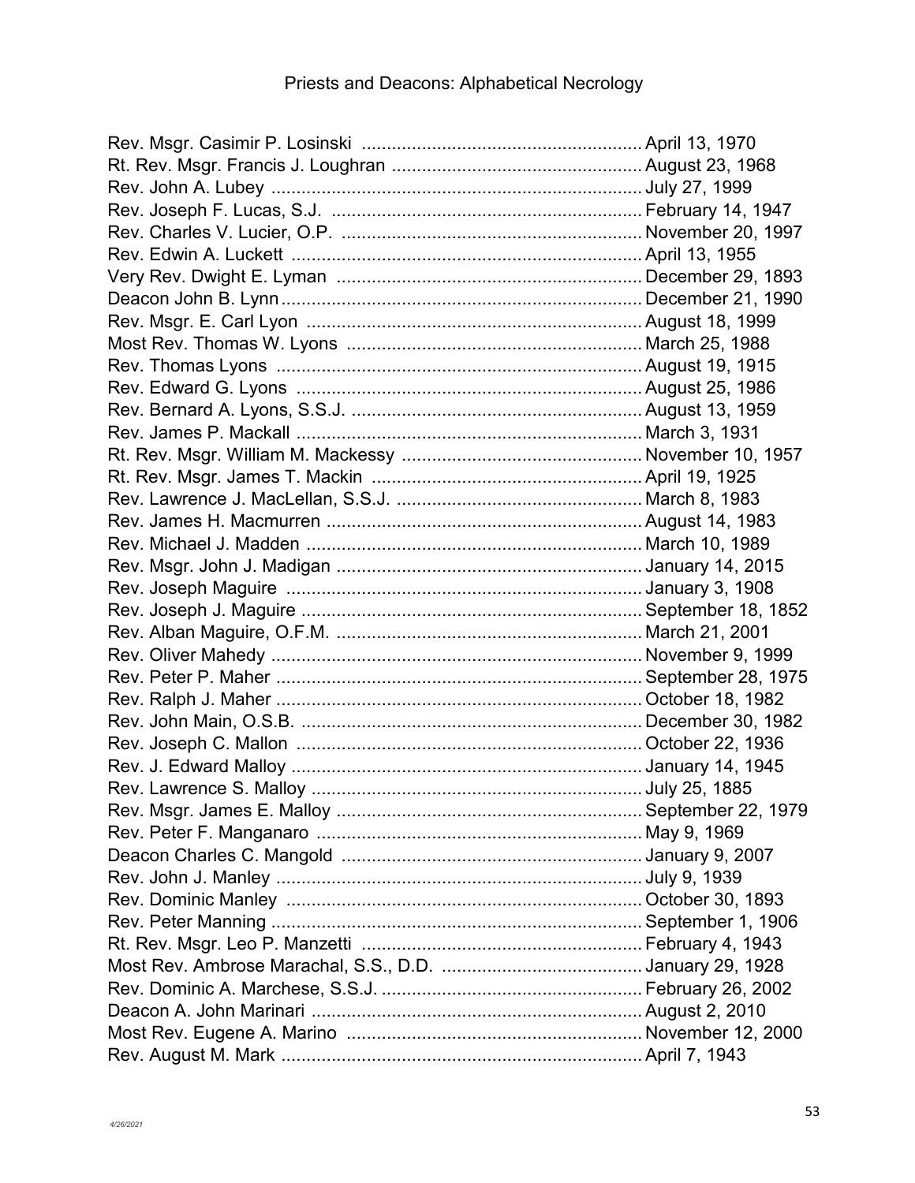# Priests and Deacons: Alphabetical Necrology

| | |
|---|---|
| Rev. Msgr. Casimir P. Losinski | April 13, 1970 |
| Rt. Rev. Msgr. Francis J. Loughran | August 23, 1968 |
| Rev. John A. Lubey | July 27, 1999 |
| Rev. Joseph F. Lucas, S.J. | February 14, 1947 |
| Rev. Charles V. Lucier, O.P. | November 20, 1997 |
| Rev. Edwin A. Luckett | April 13, 1955 |
| Very Rev. Dwight E. Lyman | December 29, 1893 |
| Deacon John B. Lynn | December 21, 1990 |
| Rev. Msgr. E. Carl Lyon | August 18, 1999 |
| Most Rev. Thomas W. Lyons | March 25, 1988 |
| Rev. Thomas Lyons | August 19, 1915 |
| Rev. Edward G. Lyons | August 25, 1986 |
| Rev. Bernard A. Lyons, S.S.J. | August 13, 1959 |
| Rev. James P. Mackall | March 3, 1931 |
| Rt. Rev. Msgr. William M. Mackessy | November 10, 1957 |
| Rt. Rev. Msgr. James T. Mackin | April 19, 1925 |
| Rev. Lawrence J. MacLellan, S.S.J. | March 8, 1983 |
| Rev. James H. Macmurren | August 14, 1983 |
| Rev. Michael J. Madden | March 10, 1989 |
| Rev. Msgr. John J. Madigan | January 14, 2015 |
| Rev. Joseph Maguire | January 3, 1908 |
| Rev. Joseph J. Maguire | September 18, 1852 |
| Rev. Alban Maguire, O.F.M. | March 21, 2001 |
| Rev. Oliver Mahedy | November 9, 1999 |
| Rev. Peter P. Maher | September 28, 1975 |
| Rev. Ralph J. Maher | October 18, 1982 |
| Rev. John Main, O.S.B. | December 30, 1982 |
| Rev. Joseph C. Mallon | October 22, 1936 |
| Rev. J. Edward Malloy | January 14, 1945 |
| Rev. Lawrence S. Malloy | July 25, 1885 |
| Rev. Msgr. James E. Malloy | September 22, 1979 |
| Rev. Peter F. Manganaro | May 9, 1969 |
| Deacon Charles C. Mangold | January 9, 2007 |
| Rev. John J. Manley | July 9, 1939 |
| Rev. Dominic Manley | October 30, 1893 |
| Rev. Peter Manning | September 1, 1906 |
| Rt. Rev. Msgr. Leo P. Manzetti | February 4, 1943 |
| Most Rev. Ambrose Marachal, S.S., D.D. | January 29, 1928 |
| Rev. Dominic A. Marchese, S.S.J. | February 26, 2002 |
| Deacon A. John Marinari | August 2, 2010 |
| Most Rev. Eugene A. Marino | November 12, 2000 |
| Rev. August M. Mark | April 7, 1943 |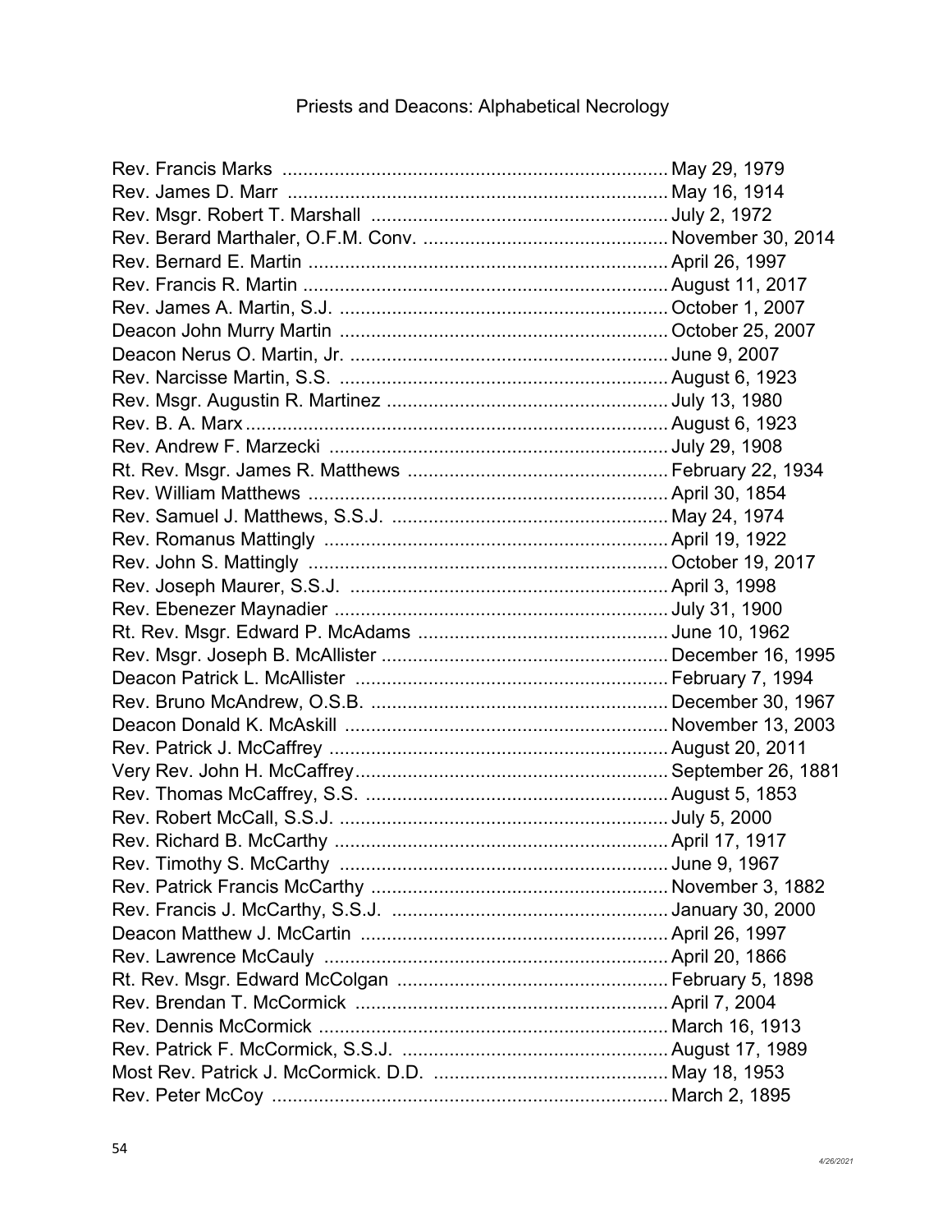# Priests and Deacons: Alphabetical Necrology

| Name | Date |
|---|---|
| Rev. Francis Marks | May 29, 1979 |
| Rev. James D. Marr | May 16, 1914 |
| Rev. Msgr. Robert T. Marshall | July 2, 1972 |
| Rev. Berard Marthaler, O.F.M. Conv. | November 30, 2014 |
| Rev. Bernard E. Martin | April 26, 1997 |
| Rev. Francis R. Martin | August 11, 2017 |
| Rev. James A. Martin, S.J. | October 1, 2007 |
| Deacon John Murry Martin | October 25, 2007 |
| Deacon Nerus O. Martin, Jr. | June 9, 2007 |
| Rev. Narcisse Martin, S.S. | August 6, 1923 |
| Rev. Msgr. Augustin R. Martinez | July 13, 1980 |
| Rev. B. A. Marx | August 6, 1923 |
| Rev. Andrew F. Marzecki | July 29, 1908 |
| Rt. Rev. Msgr. James R. Matthews | February 22, 1934 |
| Rev. William Matthews | April 30, 1854 |
| Rev. Samuel J. Matthews, S.S.J. | May 24, 1974 |
| Rev. Romanus Mattingly | April 19, 1922 |
| Rev. John S. Mattingly | October 19, 2017 |
| Rev. Joseph Maurer, S.S.J. | April 3, 1998 |
| Rev. Ebenezer Maynadier | July 31, 1900 |
| Rt. Rev. Msgr. Edward P. McAdams | June 10, 1962 |
| Rev. Msgr. Joseph B. McAllister | December 16, 1995 |
| Deacon Patrick L. McAllister | February 7, 1994 |
| Rev. Bruno McAndrew, O.S.B. | December 30, 1967 |
| Deacon Donald K. McAskill | November 13, 2003 |
| Rev. Patrick J. McCaffrey | August 20, 2011 |
| Very Rev. John H. McCaffrey | September 26, 1881 |
| Rev. Thomas McCaffrey, S.S. | August 5, 1853 |
| Rev. Robert McCall, S.S.J. | July 5, 2000 |
| Rev. Richard B. McCarthy | April 17, 1917 |
| Rev. Timothy S. McCarthy | June 9, 1967 |
| Rev. Patrick Francis McCarthy | November 3, 1882 |
| Rev. Francis J. McCarthy, S.S.J. | January 30, 2000 |
| Deacon Matthew J. McCartin | April 26, 1997 |
| Rev. Lawrence McCauly | April 20, 1866 |
| Rt. Rev. Msgr. Edward McColgan | February 5, 1898 |
| Rev. Brendan T. McCormick | April 7, 2004 |
| Rev. Dennis McCormick | March 16, 1913 |
| Rev. Patrick F. McCormick, S.S.J. | August 17, 1989 |
| Most Rev. Patrick J. McCormick. D.D. | May 18, 1953 |
| Rev. Peter McCoy | March 2, 1895 |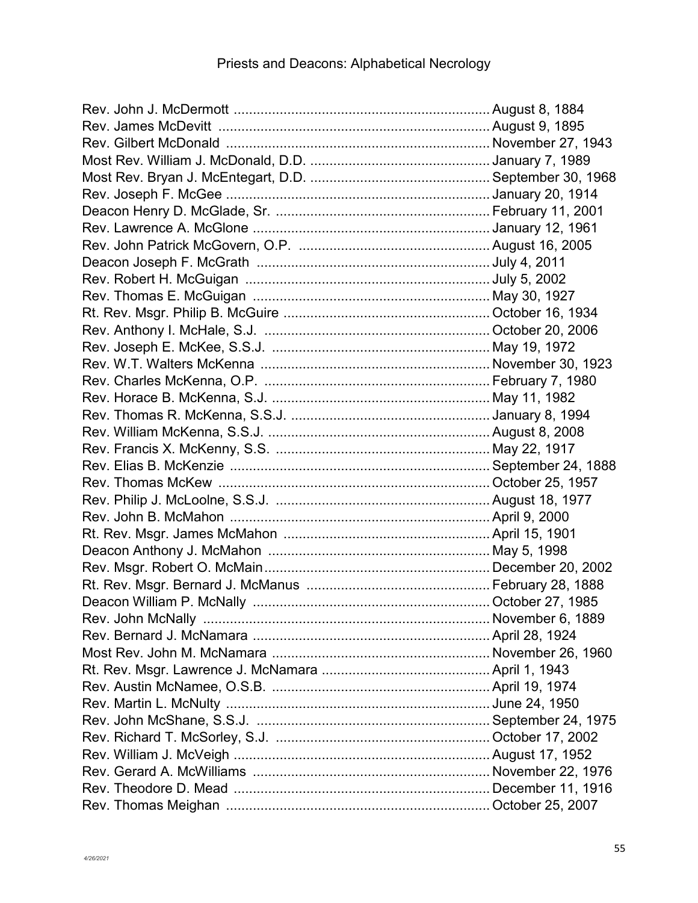| | |
|---|---|
| Rev. John J. McDermott | August 8, 1884 |
| Rev. James McDevitt | August 9, 1895 |
| Rev. Gilbert McDonald | November 27, 1943 |
| Most Rev. William J. McDonald, D.D. | January 7, 1989 |
| Most Rev. Bryan J. McEntegart, D.D. | September 30, 1968 |
| Rev. Joseph F. McGee | January 20, 1914 |
| Deacon Henry D. McGlade, Sr. | February 11, 2001 |
| Rev. Lawrence A. McGlone | January 12, 1961 |
| Rev. John Patrick McGovern, O.P. | August 16, 2005 |
| Deacon Joseph F. McGrath | July 4, 2011 |
| Rev. Robert H. McGuigan | July 5, 2002 |
| Rev. Thomas E. McGuigan | May 30, 1927 |
| Rt. Rev. Msgr. Philip B. McGuire | October 16, 1934 |
| Rev. Anthony I. McHale, S.J. | October 20, 2006 |
| Rev. Joseph E. McKee, S.S.J. | May 19, 1972 |
| Rev. W.T. Walters McKenna | November 30, 1923 |
| Rev. Charles McKenna, O.P. | February 7, 1980 |
| Rev. Horace B. McKenna, S.J. | May 11, 1982 |
| Rev. Thomas R. McKenna, S.S.J. | January 8, 1994 |
| Rev. William McKenna, S.S.J. | August 8, 2008 |
| Rev. Francis X. McKenny, S.S. | May 22, 1917 |
| Rev. Elias B. McKenzie | September 24, 1888 |
| Rev. Thomas McKew | October 25, 1957 |
| Rev. Philip J. McLoolne, S.S.J. | August 18, 1977 |
| Rev. John B. McMahon | April 9, 2000 |
| Rt. Rev. Msgr. James McMahon | April 15, 1901 |
| Deacon Anthony J. McMahon | May 5, 1998 |
| Rev. Msgr. Robert O. McMain | December 20, 2002 |
| Rt. Rev. Msgr. Bernard J. McManus | February 28, 1888 |
| Deacon William P. McNally | October 27, 1985 |
| Rev. John McNally | November 6, 1889 |
| Rev. Bernard J. McNamara | April 28, 1924 |
| Most Rev. John M. McNamara | November 26, 1960 |
| Rt. Rev. Msgr. Lawrence J. McNamara | April 1, 1943 |
| Rev. Austin McNamee, O.S.B. | April 19, 1974 |
| Rev. Martin L. McNulty | June 24, 1950 |
| Rev. John McShane, S.S.J. | September 24, 1975 |
| Rev. Richard T. McSorley, S.J. | October 17, 2002 |
| Rev. William J. McVeigh | August 17, 1952 |
| Rev. Gerard A. McWilliams | November 22, 1976 |
| Rev. Theodore D. Mead | December 11, 1916 |
| Rev. Thomas Meighan | October 25, 2007 |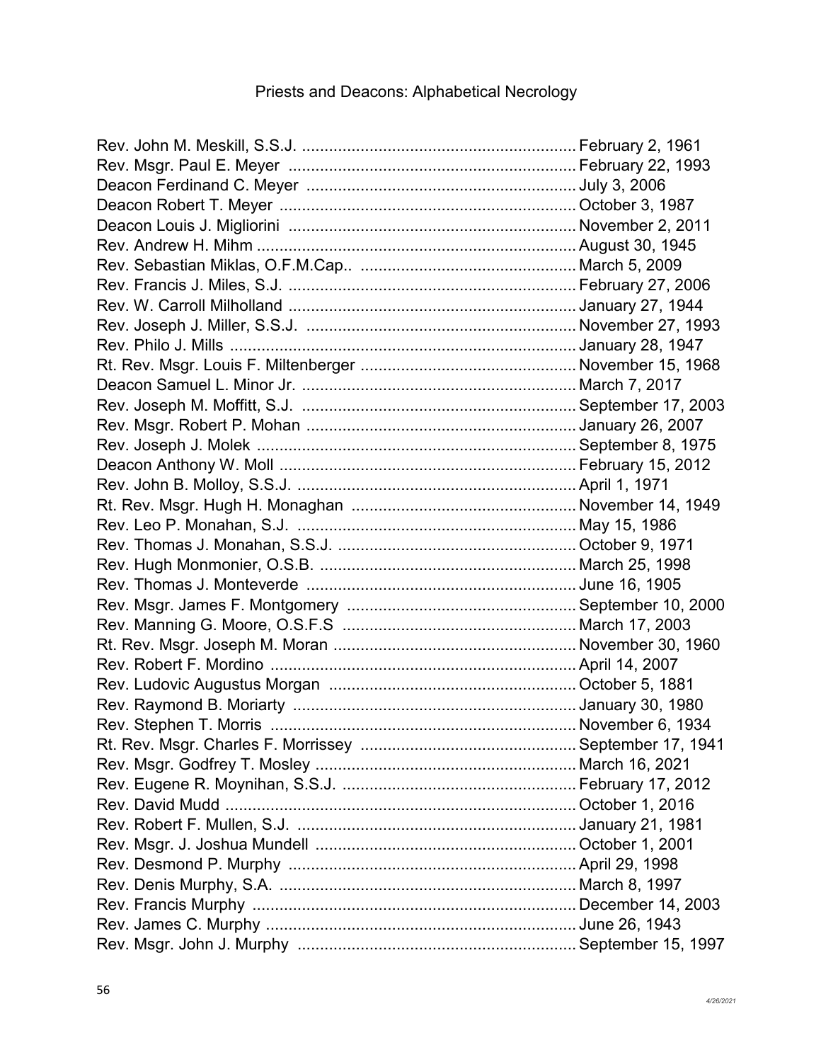# Priests and Deacons: Alphabetical Necrology

| | |
|---|---|
| Rev. John M. Meskill, S.S.J. | February 2, 1961 |
| Rev. Msgr. Paul E. Meyer | February 22, 1993 |
| Deacon Ferdinand C. Meyer | July 3, 2006 |
| Deacon Robert T. Meyer | October 3, 1987 |
| Deacon Louis J. Migliorini | November 2, 2011 |
| Rev. Andrew H. Mihm | August 30, 1945 |
| Rev. Sebastian Miklas, O.F.M.Cap.. | March 5, 2009 |
| Rev. Francis J. Miles, S.J. | February 27, 2006 |
| Rev. W. Carroll Milholland | January 27, 1944 |
| Rev. Joseph J. Miller, S.S.J. | November 27, 1993 |
| Rev. Philo J. Mills | January 28, 1947 |
| Rt. Rev. Msgr. Louis F. Miltenberger | November 15, 1968 |
| Deacon Samuel L. Minor Jr. | March 7, 2017 |
| Rev. Joseph M. Moffitt, S.J. | September 17, 2003 |
| Rev. Msgr. Robert P. Mohan | January 26, 2007 |
| Rev. Joseph J. Molek | September 8, 1975 |
| Deacon Anthony W. Moll | February 15, 2012 |
| Rev. John B. Molloy, S.S.J. | April 1, 1971 |
| Rt. Rev. Msgr. Hugh H. Monaghan | November 14, 1949 |
| Rev. Leo P. Monahan, S.J. | May 15, 1986 |
| Rev. Thomas J. Monahan, S.S.J. | October 9, 1971 |
| Rev. Hugh Monmonier, O.S.B. | March 25, 1998 |
| Rev. Thomas J. Monteverde | June 16, 1905 |
| Rev. Msgr. James F. Montgomery | September 10, 2000 |
| Rev. Manning G. Moore, O.S.F.S | March 17, 2003 |
| Rt. Rev. Msgr. Joseph M. Moran | November 30, 1960 |
| Rev. Robert F. Mordino | April 14, 2007 |
| Rev. Ludovic Augustus Morgan | October 5, 1881 |
| Rev. Raymond B. Moriarty | January 30, 1980 |
| Rev. Stephen T. Morris | November 6, 1934 |
| Rt. Rev. Msgr. Charles F. Morrissey | September 17, 1941 |
| Rev. Msgr. Godfrey T. Mosley | March 16, 2021 |
| Rev. Eugene R. Moynihan, S.S.J. | February 17, 2012 |
| Rev. David Mudd | October 1, 2016 |
| Rev. Robert F. Mullen, S.J. | January 21, 1981 |
| Rev. Msgr. J. Joshua Mundell | October 1, 2001 |
| Rev. Desmond P. Murphy | April 29, 1998 |
| Rev. Denis Murphy, S.A. | March 8, 1997 |
| Rev. Francis Murphy | December 14, 2003 |
| Rev. James C. Murphy | June 26, 1943 |
| Rev. Msgr. John J. Murphy | September 15, 1997 |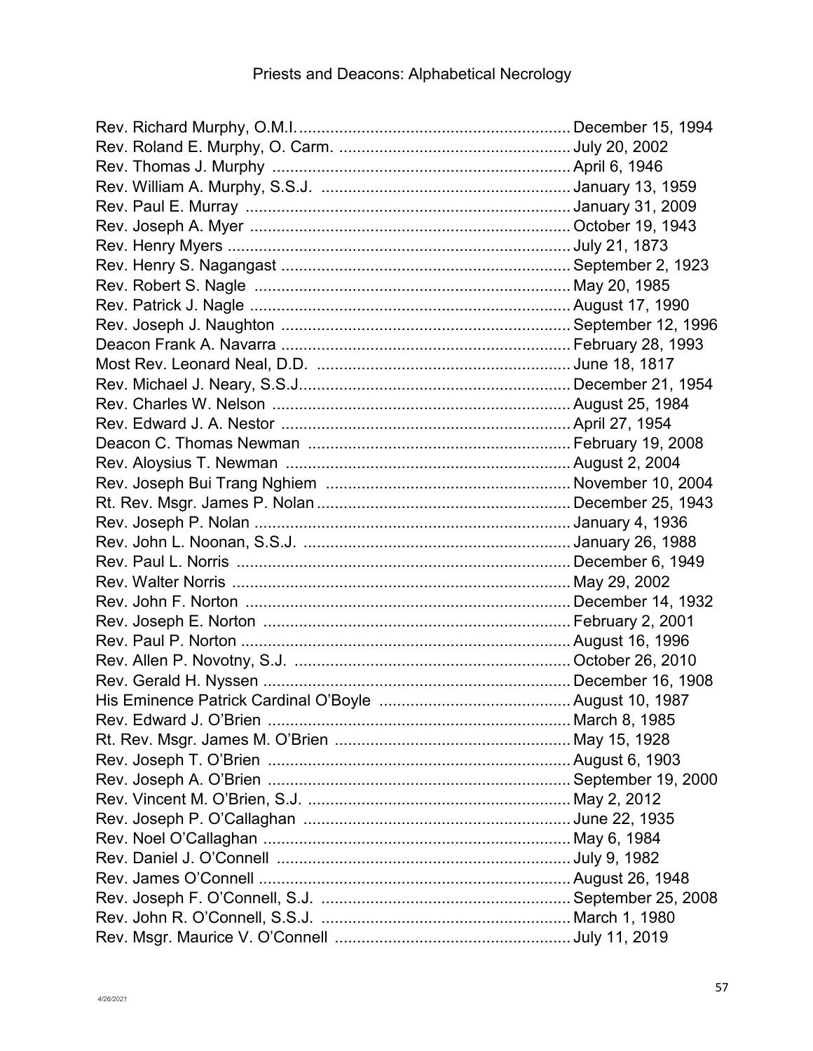# Priests and Deacons: Alphabetical Necrology

| | |
|---|---|
| Rev. Richard Murphy, O.M.I. | December 15, 1994 |
| Rev. Roland E. Murphy, O. Carm. | July 20, 2002 |
| Rev. Thomas J. Murphy | April 6, 1946 |
| Rev. William A. Murphy, S.S.J. | January 13, 1959 |
| Rev. Paul E. Murray | January 31, 2009 |
| Rev. Joseph A. Myer | October 19, 1943 |
| Rev. Henry Myers | July 21, 1873 |
| Rev. Henry S. Nagangast | September 2, 1923 |
| Rev. Robert S. Nagle | May 20, 1985 |
| Rev. Patrick J. Nagle | August 17, 1990 |
| Rev. Joseph J. Naughton | September 12, 1996 |
| Deacon Frank A. Navarra | February 28, 1993 |
| Most Rev. Leonard Neal, D.D. | June 18, 1817 |
| Rev. Michael J. Neary, S.S.J. | December 21, 1954 |
| Rev. Charles W. Nelson | August 25, 1984 |
| Rev. Edward J. A. Nestor | April 27, 1954 |
| Deacon C. Thomas Newman | February 19, 2008 |
| Rev. Aloysius T. Newman | August 2, 2004 |
| Rev. Joseph Bui Trang Nghiem | November 10, 2004 |
| Rt. Rev. Msgr. James P. Nolan | December 25, 1943 |
| Rev. Joseph P. Nolan | January 4, 1936 |
| Rev. John L. Noonan, S.S.J. | January 26, 1988 |
| Rev. Paul L. Norris | December 6, 1949 |
| Rev. Walter Norris | May 29, 2002 |
| Rev. John F. Norton | December 14, 1932 |
| Rev. Joseph E. Norton | February 2, 2001 |
| Rev. Paul P. Norton | August 16, 1996 |
| Rev. Allen P. Novotny, S.J. | October 26, 2010 |
| Rev. Gerald H. Nyssen | December 16, 1908 |
| His Eminence Patrick Cardinal O'Boyle | August 10, 1987 |
| Rev. Edward J. O'Brien | March 8, 1985 |
| Rt. Rev. Msgr. James M. O'Brien | May 15, 1928 |
| Rev. Joseph T. O'Brien | August 6, 1903 |
| Rev. Joseph A. O'Brien | September 19, 2000 |
| Rev. Vincent M. O'Brien, S.J. | May 2, 2012 |
| Rev. Joseph P. O'Callaghan | June 22, 1935 |
| Rev. Noel O'Callaghan | May 6, 1984 |
| Rev. Daniel J. O'Connell | July 9, 1982 |
| Rev. James O'Connell | August 26, 1948 |
| Rev. Joseph F. O'Connell, S.J. | September 25, 2008 |
| Rev. John R. O'Connell, S.S.J. | March 1, 1980 |
| Rev. Msgr. Maurice V. O'Connell | July 11, 2019 |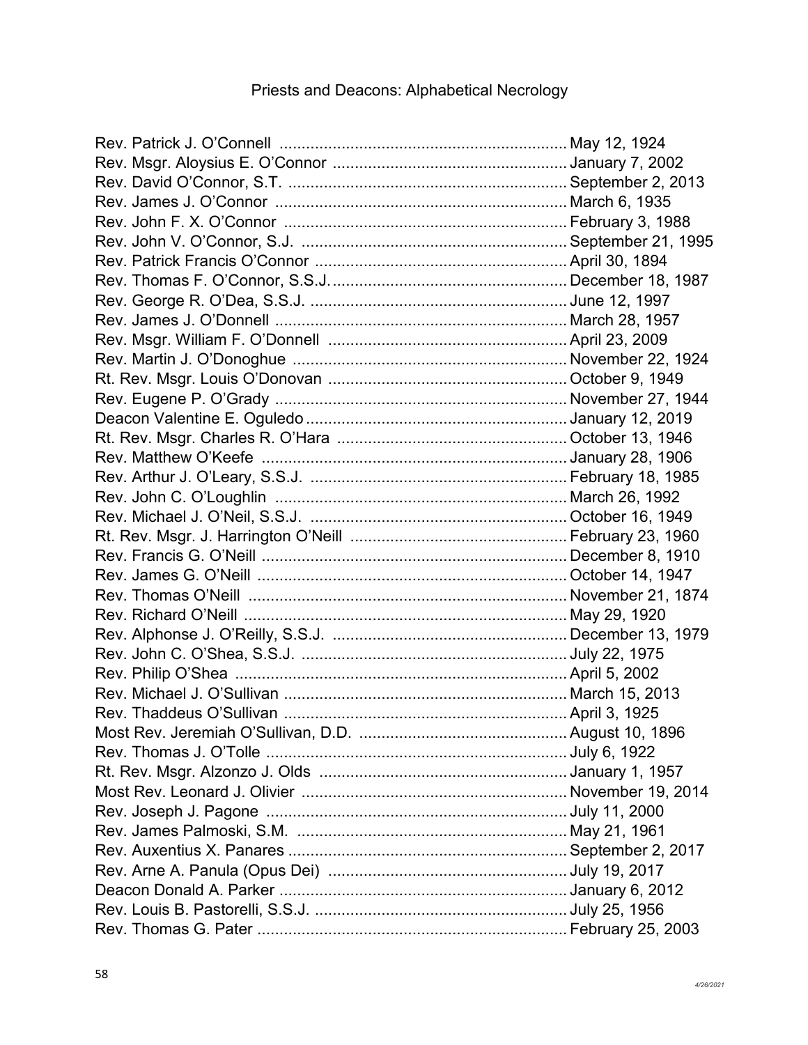# Priests and Deacons: Alphabetical Necrology

| | |
|---|---|
| Rev. Patrick J. O'Connell | May 12, 1924 |
| Rev. Msgr. Aloysius E. O'Connor | January 7, 2002 |
| Rev. David O'Connor, S.T. | September 2, 2013 |
| Rev. James J. O'Connor | March 6, 1935 |
| Rev. John F. X. O'Connor | February 3, 1988 |
| Rev. John V. O'Connor, S.J. | September 21, 1995 |
| Rev. Patrick Francis O'Connor | April 30, 1894 |
| Rev. Thomas F. O'Connor, S.S.J. | December 18, 1987 |
| Rev. George R. O'Dea, S.S.J. | June 12, 1997 |
| Rev. James J. O'Donnell | March 28, 1957 |
| Rev. Msgr. William F. O'Donnell | April 23, 2009 |
| Rev. Martin J. O'Donoghue | November 22, 1924 |
| Rt. Rev. Msgr. Louis O'Donovan | October 9, 1949 |
| Rev. Eugene P. O'Grady | November 27, 1944 |
| Deacon Valentine E. Oguledo | January 12, 2019 |
| Rt. Rev. Msgr. Charles R. O'Hara | October 13, 1946 |
| Rev. Matthew O'Keefe | January 28, 1906 |
| Rev. Arthur J. O'Leary, S.S.J. | February 18, 1985 |
| Rev. John C. O'Loughlin | March 26, 1992 |
| Rev. Michael J. O'Neil, S.S.J. | October 16, 1949 |
| Rt. Rev. Msgr. J. Harrington O'Neill | February 23, 1960 |
| Rev. Francis G. O'Neill | December 8, 1910 |
| Rev. James G. O'Neill | October 14, 1947 |
| Rev. Thomas O'Neill | November 21, 1874 |
| Rev. Richard O'Neill | May 29, 1920 |
| Rev. Alphonse J. O'Reilly, S.S.J. | December 13, 1979 |
| Rev. John C. O'Shea, S.S.J. | July 22, 1975 |
| Rev. Philip O'Shea | April 5, 2002 |
| Rev. Michael J. O'Sullivan | March 15, 2013 |
| Rev. Thaddeus O'Sullivan | April 3, 1925 |
| Most Rev. Jeremiah O'Sullivan, D.D. | August 10, 1896 |
| Rev. Thomas J. O'Tolle | July 6, 1922 |
| Rt. Rev. Msgr. Alzonzo J. Olds | January 1, 1957 |
| Most Rev. Leonard J. Olivier | November 19, 2014 |
| Rev. Joseph J. Pagone | July 11, 2000 |
| Rev. James Palmoski, S.M. | May 21, 1961 |
| Rev. Auxentius X. Panares | September 2, 2017 |
| Rev. Arne A. Panula (Opus Dei) | July 19, 2017 |
| Deacon Donald A. Parker | January 6, 2012 |
| Rev. Louis B. Pastorelli, S.S.J. | July 25, 1956 |
| Rev. Thomas G. Pater | February 25, 2003 |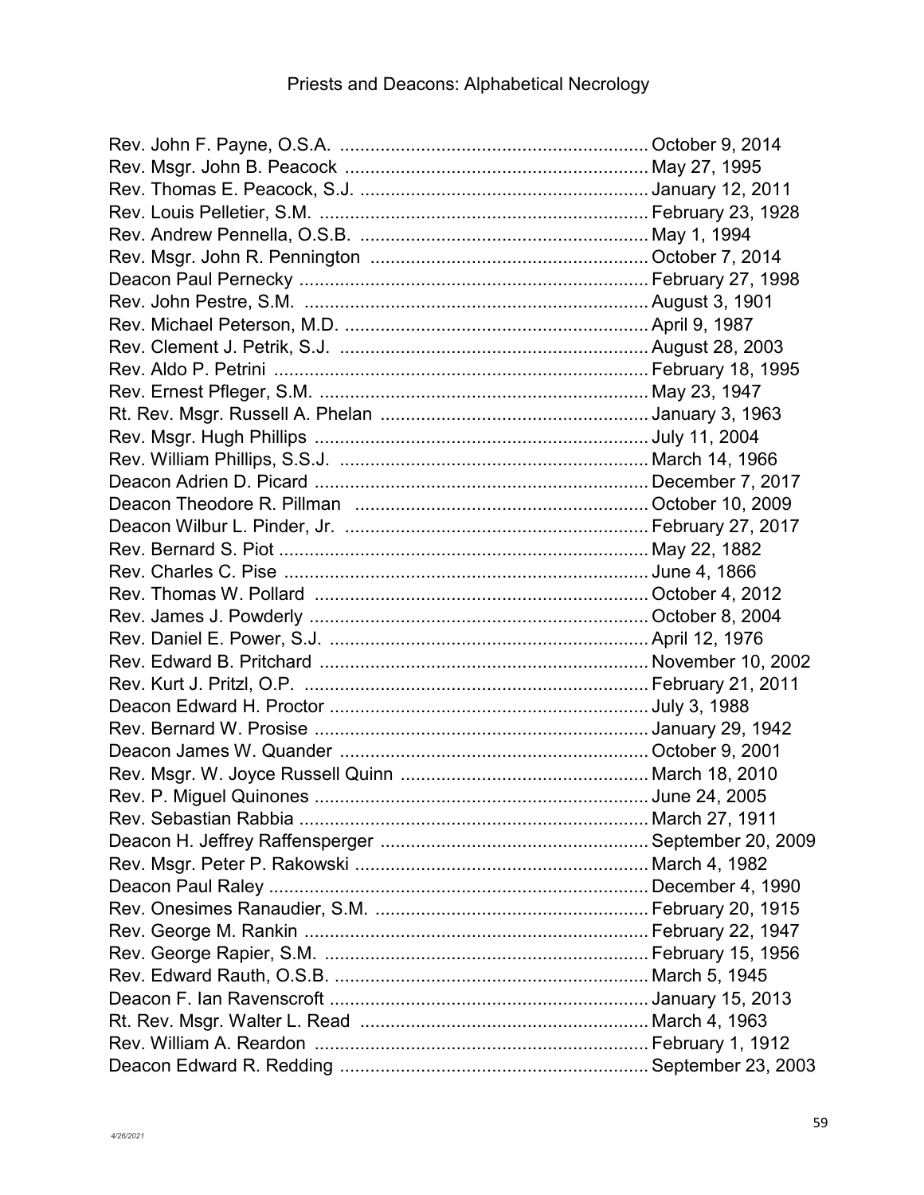Rev. John F. Payne, O.S.A. ............................................................ October 9, 2014
Rev. Msgr. John B. Peacock ........................................................... May 27, 1995
Rev. Thomas E. Peacock, S.J. ......................................................... January 12, 2011
Rev. Louis Pelletier, S.M. ............................................................... February 23, 1928
Rev. Andrew Pennella, O.S.B. ......................................................... May 1, 1994
Rev. Msgr. John R. Pennington ...................................................... October 7, 2014
Deacon Paul Pernecky ..................................................................... February 27, 1998
Rev. John Pestre, S.M. .................................................................... August 3, 1901
Rev. Michael Peterson, M.D. ........................................................... April 9, 1987
Rev. Clement J. Petrik, S.J. ............................................................ August 28, 2003
Rev. Aldo P. Petrini .......................................................................... February 18, 1995
Rev. Ernest Pfleger, S.M. ................................................................. May 23, 1947
Rt. Rev. Msgr. Russell A. Phelan ..................................................... January 3, 1963
Rev. Msgr. Hugh Phillips .................................................................. July 11, 2004
Rev. William Phillips, S.S.J. ............................................................. March 14, 1966
Deacon Adrien D. Picard .................................................................. December 7, 2017
Deacon Theodore R. Pillman .......................................................... October 10, 2009
Deacon Wilbur L. Pinder, Jr. ............................................................ February 27, 2017
Rev. Bernard S. Piot ......................................................................... May 22, 1882
Rev. Charles C. Pise ........................................................................ June 4, 1866
Rev. Thomas W. Pollard .................................................................. October 4, 2012
Rev. James J. Powderly ................................................................... October 8, 2004
Rev. Daniel E. Power, S.J. ............................................................... April 12, 1976
Rev. Edward B. Pritchard ................................................................. November 10, 2002
Rev. Kurt J. Pritzl, O.P. .................................................................... February 21, 2011
Deacon Edward H. Proctor ............................................................... July 3, 1988
Rev. Bernard W. Prosise .................................................................. January 29, 1942
Deacon James W. Quander ............................................................. October 9, 2001
Rev. Msgr. W. Joyce Russell Quinn ................................................. March 18, 2010
Rev. P. Miguel Quinones .................................................................. June 24, 2005
Rev. Sebastian Rabbia ..................................................................... March 27, 1911
Deacon H. Jeffrey Raffensperger ..................................................... September 20, 2009
Rev. Msgr. Peter P. Rakowski .......................................................... March 4, 1982
Deacon Paul Raley ........................................................................... December 4, 1990
Rev. Onesimes Ranaudier, S.M. ...................................................... February 20, 1915
Rev. George M. Rankin .................................................................... February 22, 1947
Rev. George Rapier, S.M. ................................................................ February 15, 1956
Rev. Edward Rauth, O.S.B. .............................................................. March 5, 1945
Deacon F. Ian Ravenscroft ............................................................... January 15, 2013
Rt. Rev. Msgr. Walter L. Read ......................................................... March 4, 1963
Rev. William A. Reardon .................................................................. February 1, 1912
Deacon Edward R. Redding ............................................................. September 23, 2003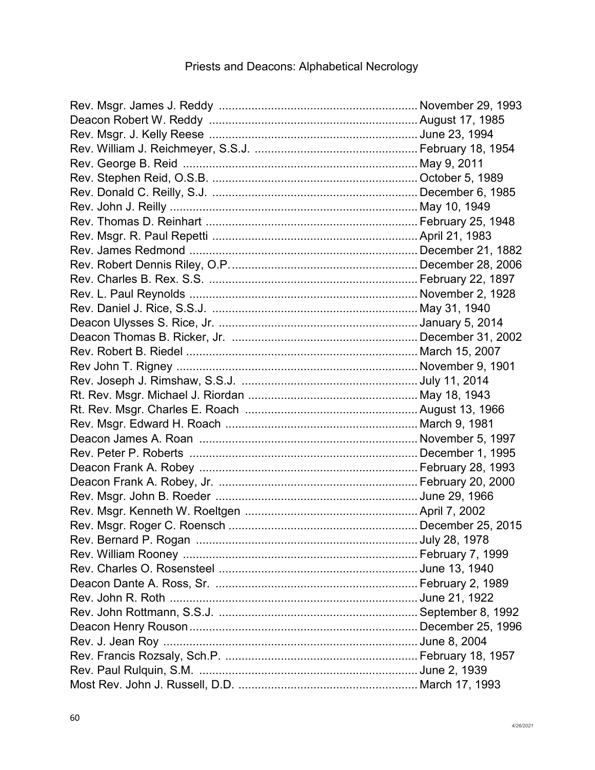# Priests and Deacons: Alphabetical Necrology

| | |
|---|---|
| Rev. Msgr. James J. Reddy | November 29, 1993 |
| Deacon Robert W. Reddy | August 17, 1985 |
| Rev. Msgr. J. Kelly Reese | June 23, 1994 |
| Rev. William J. Reichmeyer, S.S.J. | February 18, 1954 |
| Rev. George B. Reid | May 9, 2011 |
| Rev. Stephen Reid, O.S.B. | October 5, 1989 |
| Rev. Donald C. Reilly, S.J. | December 6, 1985 |
| Rev. John J. Reilly | May 10, 1949 |
| Rev. Thomas D. Reinhart | February 25, 1948 |
| Rev. Msgr. R. Paul Repetti | April 21, 1983 |
| Rev. James Redmond | December 21, 1882 |
| Rev. Robert Dennis Riley, O.P. | December 28, 2006 |
| Rev. Charles B. Rex. S.S. | February 22, 1897 |
| Rev. L. Paul Reynolds | November 2, 1928 |
| Rev. Daniel J. Rice, S.S.J. | May 31, 1940 |
| Deacon Ulysses S. Rice, Jr. | January 5, 2014 |
| Deacon Thomas B. Ricker, Jr. | December 31, 2002 |
| Rev. Robert B. Riedel | March 15, 2007 |
| Rev John T. Rigney | November 9, 1901 |
| Rev. Joseph J. Rimshaw, S.S.J. | July 11, 2014 |
| Rt. Rev. Msgr. Michael J. Riordan | May 18, 1943 |
| Rt. Rev. Msgr. Charles E. Roach | August 13, 1966 |
| Rev. Msgr. Edward H. Roach | March 9, 1981 |
| Deacon James A. Roan | November 5, 1997 |
| Rev. Peter P. Roberts | December 1, 1995 |
| Deacon Frank A. Robey | February 28, 1993 |
| Deacon Frank A. Robey, Jr. | February 20, 2000 |
| Rev. Msgr. John B. Roeder | June 29, 1966 |
| Rev. Msgr. Kenneth W. Roeltgen | April 7, 2002 |
| Rev. Msgr. Roger C. Roensch | December 25, 2015 |
| Rev. Bernard P. Rogan | July 28, 1978 |
| Rev. William Rooney | February 7, 1999 |
| Rev. Charles O. Rosensteel | June 13, 1940 |
| Deacon Dante A. Ross, Sr. | February 2, 1989 |
| Rev. John R. Roth | June 21, 1922 |
| Rev. John Rottmann, S.S.J. | September 8, 1992 |
| Deacon Henry Rouson | December 25, 1996 |
| Rev. J. Jean Roy | June 8, 2004 |
| Rev. Francis Rozsaly, Sch.P. | February 18, 1957 |
| Rev. Paul Rulquin, S.M. | June 2, 1939 |
| Most Rev. John J. Russell, D.D. | March 17, 1993 |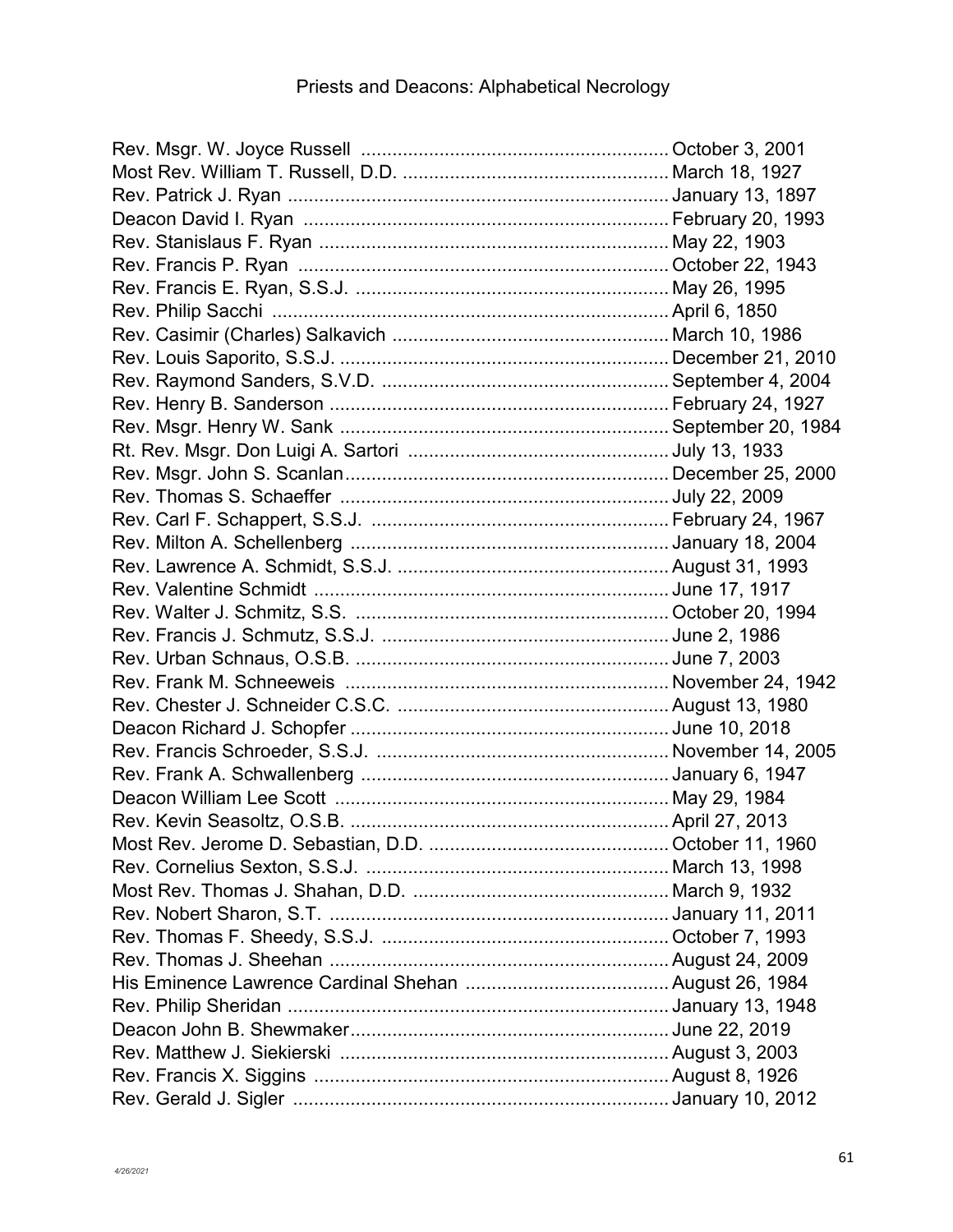| | |
|---|---|
| Rev. Msgr. W. Joyce Russell | October 3, 2001 |
| Most Rev. William T. Russell, D.D. | March 18, 1927 |
| Rev. Patrick J. Ryan | January 13, 1897 |
| Deacon David I. Ryan | February 20, 1993 |
| Rev. Stanislaus F. Ryan | May 22, 1903 |
| Rev. Francis P. Ryan | October 22, 1943 |
| Rev. Francis E. Ryan, S.S.J. | May 26, 1995 |
| Rev. Philip Sacchi | April 6, 1850 |
| Rev. Casimir (Charles) Salkavich | March 10, 1986 |
| Rev. Louis Saporito, S.S.J. | December 21, 2010 |
| Rev. Raymond Sanders, S.V.D. | September 4, 2004 |
| Rev. Henry B. Sanderson | February 24, 1927 |
| Rev. Msgr. Henry W. Sank | September 20, 1984 |
| Rt. Rev. Msgr. Don Luigi A. Sartori | July 13, 1933 |
| Rev. Msgr. John S. Scanlan | December 25, 2000 |
| Rev. Thomas S. Schaeffer | July 22, 2009 |
| Rev. Carl F. Schappert, S.S.J. | February 24, 1967 |
| Rev. Milton A. Schellenberg | January 18, 2004 |
| Rev. Lawrence A. Schmidt, S.S.J. | August 31, 1993 |
| Rev. Valentine Schmidt | June 17, 1917 |
| Rev. Walter J. Schmitz, S.S. | October 20, 1994 |
| Rev. Francis J. Schmutz, S.S.J. | June 2, 1986 |
| Rev. Urban Schnaus, O.S.B. | June 7, 2003 |
| Rev. Frank M. Schneeweis | November 24, 1942 |
| Rev. Chester J. Schneider C.S.C. | August 13, 1980 |
| Deacon Richard J. Schopfer | June 10, 2018 |
| Rev. Francis Schroeder, S.S.J. | November 14, 2005 |
| Rev. Frank A. Schwallenberg | January 6, 1947 |
| Deacon William Lee Scott | May 29, 1984 |
| Rev. Kevin Seasoltz, O.S.B. | April 27, 2013 |
| Most Rev. Jerome D. Sebastian, D.D. | October 11, 1960 |
| Rev. Cornelius Sexton, S.S.J. | March 13, 1998 |
| Most Rev. Thomas J. Shahan, D.D. | March 9, 1932 |
| Rev. Nobert Sharon, S.T. | January 11, 2011 |
| Rev. Thomas F. Sheedy, S.S.J. | October 7, 1993 |
| Rev. Thomas J. Sheehan | August 24, 2009 |
| His Eminence Lawrence Cardinal Shehan | August 26, 1984 |
| Rev. Philip Sheridan | January 13, 1948 |
| Deacon John B. Shewmaker | June 22, 2019 |
| Rev. Matthew J. Siekierski | August 3, 2003 |
| Rev. Francis X. Siggins | August 8, 1926 |
| Rev. Gerald J. Sigler | January 10, 2012 |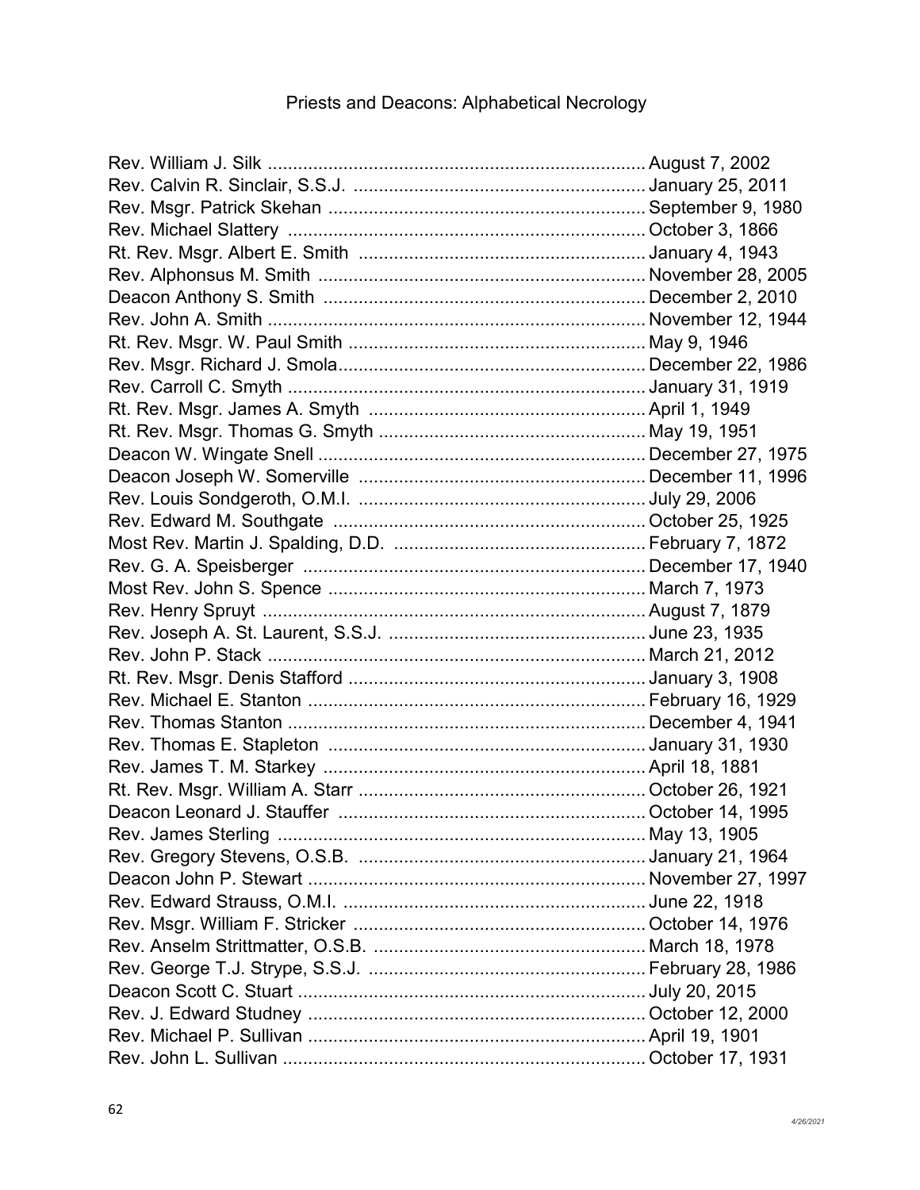# Priests and Deacons: Alphabetical Necrology

| | |
|---|---|
| Rev. William J. Silk | August 7, 2002 |
| Rev. Calvin R. Sinclair, S.S.J. | January 25, 2011 |
| Rev. Msgr. Patrick Skehan | September 9, 1980 |
| Rev. Michael Slattery | October 3, 1866 |
| Rt. Rev. Msgr. Albert E. Smith | January 4, 1943 |
| Rev. Alphonsus M. Smith | November 28, 2005 |
| Deacon Anthony S. Smith | December 2, 2010 |
| Rev. John A. Smith | November 12, 1944 |
| Rt. Rev. Msgr. W. Paul Smith | May 9, 1946 |
| Rev. Msgr. Richard J. Smola | December 22, 1986 |
| Rev. Carroll C. Smyth | January 31, 1919 |
| Rt. Rev. Msgr. James A. Smyth | April 1, 1949 |
| Rt. Rev. Msgr. Thomas G. Smyth | May 19, 1951 |
| Deacon W. Wingate Snell | December 27, 1975 |
| Deacon Joseph W. Somerville | December 11, 1996 |
| Rev. Louis Sondgeroth, O.M.I. | July 29, 2006 |
| Rev. Edward M. Southgate | October 25, 1925 |
| Most Rev. Martin J. Spalding, D.D. | February 7, 1872 |
| Rev. G. A. Speisberger | December 17, 1940 |
| Most Rev. John S. Spence | March 7, 1973 |
| Rev. Henry Spruyt | August 7, 1879 |
| Rev. Joseph A. St. Laurent, S.S.J. | June 23, 1935 |
| Rev. John P. Stack | March 21, 2012 |
| Rt. Rev. Msgr. Denis Stafford | January 3, 1908 |
| Rev. Michael E. Stanton | February 16, 1929 |
| Rev. Thomas Stanton | December 4, 1941 |
| Rev. Thomas E. Stapleton | January 31, 1930 |
| Rev. James T. M. Starkey | April 18, 1881 |
| Rt. Rev. Msgr. William A. Starr | October 26, 1921 |
| Deacon Leonard J. Stauffer | October 14, 1995 |
| Rev. James Sterling | May 13, 1905 |
| Rev. Gregory Stevens, O.S.B. | January 21, 1964 |
| Deacon John P. Stewart | November 27, 1997 |
| Rev. Edward Strauss, O.M.I. | June 22, 1918 |
| Rev. Msgr. William F. Stricker | October 14, 1976 |
| Rev. Anselm Strittmatter, O.S.B. | March 18, 1978 |
| Rev. George T.J. Strype, S.S.J. | February 28, 1986 |
| Deacon Scott C. Stuart | July 20, 2015 |
| Rev. J. Edward Studney | October 12, 2000 |
| Rev. Michael P. Sullivan | April 19, 1901 |
| Rev. John L. Sullivan | October 17, 1931 |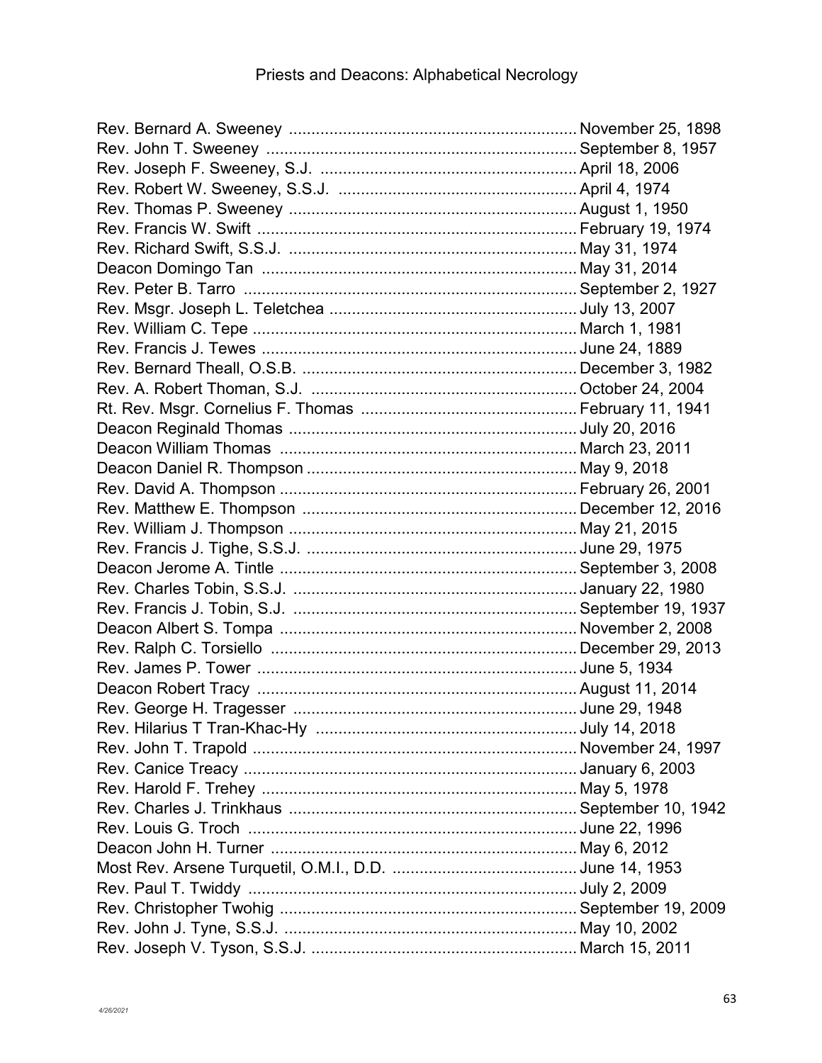Priests and Deacons: Alphabetical Necrology

| | |
|---|---|
| Rev. Bernard A. Sweeney | November 25, 1898 |
| Rev. John T. Sweeney | September 8, 1957 |
| Rev. Joseph F. Sweeney, S.J. | April 18, 2006 |
| Rev. Robert W. Sweeney, S.S.J. | April 4, 1974 |
| Rev. Thomas P. Sweeney | August 1, 1950 |
| Rev. Francis W. Swift | February 19, 1974 |
| Rev. Richard Swift, S.S.J. | May 31, 1974 |
| Deacon Domingo Tan | May 31, 2014 |
| Rev. Peter B. Tarro | September 2, 1927 |
| Rev. Msgr. Joseph L. Teletchea | July 13, 2007 |
| Rev. William C. Tepe | March 1, 1981 |
| Rev. Francis J. Tewes | June 24, 1889 |
| Rev. Bernard Theall, O.S.B. | December 3, 1982 |
| Rev. A. Robert Thoman, S.J. | October 24, 2004 |
| Rt. Rev. Msgr. Cornelius F. Thomas | February 11, 1941 |
| Deacon Reginald Thomas | July 20, 2016 |
| Deacon William Thomas | March 23, 2011 |
| Deacon Daniel R. Thompson | May 9, 2018 |
| Rev. David A. Thompson | February 26, 2001 |
| Rev. Matthew E. Thompson | December 12, 2016 |
| Rev. William J. Thompson | May 21, 2015 |
| Rev. Francis J. Tighe, S.S.J. | June 29, 1975 |
| Deacon Jerome A. Tintle | September 3, 2008 |
| Rev. Charles Tobin, S.S.J. | January 22, 1980 |
| Rev. Francis J. Tobin, S.J. | September 19, 1937 |
| Deacon Albert S. Tompa | November 2, 2008 |
| Rev. Ralph C. Torsiello | December 29, 2013 |
| Rev. James P. Tower | June 5, 1934 |
| Deacon Robert Tracy | August 11, 2014 |
| Rev. George H. Tragesser | June 29, 1948 |
| Rev. Hilarius T Tran-Khac-Hy | July 14, 2018 |
| Rev. John T. Trapold | November 24, 1997 |
| Rev. Canice Treacy | January 6, 2003 |
| Rev. Harold F. Trehey | May 5, 1978 |
| Rev. Charles J. Trinkhaus | September 10, 1942 |
| Rev. Louis G. Troch | June 22, 1996 |
| Deacon John H. Turner | May 6, 2012 |
| Most Rev. Arsene Turquetil, O.M.I., D.D. | June 14, 1953 |
| Rev. Paul T. Twiddy | July 2, 2009 |
| Rev. Christopher Twohig | September 19, 2009 |
| Rev. John J. Tyne, S.S.J. | May 10, 2002 |
| Rev. Joseph V. Tyson, S.S.J. | March 15, 2011 |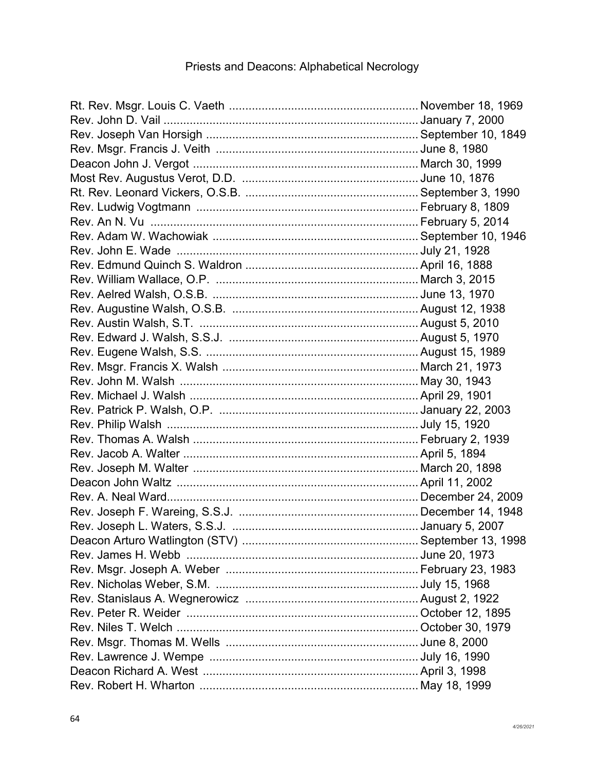Priests and Deacons: Alphabetical Necrology

| | |
|---|---|
| Rt. Rev. Msgr. Louis C. Vaeth | November 18, 1969 |
| Rev. John D. Vail | January 7, 2000 |
| Rev. Joseph Van Horsigh | September 10, 1849 |
| Rev. Msgr. Francis J. Veith | June 8, 1980 |
| Deacon John J. Vergot | March 30, 1999 |
| Most Rev. Augustus Verot, D.D. | June 10, 1876 |
| Rt. Rev. Leonard Vickers, O.S.B. | September 3, 1990 |
| Rev. Ludwig Vogtmann | February 8, 1809 |
| Rev. An N. Vu | February 5, 2014 |
| Rev. Adam W. Wachowiak | September 10, 1946 |
| Rev. John E. Wade | July 21, 1928 |
| Rev. Edmund Quinch S. Waldron | April 16, 1888 |
| Rev. William Wallace, O.P. | March 3, 2015 |
| Rev. Aelred Walsh, O.S.B. | June 13, 1970 |
| Rev. Augustine Walsh, O.S.B. | August 12, 1938 |
| Rev. Austin Walsh, S.T. | August 5, 2010 |
| Rev. Edward J. Walsh, S.S.J. | August 5, 1970 |
| Rev. Eugene Walsh, S.S. | August 15, 1989 |
| Rev. Msgr. Francis X. Walsh | March 21, 1973 |
| Rev. John M. Walsh | May 30, 1943 |
| Rev. Michael J. Walsh | April 29, 1901 |
| Rev. Patrick P. Walsh, O.P. | January 22, 2003 |
| Rev. Philip Walsh | July 15, 1920 |
| Rev. Thomas A. Walsh | February 2, 1939 |
| Rev. Jacob A. Walter | April 5, 1894 |
| Rev. Joseph M. Walter | March 20, 1898 |
| Deacon John Waltz | April 11, 2002 |
| Rev. A. Neal Ward | December 24, 2009 |
| Rev. Joseph F. Wareing, S.S.J. | December 14, 1948 |
| Rev. Joseph L. Waters, S.S.J. | January 5, 2007 |
| Deacon Arturo Watlington (STV) | September 13, 1998 |
| Rev. James H. Webb | June 20, 1973 |
| Rev. Msgr. Joseph A. Weber | February 23, 1983 |
| Rev. Nicholas Weber, S.M. | July 15, 1968 |
| Rev. Stanislaus A. Wegnerowicz | August 2, 1922 |
| Rev. Peter R. Weider | October 12, 1895 |
| Rev. Niles T. Welch | October 30, 1979 |
| Rev. Msgr. Thomas M. Wells | June 8, 2000 |
| Rev. Lawrence J. Wempe | July 16, 1990 |
| Deacon Richard A. West | April 3, 1998 |
| Rev. Robert H. Wharton | May 18, 1999 |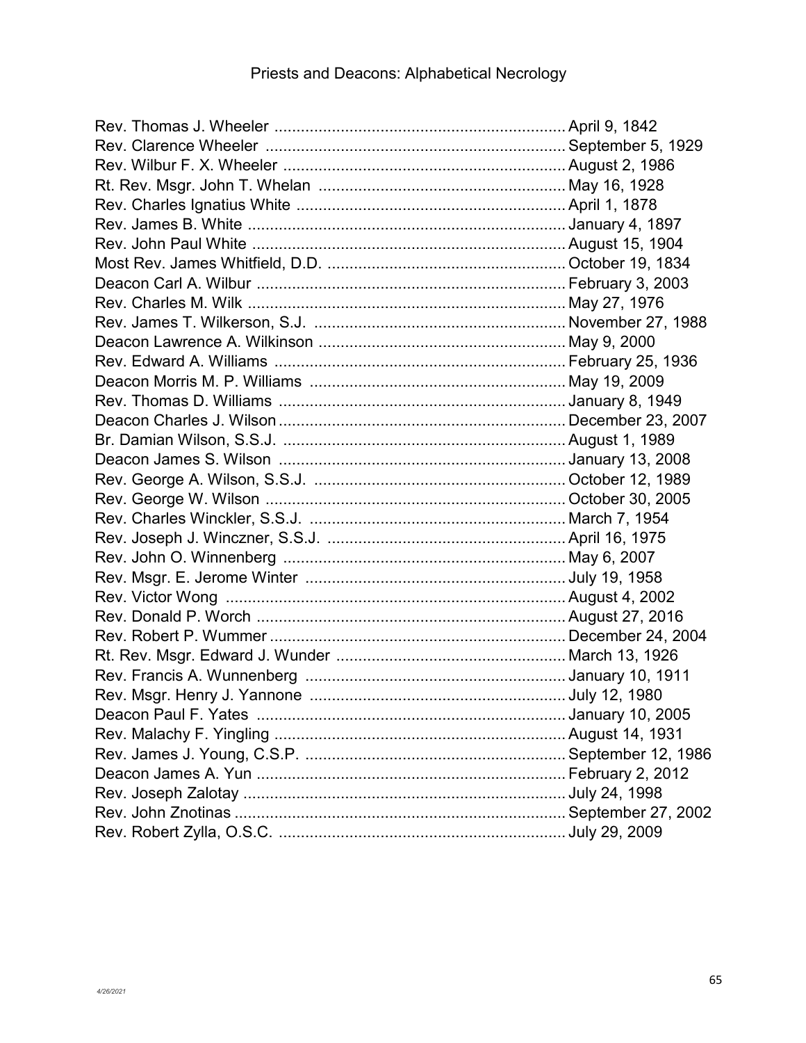| | |
|---|---|
| Rev. Thomas J. Wheeler | April 9, 1842 |
| Rev. Clarence Wheeler | September 5, 1929 |
| Rev. Wilbur F. X. Wheeler | August 2, 1986 |
| Rt. Rev. Msgr. John T. Whelan | May 16, 1928 |
| Rev. Charles Ignatius White | April 1, 1878 |
| Rev. James B. White | January 4, 1897 |
| Rev. John Paul White | August 15, 1904 |
| Most Rev. James Whitfield, D.D. | October 19, 1834 |
| Deacon Carl A. Wilbur | February 3, 2003 |
| Rev. Charles M. Wilk | May 27, 1976 |
| Rev. James T. Wilkerson, S.J. | November 27, 1988 |
| Deacon Lawrence A. Wilkinson | May 9, 2000 |
| Rev. Edward A. Williams | February 25, 1936 |
| Deacon Morris M. P. Williams | May 19, 2009 |
| Rev. Thomas D. Williams | January 8, 1949 |
| Deacon Charles J. Wilson | December 23, 2007 |
| Br. Damian Wilson, S.S.J. | August 1, 1989 |
| Deacon James S. Wilson | January 13, 2008 |
| Rev. George A. Wilson, S.S.J. | October 12, 1989 |
| Rev. George W. Wilson | October 30, 2005 |
| Rev. Charles Winckler, S.S.J. | March 7, 1954 |
| Rev. Joseph J. Winczner, S.S.J. | April 16, 1975 |
| Rev. John O. Winnenberg | May 6, 2007 |
| Rev. Msgr. E. Jerome Winter | July 19, 1958 |
| Rev. Victor Wong | August 4, 2002 |
| Rev. Donald P. Worch | August 27, 2016 |
| Rev. Robert P. Wummer | December 24, 2004 |
| Rt. Rev. Msgr. Edward J. Wunder | March 13, 1926 |
| Rev. Francis A. Wunnenberg | January 10, 1911 |
| Rev. Msgr. Henry J. Yannone | July 12, 1980 |
| Deacon Paul F. Yates | January 10, 2005 |
| Rev. Malachy F. Yingling | August 14, 1931 |
| Rev. James J. Young, C.S.P. | September 12, 1986 |
| Deacon James A. Yun | February 2, 2012 |
| Rev. Joseph Zalotay | July 24, 1998 |
| Rev. John Znotinas | September 27, 2002 |
| Rev. Robert Zylla, O.S.C. | July 29, 2009 |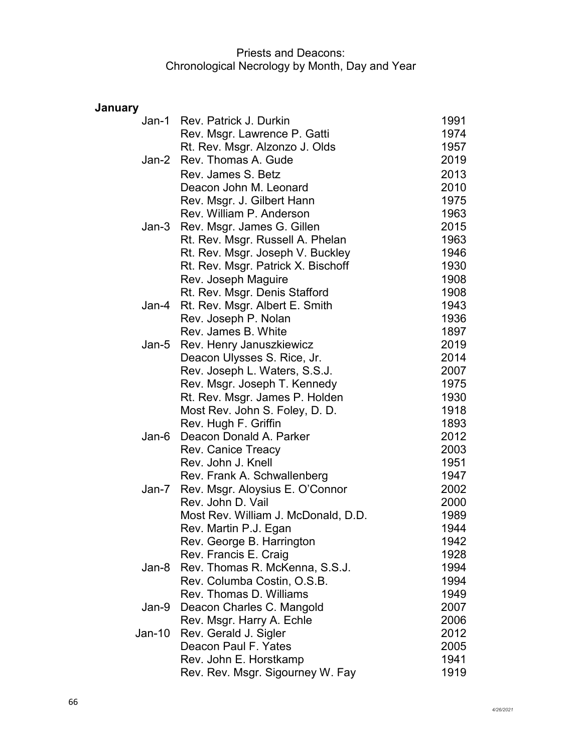# Priests and Deacons:
## Chronological Necrology by Month, Day and Year

### January

| Date | Name | Year |
|---|---|---|
| Jan-1 | Rev. Patrick J. Durkin | 1991 |
| | Rev. Msgr. Lawrence P. Gatti | 1974 |
| | Rt. Rev. Msgr. Alzonzo J. Olds | 1957 |
| Jan-2 | Rev. Thomas A. Gude | 2019 |
| | Rev. James S. Betz | 2013 |
| | Deacon John M. Leonard | 2010 |
| | Rev. Msgr. J. Gilbert Hann | 1975 |
| | Rev. William P. Anderson | 1963 |
| Jan-3 | Rev. Msgr. James G. Gillen | 2015 |
| | Rt. Rev. Msgr. Russell A. Phelan | 1963 |
| | Rt. Rev. Msgr. Joseph V. Buckley | 1946 |
| | Rt. Rev. Msgr. Patrick X. Bischoff | 1930 |
| | Rev. Joseph Maguire | 1908 |
| | Rt. Rev. Msgr. Denis Stafford | 1908 |
| Jan-4 | Rt. Rev. Msgr. Albert E. Smith | 1943 |
| | Rev. Joseph P. Nolan | 1936 |
| | Rev. James B. White | 1897 |
| Jan-5 | Rev. Henry Januszkiewicz | 2019 |
| | Deacon Ulysses S. Rice, Jr. | 2014 |
| | Rev. Joseph L. Waters, S.S.J. | 2007 |
| | Rev. Msgr. Joseph T. Kennedy | 1975 |
| | Rt. Rev. Msgr. James P. Holden | 1930 |
| | Most Rev. John S. Foley, D. D. | 1918 |
| | Rev. Hugh F. Griffin | 1893 |
| Jan-6 | Deacon Donald A. Parker | 2012 |
| | Rev. Canice Treacy | 2003 |
| | Rev. John J. Knell | 1951 |
| | Rev. Frank A. Schwallenberg | 1947 |
| Jan-7 | Rev. Msgr. Aloysius E. O'Connor | 2002 |
| | Rev. John D. Vail | 2000 |
| | Most Rev. William J. McDonald, D.D. | 1989 |
| | Rev. Martin P.J. Egan | 1944 |
| | Rev. George B. Harrington | 1942 |
| | Rev. Francis E. Craig | 1928 |
| Jan-8 | Rev. Thomas R. McKenna, S.S.J. | 1994 |
| | Rev. Columba Costin, O.S.B. | 1994 |
| | Rev. Thomas D. Williams | 1949 |
| Jan-9 | Deacon Charles C. Mangold | 2007 |
| | Rev. Msgr. Harry A. Echle | 2006 |
| Jan-10 | Rev. Gerald J. Sigler | 2012 |
| | Deacon Paul F. Yates | 2005 |
| | Rev. John E. Horstkamp | 1941 |
| | Rev. Rev. Msgr. Sigourney W. Fay | 1919 |

4/26/2021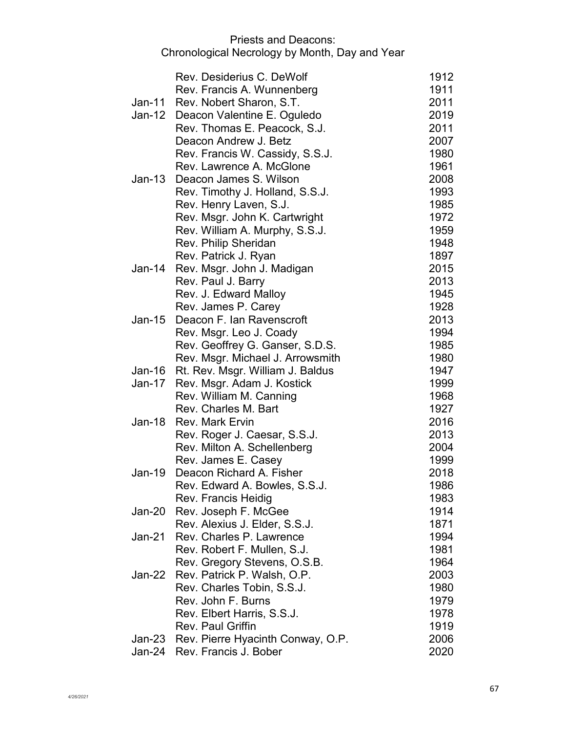# Priests and Deacons:
## Chronological Necrology by Month, Day and Year

| Date | Name | Year |
|---|---|---|
| | Rev. Desiderius C. DeWolf | 1912 |
| | Rev. Francis A. Wunnenberg | 1911 |
| Jan-11 | Rev. Nobert Sharon, S.T. | 2011 |
| Jan-12 | Deacon Valentine E. Oguledo | 2019 |
| | Rev. Thomas E. Peacock, S.J. | 2011 |
| | Deacon Andrew J. Betz | 2007 |
| | Rev. Francis W. Cassidy, S.S.J. | 1980 |
| | Rev. Lawrence A. McGlone | 1961 |
| Jan-13 | Deacon James S. Wilson | 2008 |
| | Rev. Timothy J. Holland, S.S.J. | 1993 |
| | Rev. Henry Laven, S.J. | 1985 |
| | Rev. Msgr. John K. Cartwright | 1972 |
| | Rev. William A. Murphy, S.S.J. | 1959 |
| | Rev. Philip Sheridan | 1948 |
| | Rev. Patrick J. Ryan | 1897 |
| Jan-14 | Rev. Msgr. John J. Madigan | 2015 |
| | Rev. Paul J. Barry | 2013 |
| | Rev. J. Edward Malloy | 1945 |
| | Rev. James P. Carey | 1928 |
| Jan-15 | Deacon F. Ian Ravenscroft | 2013 |
| | Rev. Msgr. Leo J. Coady | 1994 |
| | Rev. Geoffrey G. Ganser, S.D.S. | 1985 |
| | Rev. Msgr. Michael J. Arrowsmith | 1980 |
| Jan-16 | Rt. Rev. Msgr. William J. Baldus | 1947 |
| Jan-17 | Rev. Msgr. Adam J. Kostick | 1999 |
| | Rev. William M. Canning | 1968 |
| | Rev. Charles M. Bart | 1927 |
| Jan-18 | Rev. Mark Ervin | 2016 |
| | Rev. Roger J. Caesar, S.S.J. | 2013 |
| | Rev. Milton A. Schellenberg | 2004 |
| | Rev. James E. Casey | 1999 |
| Jan-19 | Deacon Richard A. Fisher | 2018 |
| | Rev. Edward A. Bowles, S.S.J. | 1986 |
| | Rev. Francis Heidig | 1983 |
| Jan-20 | Rev. Joseph F. McGee | 1914 |
| | Rev. Alexius J. Elder, S.S.J. | 1871 |
| Jan-21 | Rev. Charles P. Lawrence | 1994 |
| | Rev. Robert F. Mullen, S.J. | 1981 |
| | Rev. Gregory Stevens, O.S.B. | 1964 |
| Jan-22 | Rev. Patrick P. Walsh, O.P. | 2003 |
| | Rev. Charles Tobin, S.S.J. | 1980 |
| | Rev. John F. Burns | 1979 |
| | Rev. Elbert Harris, S.S.J. | 1978 |
| | Rev. Paul Griffin | 1919 |
| Jan-23 | Rev. Pierre Hyacinth Conway, O.P. | 2006 |
| Jan-24 | Rev. Francis J. Bober | 2020 |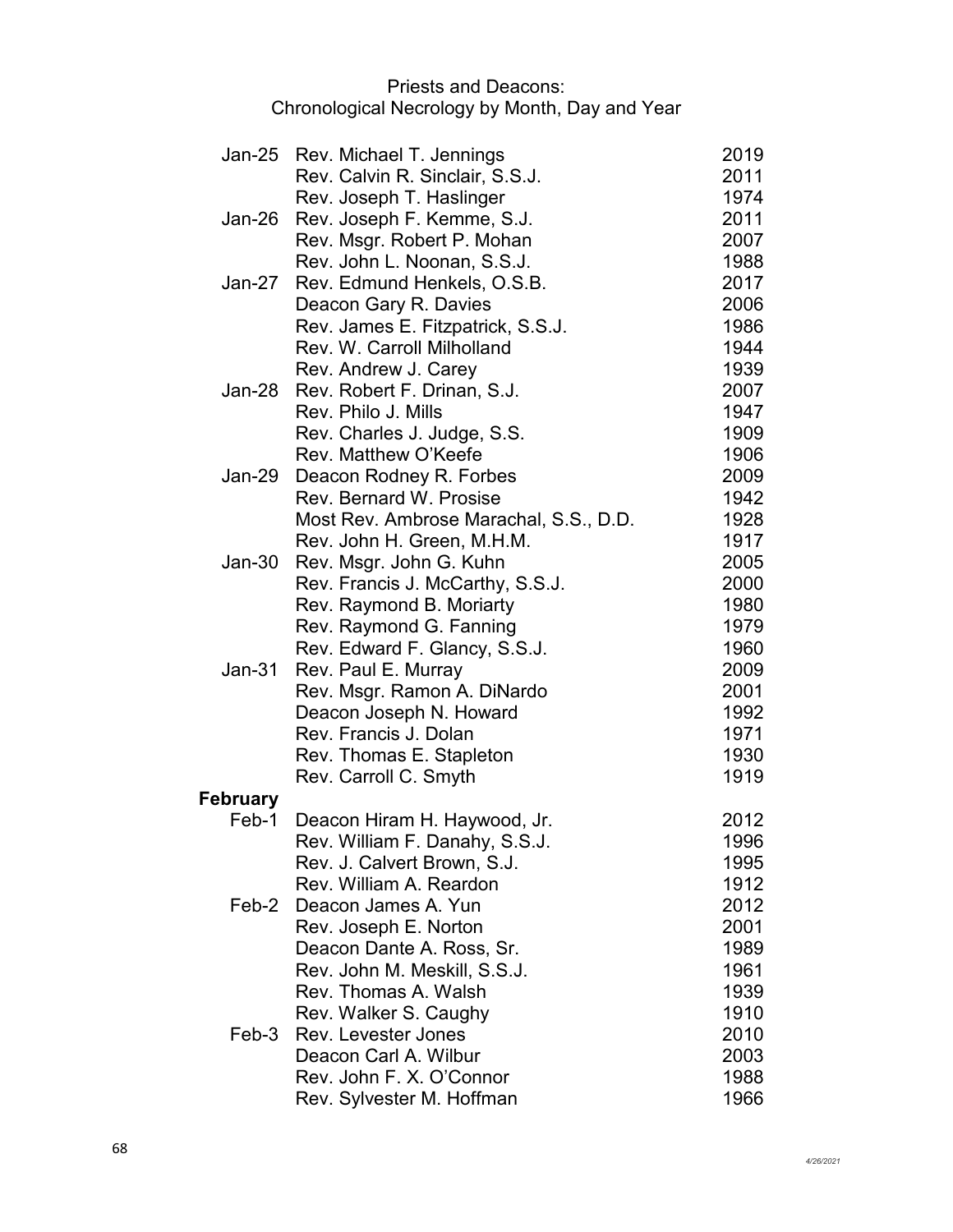# Priests and Deacons:
## Chronological Necrology by Month, Day and Year

| Date | Name | Year |
|---|---|---|
| Jan-25 | Rev. Michael T. Jennings | 2019 |
| | Rev. Calvin R. Sinclair, S.S.J. | 2011 |
| | Rev. Joseph T. Haslinger | 1974 |
| Jan-26 | Rev. Joseph F. Kemme, S.J. | 2011 |
| | Rev. Msgr. Robert P. Mohan | 2007 |
| | Rev. John L. Noonan, S.S.J. | 1988 |
| Jan-27 | Rev. Edmund Henkels, O.S.B. | 2017 |
| | Deacon Gary R. Davies | 2006 |
| | Rev. James E. Fitzpatrick, S.S.J. | 1986 |
| | Rev. W. Carroll Milholland | 1944 |
| | Rev. Andrew J. Carey | 1939 |
| Jan-28 | Rev. Robert F. Drinan, S.J. | 2007 |
| | Rev. Philo J. Mills | 1947 |
| | Rev. Charles J. Judge, S.S. | 1909 |
| | Rev. Matthew O'Keefe | 1906 |
| Jan-29 | Deacon Rodney R. Forbes | 2009 |
| | Rev. Bernard W. Prosise | 1942 |
| | Most Rev. Ambrose Marachal, S.S., D.D. | 1928 |
| | Rev. John H. Green, M.H.M. | 1917 |
| Jan-30 | Rev. Msgr. John G. Kuhn | 2005 |
| | Rev. Francis J. McCarthy, S.S.J. | 2000 |
| | Rev. Raymond B. Moriarty | 1980 |
| | Rev. Raymond G. Fanning | 1979 |
| | Rev. Edward F. Glancy, S.S.J. | 1960 |
| Jan-31 | Rev. Paul E. Murray | 2009 |
| | Rev. Msgr. Ramon A. DiNardo | 2001 |
| | Deacon Joseph N. Howard | 1992 |
| | Rev. Francis J. Dolan | 1971 |
| | Rev. Thomas E. Stapleton | 1930 |
| | Rev. Carroll C. Smyth | 1919 |
| **February** | | |
| Feb-1 | Deacon Hiram H. Haywood, Jr. | 2012 |
| | Rev. William F. Danahy, S.S.J. | 1996 |
| | Rev. J. Calvert Brown, S.J. | 1995 |
| | Rev. William A. Reardon | 1912 |
| Feb-2 | Deacon James A. Yun | 2012 |
| | Rev. Joseph E. Norton | 2001 |
| | Deacon Dante A. Ross, Sr. | 1989 |
| | Rev. John M. Meskill, S.S.J. | 1961 |
| | Rev. Thomas A. Walsh | 1939 |
| | Rev. Walker S. Caughy | 1910 |
| Feb-3 | Rev. Levester Jones | 2010 |
| | Deacon Carl A. Wilbur | 2003 |
| | Rev. John F. X. O'Connor | 1988 |
| | Rev. Sylvester M. Hoffman | 1966 |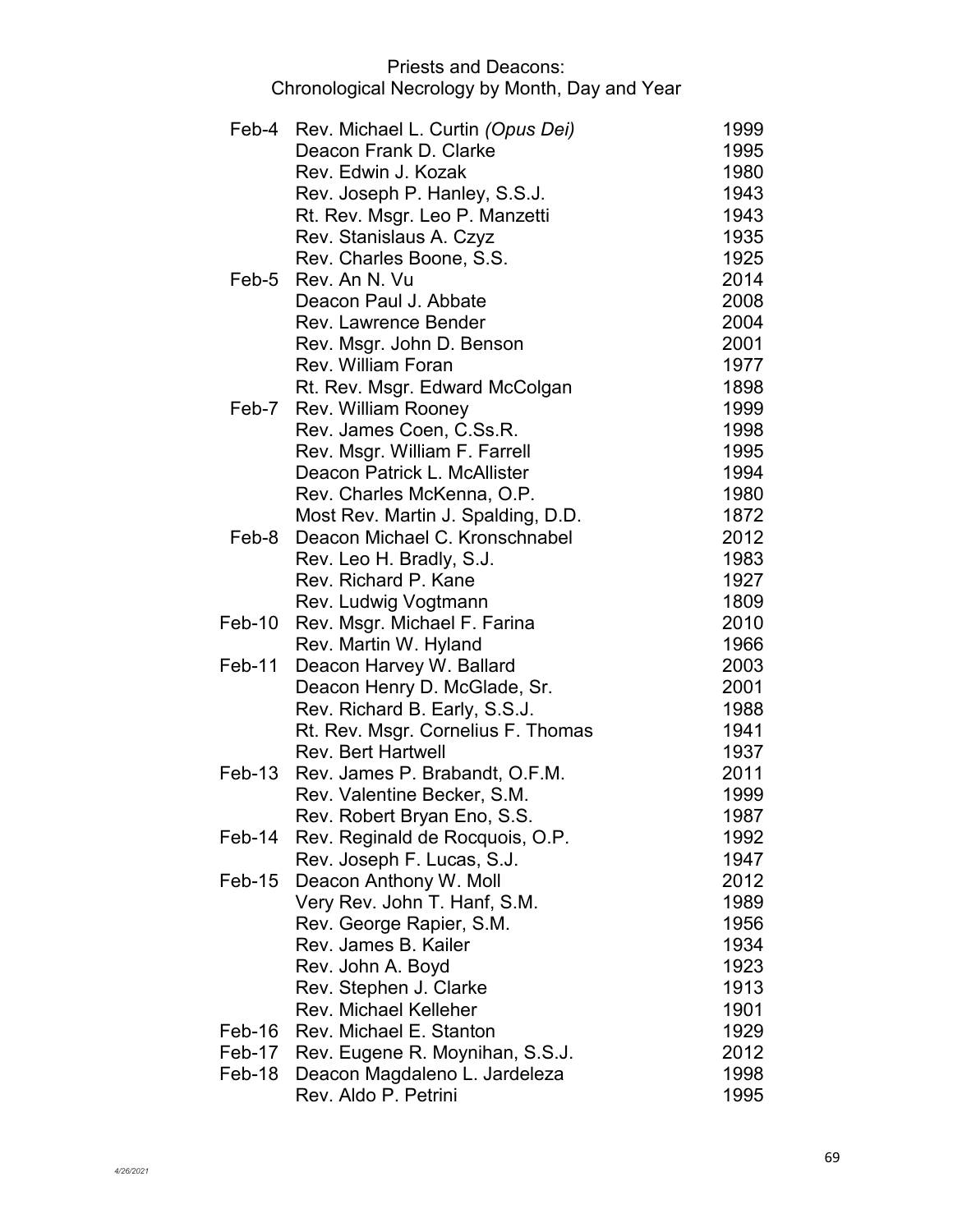# Priests and Deacons:
## Chronological Necrology by Month, Day and Year

| Date | Name | Year |
|---|---|---|
| Feb-4 | Rev. Michael L. Curtin *(Opus Dei)* | 1999 |
| | Deacon Frank D. Clarke | 1995 |
| | Rev. Edwin J. Kozak | 1980 |
| | Rev. Joseph P. Hanley, S.S.J. | 1943 |
| | Rt. Rev. Msgr. Leo P. Manzetti | 1943 |
| | Rev. Stanislaus A. Czyz | 1935 |
| | Rev. Charles Boone, S.S. | 1925 |
| Feb-5 | Rev. An N. Vu | 2014 |
| | Deacon Paul J. Abbate | 2008 |
| | Rev. Lawrence Bender | 2004 |
| | Rev. Msgr. John D. Benson | 2001 |
| | Rev. William Foran | 1977 |
| | Rt. Rev. Msgr. Edward McColgan | 1898 |
| Feb-7 | Rev. William Rooney | 1999 |
| | Rev. James Coen, C.Ss.R. | 1998 |
| | Rev. Msgr. William F. Farrell | 1995 |
| | Deacon Patrick L. McAllister | 1994 |
| | Rev. Charles McKenna, O.P. | 1980 |
| | Most Rev. Martin J. Spalding, D.D. | 1872 |
| Feb-8 | Deacon Michael C. Kronschnabel | 2012 |
| | Rev. Leo H. Bradly, S.J. | 1983 |
| | Rev. Richard P. Kane | 1927 |
| | Rev. Ludwig Vogtmann | 1809 |
| Feb-10 | Rev. Msgr. Michael F. Farina | 2010 |
| | Rev. Martin W. Hyland | 1966 |
| Feb-11 | Deacon Harvey W. Ballard | 2003 |
| | Deacon Henry D. McGlade, Sr. | 2001 |
| | Rev. Richard B. Early, S.S.J. | 1988 |
| | Rt. Rev. Msgr. Cornelius F. Thomas | 1941 |
| | Rev. Bert Hartwell | 1937 |
| Feb-13 | Rev. James P. Brabandt, O.F.M. | 2011 |
| | Rev. Valentine Becker, S.M. | 1999 |
| | Rev. Robert Bryan Eno, S.S. | 1987 |
| Feb-14 | Rev. Reginald de Rocquois, O.P. | 1992 |
| | Rev. Joseph F. Lucas, S.J. | 1947 |
| Feb-15 | Deacon Anthony W. Moll | 2012 |
| | Very Rev. John T. Hanf, S.M. | 1989 |
| | Rev. George Rapier, S.M. | 1956 |
| | Rev. James B. Kailer | 1934 |
| | Rev. John A. Boyd | 1923 |
| | Rev. Stephen J. Clarke | 1913 |
| | Rev. Michael Kelleher | 1901 |
| Feb-16 | Rev. Michael E. Stanton | 1929 |
| Feb-17 | Rev. Eugene R. Moynihan, S.S.J. | 2012 |
| Feb-18 | Deacon Magdaleno L. Jardeleza | 1998 |
| | Rev. Aldo P. Petrini | 1995 |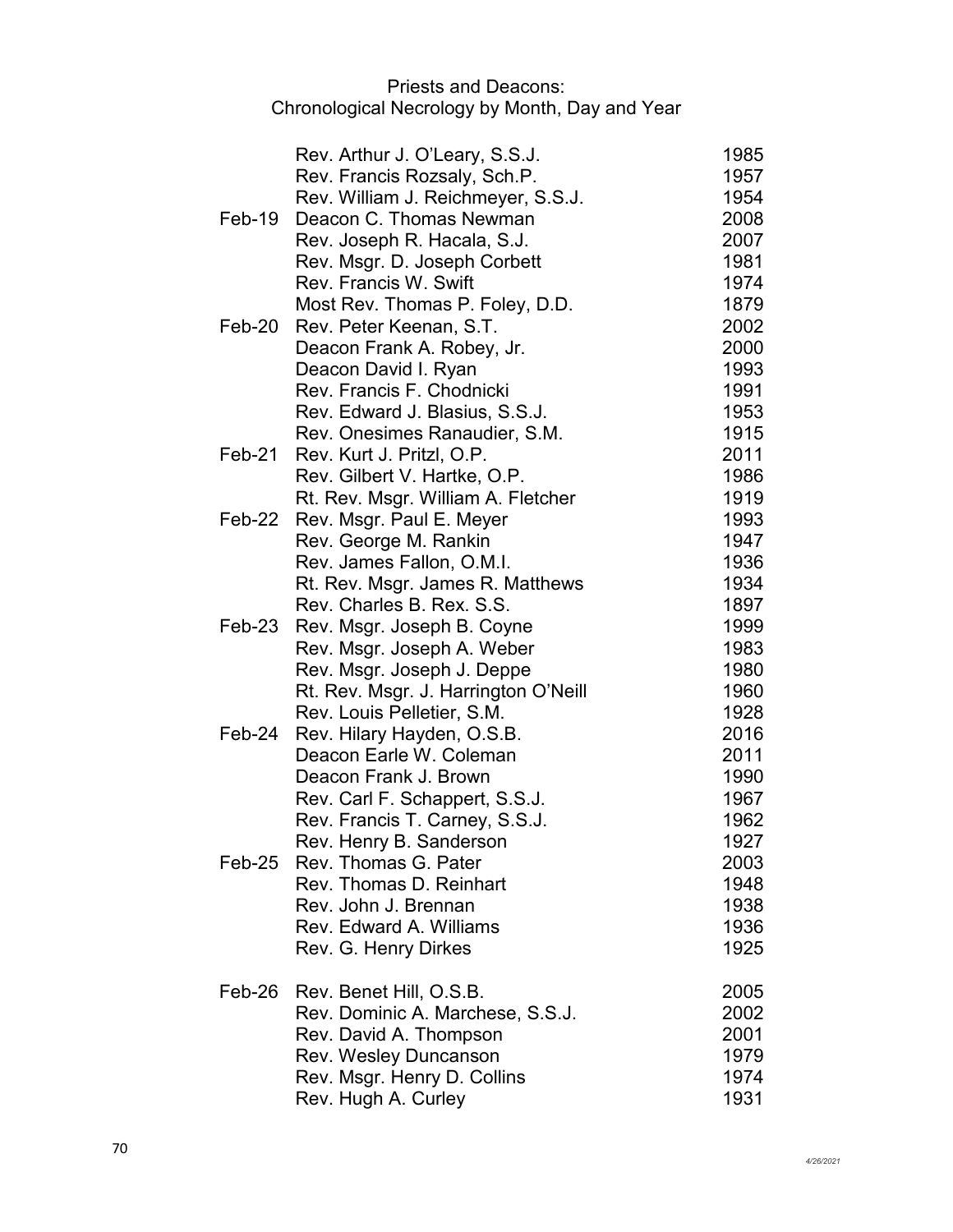# Priests and Deacons:
## Chronological Necrology by Month, Day and Year

| Date | Name | Year |
|---|---|---|
| | Rev. Arthur J. O'Leary, S.S.J. | 1985 |
| | Rev. Francis Rozsaly, Sch.P. | 1957 |
| | Rev. William J. Reichmeyer, S.S.J. | 1954 |
| Feb-19 | Deacon C. Thomas Newman | 2008 |
| | Rev. Joseph R. Hacala, S.J. | 2007 |
| | Rev. Msgr. D. Joseph Corbett | 1981 |
| | Rev. Francis W. Swift | 1974 |
| | Most Rev. Thomas P. Foley, D.D. | 1879 |
| Feb-20 | Rev. Peter Keenan, S.T. | 2002 |
| | Deacon Frank A. Robey, Jr. | 2000 |
| | Deacon David I. Ryan | 1993 |
| | Rev. Francis F. Chodnicki | 1991 |
| | Rev. Edward J. Blasius, S.S.J. | 1953 |
| | Rev. Onesimes Ranaudier, S.M. | 1915 |
| Feb-21 | Rev. Kurt J. Pritzl, O.P. | 2011 |
| | Rev. Gilbert V. Hartke, O.P. | 1986 |
| | Rt. Rev. Msgr. William A. Fletcher | 1919 |
| Feb-22 | Rev. Msgr. Paul E. Meyer | 1993 |
| | Rev. George M. Rankin | 1947 |
| | Rev. James Fallon, O.M.I. | 1936 |
| | Rt. Rev. Msgr. James R. Matthews | 1934 |
| | Rev. Charles B. Rex. S.S. | 1897 |
| Feb-23 | Rev. Msgr. Joseph B. Coyne | 1999 |
| | Rev. Msgr. Joseph A. Weber | 1983 |
| | Rev. Msgr. Joseph J. Deppe | 1980 |
| | Rt. Rev. Msgr. J. Harrington O'Neill | 1960 |
| | Rev. Louis Pelletier, S.M. | 1928 |
| Feb-24 | Rev. Hilary Hayden, O.S.B. | 2016 |
| | Deacon Earle W. Coleman | 2011 |
| | Deacon Frank J. Brown | 1990 |
| | Rev. Carl F. Schappert, S.S.J. | 1967 |
| | Rev. Francis T. Carney, S.S.J. | 1962 |
| | Rev. Henry B. Sanderson | 1927 |
| Feb-25 | Rev. Thomas G. Pater | 2003 |
| | Rev. Thomas D. Reinhart | 1948 |
| | Rev. John J. Brennan | 1938 |
| | Rev. Edward A. Williams | 1936 |
| | Rev. G. Henry Dirkes | 1925 |
| Feb-26 | Rev. Benet Hill, O.S.B. | 2005 |
| | Rev. Dominic A. Marchese, S.S.J. | 2002 |
| | Rev. David A. Thompson | 2001 |
| | Rev. Wesley Duncanson | 1979 |
| | Rev. Msgr. Henry D. Collins | 1974 |
| | Rev. Hugh A. Curley | 1931 |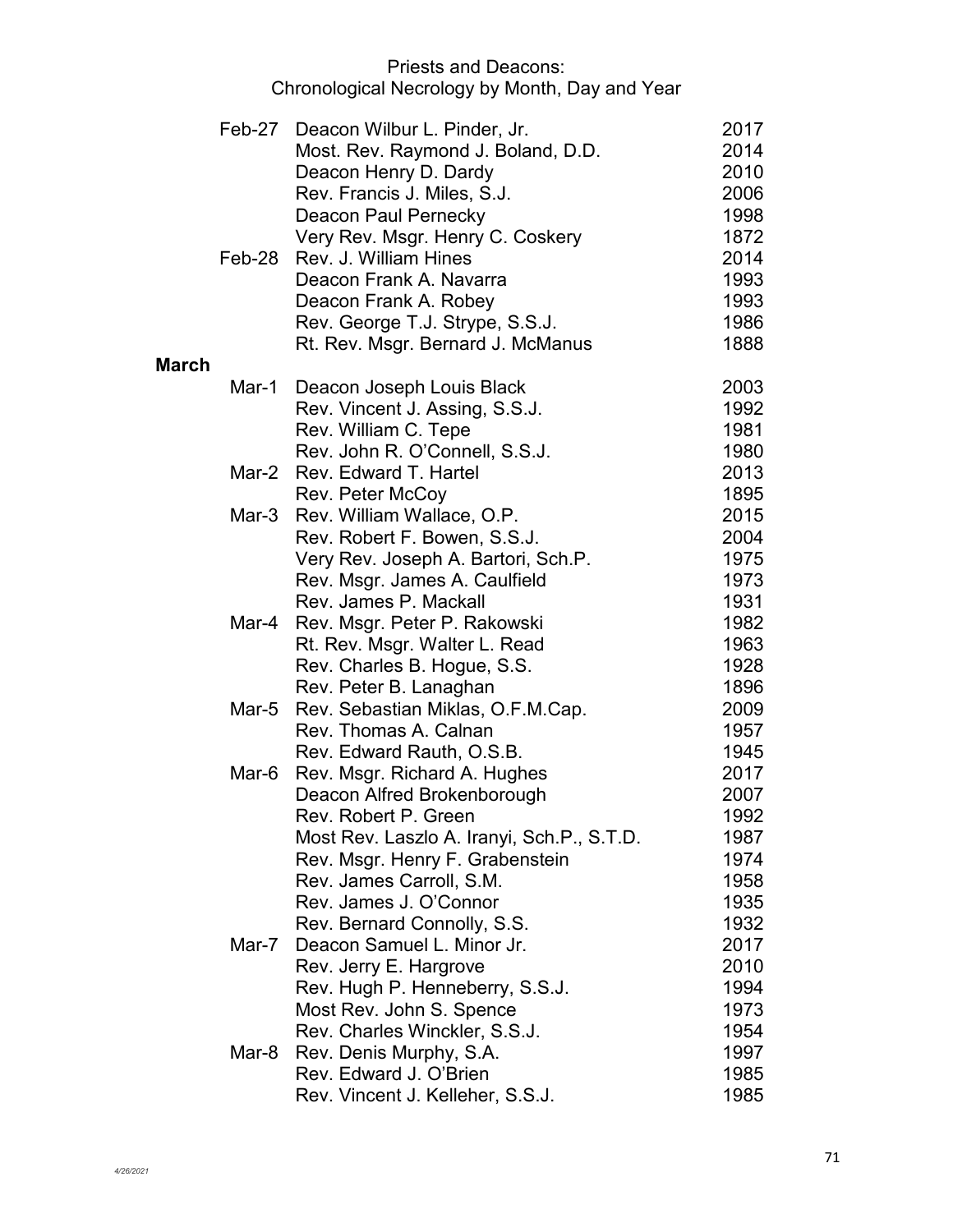# Priests and Deacons:
## Chronological Necrology by Month, Day and Year

| Date | Name | Year |
|---|---|---|
| Feb-27 | Deacon Wilbur L. Pinder, Jr. | 2017 |
| | Most. Rev. Raymond J. Boland, D.D. | 2014 |
| | Deacon Henry D. Dardy | 2010 |
| | Rev. Francis J. Miles, S.J. | 2006 |
| | Deacon Paul Pernecky | 1998 |
| | Very Rev. Msgr. Henry C. Coskery | 1872 |
| Feb-28 | Rev. J. William Hines | 2014 |
| | Deacon Frank A. Navarra | 1993 |
| | Deacon Frank A. Robey | 1993 |
| | Rev. George T.J. Strype, S.S.J. | 1986 |
| | Rt. Rev. Msgr. Bernard J. McManus | 1888 |
| **March** | | |
| Mar-1 | Deacon Joseph Louis Black | 2003 |
| | Rev. Vincent J. Assing, S.S.J. | 1992 |
| | Rev. William C. Tepe | 1981 |
| | Rev. John R. O'Connell, S.S.J. | 1980 |
| Mar-2 | Rev. Edward T. Hartel | 2013 |
| | Rev. Peter McCoy | 1895 |
| Mar-3 | Rev. William Wallace, O.P. | 2015 |
| | Rev. Robert F. Bowen, S.S.J. | 2004 |
| | Very Rev. Joseph A. Bartori, Sch.P. | 1975 |
| | Rev. Msgr. James A. Caulfield | 1973 |
| | Rev. James P. Mackall | 1931 |
| Mar-4 | Rev. Msgr. Peter P. Rakowski | 1982 |
| | Rt. Rev. Msgr. Walter L. Read | 1963 |
| | Rev. Charles B. Hogue, S.S. | 1928 |
| | Rev. Peter B. Lanaghan | 1896 |
| Mar-5 | Rev. Sebastian Miklas, O.F.M.Cap. | 2009 |
| | Rev. Thomas A. Calnan | 1957 |
| | Rev. Edward Rauth, O.S.B. | 1945 |
| Mar-6 | Rev. Msgr. Richard A. Hughes | 2017 |
| | Deacon Alfred Brokenborough | 2007 |
| | Rev. Robert P. Green | 1992 |
| | Most Rev. Laszlo A. Iranyi, Sch.P., S.T.D. | 1987 |
| | Rev. Msgr. Henry F. Grabenstein | 1974 |
| | Rev. James Carroll, S.M. | 1958 |
| | Rev. James J. O'Connor | 1935 |
| | Rev. Bernard Connolly, S.S. | 1932 |
| Mar-7 | Deacon Samuel L. Minor Jr. | 2017 |
| | Rev. Jerry E. Hargrove | 2010 |
| | Rev. Hugh P. Henneberry, S.S.J. | 1994 |
| | Most Rev. John S. Spence | 1973 |
| | Rev. Charles Winckler, S.S.J. | 1954 |
| Mar-8 | Rev. Denis Murphy, S.A. | 1997 |
| | Rev. Edward J. O'Brien | 1985 |
| | Rev. Vincent J. Kelleher, S.S.J. | 1985 |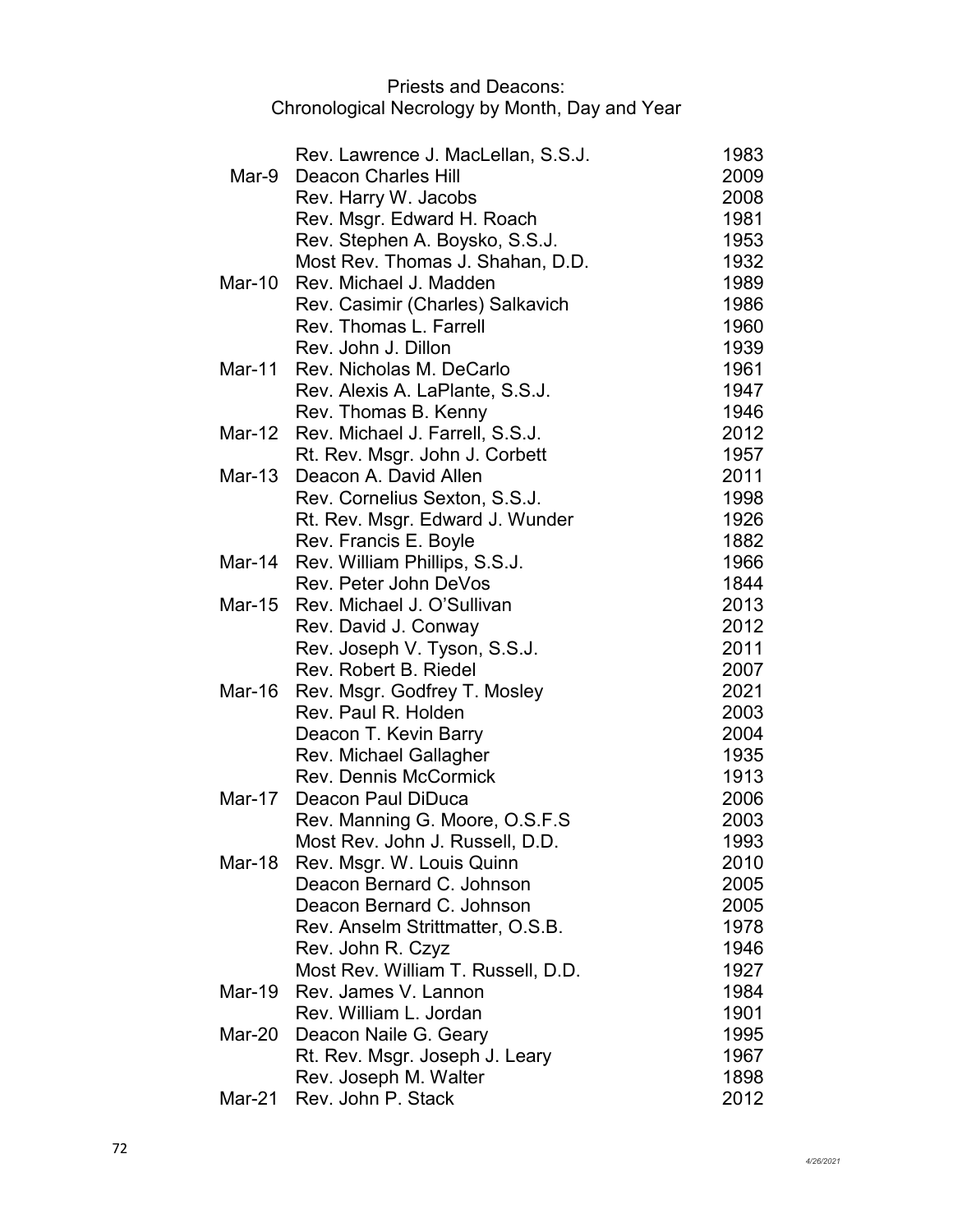Priests and Deacons:
Chronological Necrology by Month, Day and Year

| | | |
|---|---|---|
| | Rev. Lawrence J. MacLellan, S.S.J. | 1983 |
| Mar-9 | Deacon Charles Hill | 2009 |
| | Rev. Harry W. Jacobs | 2008 |
| | Rev. Msgr. Edward H. Roach | 1981 |
| | Rev. Stephen A. Boysko, S.S.J. | 1953 |
| | Most Rev. Thomas J. Shahan, D.D. | 1932 |
| Mar-10 | Rev. Michael J. Madden | 1989 |
| | Rev. Casimir (Charles) Salkavich | 1986 |
| | Rev. Thomas L. Farrell | 1960 |
| | Rev. John J. Dillon | 1939 |
| Mar-11 | Rev. Nicholas M. DeCarlo | 1961 |
| | Rev. Alexis A. LaPlante, S.S.J. | 1947 |
| | Rev. Thomas B. Kenny | 1946 |
| Mar-12 | Rev. Michael J. Farrell, S.S.J. | 2012 |
| | Rt. Rev. Msgr. John J. Corbett | 1957 |
| Mar-13 | Deacon A. David Allen | 2011 |
| | Rev. Cornelius Sexton, S.S.J. | 1998 |
| | Rt. Rev. Msgr. Edward J. Wunder | 1926 |
| | Rev. Francis E. Boyle | 1882 |
| Mar-14 | Rev. William Phillips, S.S.J. | 1966 |
| | Rev. Peter John DeVos | 1844 |
| Mar-15 | Rev. Michael J. O'Sullivan | 2013 |
| | Rev. David J. Conway | 2012 |
| | Rev. Joseph V. Tyson, S.S.J. | 2011 |
| | Rev. Robert B. Riedel | 2007 |
| Mar-16 | Rev. Msgr. Godfrey T. Mosley | 2021 |
| | Rev. Paul R. Holden | 2003 |
| | Deacon T. Kevin Barry | 2004 |
| | Rev. Michael Gallagher | 1935 |
| | Rev. Dennis McCormick | 1913 |
| Mar-17 | Deacon Paul DiDuca | 2006 |
| | Rev. Manning G. Moore, O.S.F.S | 2003 |
| | Most Rev. John J. Russell, D.D. | 1993 |
| Mar-18 | Rev. Msgr. W. Louis Quinn | 2010 |
| | Deacon Bernard C. Johnson | 2005 |
| | Deacon Bernard C. Johnson | 2005 |
| | Rev. Anselm Strittmatter, O.S.B. | 1978 |
| | Rev. John R. Czyz | 1946 |
| | Most Rev. William T. Russell, D.D. | 1927 |
| Mar-19 | Rev. James V. Lannon | 1984 |
| | Rev. William L. Jordan | 1901 |
| Mar-20 | Deacon Naile G. Geary | 1995 |
| | Rt. Rev. Msgr. Joseph J. Leary | 1967 |
| | Rev. Joseph M. Walter | 1898 |
| Mar-21 | Rev. John P. Stack | 2012 |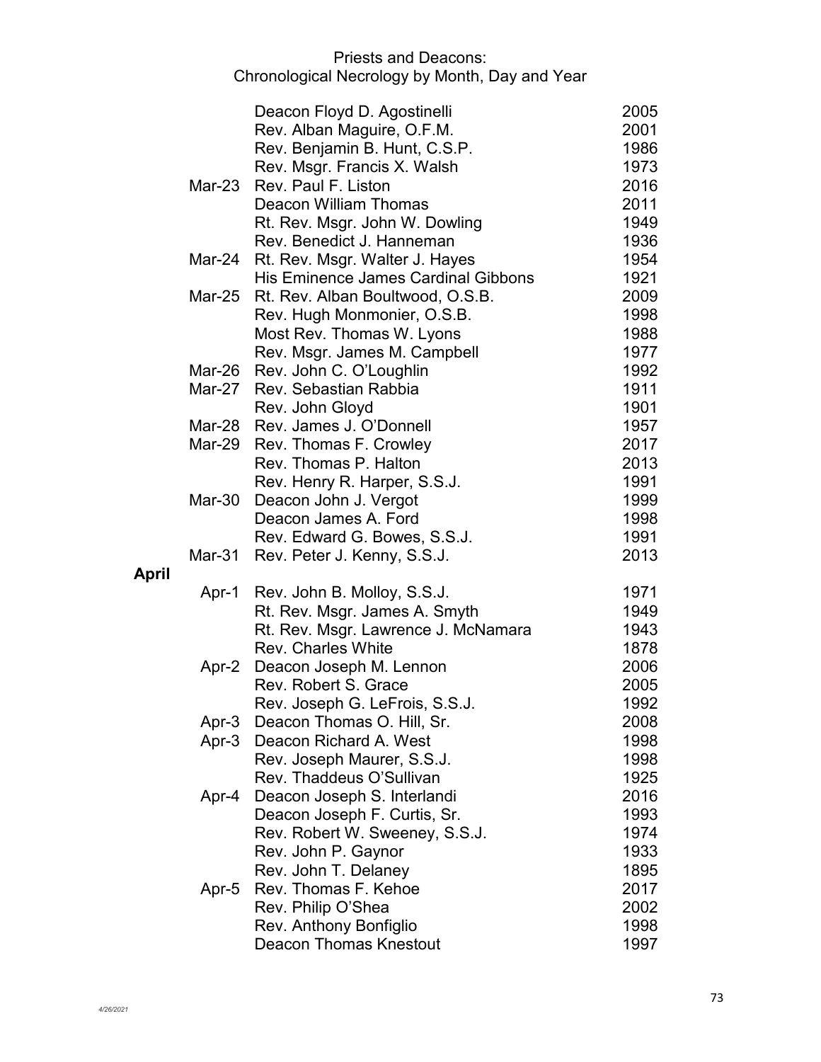# Priests and Deacons: Chronological Necrology by Month, Day and Year

| Date | Name | Year |
|---|---|---|
| | Deacon Floyd D. Agostinelli | 2005 |
| | Rev. Alban Maguire, O.F.M. | 2001 |
| | Rev. Benjamin B. Hunt, C.S.P. | 1986 |
| | Rev. Msgr. Francis X. Walsh | 1973 |
| Mar-23 | Rev. Paul F. Liston | 2016 |
| | Deacon William Thomas | 2011 |
| | Rt. Rev. Msgr. John W. Dowling | 1949 |
| | Rev. Benedict J. Hanneman | 1936 |
| Mar-24 | Rt. Rev. Msgr. Walter J. Hayes | 1954 |
| | His Eminence James Cardinal Gibbons | 1921 |
| Mar-25 | Rt. Rev. Alban Boultwood, O.S.B. | 2009 |
| | Rev. Hugh Monmonier, O.S.B. | 1998 |
| | Most Rev. Thomas W. Lyons | 1988 |
| | Rev. Msgr. James M. Campbell | 1977 |
| Mar-26 | Rev. John C. O'Loughlin | 1992 |
| Mar-27 | Rev. Sebastian Rabbia | 1911 |
| | Rev. John Gloyd | 1901 |
| Mar-28 | Rev. James J. O'Donnell | 1957 |
| Mar-29 | Rev. Thomas F. Crowley | 2017 |
| | Rev. Thomas P. Halton | 2013 |
| | Rev. Henry R. Harper, S.S.J. | 1991 |
| Mar-30 | Deacon John J. Vergot | 1999 |
| | Deacon James A. Ford | 1998 |
| | Rev. Edward G. Bowes, S.S.J. | 1991 |
| Mar-31 | Rev. Peter J. Kenny, S.S.J. | 2013 |

**April**

| Date | Name | Year |
|---|---|---|
| Apr-1 | Rev. John B. Molloy, S.S.J. | 1971 |
| | Rt. Rev. Msgr. James A. Smyth | 1949 |
| | Rt. Rev. Msgr. Lawrence J. McNamara | 1943 |
| | Rev. Charles White | 1878 |
| Apr-2 | Deacon Joseph M. Lennon | 2006 |
| | Rev. Robert S. Grace | 2005 |
| | Rev. Joseph G. LeFrois, S.S.J. | 1992 |
| Apr-3 | Deacon Thomas O. Hill, Sr. | 2008 |
| Apr-3 | Deacon Richard A. West | 1998 |
| | Rev. Joseph Maurer, S.S.J. | 1998 |
| | Rev. Thaddeus O'Sullivan | 1925 |
| Apr-4 | Deacon Joseph S. Interlandi | 2016 |
| | Deacon Joseph F. Curtis, Sr. | 1993 |
| | Rev. Robert W. Sweeney, S.S.J. | 1974 |
| | Rev. John P. Gaynor | 1933 |
| | Rev. John T. Delaney | 1895 |
| Apr-5 | Rev. Thomas F. Kehoe | 2017 |
| | Rev. Philip O'Shea | 2002 |
| | Rev. Anthony Bonfiglio | 1998 |
| | Deacon Thomas Knestout | 1997 |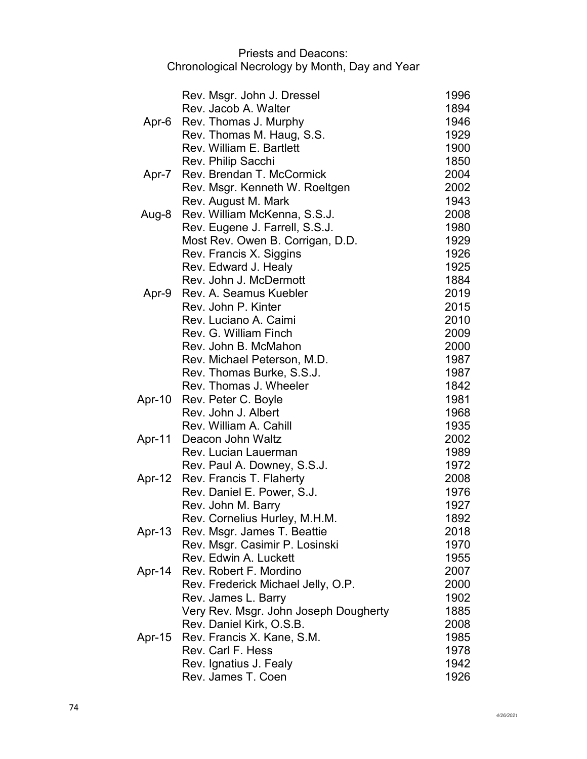Priests and Deacons:
Chronological Necrology by Month, Day and Year

| | | |
|---|---|---|
| | Rev. Msgr. John J. Dressel | 1996 |
| | Rev. Jacob A. Walter | 1894 |
| Apr-6 | Rev. Thomas J. Murphy | 1946 |
| | Rev. Thomas M. Haug, S.S. | 1929 |
| | Rev. William E. Bartlett | 1900 |
| | Rev. Philip Sacchi | 1850 |
| Apr-7 | Rev. Brendan T. McCormick | 2004 |
| | Rev. Msgr. Kenneth W. Roeltgen | 2002 |
| | Rev. August M. Mark | 1943 |
| Aug-8 | Rev. William McKenna, S.S.J. | 2008 |
| | Rev. Eugene J. Farrell, S.S.J. | 1980 |
| | Most Rev. Owen B. Corrigan, D.D. | 1929 |
| | Rev. Francis X. Siggins | 1926 |
| | Rev. Edward J. Healy | 1925 |
| | Rev. John J. McDermott | 1884 |
| Apr-9 | Rev. A. Seamus Kuebler | 2019 |
| | Rev. John P. Kinter | 2015 |
| | Rev. Luciano A. Caimi | 2010 |
| | Rev. G. William Finch | 2009 |
| | Rev. John B. McMahon | 2000 |
| | Rev. Michael Peterson, M.D. | 1987 |
| | Rev. Thomas Burke, S.S.J. | 1987 |
| | Rev. Thomas J. Wheeler | 1842 |
| Apr-10 | Rev. Peter C. Boyle | 1981 |
| | Rev. John J. Albert | 1968 |
| | Rev. William A. Cahill | 1935 |
| Apr-11 | Deacon John Waltz | 2002 |
| | Rev. Lucian Lauerman | 1989 |
| | Rev. Paul A. Downey, S.S.J. | 1972 |
| Apr-12 | Rev. Francis T. Flaherty | 2008 |
| | Rev. Daniel E. Power, S.J. | 1976 |
| | Rev. John M. Barry | 1927 |
| | Rev. Cornelius Hurley, M.H.M. | 1892 |
| Apr-13 | Rev. Msgr. James T. Beattie | 2018 |
| | Rev. Msgr. Casimir P. Losinski | 1970 |
| | Rev. Edwin A. Luckett | 1955 |
| Apr-14 | Rev. Robert F. Mordino | 2007 |
| | Rev. Frederick Michael Jelly, O.P. | 2000 |
| | Rev. James L. Barry | 1902 |
| | Very Rev. Msgr. John Joseph Dougherty | 1885 |
| | Rev. Daniel Kirk, O.S.B. | 2008 |
| Apr-15 | Rev. Francis X. Kane, S.M. | 1985 |
| | Rev. Carl F. Hess | 1978 |
| | Rev. Ignatius J. Fealy | 1942 |
| | Rev. James T. Coen | 1926 |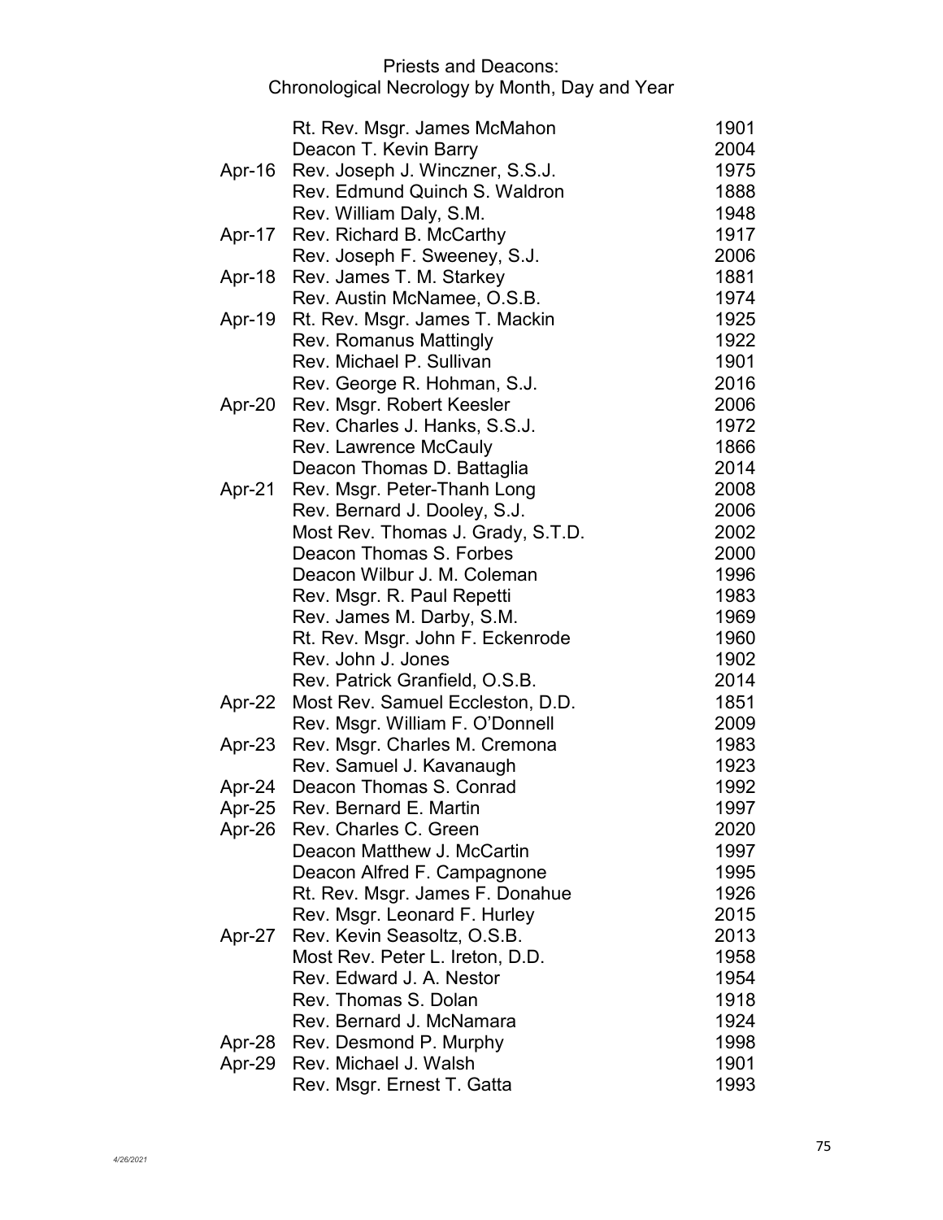Priests and Deacons:
Chronological Necrology by Month, Day and Year

| | | |
|---|---|---|
| | Rt. Rev. Msgr. James McMahon | 1901 |
| | Deacon T. Kevin Barry | 2004 |
| Apr-16 | Rev. Joseph J. Winczner, S.S.J. | 1975 |
| | Rev. Edmund Quinch S. Waldron | 1888 |
| | Rev. William Daly, S.M. | 1948 |
| Apr-17 | Rev. Richard B. McCarthy | 1917 |
| | Rev. Joseph F. Sweeney, S.J. | 2006 |
| Apr-18 | Rev. James T. M. Starkey | 1881 |
| | Rev. Austin McNamee, O.S.B. | 1974 |
| Apr-19 | Rt. Rev. Msgr. James T. Mackin | 1925 |
| | Rev. Romanus Mattingly | 1922 |
| | Rev. Michael P. Sullivan | 1901 |
| | Rev. George R. Hohman, S.J. | 2016 |
| Apr-20 | Rev. Msgr. Robert Keesler | 2006 |
| | Rev. Charles J. Hanks, S.S.J. | 1972 |
| | Rev. Lawrence McCauly | 1866 |
| | Deacon Thomas D. Battaglia | 2014 |
| Apr-21 | Rev. Msgr. Peter-Thanh Long | 2008 |
| | Rev. Bernard J. Dooley, S.J. | 2006 |
| | Most Rev. Thomas J. Grady, S.T.D. | 2002 |
| | Deacon Thomas S. Forbes | 2000 |
| | Deacon Wilbur J. M. Coleman | 1996 |
| | Rev. Msgr. R. Paul Repetti | 1983 |
| | Rev. James M. Darby, S.M. | 1969 |
| | Rt. Rev. Msgr. John F. Eckenrode | 1960 |
| | Rev. John J. Jones | 1902 |
| | Rev. Patrick Granfield, O.S.B. | 2014 |
| Apr-22 | Most Rev. Samuel Eccleston, D.D. | 1851 |
| | Rev. Msgr. William F. O'Donnell | 2009 |
| Apr-23 | Rev. Msgr. Charles M. Cremona | 1983 |
| | Rev. Samuel J. Kavanaugh | 1923 |
| Apr-24 | Deacon Thomas S. Conrad | 1992 |
| Apr-25 | Rev. Bernard E. Martin | 1997 |
| Apr-26 | Rev. Charles C. Green | 2020 |
| | Deacon Matthew J. McCartin | 1997 |
| | Deacon Alfred F. Campagnone | 1995 |
| | Rt. Rev. Msgr. James F. Donahue | 1926 |
| | Rev. Msgr. Leonard F. Hurley | 2015 |
| Apr-27 | Rev. Kevin Seasoltz, O.S.B. | 2013 |
| | Most Rev. Peter L. Ireton, D.D. | 1958 |
| | Rev. Edward J. A. Nestor | 1954 |
| | Rev. Thomas S. Dolan | 1918 |
| | Rev. Bernard J. McNamara | 1924 |
| Apr-28 | Rev. Desmond P. Murphy | 1998 |
| Apr-29 | Rev. Michael J. Walsh | 1901 |
| | Rev. Msgr. Ernest T. Gatta | 1993 |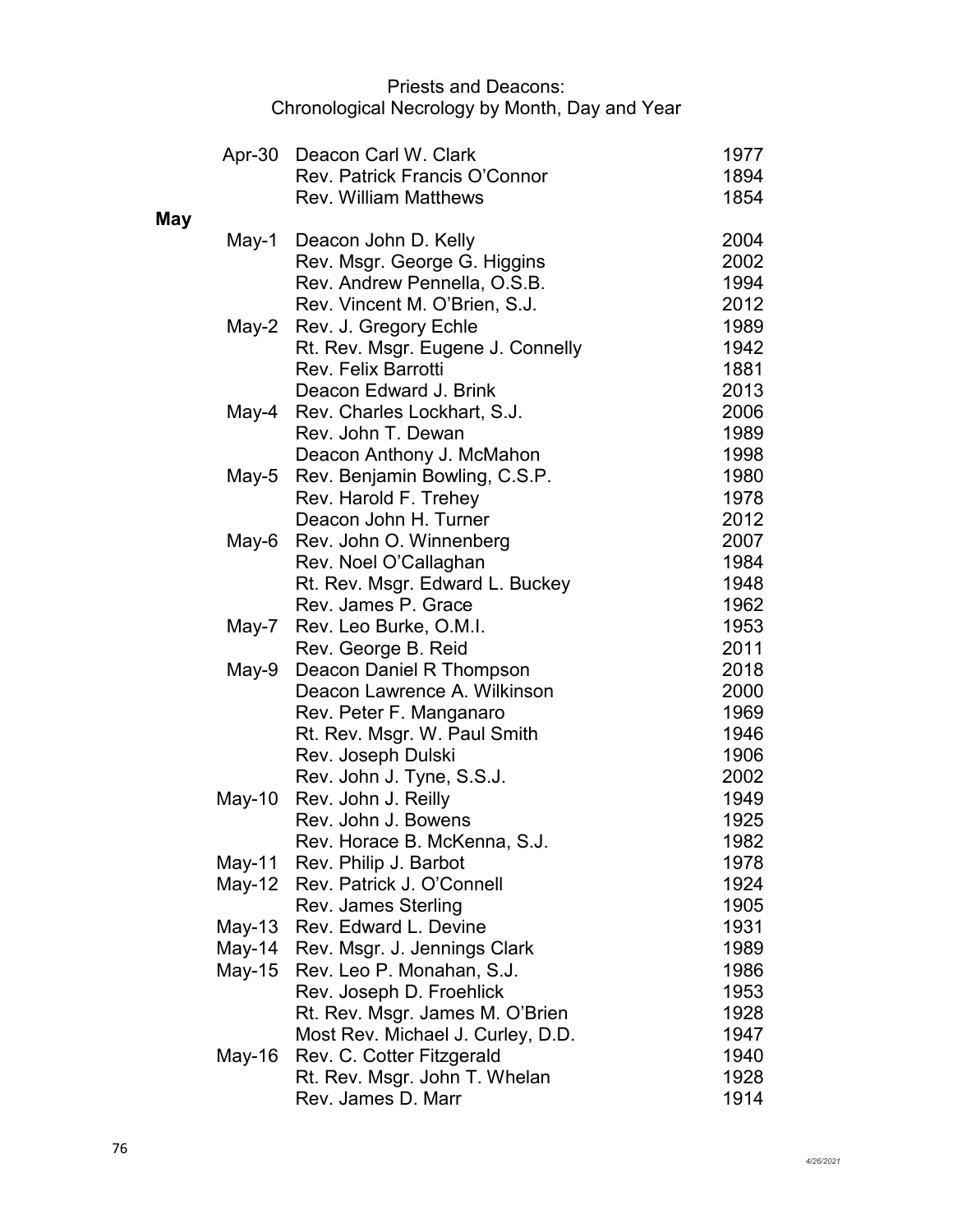Priests and Deacons:
Chronological Necrology by Month, Day and Year

| Date | Name | Year |
|---|---|---|
| Apr-30 | Deacon Carl W. Clark | 1977 |
| | Rev. Patrick Francis O'Connor | 1894 |
| | Rev. William Matthews | 1854 |

**May**

| Date | Name | Year |
|---|---|---|
| May-1 | Deacon John D. Kelly | 2004 |
| | Rev. Msgr. George G. Higgins | 2002 |
| | Rev. Andrew Pennella, O.S.B. | 1994 |
| | Rev. Vincent M. O'Brien, S.J. | 2012 |
| May-2 | Rev. J. Gregory Echle | 1989 |
| | Rt. Rev. Msgr. Eugene J. Connelly | 1942 |
| | Rev. Felix Barrotti | 1881 |
| | Deacon Edward J. Brink | 2013 |
| May-4 | Rev. Charles Lockhart, S.J. | 2006 |
| | Rev. John T. Dewan | 1989 |
| | Deacon Anthony J. McMahon | 1998 |
| May-5 | Rev. Benjamin Bowling, C.S.P. | 1980 |
| | Rev. Harold F. Trehey | 1978 |
| | Deacon John H. Turner | 2012 |
| May-6 | Rev. John O. Winnenberg | 2007 |
| | Rev. Noel O'Callaghan | 1984 |
| | Rt. Rev. Msgr. Edward L. Buckey | 1948 |
| | Rev. James P. Grace | 1962 |
| May-7 | Rev. Leo Burke, O.M.I. | 1953 |
| | Rev. George B. Reid | 2011 |
| May-9 | Deacon Daniel R Thompson | 2018 |
| | Deacon Lawrence A. Wilkinson | 2000 |
| | Rev. Peter F. Manganaro | 1969 |
| | Rt. Rev. Msgr. W. Paul Smith | 1946 |
| | Rev. Joseph Dulski | 1906 |
| | Rev. John J. Tyne, S.S.J. | 2002 |
| May-10 | Rev. John J. Reilly | 1949 |
| | Rev. John J. Bowens | 1925 |
| | Rev. Horace B. McKenna, S.J. | 1982 |
| May-11 | Rev. Philip J. Barbot | 1978 |
| May-12 | Rev. Patrick J. O'Connell | 1924 |
| | Rev. James Sterling | 1905 |
| May-13 | Rev. Edward L. Devine | 1931 |
| May-14 | Rev. Msgr. J. Jennings Clark | 1989 |
| May-15 | Rev. Leo P. Monahan, S.J. | 1986 |
| | Rev. Joseph D. Froehlick | 1953 |
| | Rt. Rev. Msgr. James M. O'Brien | 1928 |
| | Most Rev. Michael J. Curley, D.D. | 1947 |
| May-16 | Rev. C. Cotter Fitzgerald | 1940 |
| | Rt. Rev. Msgr. John T. Whelan | 1928 |
| | Rev. James D. Marr | 1914 |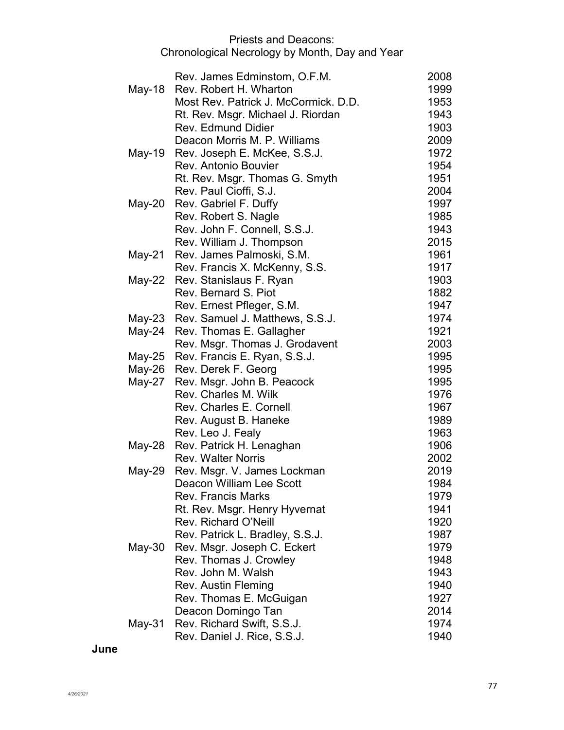| | | |
|---|---|---|
| | Rev. James Edminstom, O.F.M. | 2008 |
| May-18 | Rev. Robert H. Wharton | 1999 |
| | Most Rev. Patrick J. McCormick. D.D. | 1953 |
| | Rt. Rev. Msgr. Michael J. Riordan | 1943 |
| | Rev. Edmund Didier | 1903 |
| | Deacon Morris M. P. Williams | 2009 |
| May-19 | Rev. Joseph E. McKee, S.S.J. | 1972 |
| | Rev. Antonio Bouvier | 1954 |
| | Rt. Rev. Msgr. Thomas G. Smyth | 1951 |
| | Rev. Paul Cioffi, S.J. | 2004 |
| May-20 | Rev. Gabriel F. Duffy | 1997 |
| | Rev. Robert S. Nagle | 1985 |
| | Rev. John F. Connell, S.S.J. | 1943 |
| | Rev. William J. Thompson | 2015 |
| May-21 | Rev. James Palmoski, S.M. | 1961 |
| | Rev. Francis X. McKenny, S.S. | 1917 |
| May-22 | Rev. Stanislaus F. Ryan | 1903 |
| | Rev. Bernard S. Piot | 1882 |
| | Rev. Ernest Pfleger, S.M. | 1947 |
| May-23 | Rev. Samuel J. Matthews, S.S.J. | 1974 |
| May-24 | Rev. Thomas E. Gallagher | 1921 |
| | Rev. Msgr. Thomas J. Grodavent | 2003 |
| May-25 | Rev. Francis E. Ryan, S.S.J. | 1995 |
| May-26 | Rev. Derek F. Georg | 1995 |
| May-27 | Rev. Msgr. John B. Peacock | 1995 |
| | Rev. Charles M. Wilk | 1976 |
| | Rev. Charles E. Cornell | 1967 |
| | Rev. August B. Haneke | 1989 |
| | Rev. Leo J. Fealy | 1963 |
| May-28 | Rev. Patrick H. Lenaghan | 1906 |
| | Rev. Walter Norris | 2002 |
| May-29 | Rev. Msgr. V. James Lockman | 2019 |
| | Deacon William Lee Scott | 1984 |
| | Rev. Francis Marks | 1979 |
| | Rt. Rev. Msgr. Henry Hyvernat | 1941 |
| | Rev. Richard O'Neill | 1920 |
| | Rev. Patrick L. Bradley, S.S.J. | 1987 |
| May-30 | Rev. Msgr. Joseph C. Eckert | 1979 |
| | Rev. Thomas J. Crowley | 1948 |
| | Rev. John M. Walsh | 1943 |
| | Rev. Austin Fleming | 1940 |
| | Rev. Thomas E. McGuigan | 1927 |
| | Deacon Domingo Tan | 2014 |
| May-31 | Rev. Richard Swift, S.S.J. | 1974 |
| | Rev. Daniel J. Rice, S.S.J. | 1940 |

**June**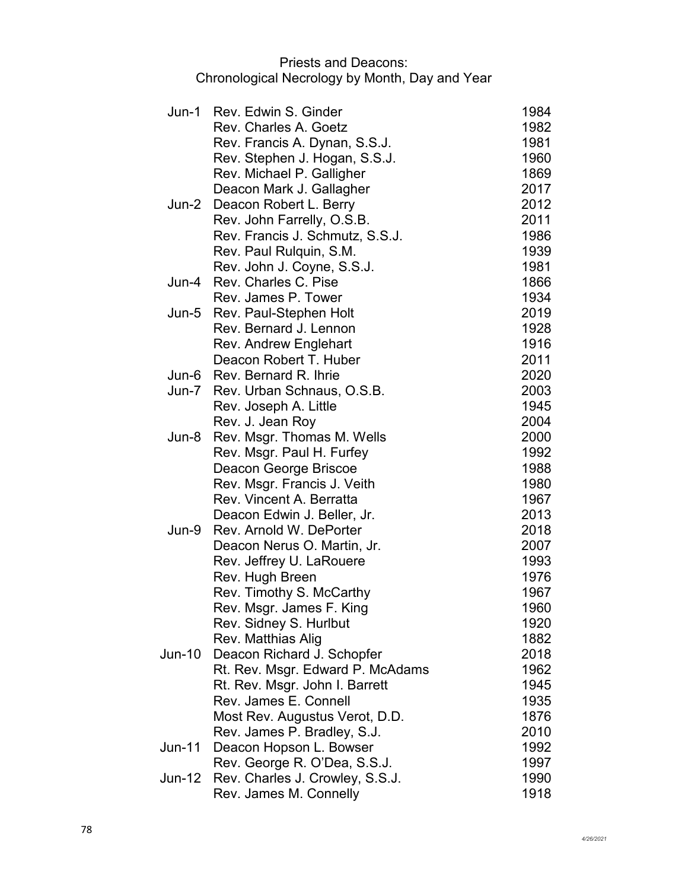# Priests and Deacons:
## Chronological Necrology by Month, Day and Year

| | | |
|---|---|---|
| Jun-1 | Rev. Edwin S. Ginder | 1984 |
| | Rev. Charles A. Goetz | 1982 |
| | Rev. Francis A. Dynan, S.S.J. | 1981 |
| | Rev. Stephen J. Hogan, S.S.J. | 1960 |
| | Rev. Michael P. Galligher | 1869 |
| | Deacon Mark J. Gallagher | 2017 |
| Jun-2 | Deacon Robert L. Berry | 2012 |
| | Rev. John Farrelly, O.S.B. | 2011 |
| | Rev. Francis J. Schmutz, S.S.J. | 1986 |
| | Rev. Paul Rulquin, S.M. | 1939 |
| | Rev. John J. Coyne, S.S.J. | 1981 |
| Jun-4 | Rev. Charles C. Pise | 1866 |
| | Rev. James P. Tower | 1934 |
| Jun-5 | Rev. Paul-Stephen Holt | 2019 |
| | Rev. Bernard J. Lennon | 1928 |
| | Rev. Andrew Englehart | 1916 |
| | Deacon Robert T. Huber | 2011 |
| Jun-6 | Rev. Bernard R. Ihrie | 2020 |
| Jun-7 | Rev. Urban Schnaus, O.S.B. | 2003 |
| | Rev. Joseph A. Little | 1945 |
| | Rev. J. Jean Roy | 2004 |
| Jun-8 | Rev. Msgr. Thomas M. Wells | 2000 |
| | Rev. Msgr. Paul H. Furfey | 1992 |
| | Deacon George Briscoe | 1988 |
| | Rev. Msgr. Francis J. Veith | 1980 |
| | Rev. Vincent A. Berratta | 1967 |
| | Deacon Edwin J. Beller, Jr. | 2013 |
| Jun-9 | Rev. Arnold W. DePorter | 2018 |
| | Deacon Nerus O. Martin, Jr. | 2007 |
| | Rev. Jeffrey U. LaRouere | 1993 |
| | Rev. Hugh Breen | 1976 |
| | Rev. Timothy S. McCarthy | 1967 |
| | Rev. Msgr. James F. King | 1960 |
| | Rev. Sidney S. Hurlbut | 1920 |
| | Rev. Matthias Alig | 1882 |
| Jun-10 | Deacon Richard J. Schopfer | 2018 |
| | Rt. Rev. Msgr. Edward P. McAdams | 1962 |
| | Rt. Rev. Msgr. John I. Barrett | 1945 |
| | Rev. James E. Connell | 1935 |
| | Most Rev. Augustus Verot, D.D. | 1876 |
| | Rev. James P. Bradley, S.J. | 2010 |
| Jun-11 | Deacon Hopson L. Bowser | 1992 |
| | Rev. George R. O'Dea, S.S.J. | 1997 |
| Jun-12 | Rev. Charles J. Crowley, S.S.J. | 1990 |
| | Rev. James M. Connelly | 1918 |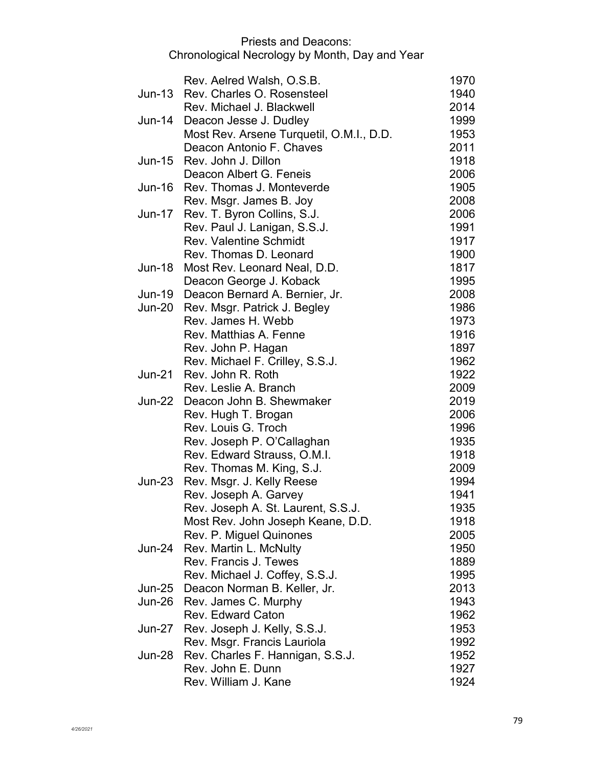Priests and Deacons:
Chronological Necrology by Month, Day and Year

| Date | Name | Year |
|---|---|---|
| | Rev. Aelred Walsh, O.S.B. | 1970 |
| Jun-13 | Rev. Charles O. Rosensteel | 1940 |
| | Rev. Michael J. Blackwell | 2014 |
| Jun-14 | Deacon Jesse J. Dudley | 1999 |
| | Most Rev. Arsene Turquetil, O.M.I., D.D. | 1953 |
| | Deacon Antonio F. Chaves | 2011 |
| Jun-15 | Rev. John J. Dillon | 1918 |
| | Deacon Albert G. Feneis | 2006 |
| Jun-16 | Rev. Thomas J. Monteverde | 1905 |
| | Rev. Msgr. James B. Joy | 2008 |
| Jun-17 | Rev. T. Byron Collins, S.J. | 2006 |
| | Rev. Paul J. Lanigan, S.S.J. | 1991 |
| | Rev. Valentine Schmidt | 1917 |
| | Rev. Thomas D. Leonard | 1900 |
| Jun-18 | Most Rev. Leonard Neal, D.D. | 1817 |
| | Deacon George J. Koback | 1995 |
| Jun-19 | Deacon Bernard A. Bernier, Jr. | 2008 |
| Jun-20 | Rev. Msgr. Patrick J. Begley | 1986 |
| | Rev. James H. Webb | 1973 |
| | Rev. Matthias A. Fenne | 1916 |
| | Rev. John P. Hagan | 1897 |
| | Rev. Michael F. Crilley, S.S.J. | 1962 |
| Jun-21 | Rev. John R. Roth | 1922 |
| | Rev. Leslie A. Branch | 2009 |
| Jun-22 | Deacon John B. Shewmaker | 2019 |
| | Rev. Hugh T. Brogan | 2006 |
| | Rev. Louis G. Troch | 1996 |
| | Rev. Joseph P. O'Callaghan | 1935 |
| | Rev. Edward Strauss, O.M.I. | 1918 |
| | Rev. Thomas M. King, S.J. | 2009 |
| Jun-23 | Rev. Msgr. J. Kelly Reese | 1994 |
| | Rev. Joseph A. Garvey | 1941 |
| | Rev. Joseph A. St. Laurent, S.S.J. | 1935 |
| | Most Rev. John Joseph Keane, D.D. | 1918 |
| | Rev. P. Miguel Quinones | 2005 |
| Jun-24 | Rev. Martin L. McNulty | 1950 |
| | Rev. Francis J. Tewes | 1889 |
| | Rev. Michael J. Coffey, S.S.J. | 1995 |
| Jun-25 | Deacon Norman B. Keller, Jr. | 2013 |
| Jun-26 | Rev. James C. Murphy | 1943 |
| | Rev. Edward Caton | 1962 |
| Jun-27 | Rev. Joseph J. Kelly, S.S.J. | 1953 |
| | Rev. Msgr. Francis Lauriola | 1992 |
| Jun-28 | Rev. Charles F. Hannigan, S.S.J. | 1952 |
| | Rev. John E. Dunn | 1927 |
| | Rev. William J. Kane | 1924 |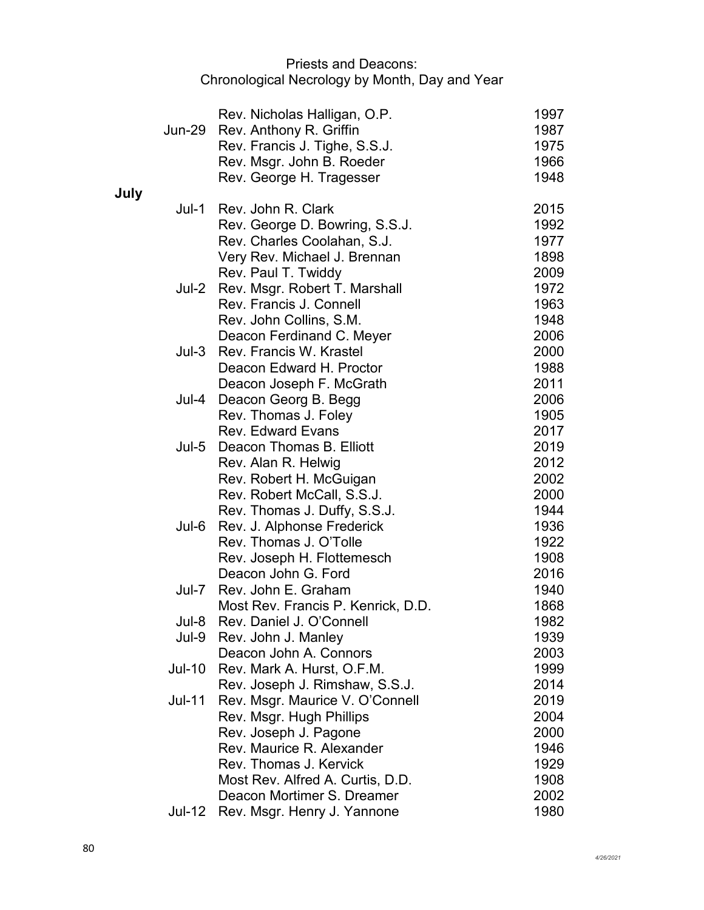Priests and Deacons:
Chronological Necrology by Month, Day and Year

| | | |
|---|---|---|
| | Rev. Nicholas Halligan, O.P. | 1997 |
| Jun-29 | Rev. Anthony R. Griffin | 1987 |
| | Rev. Francis J. Tighe, S.S.J. | 1975 |
| | Rev. Msgr. John B. Roeder | 1966 |
| | Rev. George H. Tragesser | 1948 |

**July**

| | | |
|---|---|---|
| Jul-1 | Rev. John R. Clark | 2015 |
| | Rev. George D. Bowring, S.S.J. | 1992 |
| | Rev. Charles Coolahan, S.J. | 1977 |
| | Very Rev. Michael J. Brennan | 1898 |
| | Rev. Paul T. Twiddy | 2009 |
| Jul-2 | Rev. Msgr. Robert T. Marshall | 1972 |
| | Rev. Francis J. Connell | 1963 |
| | Rev. John Collins, S.M. | 1948 |
| | Deacon Ferdinand C. Meyer | 2006 |
| Jul-3 | Rev. Francis W. Krastel | 2000 |
| | Deacon Edward H. Proctor | 1988 |
| | Deacon Joseph F. McGrath | 2011 |
| Jul-4 | Deacon Georg B. Begg | 2006 |
| | Rev. Thomas J. Foley | 1905 |
| | Rev. Edward Evans | 2017 |
| Jul-5 | Deacon Thomas B. Elliott | 2019 |
| | Rev. Alan R. Helwig | 2012 |
| | Rev. Robert H. McGuigan | 2002 |
| | Rev. Robert McCall, S.S.J. | 2000 |
| | Rev. Thomas J. Duffy, S.S.J. | 1944 |
| Jul-6 | Rev. J. Alphonse Frederick | 1936 |
| | Rev. Thomas J. O'Tolle | 1922 |
| | Rev. Joseph H. Flottemesch | 1908 |
| | Deacon John G. Ford | 2016 |
| Jul-7 | Rev. John E. Graham | 1940 |
| | Most Rev. Francis P. Kenrick, D.D. | 1868 |
| Jul-8 | Rev. Daniel J. O'Connell | 1982 |
| Jul-9 | Rev. John J. Manley | 1939 |
| | Deacon John A. Connors | 2003 |
| Jul-10 | Rev. Mark A. Hurst, O.F.M. | 1999 |
| | Rev. Joseph J. Rimshaw, S.S.J. | 2014 |
| Jul-11 | Rev. Msgr. Maurice V. O'Connell | 2019 |
| | Rev. Msgr. Hugh Phillips | 2004 |
| | Rev. Joseph J. Pagone | 2000 |
| | Rev. Maurice R. Alexander | 1946 |
| | Rev. Thomas J. Kervick | 1929 |
| | Most Rev. Alfred A. Curtis, D.D. | 1908 |
| | Deacon Mortimer S. Dreamer | 2002 |
| Jul-12 | Rev. Msgr. Henry J. Yannone | 1980 |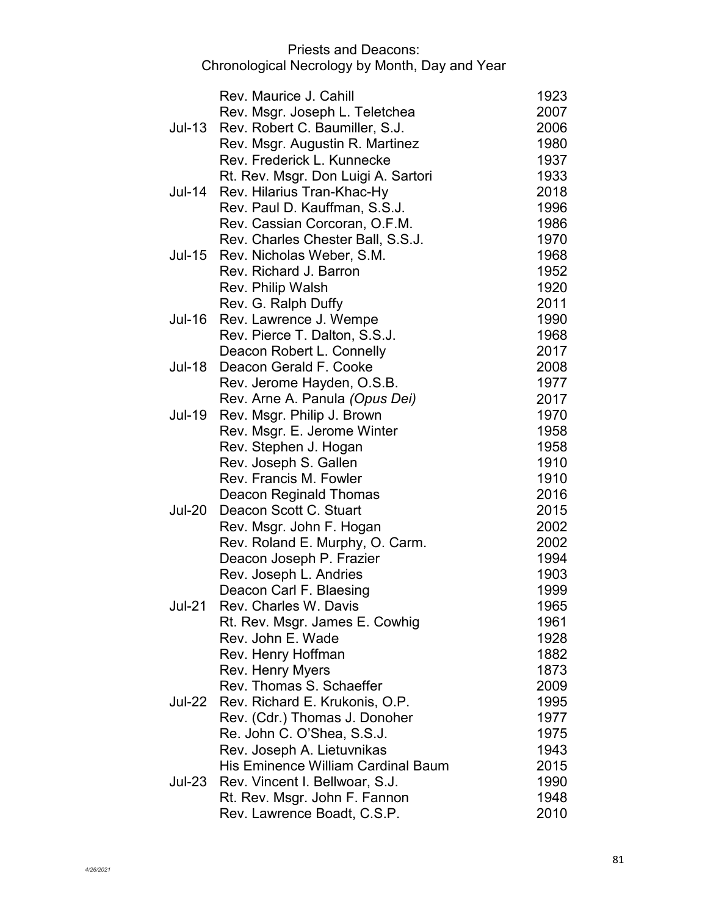# Priests and Deacons: Chronological Necrology by Month, Day and Year

| Date | Name | Year |
|---|---|---|
| | Rev. Maurice J. Cahill | 1923 |
| | Rev. Msgr. Joseph L. Teletchea | 2007 |
| Jul-13 | Rev. Robert C. Baumiller, S.J. | 2006 |
| | Rev. Msgr. Augustin R. Martinez | 1980 |
| | Rev. Frederick L. Kunnecke | 1937 |
| | Rt. Rev. Msgr. Don Luigi A. Sartori | 1933 |
| Jul-14 | Rev. Hilarius Tran-Khac-Hy | 2018 |
| | Rev. Paul D. Kauffman, S.S.J. | 1996 |
| | Rev. Cassian Corcoran, O.F.M. | 1986 |
| | Rev. Charles Chester Ball, S.S.J. | 1970 |
| Jul-15 | Rev. Nicholas Weber, S.M. | 1968 |
| | Rev. Richard J. Barron | 1952 |
| | Rev. Philip Walsh | 1920 |
| | Rev. G. Ralph Duffy | 2011 |
| Jul-16 | Rev. Lawrence J. Wempe | 1990 |
| | Rev. Pierce T. Dalton, S.S.J. | 1968 |
| | Deacon Robert L. Connelly | 2017 |
| Jul-18 | Deacon Gerald F. Cooke | 2008 |
| | Rev. Jerome Hayden, O.S.B. | 1977 |
| | Rev. Arne A. Panula *(Opus Dei)* | 2017 |
| Jul-19 | Rev. Msgr. Philip J. Brown | 1970 |
| | Rev. Msgr. E. Jerome Winter | 1958 |
| | Rev. Stephen J. Hogan | 1958 |
| | Rev. Joseph S. Gallen | 1910 |
| | Rev. Francis M. Fowler | 1910 |
| | Deacon Reginald Thomas | 2016 |
| Jul-20 | Deacon Scott C. Stuart | 2015 |
| | Rev. Msgr. John F. Hogan | 2002 |
| | Rev. Roland E. Murphy, O. Carm. | 2002 |
| | Deacon Joseph P. Frazier | 1994 |
| | Rev. Joseph L. Andries | 1903 |
| | Deacon Carl F. Blaesing | 1999 |
| Jul-21 | Rev. Charles W. Davis | 1965 |
| | Rt. Rev. Msgr. James E. Cowhig | 1961 |
| | Rev. John E. Wade | 1928 |
| | Rev. Henry Hoffman | 1882 |
| | Rev. Henry Myers | 1873 |
| | Rev. Thomas S. Schaeffer | 2009 |
| Jul-22 | Rev. Richard E. Krukonis, O.P. | 1995 |
| | Rev. (Cdr.) Thomas J. Donoher | 1977 |
| | Re. John C. O'Shea, S.S.J. | 1975 |
| | Rev. Joseph A. Lietuvnikas | 1943 |
| | His Eminence William Cardinal Baum | 2015 |
| Jul-23 | Rev. Vincent I. Bellwoar, S.J. | 1990 |
| | Rt. Rev. Msgr. John F. Fannon | 1948 |
| | Rev. Lawrence Boadt, C.S.P. | 2010 |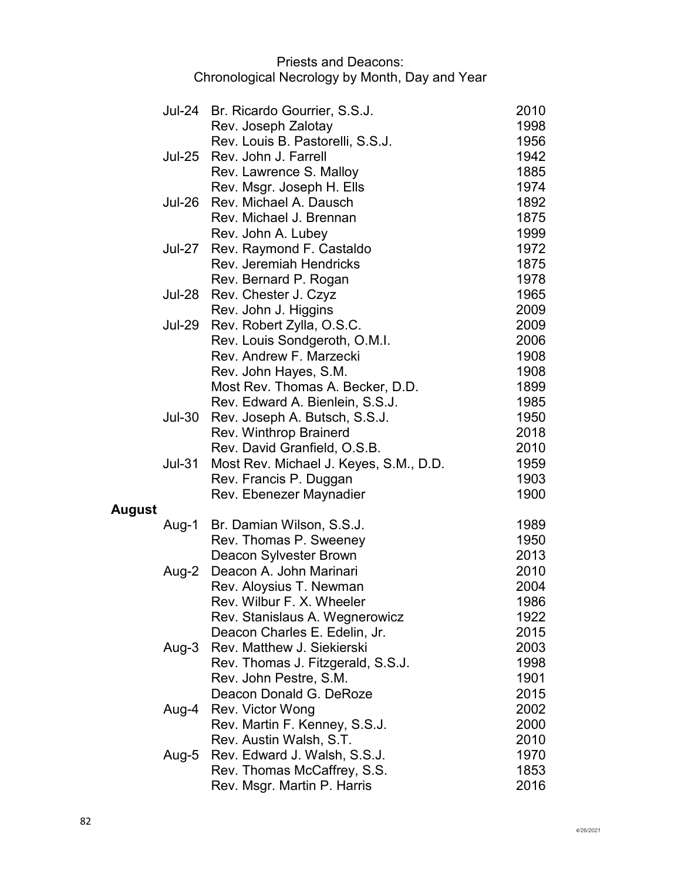Priests and Deacons:
Chronological Necrology by Month, Day and Year

| | | |
|---|---|---|
| Jul-24 | Br. Ricardo Gourrier, S.S.J. | 2010 |
| | Rev. Joseph Zalotay | 1998 |
| | Rev. Louis B. Pastorelli, S.S.J. | 1956 |
| Jul-25 | Rev. John J. Farrell | 1942 |
| | Rev. Lawrence S. Malloy | 1885 |
| | Rev. Msgr. Joseph H. Ells | 1974 |
| Jul-26 | Rev. Michael A. Dausch | 1892 |
| | Rev. Michael J. Brennan | 1875 |
| | Rev. John A. Lubey | 1999 |
| Jul-27 | Rev. Raymond F. Castaldo | 1972 |
| | Rev. Jeremiah Hendricks | 1875 |
| | Rev. Bernard P. Rogan | 1978 |
| Jul-28 | Rev. Chester J. Czyz | 1965 |
| | Rev. John J. Higgins | 2009 |
| Jul-29 | Rev. Robert Zylla, O.S.C. | 2009 |
| | Rev. Louis Sondgeroth, O.M.I. | 2006 |
| | Rev. Andrew F. Marzecki | 1908 |
| | Rev. John Hayes, S.M. | 1908 |
| | Most Rev. Thomas A. Becker, D.D. | 1899 |
| | Rev. Edward A. Bienlein, S.S.J. | 1985 |
| Jul-30 | Rev. Joseph A. Butsch, S.S.J. | 1950 |
| | Rev. Winthrop Brainerd | 2018 |
| | Rev. David Granfield, O.S.B. | 2010 |
| Jul-31 | Most Rev. Michael J. Keyes, S.M., D.D. | 1959 |
| | Rev. Francis P. Duggan | 1903 |
| | Rev. Ebenezer Maynadier | 1900 |

**August**

| | | |
|---|---|---|
| Aug-1 | Br. Damian Wilson, S.S.J. | 1989 |
| | Rev. Thomas P. Sweeney | 1950 |
| | Deacon Sylvester Brown | 2013 |
| Aug-2 | Deacon A. John Marinari | 2010 |
| | Rev. Aloysius T. Newman | 2004 |
| | Rev. Wilbur F. X. Wheeler | 1986 |
| | Rev. Stanislaus A. Wegnerowicz | 1922 |
| | Deacon Charles E. Edelin, Jr. | 2015 |
| Aug-3 | Rev. Matthew J. Siekierski | 2003 |
| | Rev. Thomas J. Fitzgerald, S.S.J. | 1998 |
| | Rev. John Pestre, S.M. | 1901 |
| | Deacon Donald G. DeRoze | 2015 |
| Aug-4 | Rev. Victor Wong | 2002 |
| | Rev. Martin F. Kenney, S.S.J. | 2000 |
| | Rev. Austin Walsh, S.T. | 2010 |
| Aug-5 | Rev. Edward J. Walsh, S.S.J. | 1970 |
| | Rev. Thomas McCaffrey, S.S. | 1853 |
| | Rev. Msgr. Martin P. Harris | 2016 |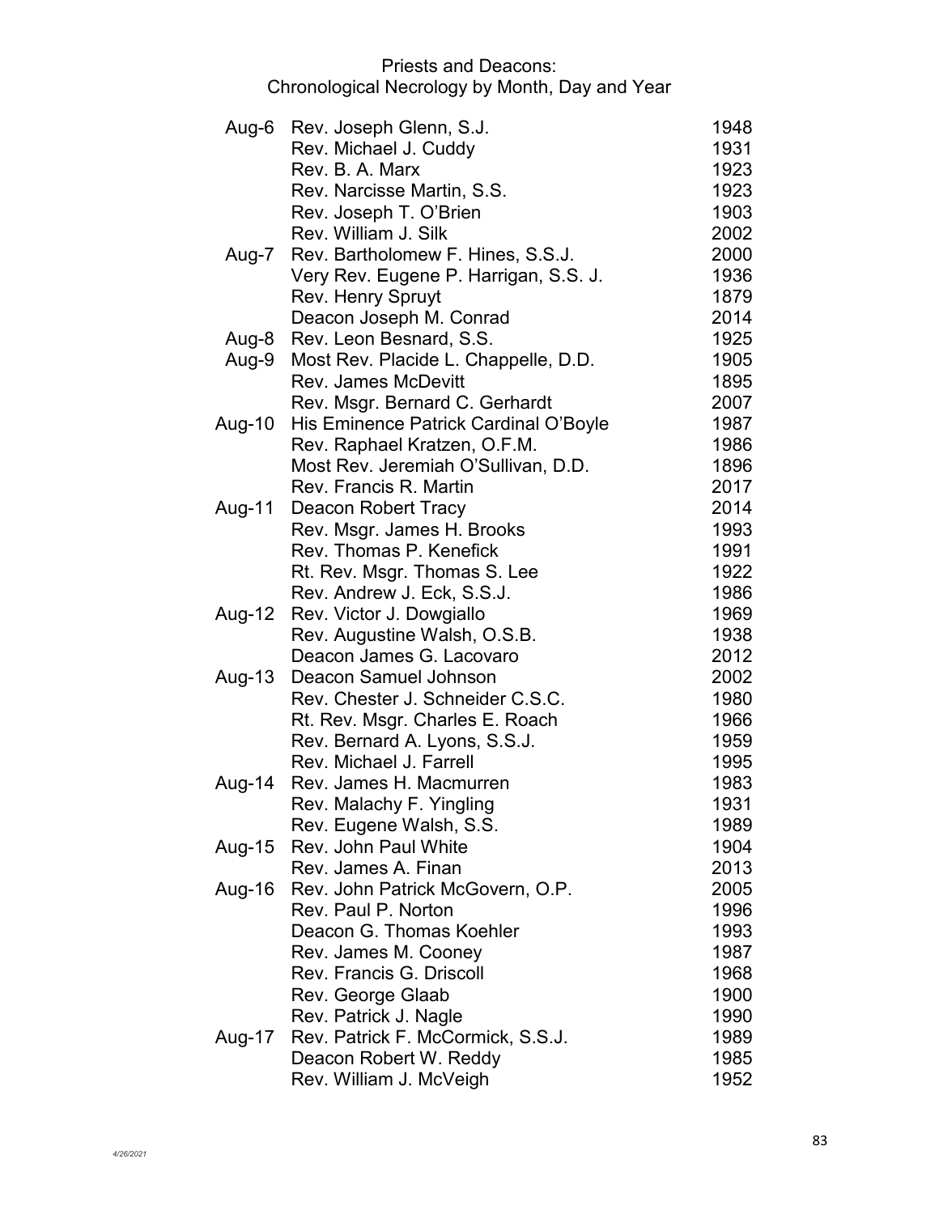# Priests and Deacons:
## Chronological Necrology by Month, Day and Year

| Date | Name | Year |
|---|---|---|
| Aug-6 | Rev. Joseph Glenn, S.J. | 1948 |
| | Rev. Michael J. Cuddy | 1931 |
| | Rev. B. A. Marx | 1923 |
| | Rev. Narcisse Martin, S.S. | 1923 |
| | Rev. Joseph T. O'Brien | 1903 |
| | Rev. William J. Silk | 2002 |
| Aug-7 | Rev. Bartholomew F. Hines, S.S.J. | 2000 |
| | Very Rev. Eugene P. Harrigan, S.S. J. | 1936 |
| | Rev. Henry Spruyt | 1879 |
| | Deacon Joseph M. Conrad | 2014 |
| Aug-8 | Rev. Leon Besnard, S.S. | 1925 |
| Aug-9 | Most Rev. Placide L. Chappelle, D.D. | 1905 |
| | Rev. James McDevitt | 1895 |
| | Rev. Msgr. Bernard C. Gerhardt | 2007 |
| Aug-10 | His Eminence Patrick Cardinal O'Boyle | 1987 |
| | Rev. Raphael Kratzen, O.F.M. | 1986 |
| | Most Rev. Jeremiah O'Sullivan, D.D. | 1896 |
| | Rev. Francis R. Martin | 2017 |
| Aug-11 | Deacon Robert Tracy | 2014 |
| | Rev. Msgr. James H. Brooks | 1993 |
| | Rev. Thomas P. Kenefick | 1991 |
| | Rt. Rev. Msgr. Thomas S. Lee | 1922 |
| | Rev. Andrew J. Eck, S.S.J. | 1986 |
| Aug-12 | Rev. Victor J. Dowgiallo | 1969 |
| | Rev. Augustine Walsh, O.S.B. | 1938 |
| | Deacon James G. Lacovaro | 2012 |
| Aug-13 | Deacon Samuel Johnson | 2002 |
| | Rev. Chester J. Schneider C.S.C. | 1980 |
| | Rt. Rev. Msgr. Charles E. Roach | 1966 |
| | Rev. Bernard A. Lyons, S.S.J. | 1959 |
| | Rev. Michael J. Farrell | 1995 |
| Aug-14 | Rev. James H. Macmurren | 1983 |
| | Rev. Malachy F. Yingling | 1931 |
| | Rev. Eugene Walsh, S.S. | 1989 |
| Aug-15 | Rev. John Paul White | 1904 |
| | Rev. James A. Finan | 2013 |
| Aug-16 | Rev. John Patrick McGovern, O.P. | 2005 |
| | Rev. Paul P. Norton | 1996 |
| | Deacon G. Thomas Koehler | 1993 |
| | Rev. James M. Cooney | 1987 |
| | Rev. Francis G. Driscoll | 1968 |
| | Rev. George Glaab | 1900 |
| | Rev. Patrick J. Nagle | 1990 |
| Aug-17 | Rev. Patrick F. McCormick, S.S.J. | 1989 |
| | Deacon Robert W. Reddy | 1985 |
| | Rev. William J. McVeigh | 1952 |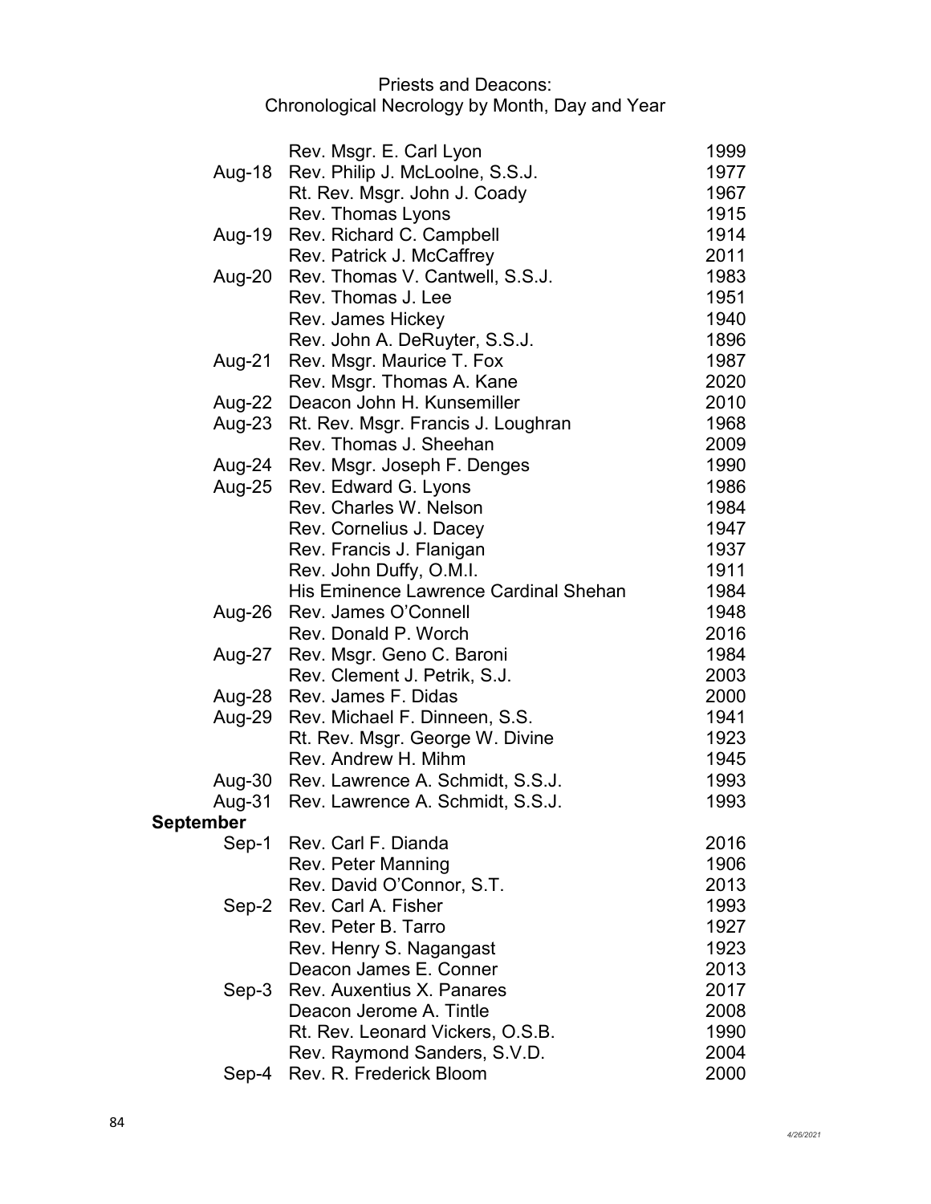Priests and Deacons:
Chronological Necrology by Month, Day and Year

| | | |
|---|---|---|
| | Rev. Msgr. E. Carl Lyon | 1999 |
| Aug-18 | Rev. Philip J. McLoolne, S.S.J. | 1977 |
| | Rt. Rev. Msgr. John J. Coady | 1967 |
| | Rev. Thomas Lyons | 1915 |
| Aug-19 | Rev. Richard C. Campbell | 1914 |
| | Rev. Patrick J. McCaffrey | 2011 |
| Aug-20 | Rev. Thomas V. Cantwell, S.S.J. | 1983 |
| | Rev. Thomas J. Lee | 1951 |
| | Rev. James Hickey | 1940 |
| | Rev. John A. DeRuyter, S.S.J. | 1896 |
| Aug-21 | Rev. Msgr. Maurice T. Fox | 1987 |
| | Rev. Msgr. Thomas A. Kane | 2020 |
| Aug-22 | Deacon John H. Kunsemiller | 2010 |
| Aug-23 | Rt. Rev. Msgr. Francis J. Loughran | 1968 |
| | Rev. Thomas J. Sheehan | 2009 |
| Aug-24 | Rev. Msgr. Joseph F. Denges | 1990 |
| Aug-25 | Rev. Edward G. Lyons | 1986 |
| | Rev. Charles W. Nelson | 1984 |
| | Rev. Cornelius J. Dacey | 1947 |
| | Rev. Francis J. Flanigan | 1937 |
| | Rev. John Duffy, O.M.I. | 1911 |
| | His Eminence Lawrence Cardinal Shehan | 1984 |
| Aug-26 | Rev. James O'Connell | 1948 |
| | Rev. Donald P. Worch | 2016 |
| Aug-27 | Rev. Msgr. Geno C. Baroni | 1984 |
| | Rev. Clement J. Petrik, S.J. | 2003 |
| Aug-28 | Rev. James F. Didas | 2000 |
| Aug-29 | Rev. Michael F. Dinneen, S.S. | 1941 |
| | Rt. Rev. Msgr. George W. Divine | 1923 |
| | Rev. Andrew H. Mihm | 1945 |
| Aug-30 | Rev. Lawrence A. Schmidt, S.S.J. | 1993 |
| Aug-31 | Rev. Lawrence A. Schmidt, S.S.J. | 1993 |
| **September** | | |
| Sep-1 | Rev. Carl F. Dianda | 2016 |
| | Rev. Peter Manning | 1906 |
| | Rev. David O'Connor, S.T. | 2013 |
| Sep-2 | Rev. Carl A. Fisher | 1993 |
| | Rev. Peter B. Tarro | 1927 |
| | Rev. Henry S. Nagangast | 1923 |
| | Deacon James E. Conner | 2013 |
| Sep-3 | Rev. Auxentius X. Panares | 2017 |
| | Deacon Jerome A. Tintle | 2008 |
| | Rt. Rev. Leonard Vickers, O.S.B. | 1990 |
| | Rev. Raymond Sanders, S.V.D. | 2004 |
| Sep-4 | Rev. R. Frederick Bloom | 2000 |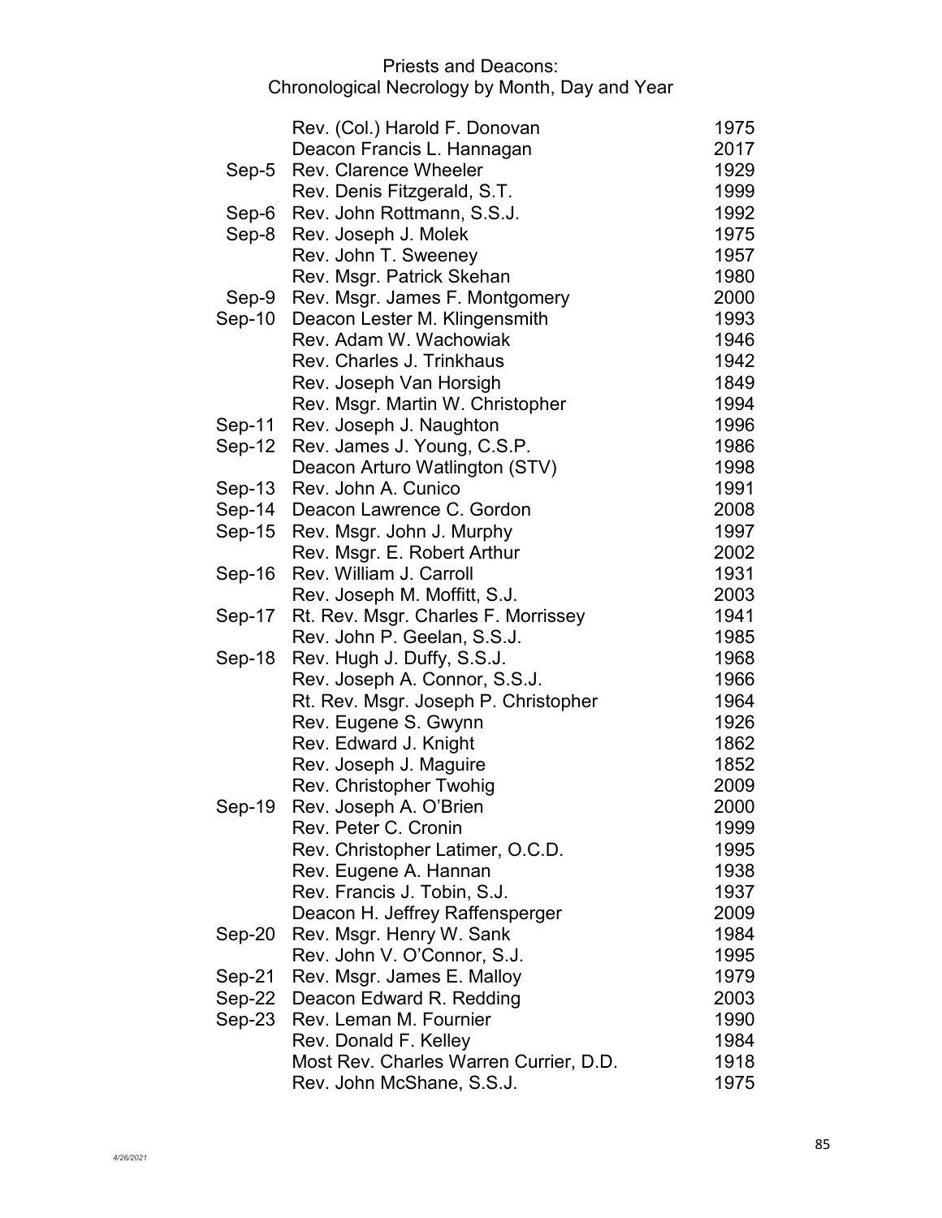# Priests and Deacons:
## Chronological Necrology by Month, Day and Year

| Date | Name | Year |
|---|---|---|
| | Rev. (Col.) Harold F. Donovan | 1975 |
| | Deacon Francis L. Hannagan | 2017 |
| Sep-5 | Rev. Clarence Wheeler | 1929 |
| | Rev. Denis Fitzgerald, S.T. | 1999 |
| Sep-6 | Rev. John Rottmann, S.S.J. | 1992 |
| Sep-8 | Rev. Joseph J. Molek | 1975 |
| | Rev. John T. Sweeney | 1957 |
| | Rev. Msgr. Patrick Skehan | 1980 |
| Sep-9 | Rev. Msgr. James F. Montgomery | 2000 |
| Sep-10 | Deacon Lester M. Klingensmith | 1993 |
| | Rev. Adam W. Wachowiak | 1946 |
| | Rev. Charles J. Trinkhaus | 1942 |
| | Rev. Joseph Van Horsigh | 1849 |
| | Rev. Msgr. Martin W. Christopher | 1994 |
| Sep-11 | Rev. Joseph J. Naughton | 1996 |
| Sep-12 | Rev. James J. Young, C.S.P. | 1986 |
| | Deacon Arturo Watlington (STV) | 1998 |
| Sep-13 | Rev. John A. Cunico | 1991 |
| Sep-14 | Deacon Lawrence C. Gordon | 2008 |
| Sep-15 | Rev. Msgr. John J. Murphy | 1997 |
| | Rev. Msgr. E. Robert Arthur | 2002 |
| Sep-16 | Rev. William J. Carroll | 1931 |
| | Rev. Joseph M. Moffitt, S.J. | 2003 |
| Sep-17 | Rt. Rev. Msgr. Charles F. Morrissey | 1941 |
| | Rev. John P. Geelan, S.S.J. | 1985 |
| Sep-18 | Rev. Hugh J. Duffy, S.S.J. | 1968 |
| | Rev. Joseph A. Connor, S.S.J. | 1966 |
| | Rt. Rev. Msgr. Joseph P. Christopher | 1964 |
| | Rev. Eugene S. Gwynn | 1926 |
| | Rev. Edward J. Knight | 1862 |
| | Rev. Joseph J. Maguire | 1852 |
| | Rev. Christopher Twohig | 2009 |
| Sep-19 | Rev. Joseph A. O'Brien | 2000 |
| | Rev. Peter C. Cronin | 1999 |
| | Rev. Christopher Latimer, O.C.D. | 1995 |
| | Rev. Eugene A. Hannan | 1938 |
| | Rev. Francis J. Tobin, S.J. | 1937 |
| | Deacon H. Jeffrey Raffensperger | 2009 |
| Sep-20 | Rev. Msgr. Henry W. Sank | 1984 |
| | Rev. John V. O'Connor, S.J. | 1995 |
| Sep-21 | Rev. Msgr. James E. Malloy | 1979 |
| Sep-22 | Deacon Edward R. Redding | 2003 |
| Sep-23 | Rev. Leman M. Fournier | 1990 |
| | Rev. Donald F. Kelley | 1984 |
| | Most Rev. Charles Warren Currier, D.D. | 1918 |
| | Rev. John McShane, S.S.J. | 1975 |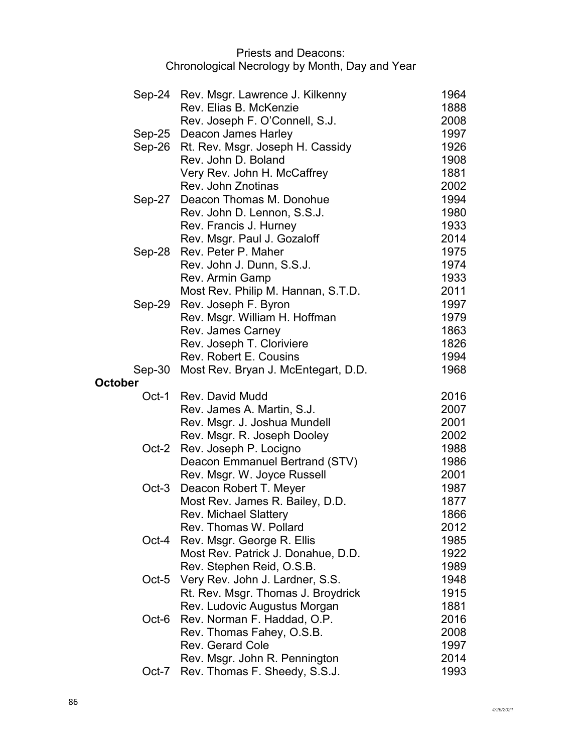Priests and Deacons:
Chronological Necrology by Month, Day and Year

| | | |
|---|---|---|
| Sep-24 | Rev. Msgr. Lawrence J. Kilkenny | 1964 |
| | Rev. Elias B. McKenzie | 1888 |
| | Rev. Joseph F. O'Connell, S.J. | 2008 |
| Sep-25 | Deacon James Harley | 1997 |
| Sep-26 | Rt. Rev. Msgr. Joseph H. Cassidy | 1926 |
| | Rev. John D. Boland | 1908 |
| | Very Rev. John H. McCaffrey | 1881 |
| | Rev. John Znotinas | 2002 |
| Sep-27 | Deacon Thomas M. Donohue | 1994 |
| | Rev. John D. Lennon, S.S.J. | 1980 |
| | Rev. Francis J. Hurney | 1933 |
| | Rev. Msgr. Paul J. Gozaloff | 2014 |
| Sep-28 | Rev. Peter P. Maher | 1975 |
| | Rev. John J. Dunn, S.S.J. | 1974 |
| | Rev. Armin Gamp | 1933 |
| | Most Rev. Philip M. Hannan, S.T.D. | 2011 |
| Sep-29 | Rev. Joseph F. Byron | 1997 |
| | Rev. Msgr. William H. Hoffman | 1979 |
| | Rev. James Carney | 1863 |
| | Rev. Joseph T. Cloriviere | 1826 |
| | Rev. Robert E. Cousins | 1994 |
| Sep-30 | Most Rev. Bryan J. McEntegart, D.D. | 1968 |
| **October** | | |
| Oct-1 | Rev. David Mudd | 2016 |
| | Rev. James A. Martin, S.J. | 2007 |
| | Rev. Msgr. J. Joshua Mundell | 2001 |
| | Rev. Msgr. R. Joseph Dooley | 2002 |
| Oct-2 | Rev. Joseph P. Locigno | 1988 |
| | Deacon Emmanuel Bertrand (STV) | 1986 |
| | Rev. Msgr. W. Joyce Russell | 2001 |
| Oct-3 | Deacon Robert T. Meyer | 1987 |
| | Most Rev. James R. Bailey, D.D. | 1877 |
| | Rev. Michael Slattery | 1866 |
| | Rev. Thomas W. Pollard | 2012 |
| Oct-4 | Rev. Msgr. George R. Ellis | 1985 |
| | Most Rev. Patrick J. Donahue, D.D. | 1922 |
| | Rev. Stephen Reid, O.S.B. | 1989 |
| Oct-5 | Very Rev. John J. Lardner, S.S. | 1948 |
| | Rt. Rev. Msgr. Thomas J. Broydrick | 1915 |
| | Rev. Ludovic Augustus Morgan | 1881 |
| Oct-6 | Rev. Norman F. Haddad, O.P. | 2016 |
| | Rev. Thomas Fahey, O.S.B. | 2008 |
| | Rev. Gerard Cole | 1997 |
| | Rev. Msgr. John R. Pennington | 2014 |
| Oct-7 | Rev. Thomas F. Sheedy, S.S.J. | 1993 |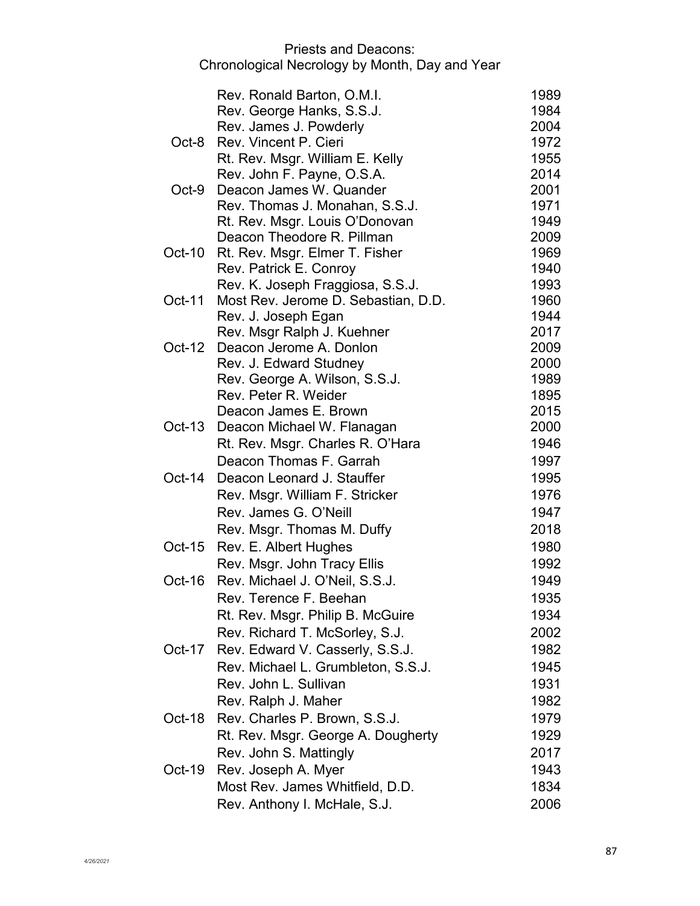Priests and Deacons:
Chronological Necrology by Month, Day and Year

| | | |
|---|---|---|
| | Rev. Ronald Barton, O.M.I. | 1989 |
| | Rev. George Hanks, S.S.J. | 1984 |
| | Rev. James J. Powderly | 2004 |
| Oct-8 | Rev. Vincent P. Cieri | 1972 |
| | Rt. Rev. Msgr. William E. Kelly | 1955 |
| | Rev. John F. Payne, O.S.A. | 2014 |
| Oct-9 | Deacon James W. Quander | 2001 |
| | Rev. Thomas J. Monahan, S.S.J. | 1971 |
| | Rt. Rev. Msgr. Louis O'Donovan | 1949 |
| | Deacon Theodore R. Pillman | 2009 |
| Oct-10 | Rt. Rev. Msgr. Elmer T. Fisher | 1969 |
| | Rev. Patrick E. Conroy | 1940 |
| | Rev. K. Joseph Fraggiosa, S.S.J. | 1993 |
| Oct-11 | Most Rev. Jerome D. Sebastian, D.D. | 1960 |
| | Rev. J. Joseph Egan | 1944 |
| | Rev. Msgr Ralph J. Kuehner | 2017 |
| Oct-12 | Deacon Jerome A. Donlon | 2009 |
| | Rev. J. Edward Studney | 2000 |
| | Rev. George A. Wilson, S.S.J. | 1989 |
| | Rev. Peter R. Weider | 1895 |
| | Deacon James E. Brown | 2015 |
| Oct-13 | Deacon Michael W. Flanagan | 2000 |
| | Rt. Rev. Msgr. Charles R. O'Hara | 1946 |
| | Deacon Thomas F. Garrah | 1997 |
| Oct-14 | Deacon Leonard J. Stauffer | 1995 |
| | Rev. Msgr. William F. Stricker | 1976 |
| | Rev. James G. O'Neill | 1947 |
| | Rev. Msgr. Thomas M. Duffy | 2018 |
| Oct-15 | Rev. E. Albert Hughes | 1980 |
| | Rev. Msgr. John Tracy Ellis | 1992 |
| Oct-16 | Rev. Michael J. O'Neil, S.S.J. | 1949 |
| | Rev. Terence F. Beehan | 1935 |
| | Rt. Rev. Msgr. Philip B. McGuire | 1934 |
| | Rev. Richard T. McSorley, S.J. | 2002 |
| Oct-17 | Rev. Edward V. Casserly, S.S.J. | 1982 |
| | Rev. Michael L. Grumbleton, S.S.J. | 1945 |
| | Rev. John L. Sullivan | 1931 |
| | Rev. Ralph J. Maher | 1982 |
| Oct-18 | Rev. Charles P. Brown, S.S.J. | 1979 |
| | Rt. Rev. Msgr. George A. Dougherty | 1929 |
| | Rev. John S. Mattingly | 2017 |
| Oct-19 | Rev. Joseph A. Myer | 1943 |
| | Most Rev. James Whitfield, D.D. | 1834 |
| | Rev. Anthony I. McHale, S.J. | 2006 |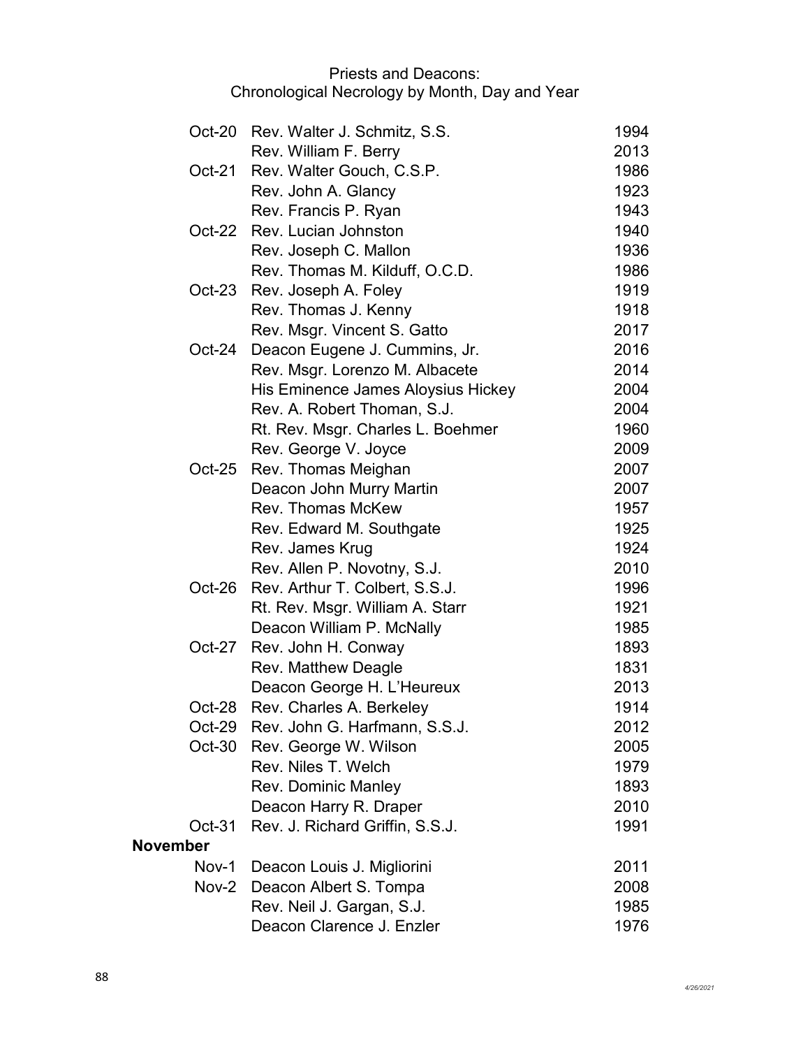Priests and Deacons:
Chronological Necrology by Month, Day and Year

| Date | Name | Year |
|---|---|---|
| Oct-20 | Rev. Walter J. Schmitz, S.S. | 1994 |
| | Rev. William F. Berry | 2013 |
| Oct-21 | Rev. Walter Gouch, C.S.P. | 1986 |
| | Rev. John A. Glancy | 1923 |
| | Rev. Francis P. Ryan | 1943 |
| Oct-22 | Rev. Lucian Johnston | 1940 |
| | Rev. Joseph C. Mallon | 1936 |
| | Rev. Thomas M. Kilduff, O.C.D. | 1986 |
| Oct-23 | Rev. Joseph A. Foley | 1919 |
| | Rev. Thomas J. Kenny | 1918 |
| | Rev. Msgr. Vincent S. Gatto | 2017 |
| Oct-24 | Deacon Eugene J. Cummins, Jr. | 2016 |
| | Rev. Msgr. Lorenzo M. Albacete | 2014 |
| | His Eminence James Aloysius Hickey | 2004 |
| | Rev. A. Robert Thoman, S.J. | 2004 |
| | Rt. Rev. Msgr. Charles L. Boehmer | 1960 |
| | Rev. George V. Joyce | 2009 |
| Oct-25 | Rev. Thomas Meighan | 2007 |
| | Deacon John Murry Martin | 2007 |
| | Rev. Thomas McKew | 1957 |
| | Rev. Edward M. Southgate | 1925 |
| | Rev. James Krug | 1924 |
| | Rev. Allen P. Novotny, S.J. | 2010 |
| Oct-26 | Rev. Arthur T. Colbert, S.S.J. | 1996 |
| | Rt. Rev. Msgr. William A. Starr | 1921 |
| | Deacon William P. McNally | 1985 |
| Oct-27 | Rev. John H. Conway | 1893 |
| | Rev. Matthew Deagle | 1831 |
| | Deacon George H. L'Heureux | 2013 |
| Oct-28 | Rev. Charles A. Berkeley | 1914 |
| Oct-29 | Rev. John G. Harfmann, S.S.J. | 2012 |
| Oct-30 | Rev. George W. Wilson | 2005 |
| | Rev. Niles T. Welch | 1979 |
| | Rev. Dominic Manley | 1893 |
| | Deacon Harry R. Draper | 2010 |
| Oct-31 | Rev. J. Richard Griffin, S.S.J. | 1991 |
| **November** | | |
| Nov-1 | Deacon Louis J. Migliorini | 2011 |
| Nov-2 | Deacon Albert S. Tompa | 2008 |
| | Rev. Neil J. Gargan, S.J. | 1985 |
| | Deacon Clarence J. Enzler | 1976 |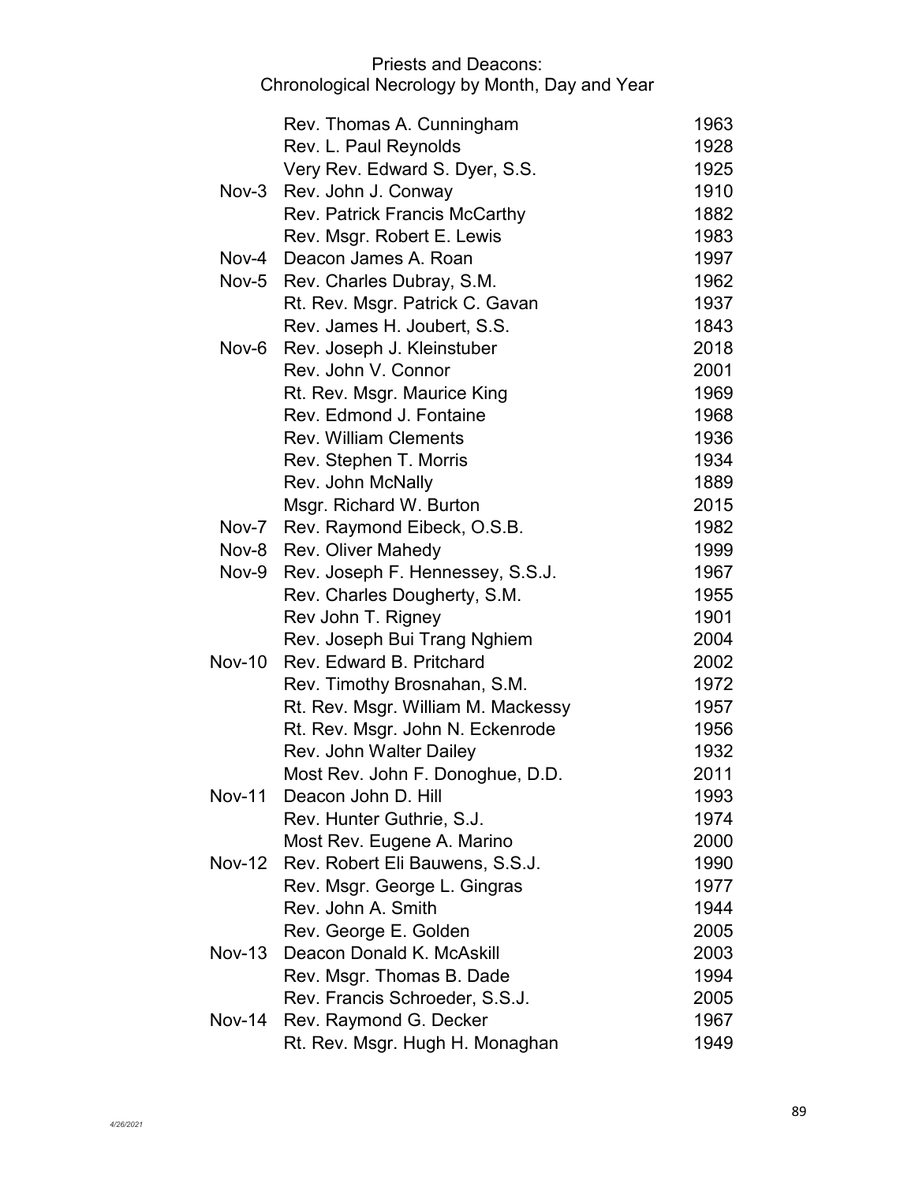# Priests and Deacons:
## Chronological Necrology by Month, Day and Year

| Date | Name | Year |
|---|---|---|
| | Rev. Thomas A. Cunningham | 1963 |
| | Rev. L. Paul Reynolds | 1928 |
| | Very Rev. Edward S. Dyer, S.S. | 1925 |
| Nov-3 | Rev. John J. Conway | 1910 |
| | Rev. Patrick Francis McCarthy | 1882 |
| | Rev. Msgr. Robert E. Lewis | 1983 |
| Nov-4 | Deacon James A. Roan | 1997 |
| Nov-5 | Rev. Charles Dubray, S.M. | 1962 |
| | Rt. Rev. Msgr. Patrick C. Gavan | 1937 |
| | Rev. James H. Joubert, S.S. | 1843 |
| Nov-6 | Rev. Joseph J. Kleinstuber | 2018 |
| | Rev. John V. Connor | 2001 |
| | Rt. Rev. Msgr. Maurice King | 1969 |
| | Rev. Edmond J. Fontaine | 1968 |
| | Rev. William Clements | 1936 |
| | Rev. Stephen T. Morris | 1934 |
| | Rev. John McNally | 1889 |
| | Msgr. Richard W. Burton | 2015 |
| Nov-7 | Rev. Raymond Eibeck, O.S.B. | 1982 |
| Nov-8 | Rev. Oliver Mahedy | 1999 |
| Nov-9 | Rev. Joseph F. Hennessey, S.S.J. | 1967 |
| | Rev. Charles Dougherty, S.M. | 1955 |
| | Rev John T. Rigney | 1901 |
| | Rev. Joseph Bui Trang Nghiem | 2004 |
| Nov-10 | Rev. Edward B. Pritchard | 2002 |
| | Rev. Timothy Brosnahan, S.M. | 1972 |
| | Rt. Rev. Msgr. William M. Mackessy | 1957 |
| | Rt. Rev. Msgr. John N. Eckenrode | 1956 |
| | Rev. John Walter Dailey | 1932 |
| | Most Rev. John F. Donoghue, D.D. | 2011 |
| Nov-11 | Deacon John D. Hill | 1993 |
| | Rev. Hunter Guthrie, S.J. | 1974 |
| | Most Rev. Eugene A. Marino | 2000 |
| Nov-12 | Rev. Robert Eli Bauwens, S.S.J. | 1990 |
| | Rev. Msgr. George L. Gingras | 1977 |
| | Rev. John A. Smith | 1944 |
| | Rev. George E. Golden | 2005 |
| Nov-13 | Deacon Donald K. McAskill | 2003 |
| | Rev. Msgr. Thomas B. Dade | 1994 |
| | Rev. Francis Schroeder, S.S.J. | 2005 |
| Nov-14 | Rev. Raymond G. Decker | 1967 |
| | Rt. Rev. Msgr. Hugh H. Monaghan | 1949 |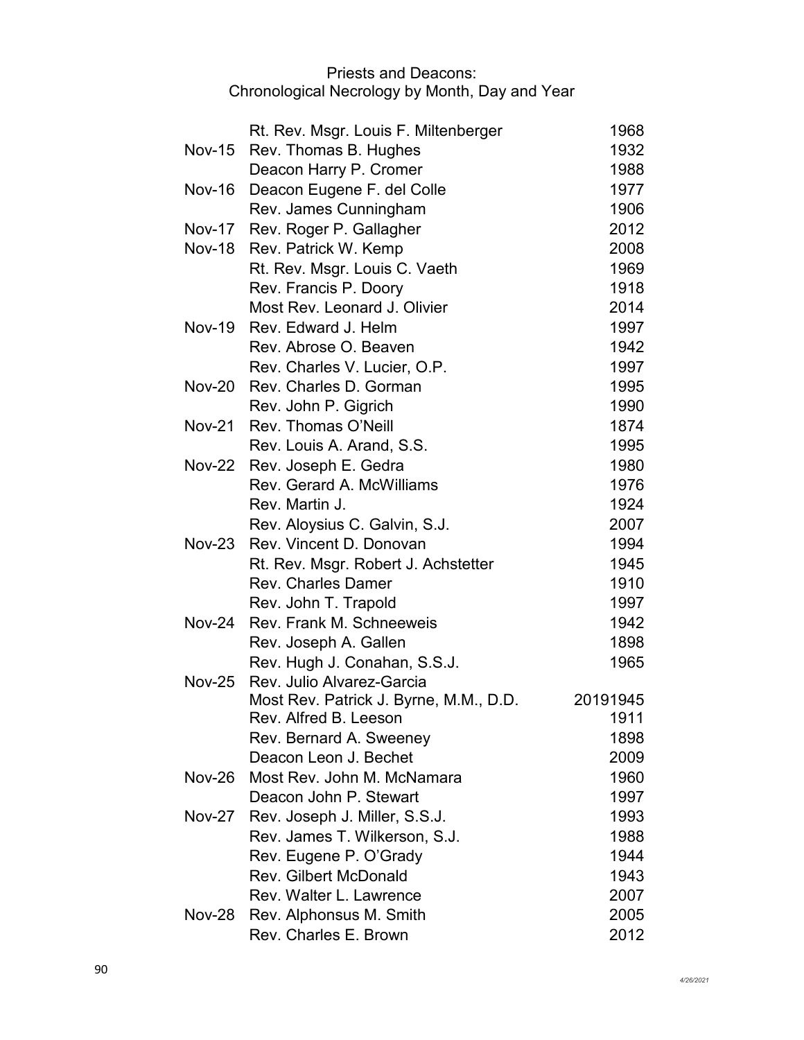Priests and Deacons:
Chronological Necrology by Month, Day and Year

| | | |
|---|---|---|
| | Rt. Rev. Msgr. Louis F. Miltenberger | 1968 |
| Nov-15 | Rev. Thomas B. Hughes | 1932 |
| | Deacon Harry P. Cromer | 1988 |
| Nov-16 | Deacon Eugene F. del Colle | 1977 |
| | Rev. James Cunningham | 1906 |
| Nov-17 | Rev. Roger P. Gallagher | 2012 |
| Nov-18 | Rev. Patrick W. Kemp | 2008 |
| | Rt. Rev. Msgr. Louis C. Vaeth | 1969 |
| | Rev. Francis P. Doory | 1918 |
| | Most Rev. Leonard J. Olivier | 2014 |
| Nov-19 | Rev. Edward J. Helm | 1997 |
| | Rev. Abrose O. Beaven | 1942 |
| | Rev. Charles V. Lucier, O.P. | 1997 |
| Nov-20 | Rev. Charles D. Gorman | 1995 |
| | Rev. John P. Gigrich | 1990 |
| Nov-21 | Rev. Thomas O'Neill | 1874 |
| | Rev. Louis A. Arand, S.S. | 1995 |
| Nov-22 | Rev. Joseph E. Gedra | 1980 |
| | Rev. Gerard A. McWilliams | 1976 |
| | Rev. Martin J. | 1924 |
| | Rev. Aloysius C. Galvin, S.J. | 2007 |
| Nov-23 | Rev. Vincent D. Donovan | 1994 |
| | Rt. Rev. Msgr. Robert J. Achstetter | 1945 |
| | Rev. Charles Damer | 1910 |
| | Rev. John T. Trapold | 1997 |
| Nov-24 | Rev. Frank M. Schneeweis | 1942 |
| | Rev. Joseph A. Gallen | 1898 |
| | Rev. Hugh J. Conahan, S.S.J. | 1965 |
| Nov-25 | Rev. Julio Alvarez-Garcia | |
| | Most Rev. Patrick J. Byrne, M.M., D.D. | 20191945 |
| | Rev. Alfred B. Leeson | 1911 |
| | Rev. Bernard A. Sweeney | 1898 |
| | Deacon Leon J. Bechet | 2009 |
| Nov-26 | Most Rev. John M. McNamara | 1960 |
| | Deacon John P. Stewart | 1997 |
| Nov-27 | Rev. Joseph J. Miller, S.S.J. | 1993 |
| | Rev. James T. Wilkerson, S.J. | 1988 |
| | Rev. Eugene P. O'Grady | 1944 |
| | Rev. Gilbert McDonald | 1943 |
| | Rev. Walter L. Lawrence | 2007 |
| Nov-28 | Rev. Alphonsus M. Smith | 2005 |
| | Rev. Charles E. Brown | 2012 |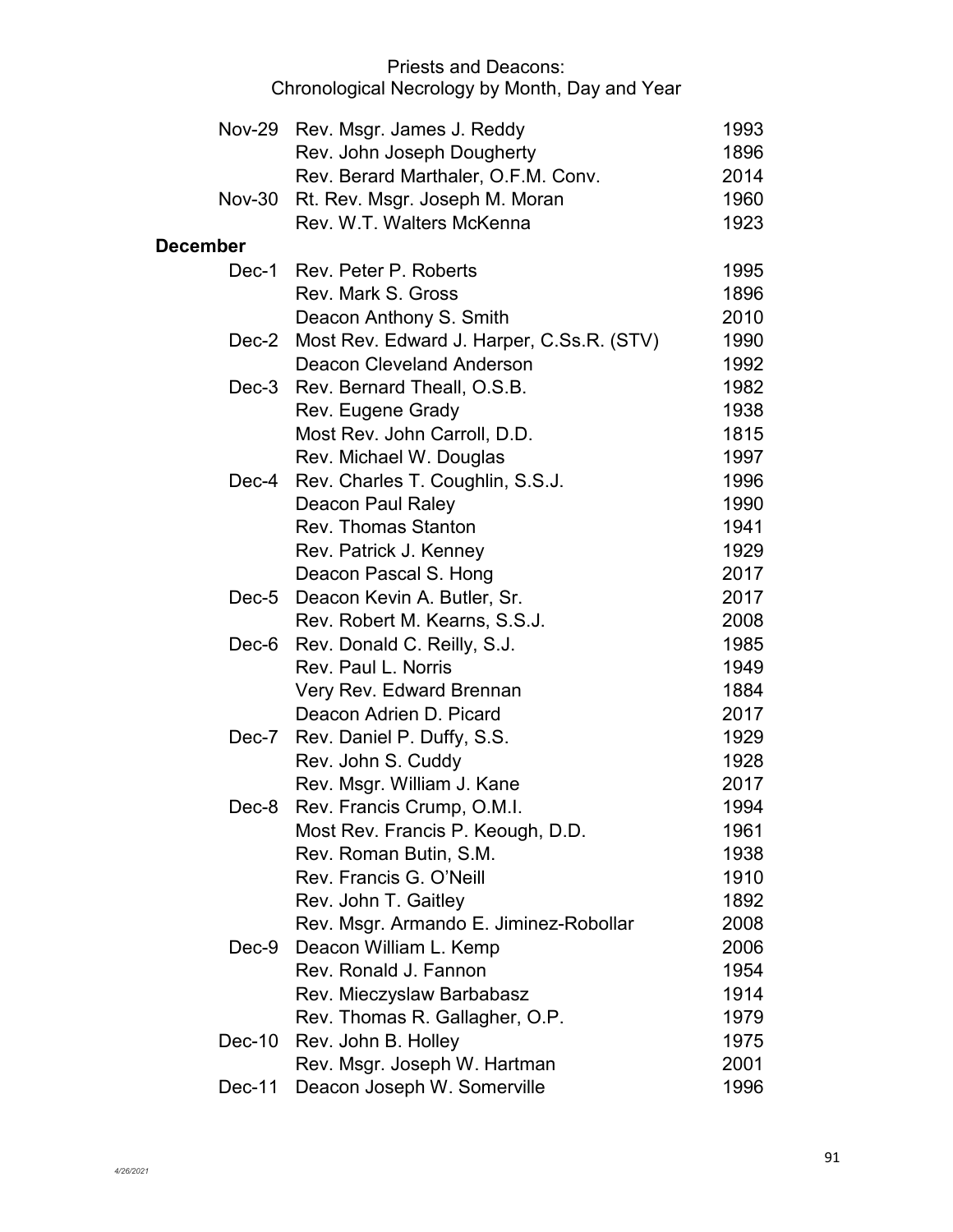Priests and Deacons:
Chronological Necrology by Month, Day and Year

| Date | Name | Year |
|---|---|---|
| Nov-29 | Rev. Msgr. James J. Reddy | 1993 |
| | Rev. John Joseph Dougherty | 1896 |
| | Rev. Berard Marthaler, O.F.M. Conv. | 2014 |
| Nov-30 | Rt. Rev. Msgr. Joseph M. Moran | 1960 |
| | Rev. W.T. Walters McKenna | 1923 |
| **December** | | |
| Dec-1 | Rev. Peter P. Roberts | 1995 |
| | Rev. Mark S. Gross | 1896 |
| | Deacon Anthony S. Smith | 2010 |
| Dec-2 | Most Rev. Edward J. Harper, C.Ss.R. (STV) | 1990 |
| | Deacon Cleveland Anderson | 1992 |
| Dec-3 | Rev. Bernard Theall, O.S.B. | 1982 |
| | Rev. Eugene Grady | 1938 |
| | Most Rev. John Carroll, D.D. | 1815 |
| | Rev. Michael W. Douglas | 1997 |
| Dec-4 | Rev. Charles T. Coughlin, S.S.J. | 1996 |
| | Deacon Paul Raley | 1990 |
| | Rev. Thomas Stanton | 1941 |
| | Rev. Patrick J. Kenney | 1929 |
| | Deacon Pascal S. Hong | 2017 |
| Dec-5 | Deacon Kevin A. Butler, Sr. | 2017 |
| | Rev. Robert M. Kearns, S.S.J. | 2008 |
| Dec-6 | Rev. Donald C. Reilly, S.J. | 1985 |
| | Rev. Paul L. Norris | 1949 |
| | Very Rev. Edward Brennan | 1884 |
| | Deacon Adrien D. Picard | 2017 |
| Dec-7 | Rev. Daniel P. Duffy, S.S. | 1929 |
| | Rev. John S. Cuddy | 1928 |
| | Rev. Msgr. William J. Kane | 2017 |
| Dec-8 | Rev. Francis Crump, O.M.I. | 1994 |
| | Most Rev. Francis P. Keough, D.D. | 1961 |
| | Rev. Roman Butin, S.M. | 1938 |
| | Rev. Francis G. O'Neill | 1910 |
| | Rev. John T. Gaitley | 1892 |
| | Rev. Msgr. Armando E. Jiminez-Robollar | 2008 |
| Dec-9 | Deacon William L. Kemp | 2006 |
| | Rev. Ronald J. Fannon | 1954 |
| | Rev. Mieczyslaw Barbabasz | 1914 |
| | Rev. Thomas R. Gallagher, O.P. | 1979 |
| Dec-10 | Rev. John B. Holley | 1975 |
| | Rev. Msgr. Joseph W. Hartman | 2001 |
| Dec-11 | Deacon Joseph W. Somerville | 1996 |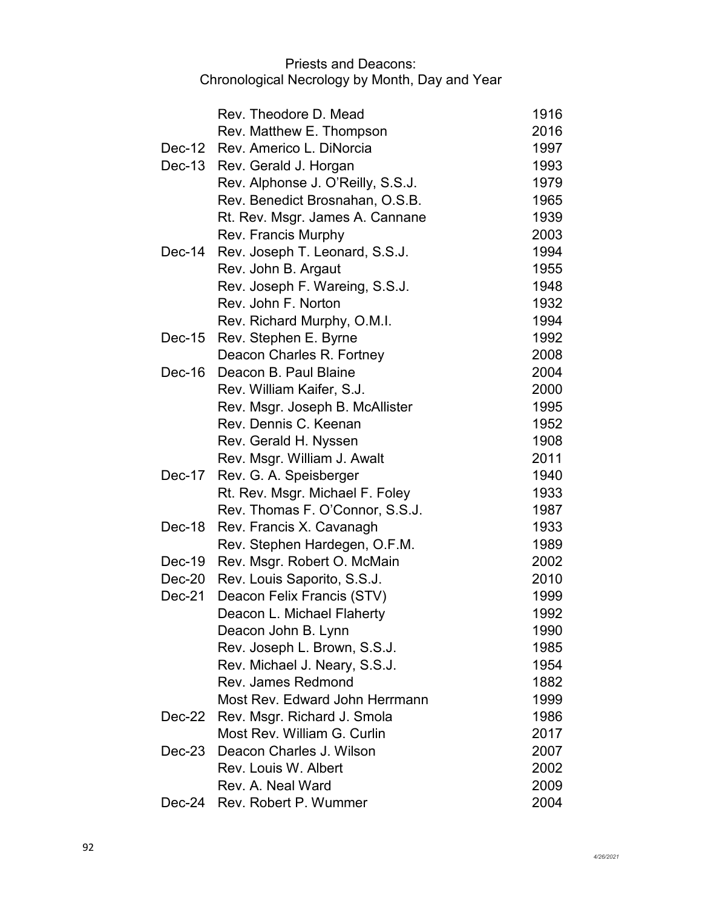# Priests and Deacons:
## Chronological Necrology by Month, Day and Year

| Date | Name | Year |
|---|---|---|
| | Rev. Theodore D. Mead | 1916 |
| | Rev. Matthew E. Thompson | 2016 |
| Dec-12 | Rev. Americo L. DiNorcia | 1997 |
| Dec-13 | Rev. Gerald J. Horgan | 1993 |
| | Rev. Alphonse J. O'Reilly, S.S.J. | 1979 |
| | Rev. Benedict Brosnahan, O.S.B. | 1965 |
| | Rt. Rev. Msgr. James A. Cannane | 1939 |
| | Rev. Francis Murphy | 2003 |
| Dec-14 | Rev. Joseph T. Leonard, S.S.J. | 1994 |
| | Rev. John B. Argaut | 1955 |
| | Rev. Joseph F. Wareing, S.S.J. | 1948 |
| | Rev. John F. Norton | 1932 |
| | Rev. Richard Murphy, O.M.I. | 1994 |
| Dec-15 | Rev. Stephen E. Byrne | 1992 |
| | Deacon Charles R. Fortney | 2008 |
| Dec-16 | Deacon B. Paul Blaine | 2004 |
| | Rev. William Kaifer, S.J. | 2000 |
| | Rev. Msgr. Joseph B. McAllister | 1995 |
| | Rev. Dennis C. Keenan | 1952 |
| | Rev. Gerald H. Nyssen | 1908 |
| | Rev. Msgr. William J. Awalt | 2011 |
| Dec-17 | Rev. G. A. Speisberger | 1940 |
| | Rt. Rev. Msgr. Michael F. Foley | 1933 |
| | Rev. Thomas F. O'Connor, S.S.J. | 1987 |
| Dec-18 | Rev. Francis X. Cavanagh | 1933 |
| | Rev. Stephen Hardegen, O.F.M. | 1989 |
| Dec-19 | Rev. Msgr. Robert O. McMain | 2002 |
| Dec-20 | Rev. Louis Saporito, S.S.J. | 2010 |
| Dec-21 | Deacon Felix Francis (STV) | 1999 |
| | Deacon L. Michael Flaherty | 1992 |
| | Deacon John B. Lynn | 1990 |
| | Rev. Joseph L. Brown, S.S.J. | 1985 |
| | Rev. Michael J. Neary, S.S.J. | 1954 |
| | Rev. James Redmond | 1882 |
| | Most Rev. Edward John Herrmann | 1999 |
| Dec-22 | Rev. Msgr. Richard J. Smola | 1986 |
| | Most Rev. William G. Curlin | 2017 |
| Dec-23 | Deacon Charles J. Wilson | 2007 |
| | Rev. Louis W. Albert | 2002 |
| | Rev. A. Neal Ward | 2009 |
| Dec-24 | Rev. Robert P. Wummer | 2004 |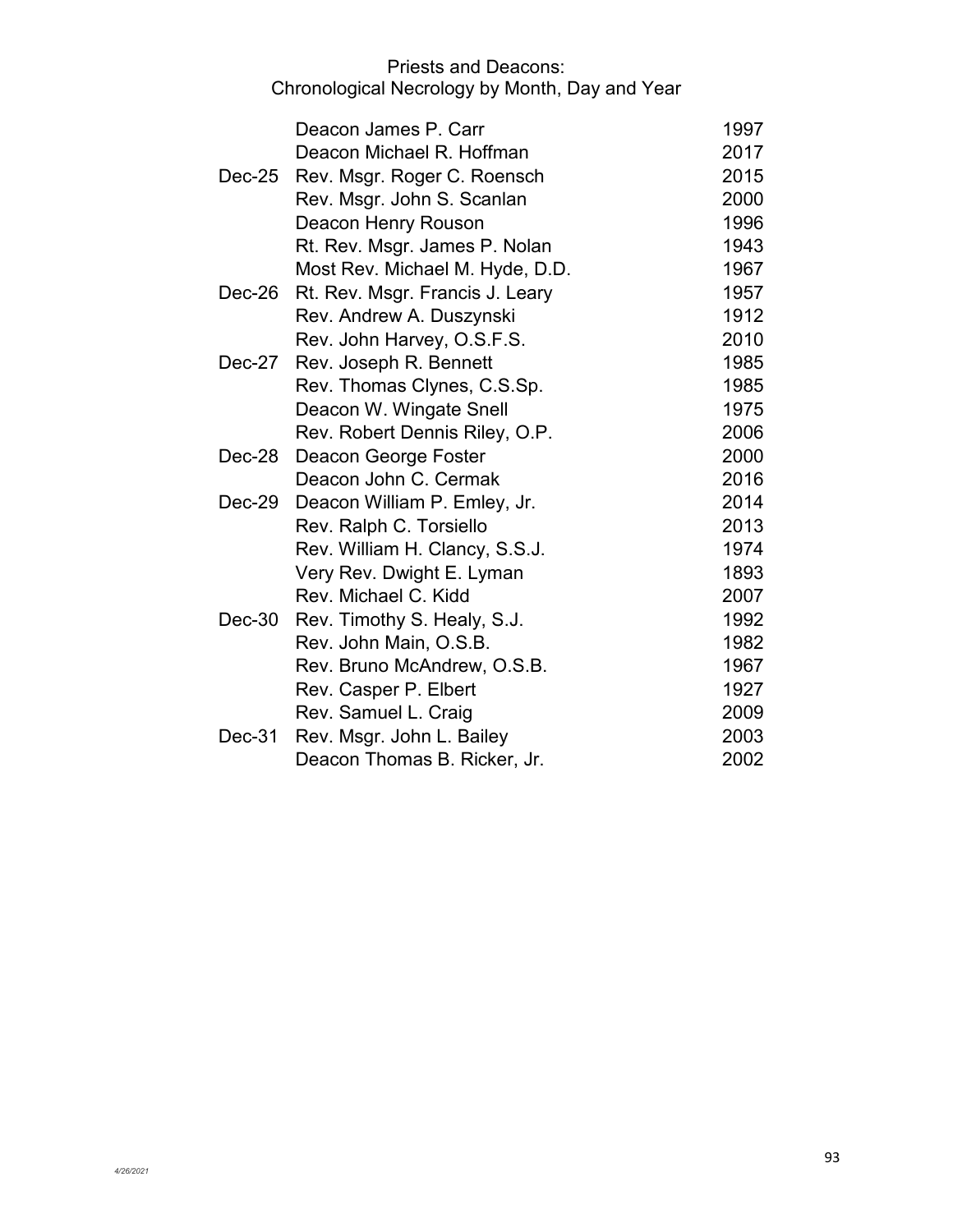Priests and Deacons:
Chronological Necrology by Month, Day and Year

| Date | Name | Year |
|---|---|---|
| | Deacon James P. Carr | 1997 |
| | Deacon Michael R. Hoffman | 2017 |
| Dec-25 | Rev. Msgr. Roger C. Roensch | 2015 |
| | Rev. Msgr. John S. Scanlan | 2000 |
| | Deacon Henry Rouson | 1996 |
| | Rt. Rev. Msgr. James P. Nolan | 1943 |
| | Most Rev. Michael M. Hyde, D.D. | 1967 |
| Dec-26 | Rt. Rev. Msgr. Francis J. Leary | 1957 |
| | Rev. Andrew A. Duszynski | 1912 |
| | Rev. John Harvey, O.S.F.S. | 2010 |
| Dec-27 | Rev. Joseph R. Bennett | 1985 |
| | Rev. Thomas Clynes, C.S.Sp. | 1985 |
| | Deacon W. Wingate Snell | 1975 |
| | Rev. Robert Dennis Riley, O.P. | 2006 |
| Dec-28 | Deacon George Foster | 2000 |
| | Deacon John C. Cermak | 2016 |
| Dec-29 | Deacon William P. Emley, Jr. | 2014 |
| | Rev. Ralph C. Torsiello | 2013 |
| | Rev. William H. Clancy, S.S.J. | 1974 |
| | Very Rev. Dwight E. Lyman | 1893 |
| | Rev. Michael C. Kidd | 2007 |
| Dec-30 | Rev. Timothy S. Healy, S.J. | 1992 |
| | Rev. John Main, O.S.B. | 1982 |
| | Rev. Bruno McAndrew, O.S.B. | 1967 |
| | Rev. Casper P. Elbert | 1927 |
| | Rev. Samuel L. Craig | 2009 |
| Dec-31 | Rev. Msgr. John L. Bailey | 2003 |
| | Deacon Thomas B. Ricker, Jr. | 2002 |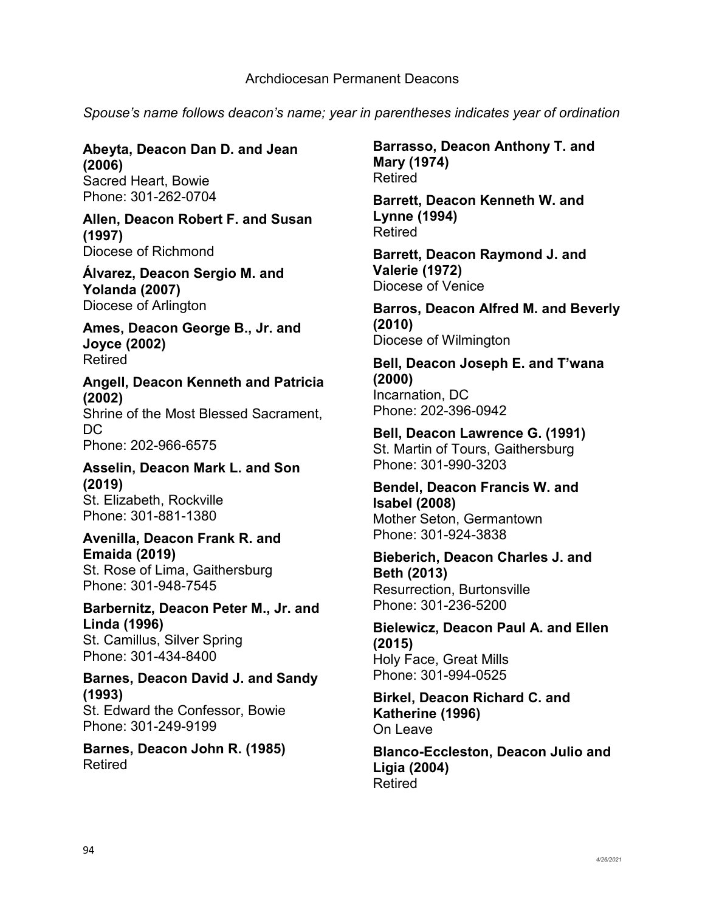Archdiocesan Permanent Deacons

*Spouse's name follows deacon's name; year in parentheses indicates year of ordination*

**Abeyta, Deacon Dan D. and Jean (2006)**
Sacred Heart, Bowie
Phone: 301-262-0704

**Allen, Deacon Robert F. and Susan (1997)**
Diocese of Richmond

**Álvarez, Deacon Sergio M. and Yolanda (2007)**
Diocese of Arlington

**Ames, Deacon George B., Jr. and Joyce (2002)**
Retired

**Angell, Deacon Kenneth and Patricia (2002)**
Shrine of the Most Blessed Sacrament, DC
Phone: 202-966-6575

**Asselin, Deacon Mark L. and Son (2019)**
St. Elizabeth, Rockville
Phone: 301-881-1380

**Avenilla, Deacon Frank R. and Emaida (2019)**
St. Rose of Lima, Gaithersburg
Phone: 301-948-7545

**Barbernitz, Deacon Peter M., Jr. and Linda (1996)**
St. Camillus, Silver Spring
Phone: 301-434-8400

**Barnes, Deacon David J. and Sandy (1993)**
St. Edward the Confessor, Bowie
Phone: 301-249-9199

**Barnes, Deacon John R. (1985)**
Retired

**Barrasso, Deacon Anthony T. and Mary (1974)**
Retired

**Barrett, Deacon Kenneth W. and Lynne (1994)**
Retired

**Barrett, Deacon Raymond J. and Valerie (1972)**
Diocese of Venice

**Barros, Deacon Alfred M. and Beverly (2010)**
Diocese of Wilmington

**Bell, Deacon Joseph E. and T'wana (2000)**
Incarnation, DC
Phone: 202-396-0942

**Bell, Deacon Lawrence G. (1991)**
St. Martin of Tours, Gaithersburg
Phone: 301-990-3203

**Bendel, Deacon Francis W. and Isabel (2008)**
Mother Seton, Germantown
Phone: 301-924-3838

**Bieberich, Deacon Charles J. and Beth (2013)**
Resurrection, Burtonsville
Phone: 301-236-5200

**Bielewicz, Deacon Paul A. and Ellen (2015)**
Holy Face, Great Mills
Phone: 301-994-0525

**Birkel, Deacon Richard C. and Katherine (1996)**
On Leave

**Blanco-Eccleston, Deacon Julio and Ligia (2004)**
Retired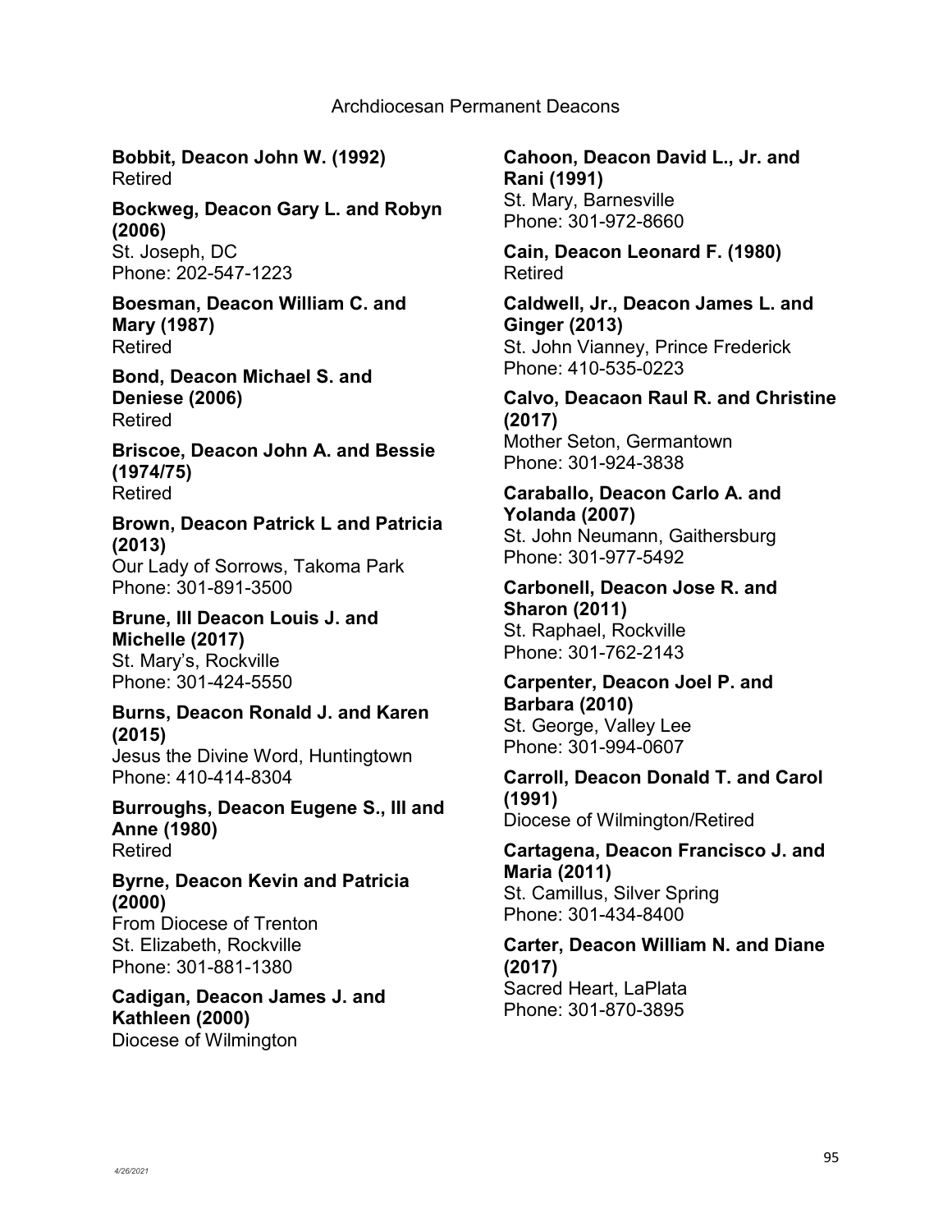Archdiocesan Permanent Deacons

**Bobbit, Deacon John W. (1992)**
Retired

**Bockweg, Deacon Gary L. and Robyn (2006)**
St. Joseph, DC
Phone: 202-547-1223

**Boesman, Deacon William C. and Mary (1987)**
Retired

**Bond, Deacon Michael S. and Deniese (2006)**
Retired

**Briscoe, Deacon John A. and Bessie (1974/75)**
Retired

**Brown, Deacon Patrick L and Patricia (2013)**
Our Lady of Sorrows, Takoma Park
Phone: 301-891-3500

**Brune, III Deacon Louis J. and Michelle (2017)**
St. Mary's, Rockville
Phone: 301-424-5550

**Burns, Deacon Ronald J. and Karen (2015)**
Jesus the Divine Word, Huntingtown
Phone: 410-414-8304

**Burroughs, Deacon Eugene S., III and Anne (1980)**
Retired

**Byrne, Deacon Kevin and Patricia (2000)**
From Diocese of Trenton
St. Elizabeth, Rockville
Phone: 301-881-1380

**Cadigan, Deacon James J. and Kathleen (2000)**
Diocese of Wilmington

**Cahoon, Deacon David L., Jr. and Rani (1991)**
St. Mary, Barnesville
Phone: 301-972-8660

**Cain, Deacon Leonard F. (1980)**
Retired

**Caldwell, Jr., Deacon James L. and Ginger (2013)**
St. John Vianney, Prince Frederick
Phone: 410-535-0223

**Calvo, Deacaon Raul R. and Christine (2017)**
Mother Seton, Germantown
Phone: 301-924-3838

**Caraballo, Deacon Carlo A. and Yolanda (2007)**
St. John Neumann, Gaithersburg
Phone: 301-977-5492

**Carbonell, Deacon Jose R. and Sharon (2011)**
St. Raphael, Rockville
Phone: 301-762-2143

**Carpenter, Deacon Joel P. and Barbara (2010)**
St. George, Valley Lee
Phone: 301-994-0607

**Carroll, Deacon Donald T. and Carol (1991)**
Diocese of Wilmington/Retired

**Cartagena, Deacon Francisco J. and Maria (2011)**
St. Camillus, Silver Spring
Phone: 301-434-8400

**Carter, Deacon William N. and Diane (2017)**
Sacred Heart, LaPlata
Phone: 301-870-3895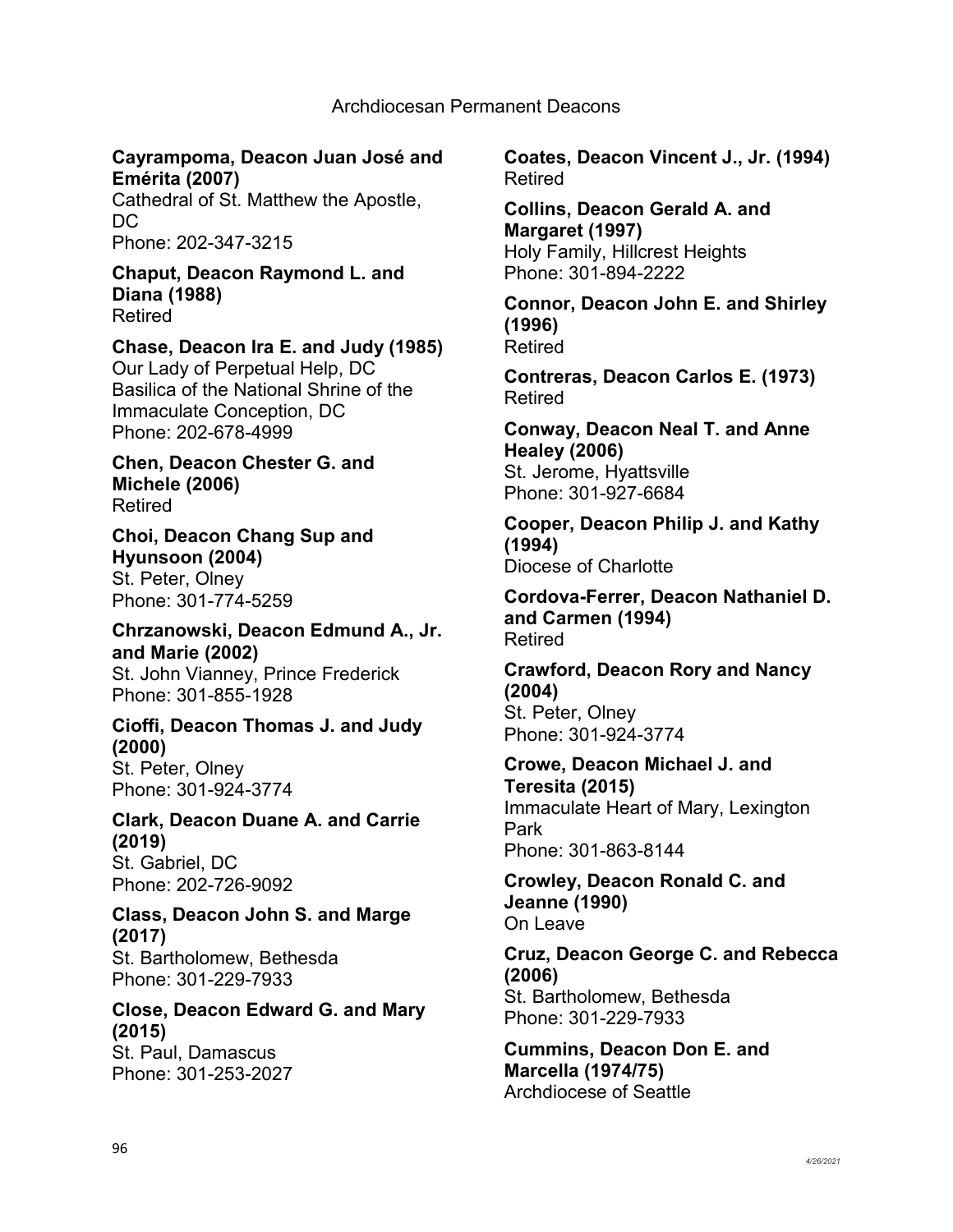**Cayrampoma, Deacon Juan José and Emérita (2007)**
Cathedral of St. Matthew the Apostle, DC
Phone: 202-347-3215

**Chaput, Deacon Raymond L. and Diana (1988)**
Retired

**Chase, Deacon Ira E. and Judy (1985)**
Our Lady of Perpetual Help, DC
Basilica of the National Shrine of the Immaculate Conception, DC
Phone: 202-678-4999

**Chen, Deacon Chester G. and Michele (2006)**
Retired

**Choi, Deacon Chang Sup and Hyunsoon (2004)**
St. Peter, Olney
Phone: 301-774-5259

**Chrzanowski, Deacon Edmund A., Jr. and Marie (2002)**
St. John Vianney, Prince Frederick
Phone: 301-855-1928

**Cioffi, Deacon Thomas J. and Judy (2000)**
St. Peter, Olney
Phone: 301-924-3774

**Clark, Deacon Duane A. and Carrie (2019)**
St. Gabriel, DC
Phone: 202-726-9092

**Class, Deacon John S. and Marge (2017)**
St. Bartholomew, Bethesda
Phone: 301-229-7933

**Close, Deacon Edward G. and Mary (2015)**
St. Paul, Damascus
Phone: 301-253-2027

**Coates, Deacon Vincent J., Jr. (1994)**
Retired

**Collins, Deacon Gerald A. and Margaret (1997)**
Holy Family, Hillcrest Heights
Phone: 301-894-2222

**Connor, Deacon John E. and Shirley (1996)**
Retired

**Contreras, Deacon Carlos E. (1973)**
Retired

**Conway, Deacon Neal T. and Anne Healey (2006)**
St. Jerome, Hyattsville
Phone: 301-927-6684

**Cooper, Deacon Philip J. and Kathy (1994)**
Diocese of Charlotte

**Cordova-Ferrer, Deacon Nathaniel D. and Carmen (1994)**
Retired

**Crawford, Deacon Rory and Nancy (2004)**
St. Peter, Olney
Phone: 301-924-3774

**Crowe, Deacon Michael J. and Teresita (2015)**
Immaculate Heart of Mary, Lexington Park
Phone: 301-863-8144

**Crowley, Deacon Ronald C. and Jeanne (1990)**
On Leave

**Cruz, Deacon George C. and Rebecca (2006)**
St. Bartholomew, Bethesda
Phone: 301-229-7933

**Cummins, Deacon Don E. and Marcella (1974/75)**
Archdiocese of Seattle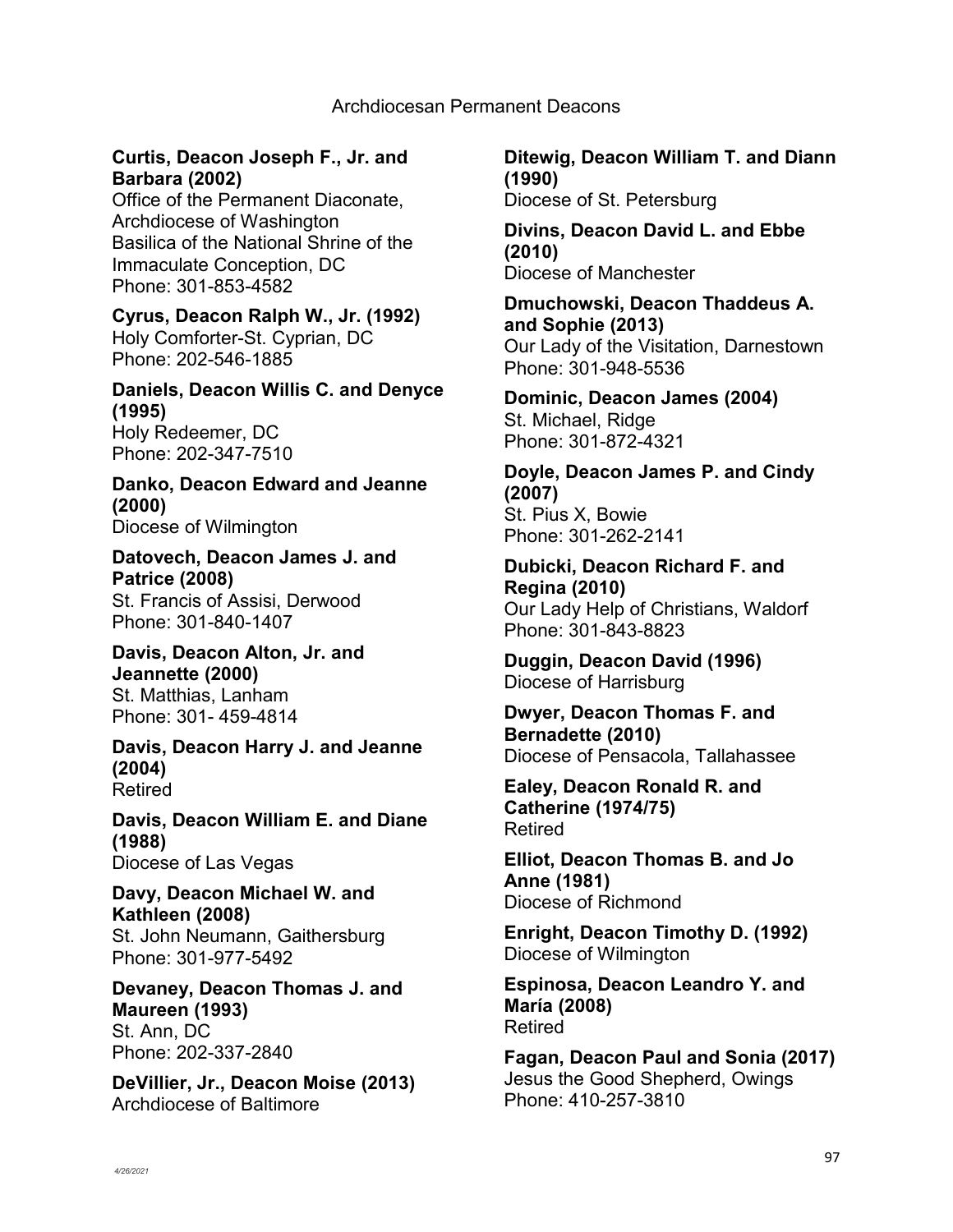Archdiocesan Permanent Deacons

**Curtis, Deacon Joseph F., Jr. and Barbara (2002)**
Office of the Permanent Diaconate, Archdiocese of Washington
Basilica of the National Shrine of the Immaculate Conception, DC
Phone: 301-853-4582

**Cyrus, Deacon Ralph W., Jr. (1992)**
Holy Comforter-St. Cyprian, DC
Phone: 202-546-1885

**Daniels, Deacon Willis C. and Denyce (1995)**
Holy Redeemer, DC
Phone: 202-347-7510

**Danko, Deacon Edward and Jeanne (2000)**
Diocese of Wilmington

**Datovech, Deacon James J. and Patrice (2008)**
St. Francis of Assisi, Derwood
Phone: 301-840-1407

**Davis, Deacon Alton, Jr. and Jeannette (2000)**
St. Matthias, Lanham
Phone: 301- 459-4814

**Davis, Deacon Harry J. and Jeanne (2004)**
Retired

**Davis, Deacon William E. and Diane (1988)**
Diocese of Las Vegas

**Davy, Deacon Michael W. and Kathleen (2008)**
St. John Neumann, Gaithersburg
Phone: 301-977-5492

**Devaney, Deacon Thomas J. and Maureen (1993)**
St. Ann, DC
Phone: 202-337-2840

**DeVillier, Jr., Deacon Moise (2013)**
Archdiocese of Baltimore

**Ditewig, Deacon William T. and Diann (1990)**
Diocese of St. Petersburg

**Divins, Deacon David L. and Ebbe (2010)**
Diocese of Manchester

**Dmuchowski, Deacon Thaddeus A. and Sophie (2013)**
Our Lady of the Visitation, Darnestown
Phone: 301-948-5536

**Dominic, Deacon James (2004)**
St. Michael, Ridge
Phone: 301-872-4321

**Doyle, Deacon James P. and Cindy (2007)**
St. Pius X, Bowie
Phone: 301-262-2141

**Dubicki, Deacon Richard F. and Regina (2010)**
Our Lady Help of Christians, Waldorf
Phone: 301-843-8823

**Duggin, Deacon David (1996)**
Diocese of Harrisburg

**Dwyer, Deacon Thomas F. and Bernadette (2010)**
Diocese of Pensacola, Tallahassee

**Ealey, Deacon Ronald R. and Catherine (1974/75)**
Retired

**Elliot, Deacon Thomas B. and Jo Anne (1981)**
Diocese of Richmond

**Enright, Deacon Timothy D. (1992)**
Diocese of Wilmington

**Espinosa, Deacon Leandro Y. and María (2008)**
Retired

**Fagan, Deacon Paul and Sonia (2017)**
Jesus the Good Shepherd, Owings
Phone: 410-257-3810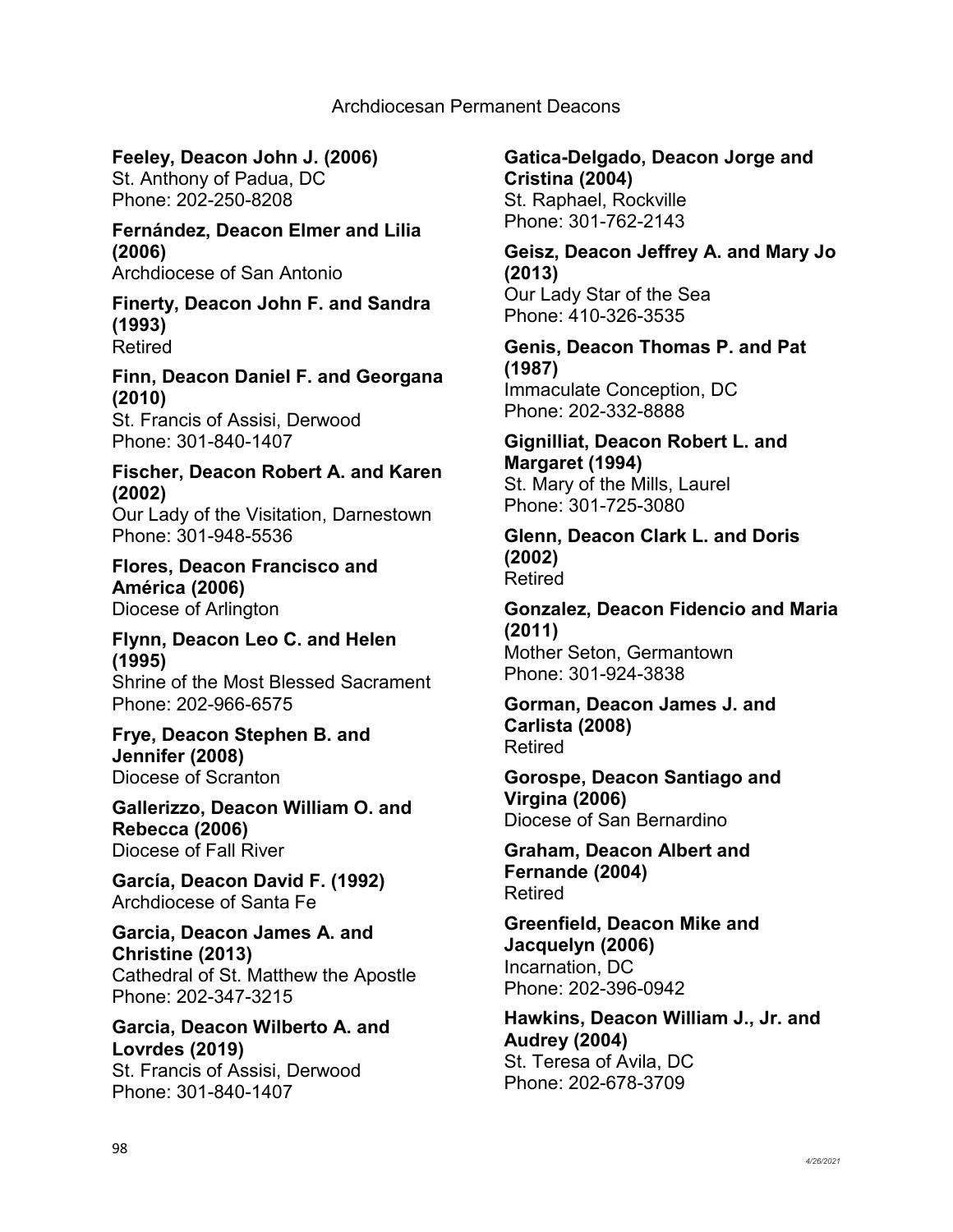**Feeley, Deacon John J. (2006)**
St. Anthony of Padua, DC
Phone: 202-250-8208

**Fernández, Deacon Elmer and Lilia (2006)**
Archdiocese of San Antonio

**Finerty, Deacon John F. and Sandra (1993)**
Retired

**Finn, Deacon Daniel F. and Georgana (2010)**
St. Francis of Assisi, Derwood
Phone: 301-840-1407

**Fischer, Deacon Robert A. and Karen (2002)**
Our Lady of the Visitation, Darnestown
Phone: 301-948-5536

**Flores, Deacon Francisco and América (2006)**
Diocese of Arlington

**Flynn, Deacon Leo C. and Helen (1995)**
Shrine of the Most Blessed Sacrament
Phone: 202-966-6575

**Frye, Deacon Stephen B. and Jennifer (2008)**
Diocese of Scranton

**Gallerizzo, Deacon William O. and Rebecca (2006)**
Diocese of Fall River

**García, Deacon David F. (1992)**
Archdiocese of Santa Fe

**Garcia, Deacon James A. and Christine (2013)**
Cathedral of St. Matthew the Apostle
Phone: 202-347-3215

**Garcia, Deacon Wilberto A. and Lovrdes (2019)**
St. Francis of Assisi, Derwood
Phone: 301-840-1407

**Gatica-Delgado, Deacon Jorge and Cristina (2004)**
St. Raphael, Rockville
Phone: 301-762-2143

**Geisz, Deacon Jeffrey A. and Mary Jo (2013)**
Our Lady Star of the Sea
Phone: 410-326-3535

**Genis, Deacon Thomas P. and Pat (1987)**
Immaculate Conception, DC
Phone: 202-332-8888

**Gignilliat, Deacon Robert L. and Margaret (1994)**
St. Mary of the Mills, Laurel
Phone: 301-725-3080

**Glenn, Deacon Clark L. and Doris (2002)**
Retired

**Gonzalez, Deacon Fidencio and Maria (2011)**
Mother Seton, Germantown
Phone: 301-924-3838

**Gorman, Deacon James J. and Carlista (2008)**
Retired

**Gorospe, Deacon Santiago and Virgina (2006)**
Diocese of San Bernardino

**Graham, Deacon Albert and Fernande (2004)**
Retired

**Greenfield, Deacon Mike and Jacquelyn (2006)**
Incarnation, DC
Phone: 202-396-0942

**Hawkins, Deacon William J., Jr. and Audrey (2004)**
St. Teresa of Avila, DC
Phone: 202-678-3709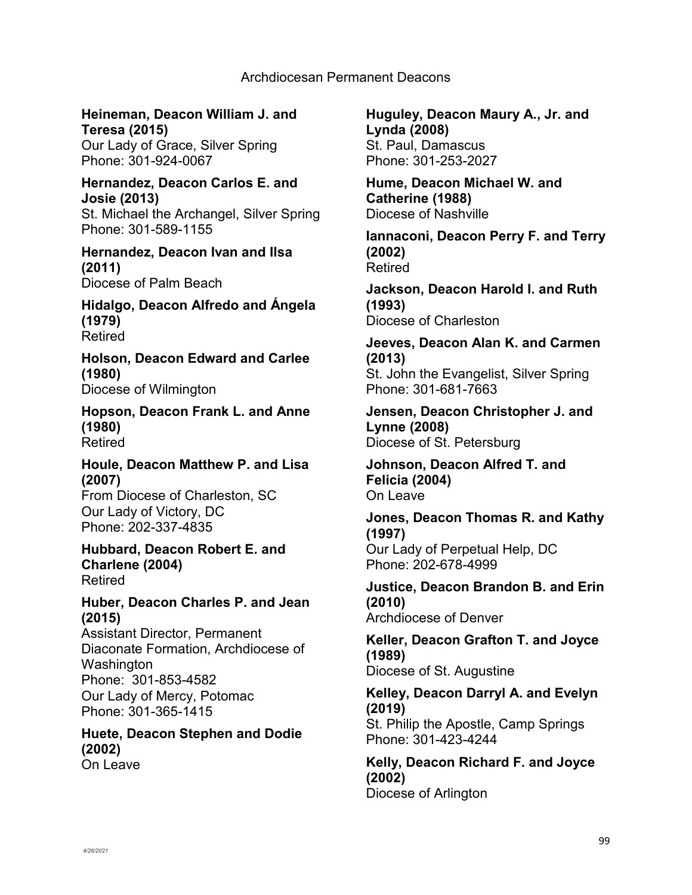**Heineman, Deacon William J. and Teresa (2015)**
Our Lady of Grace, Silver Spring
Phone: 301-924-0067

**Hernandez, Deacon Carlos E. and Josie (2013)**
St. Michael the Archangel, Silver Spring
Phone: 301-589-1155

**Hernandez, Deacon Ivan and Ilsa (2011)**
Diocese of Palm Beach

**Hidalgo, Deacon Alfredo and Ángela (1979)**
Retired

**Holson, Deacon Edward and Carlee (1980)**
Diocese of Wilmington

**Hopson, Deacon Frank L. and Anne (1980)**
Retired

**Houle, Deacon Matthew P. and Lisa (2007)**
From Diocese of Charleston, SC
Our Lady of Victory, DC
Phone: 202-337-4835

**Hubbard, Deacon Robert E. and Charlene (2004)**
Retired

**Huber, Deacon Charles P. and Jean (2015)**
Assistant Director, Permanent Diaconate Formation, Archdiocese of Washington
Phone: 301-853-4582
Our Lady of Mercy, Potomac
Phone: 301-365-1415

**Huete, Deacon Stephen and Dodie (2002)**
On Leave

**Huguley, Deacon Maury A., Jr. and Lynda (2008)**
St. Paul, Damascus
Phone: 301-253-2027

**Hume, Deacon Michael W. and Catherine (1988)**
Diocese of Nashville

**Iannaconi, Deacon Perry F. and Terry (2002)**
Retired

**Jackson, Deacon Harold I. and Ruth (1993)**
Diocese of Charleston

**Jeeves, Deacon Alan K. and Carmen (2013)**
St. John the Evangelist, Silver Spring
Phone: 301-681-7663

**Jensen, Deacon Christopher J. and Lynne (2008)**
Diocese of St. Petersburg

**Johnson, Deacon Alfred T. and Felicia (2004)**
On Leave

**Jones, Deacon Thomas R. and Kathy (1997)**
Our Lady of Perpetual Help, DC
Phone: 202-678-4999

**Justice, Deacon Brandon B. and Erin (2010)**
Archdiocese of Denver

**Keller, Deacon Grafton T. and Joyce (1989)**
Diocese of St. Augustine

**Kelley, Deacon Darryl A. and Evelyn (2019)**
St. Philip the Apostle, Camp Springs
Phone: 301-423-4244

**Kelly, Deacon Richard F. and Joyce (2002)**
Diocese of Arlington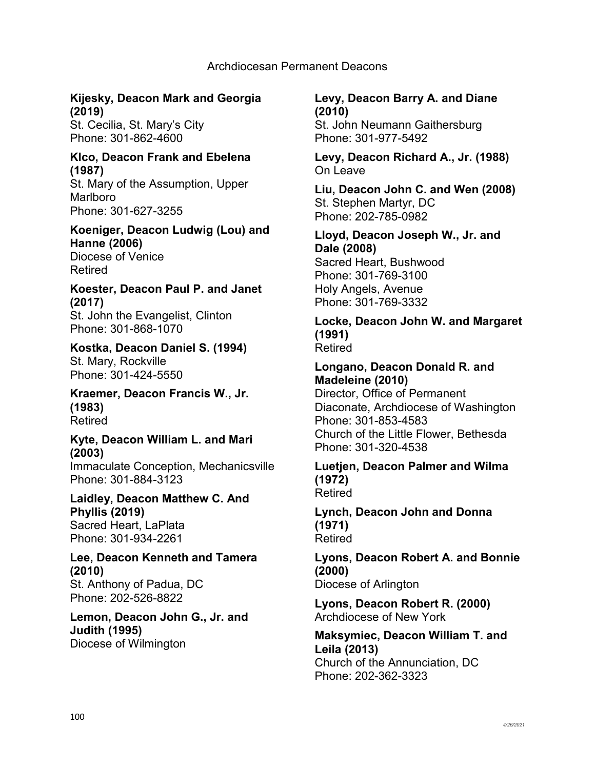Archdiocesan Permanent Deacons

**Kijesky, Deacon Mark and Georgia (2019)**
St. Cecilia, St. Mary's City
Phone: 301-862-4600

**Klco, Deacon Frank and Ebelena (1987)**
St. Mary of the Assumption, Upper Marlboro
Phone: 301-627-3255

**Koeniger, Deacon Ludwig (Lou) and Hanne (2006)**
Diocese of Venice
Retired

**Koester, Deacon Paul P. and Janet (2017)**
St. John the Evangelist, Clinton
Phone: 301-868-1070

**Kostka, Deacon Daniel S. (1994)**
St. Mary, Rockville
Phone: 301-424-5550

**Kraemer, Deacon Francis W., Jr. (1983)**
Retired

**Kyte, Deacon William L. and Mari (2003)**
Immaculate Conception, Mechanicsville
Phone: 301-884-3123

**Laidley, Deacon Matthew C. And Phyllis (2019)**
Sacred Heart, LaPlata
Phone: 301-934-2261

**Lee, Deacon Kenneth and Tamera (2010)**
St. Anthony of Padua, DC
Phone: 202-526-8822

**Lemon, Deacon John G., Jr. and Judith (1995)**
Diocese of Wilmington

**Levy, Deacon Barry A. and Diane (2010)**
St. John Neumann Gaithersburg
Phone: 301-977-5492

**Levy, Deacon Richard A., Jr. (1988)**
On Leave

**Liu, Deacon John C. and Wen (2008)**
St. Stephen Martyr, DC
Phone: 202-785-0982

**Lloyd, Deacon Joseph W., Jr. and Dale (2008)**
Sacred Heart, Bushwood
Phone: 301-769-3100
Holy Angels, Avenue
Phone: 301-769-3332

**Locke, Deacon John W. and Margaret (1991)**
Retired

**Longano, Deacon Donald R. and Madeleine (2010)**
Director, Office of Permanent Diaconate, Archdiocese of Washington
Phone: 301-853-4583
Church of the Little Flower, Bethesda
Phone: 301-320-4538

**Luetjen, Deacon Palmer and Wilma (1972)**
Retired

**Lynch, Deacon John and Donna (1971)**
Retired

**Lyons, Deacon Robert A. and Bonnie (2000)**
Diocese of Arlington

**Lyons, Deacon Robert R. (2000)**
Archdiocese of New York

**Maksymiec, Deacon William T. and Leila (2013)**
Church of the Annunciation, DC
Phone: 202-362-3323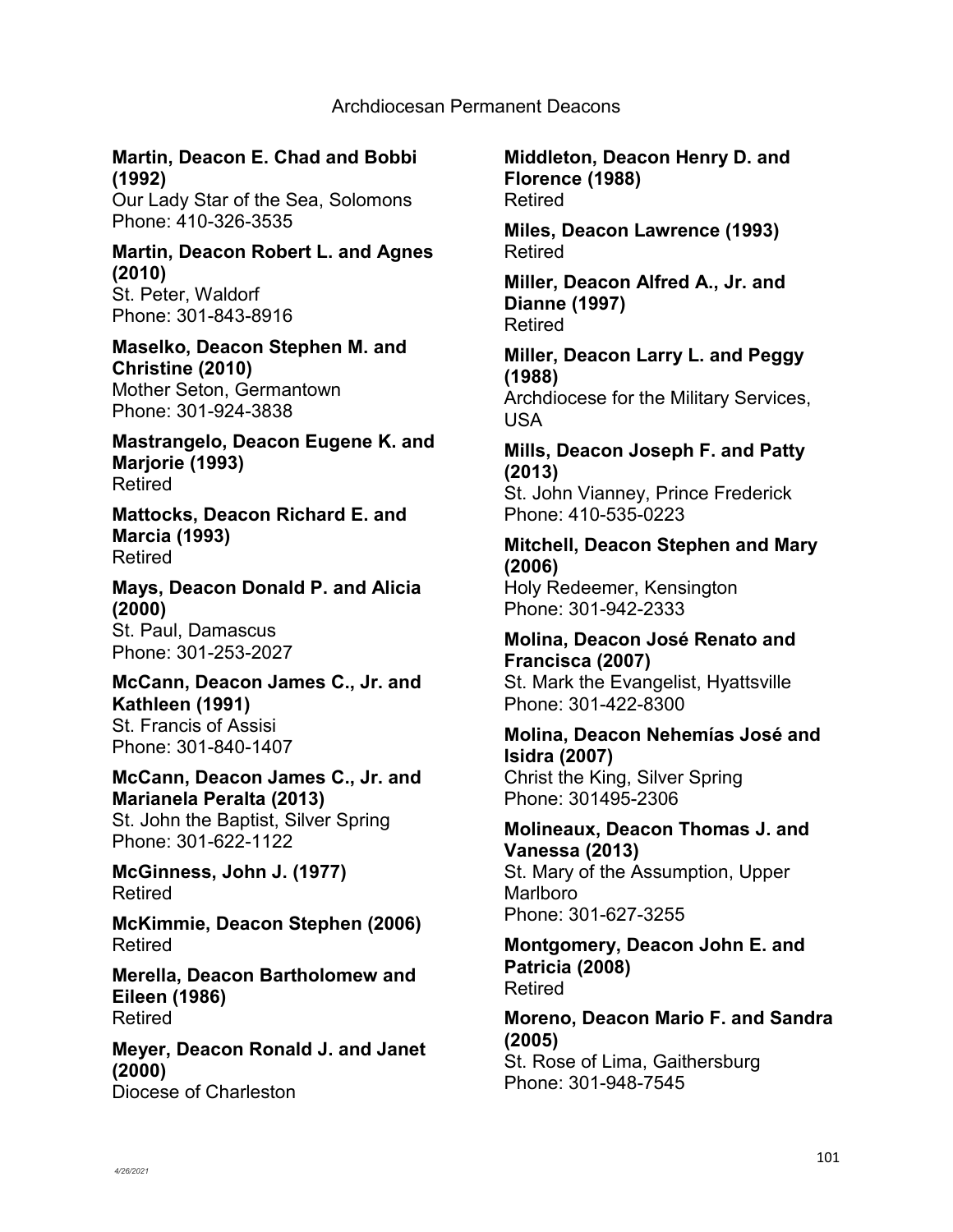## Archdiocesan Permanent Deacons

**Martin, Deacon E. Chad and Bobbi (1992)**
Our Lady Star of the Sea, Solomons
Phone: 410-326-3535

**Martin, Deacon Robert L. and Agnes (2010)**
St. Peter, Waldorf
Phone: 301-843-8916

**Maselko, Deacon Stephen M. and Christine (2010)**
Mother Seton, Germantown
Phone: 301-924-3838

**Mastrangelo, Deacon Eugene K. and Marjorie (1993)**
Retired

**Mattocks, Deacon Richard E. and Marcia (1993)**
Retired

**Mays, Deacon Donald P. and Alicia (2000)**
St. Paul, Damascus
Phone: 301-253-2027

**McCann, Deacon James C., Jr. and Kathleen (1991)**
St. Francis of Assisi
Phone: 301-840-1407

**McCann, Deacon James C., Jr. and Marianela Peralta (2013)**
St. John the Baptist, Silver Spring
Phone: 301-622-1122

**McGinness, John J. (1977)**
Retired

**McKimmie, Deacon Stephen (2006)**
Retired

**Merella, Deacon Bartholomew and Eileen (1986)**
Retired

**Meyer, Deacon Ronald J. and Janet (2000)**
Diocese of Charleston

**Middleton, Deacon Henry D. and Florence (1988)**
Retired

**Miles, Deacon Lawrence (1993)**
Retired

**Miller, Deacon Alfred A., Jr. and Dianne (1997)**
Retired

**Miller, Deacon Larry L. and Peggy (1988)**
Archdiocese for the Military Services, USA

**Mills, Deacon Joseph F. and Patty (2013)**
St. John Vianney, Prince Frederick
Phone: 410-535-0223

**Mitchell, Deacon Stephen and Mary (2006)**
Holy Redeemer, Kensington
Phone: 301-942-2333

**Molina, Deacon José Renato and Francisca (2007)**
St. Mark the Evangelist, Hyattsville
Phone: 301-422-8300

**Molina, Deacon Nehemías José and Isidra (2007)**
Christ the King, Silver Spring
Phone: 301495-2306

**Molineaux, Deacon Thomas J. and Vanessa (2013)**
St. Mary of the Assumption, Upper Marlboro
Phone: 301-627-3255

**Montgomery, Deacon John E. and Patricia (2008)**
Retired

**Moreno, Deacon Mario F. and Sandra (2005)**
St. Rose of Lima, Gaithersburg
Phone: 301-948-7545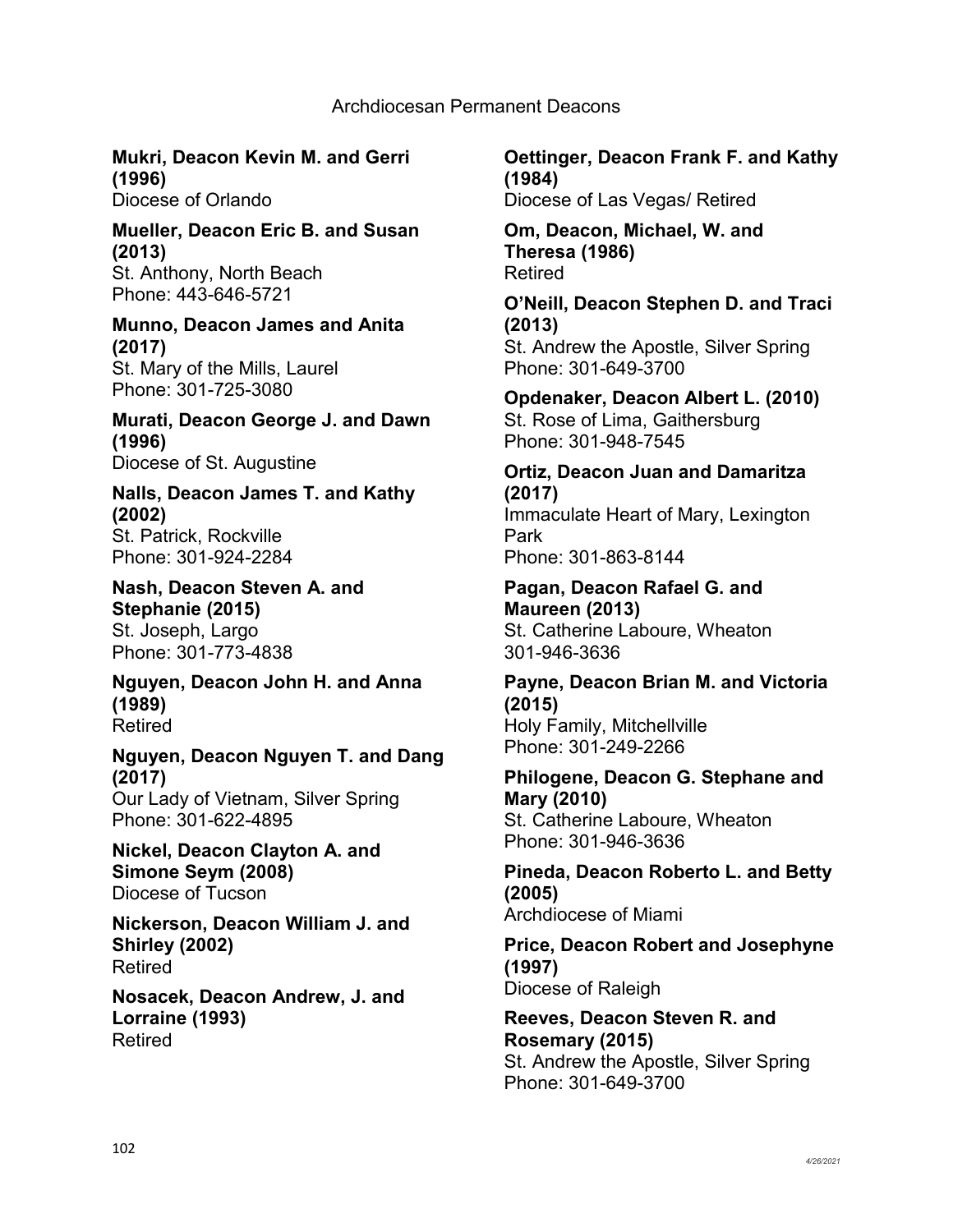# Archdiocesan Permanent Deacons

**Mukri, Deacon Kevin M. and Gerri (1996)**
Diocese of Orlando

**Mueller, Deacon Eric B. and Susan (2013)**
St. Anthony, North Beach
Phone: 443-646-5721

**Munno, Deacon James and Anita (2017)**
St. Mary of the Mills, Laurel
Phone: 301-725-3080

**Murati, Deacon George J. and Dawn (1996)**
Diocese of St. Augustine

**Nalls, Deacon James T. and Kathy (2002)**
St. Patrick, Rockville
Phone: 301-924-2284

**Nash, Deacon Steven A. and Stephanie (2015)**
St. Joseph, Largo
Phone: 301-773-4838

**Nguyen, Deacon John H. and Anna (1989)**
Retired

**Nguyen, Deacon Nguyen T. and Dang (2017)**
Our Lady of Vietnam, Silver Spring
Phone: 301-622-4895

**Nickel, Deacon Clayton A. and Simone Seym (2008)**
Diocese of Tucson

**Nickerson, Deacon William J. and Shirley (2002)**
Retired

**Nosacek, Deacon Andrew, J. and Lorraine (1993)**
Retired

**Oettinger, Deacon Frank F. and Kathy (1984)**
Diocese of Las Vegas/ Retired

**Om, Deacon, Michael, W. and Theresa (1986)**
Retired

**O'Neill, Deacon Stephen D. and Traci (2013)**
St. Andrew the Apostle, Silver Spring
Phone: 301-649-3700

**Opdenaker, Deacon Albert L. (2010)**
St. Rose of Lima, Gaithersburg
Phone: 301-948-7545

**Ortiz, Deacon Juan and Damaritza (2017)**
Immaculate Heart of Mary, Lexington Park
Phone: 301-863-8144

**Pagan, Deacon Rafael G. and Maureen (2013)**
St. Catherine Laboure, Wheaton
301-946-3636

**Payne, Deacon Brian M. and Victoria (2015)**
Holy Family, Mitchellville
Phone: 301-249-2266

**Philogene, Deacon G. Stephane and Mary (2010)**
St. Catherine Laboure, Wheaton
Phone: 301-946-3636

**Pineda, Deacon Roberto L. and Betty (2005)**
Archdiocese of Miami

**Price, Deacon Robert and Josephyne (1997)**
Diocese of Raleigh

**Reeves, Deacon Steven R. and Rosemary (2015)**
St. Andrew the Apostle, Silver Spring
Phone: 301-649-3700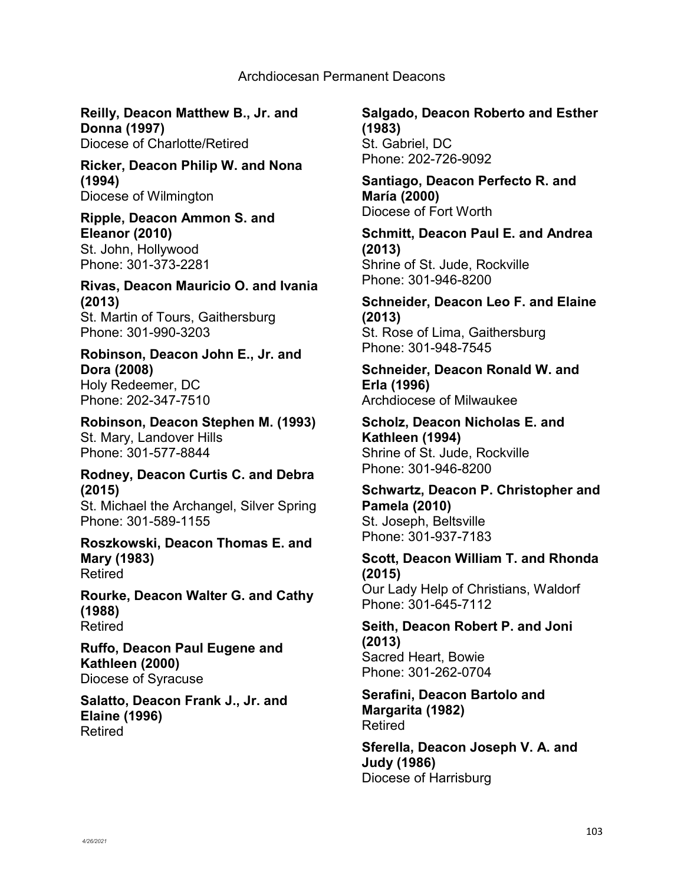Archdiocesan Permanent Deacons

**Reilly, Deacon Matthew B., Jr. and Donna (1997)**
Diocese of Charlotte/Retired

**Ricker, Deacon Philip W. and Nona (1994)**
Diocese of Wilmington

**Ripple, Deacon Ammon S. and Eleanor (2010)**
St. John, Hollywood
Phone: 301-373-2281

**Rivas, Deacon Mauricio O. and Ivania (2013)**
St. Martin of Tours, Gaithersburg
Phone: 301-990-3203

**Robinson, Deacon John E., Jr. and Dora (2008)**
Holy Redeemer, DC
Phone: 202-347-7510

**Robinson, Deacon Stephen M. (1993)**
St. Mary, Landover Hills
Phone: 301-577-8844

**Rodney, Deacon Curtis C. and Debra (2015)**
St. Michael the Archangel, Silver Spring
Phone: 301-589-1155

**Roszkowski, Deacon Thomas E. and Mary (1983)**
Retired

**Rourke, Deacon Walter G. and Cathy (1988)**
Retired

**Ruffo, Deacon Paul Eugene and Kathleen (2000)**
Diocese of Syracuse

**Salatto, Deacon Frank J., Jr. and Elaine (1996)**
Retired

**Salgado, Deacon Roberto and Esther (1983)**
St. Gabriel, DC
Phone: 202-726-9092

**Santiago, Deacon Perfecto R. and María (2000)**
Diocese of Fort Worth

**Schmitt, Deacon Paul E. and Andrea (2013)**
Shrine of St. Jude, Rockville
Phone: 301-946-8200

**Schneider, Deacon Leo F. and Elaine (2013)**
St. Rose of Lima, Gaithersburg
Phone: 301-948-7545

**Schneider, Deacon Ronald W. and Erla (1996)**
Archdiocese of Milwaukee

**Scholz, Deacon Nicholas E. and Kathleen (1994)**
Shrine of St. Jude, Rockville
Phone: 301-946-8200

**Schwartz, Deacon P. Christopher and Pamela (2010)**
St. Joseph, Beltsville
Phone: 301-937-7183

**Scott, Deacon William T. and Rhonda (2015)**
Our Lady Help of Christians, Waldorf
Phone: 301-645-7112

**Seith, Deacon Robert P. and Joni (2013)**
Sacred Heart, Bowie
Phone: 301-262-0704

**Serafini, Deacon Bartolo and Margarita (1982)**
Retired

**Sferella, Deacon Joseph V. A. and Judy (1986)**
Diocese of Harrisburg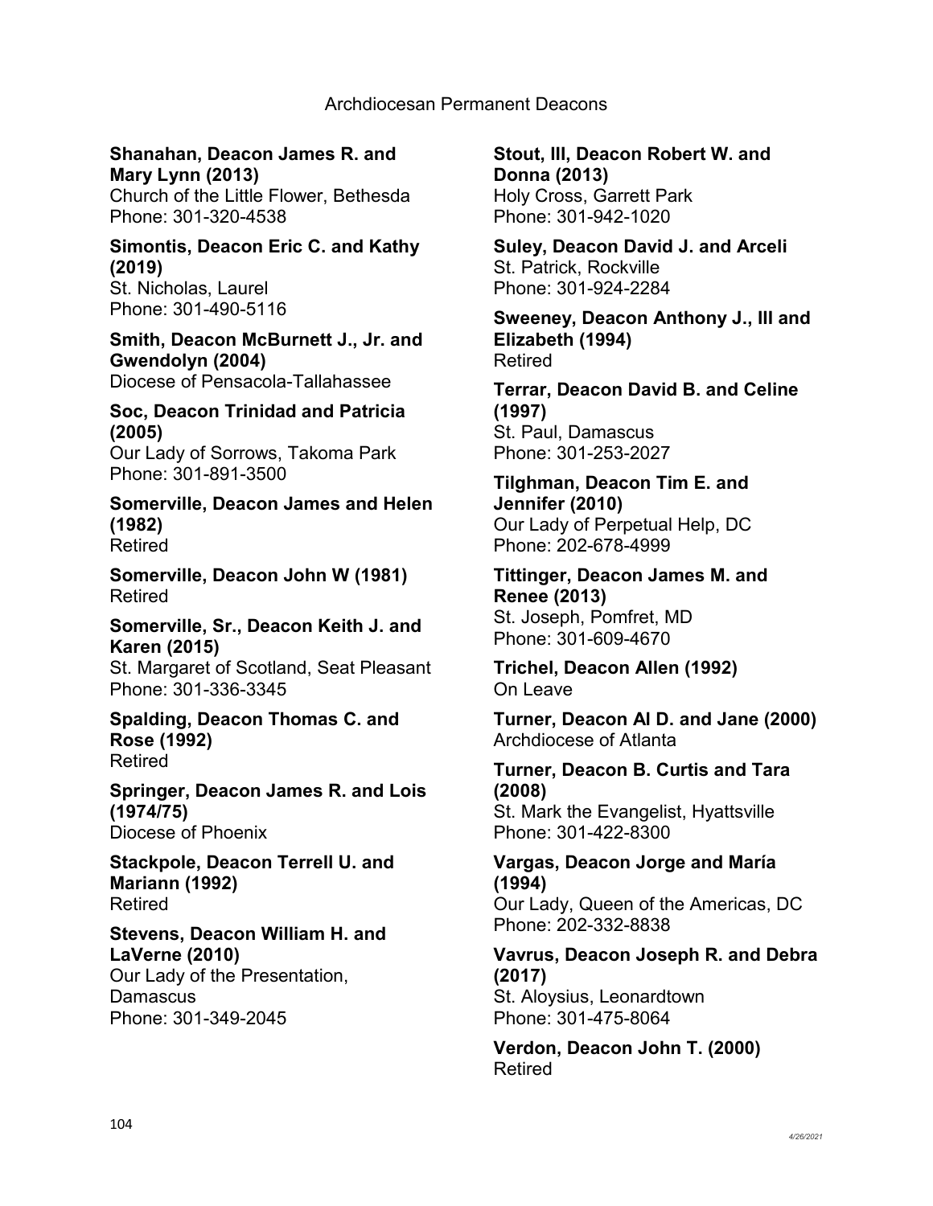Archdiocesan Permanent Deacons

**Shanahan, Deacon James R. and Mary Lynn (2013)**
Church of the Little Flower, Bethesda
Phone: 301-320-4538

**Simontis, Deacon Eric C. and Kathy (2019)**
St. Nicholas, Laurel
Phone: 301-490-5116

**Smith, Deacon McBurnett J., Jr. and Gwendolyn (2004)**
Diocese of Pensacola-Tallahassee

**Soc, Deacon Trinidad and Patricia (2005)**
Our Lady of Sorrows, Takoma Park
Phone: 301-891-3500

**Somerville, Deacon James and Helen (1982)**
Retired

**Somerville, Deacon John W (1981)**
Retired

**Somerville, Sr., Deacon Keith J. and Karen (2015)**
St. Margaret of Scotland, Seat Pleasant
Phone: 301-336-3345

**Spalding, Deacon Thomas C. and Rose (1992)**
Retired

**Springer, Deacon James R. and Lois (1974/75)**
Diocese of Phoenix

**Stackpole, Deacon Terrell U. and Mariann (1992)**
Retired

**Stevens, Deacon William H. and LaVerne (2010)**
Our Lady of the Presentation, Damascus
Phone: 301-349-2045

**Stout, III, Deacon Robert W. and Donna (2013)**
Holy Cross, Garrett Park
Phone: 301-942-1020

**Suley, Deacon David J. and Arceli**
St. Patrick, Rockville
Phone: 301-924-2284

**Sweeney, Deacon Anthony J., III and Elizabeth (1994)**
Retired

**Terrar, Deacon David B. and Celine (1997)**
St. Paul, Damascus
Phone: 301-253-2027

**Tilghman, Deacon Tim E. and Jennifer (2010)**
Our Lady of Perpetual Help, DC
Phone: 202-678-4999

**Tittinger, Deacon James M. and Renee (2013)**
St. Joseph, Pomfret, MD
Phone: 301-609-4670

**Trichel, Deacon Allen (1992)**
On Leave

**Turner, Deacon Al D. and Jane (2000)**
Archdiocese of Atlanta

**Turner, Deacon B. Curtis and Tara (2008)**
St. Mark the Evangelist, Hyattsville
Phone: 301-422-8300

**Vargas, Deacon Jorge and María (1994)**
Our Lady, Queen of the Americas, DC
Phone: 202-332-8838

**Vavrus, Deacon Joseph R. and Debra (2017)**
St. Aloysius, Leonardtown
Phone: 301-475-8064

**Verdon, Deacon John T. (2000)**
Retired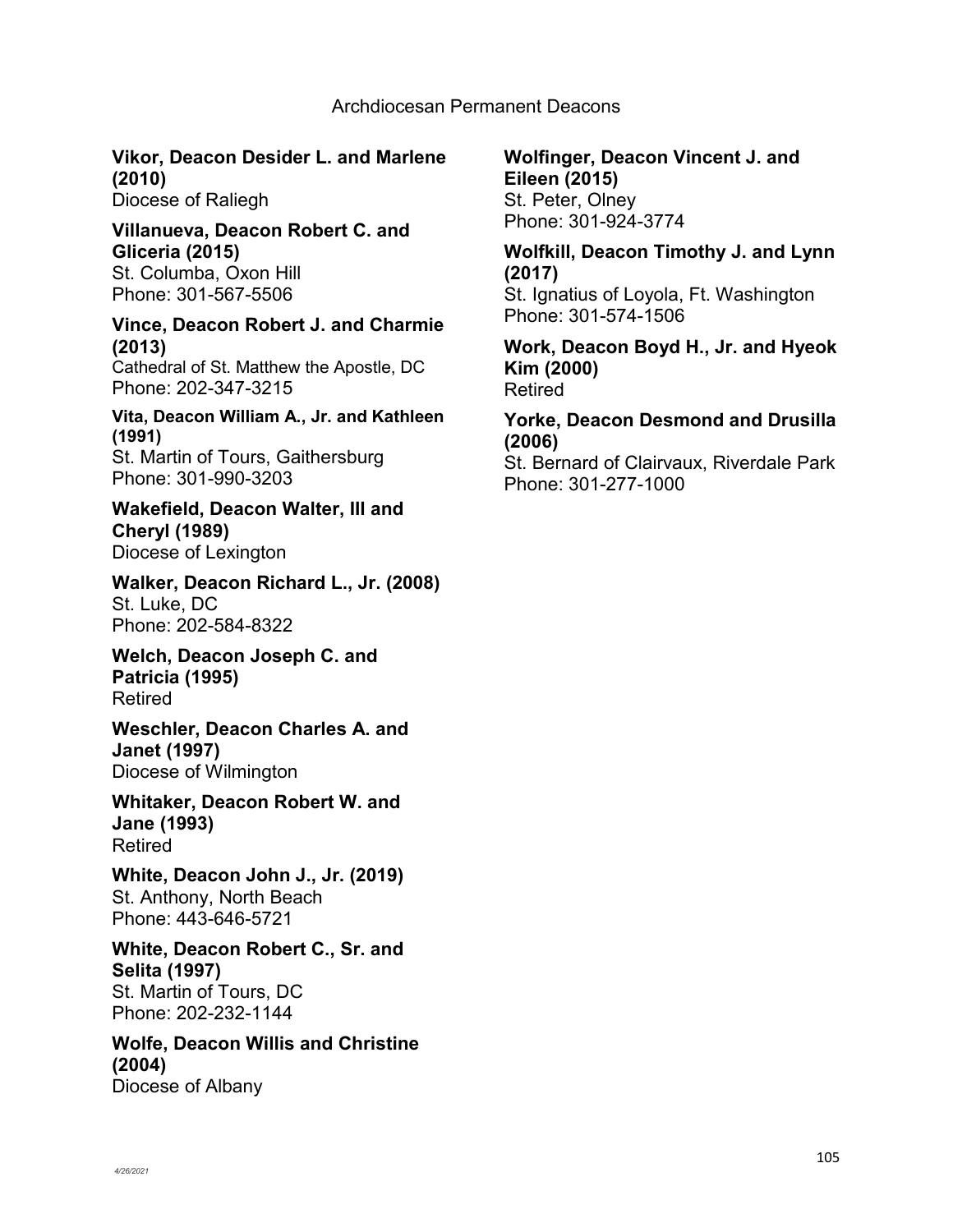Archdiocesan Permanent Deacons

**Vikor, Deacon Desider L. and Marlene (2010)**
Diocese of Raliegh

**Villanueva, Deacon Robert C. and Gliceria (2015)**
St. Columba, Oxon Hill
Phone: 301-567-5506

**Vince, Deacon Robert J. and Charmie (2013)**
Cathedral of St. Matthew the Apostle, DC
Phone: 202-347-3215

**Vita, Deacon William A., Jr. and Kathleen (1991)**
St. Martin of Tours, Gaithersburg
Phone: 301-990-3203

**Wakefield, Deacon Walter, III and Cheryl (1989)**
Diocese of Lexington

**Walker, Deacon Richard L., Jr. (2008)**
St. Luke, DC
Phone: 202-584-8322

**Welch, Deacon Joseph C. and Patricia (1995)**
Retired

**Weschler, Deacon Charles A. and Janet (1997)**
Diocese of Wilmington

**Whitaker, Deacon Robert W. and Jane (1993)**
Retired

**White, Deacon John J., Jr. (2019)**
St. Anthony, North Beach
Phone: 443-646-5721

**White, Deacon Robert C., Sr. and Selita (1997)**
St. Martin of Tours, DC
Phone: 202-232-1144

**Wolfe, Deacon Willis and Christine (2004)**
Diocese of Albany

**Wolfinger, Deacon Vincent J. and Eileen (2015)**
St. Peter, Olney
Phone: 301-924-3774

**Wolfkill, Deacon Timothy J. and Lynn (2017)**
St. Ignatius of Loyola, Ft. Washington
Phone: 301-574-1506

**Work, Deacon Boyd H., Jr. and Hyeok Kim (2000)**
Retired

**Yorke, Deacon Desmond and Drusilla (2006)**
St. Bernard of Clairvaux, Riverdale Park
Phone: 301-277-1000